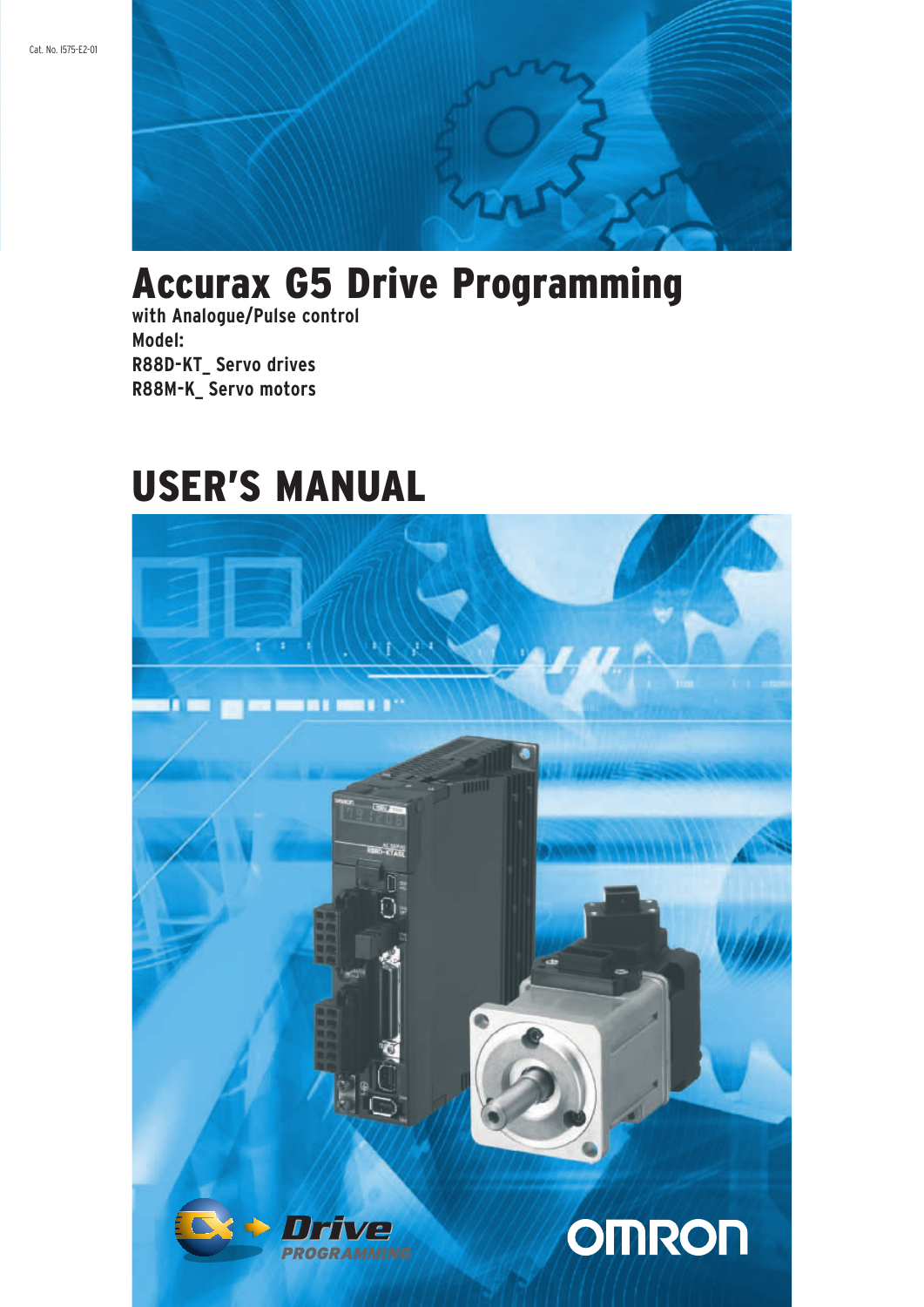Cat. No. I575-E2-01

# Accurax G5 Drive Programming

**with Analogue/Pulse control**

**Model:**

**R88D-KT_ Servo drives**

**R88M-K_ Servo motors**

# USER'S MANUAL

Drive PROGRAMMING

OMRON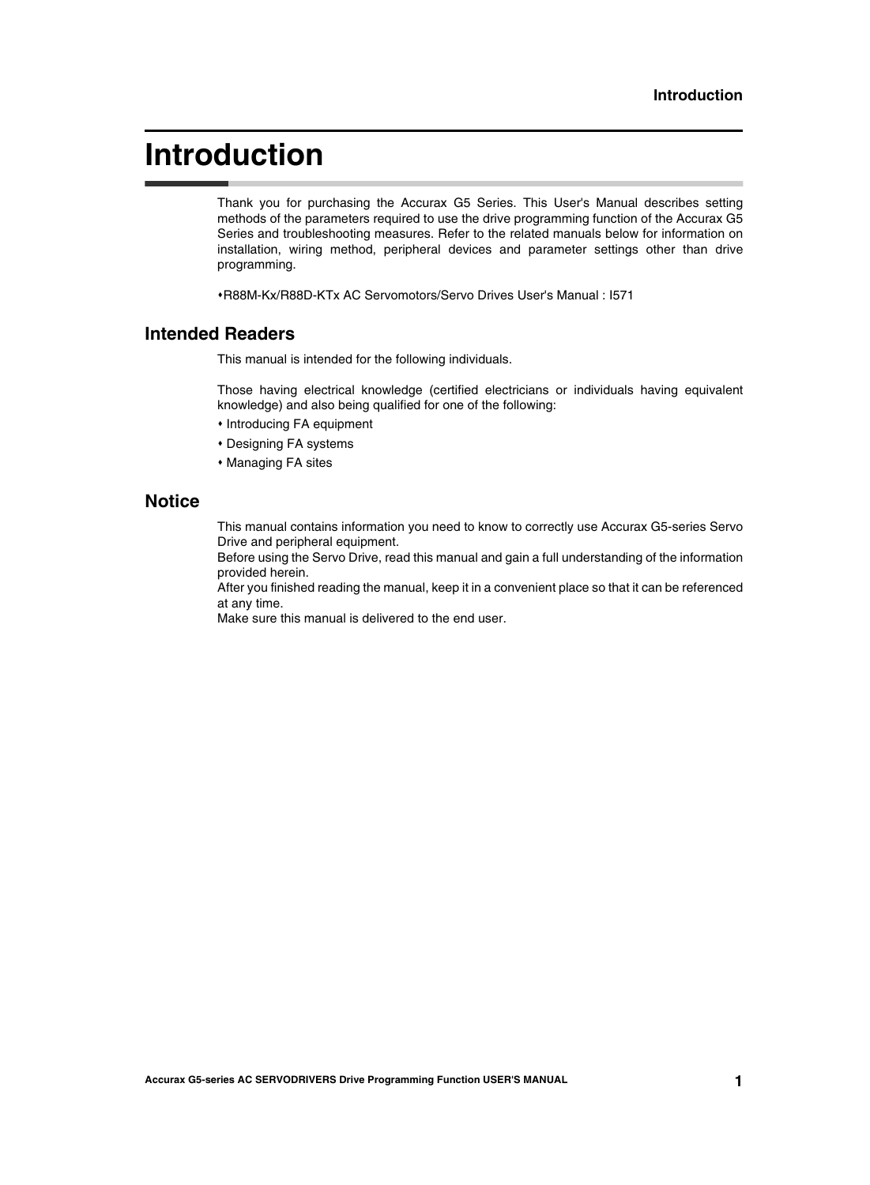# Introduction

Thank you for purchasing the Accurax G5 Series. This User's Manual describes setting methods of the parameters required to use the drive programming function of the Accurax G5 Series and troubleshooting measures. Refer to the related manuals below for information on installation, wiring method, peripheral devices and parameter settings other than drive programming.

- R88M-Kx/R88D-KTx AC Servomotors/Servo Drives User's Manual : I571

## Intended Readers

This manual is intended for the following individuals.

Those having electrical knowledge (certified electricians or individuals having equivalent knowledge) and also being qualified for one of the following:

- Introducing FA equipment
- Designing FA systems
- Managing FA sites

## Notice

This manual contains information you need to know to correctly use Accurax G5-series Servo Drive and peripheral equipment.
Before using the Servo Drive, read this manual and gain a full understanding of the information provided herein.
After you finished reading the manual, keep it in a convenient place so that it can be referenced at any time.
Make sure this manual is delivered to the end user.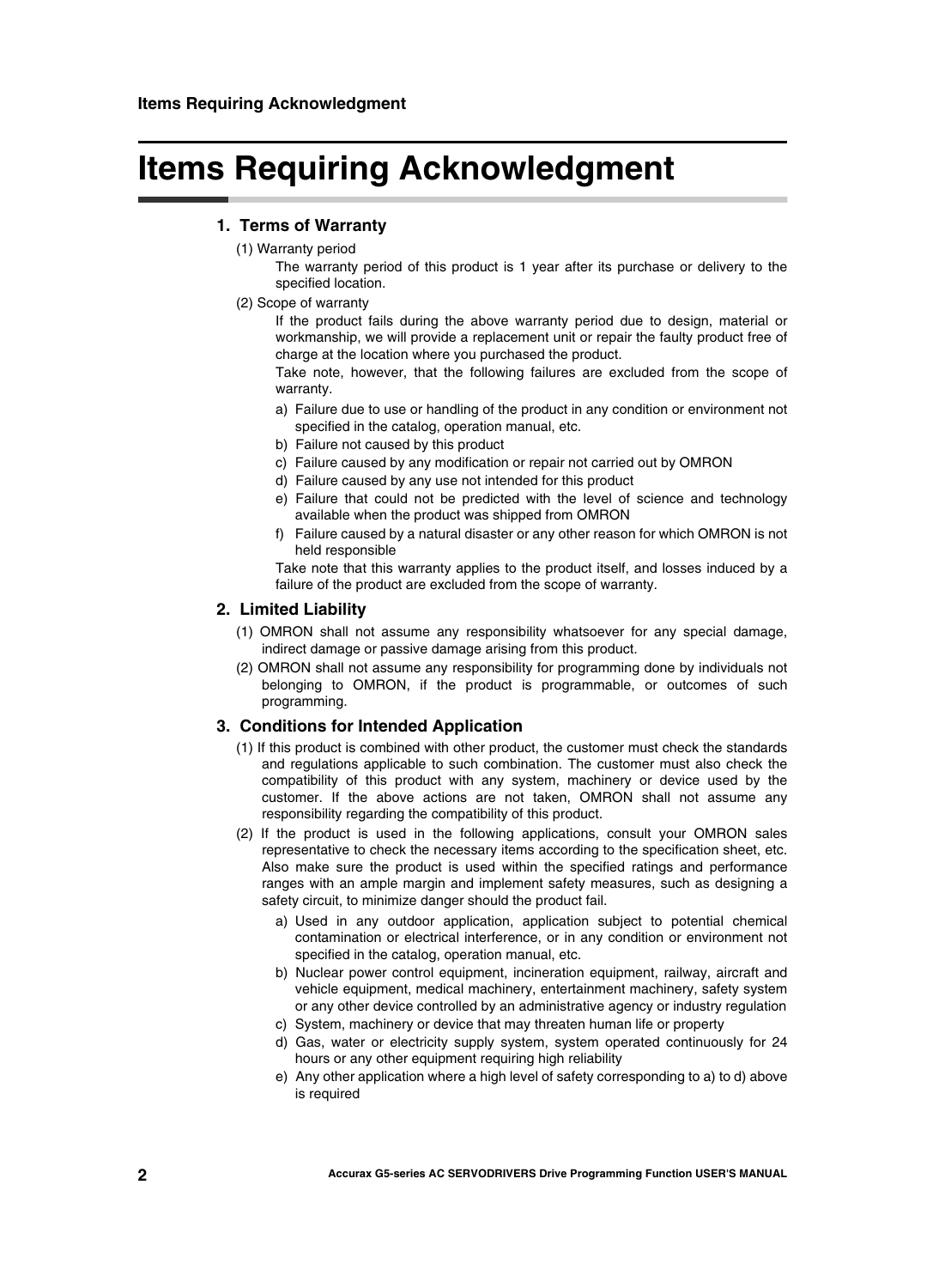# Items Requiring Acknowledgment

## 1. Terms of Warranty

(1) Warranty period

The warranty period of this product is 1 year after its purchase or delivery to the specified location.

(2) Scope of warranty

If the product fails during the above warranty period due to design, material or workmanship, we will provide a replacement unit or repair the faulty product free of charge at the location where you purchased the product.

Take note, however, that the following failures are excluded from the scope of warranty.

a) Failure due to use or handling of the product in any condition or environment not specified in the catalog, operation manual, etc.
b) Failure not caused by this product
c) Failure caused by any modification or repair not carried out by OMRON
d) Failure caused by any use not intended for this product
e) Failure that could not be predicted with the level of science and technology available when the product was shipped from OMRON
f) Failure caused by a natural disaster or any other reason for which OMRON is not held responsible

Take note that this warranty applies to the product itself, and losses induced by a failure of the product are excluded from the scope of warranty.

## 2. Limited Liability

(1) OMRON shall not assume any responsibility whatsoever for any special damage, indirect damage or passive damage arising from this product.

(2) OMRON shall not assume any responsibility for programming done by individuals not belonging to OMRON, if the product is programmable, or outcomes of such programming.

## 3. Conditions for Intended Application

(1) If this product is combined with other product, the customer must check the standards and regulations applicable to such combination. The customer must also check the compatibility of this product with any system, machinery or device used by the customer. If the above actions are not taken, OMRON shall not assume any responsibility regarding the compatibility of this product.

(2) If the product is used in the following applications, consult your OMRON sales representative to check the necessary items according to the specification sheet, etc. Also make sure the product is used within the specified ratings and performance ranges with an ample margin and implement safety measures, such as designing a safety circuit, to minimize danger should the product fail.

a) Used in any outdoor application, application subject to potential chemical contamination or electrical interference, or in any condition or environment not specified in the catalog, operation manual, etc.
b) Nuclear power control equipment, incineration equipment, railway, aircraft and vehicle equipment, medical machinery, entertainment machinery, safety system or any other device controlled by an administrative agency or industry regulation
c) System, machinery or device that may threaten human life or property
d) Gas, water or electricity supply system, system operated continuously for 24 hours or any other equipment requiring high reliability
e) Any other application where a high level of safety corresponding to a) to d) above is required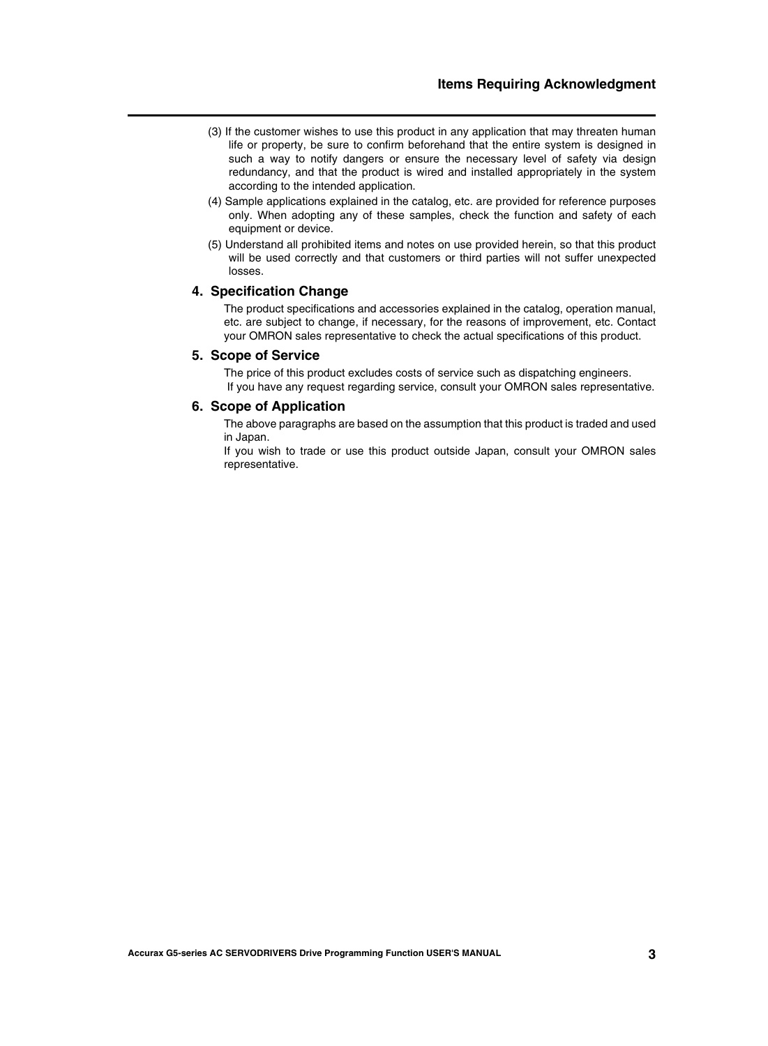(3) If the customer wishes to use this product in any application that may threaten human life or property, be sure to confirm beforehand that the entire system is designed in such a way to notify dangers or ensure the necessary level of safety via design redundancy, and that the product is wired and installed appropriately in the system according to the intended application.

(4) Sample applications explained in the catalog, etc. are provided for reference purposes only. When adopting any of these samples, check the function and safety of each equipment or device.

(5) Understand all prohibited items and notes on use provided herein, so that this product will be used correctly and that customers or third parties will not suffer unexpected losses.

### 4. Specification Change

The product specifications and accessories explained in the catalog, operation manual, etc. are subject to change, if necessary, for the reasons of improvement, etc. Contact your OMRON sales representative to check the actual specifications of this product.

### 5. Scope of Service

The price of this product excludes costs of service such as dispatching engineers.
If you have any request regarding service, consult your OMRON sales representative.

### 6. Scope of Application

The above paragraphs are based on the assumption that this product is traded and used in Japan.
If you wish to trade or use this product outside Japan, consult your OMRON sales representative.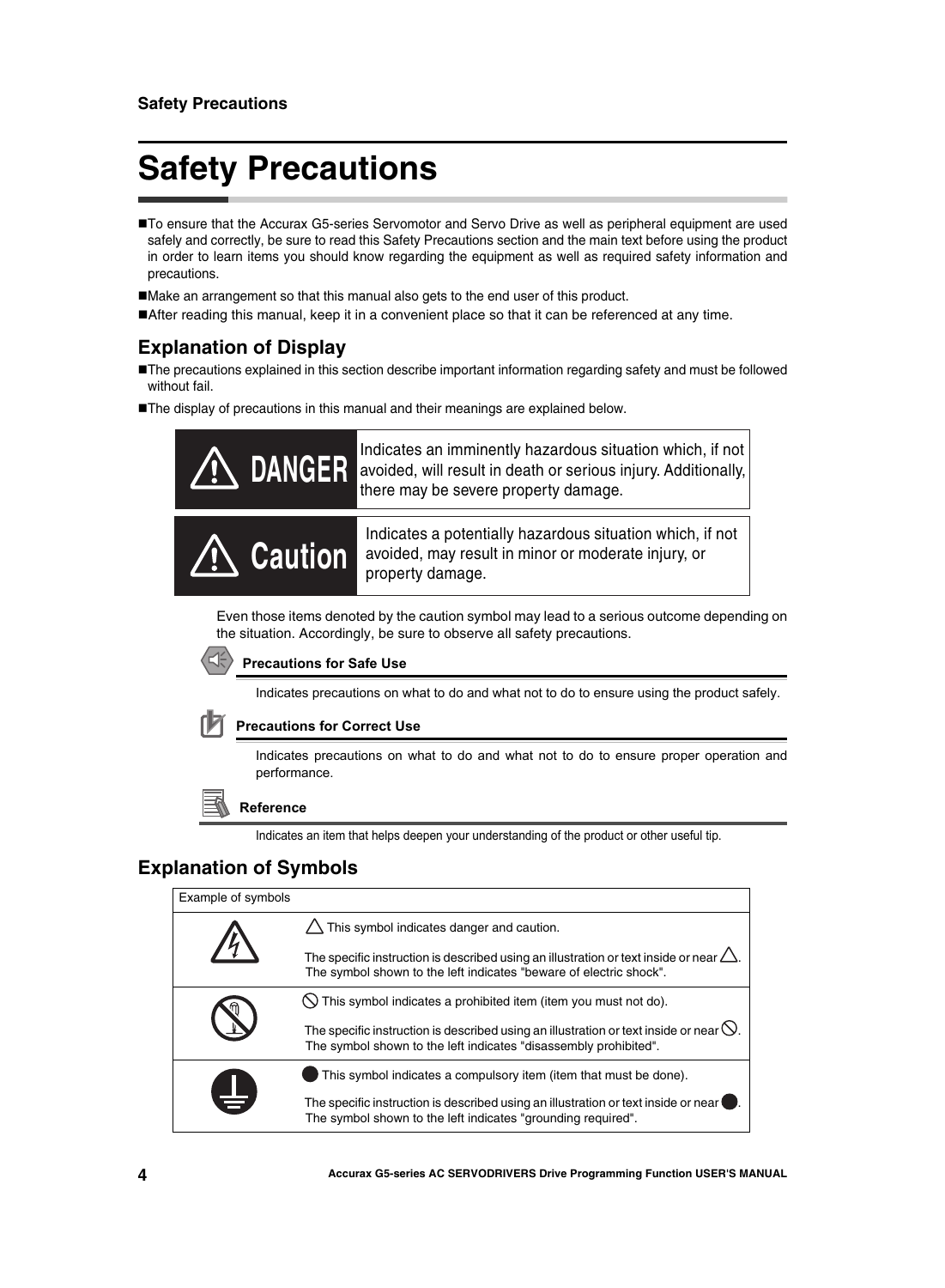# Safety Precautions

- To ensure that the Accurax G5-series Servomotor and Servo Drive as well as peripheral equipment are used safely and correctly, be sure to read this Safety Precautions section and the main text before using the product in order to learn items you should know regarding the equipment as well as required safety information and precautions.
- Make an arrangement so that this manual also gets to the end user of this product.
- After reading this manual, keep it in a convenient place so that it can be referenced at any time.

## Explanation of Display

- The precautions explained in this section describe important information regarding safety and must be followed without fail.
- The display of precautions in this manual and their meanings are explained below.

| | |
|---|---|
| **DANGER** | Indicates an imminently hazardous situation which, if not avoided, will result in death or serious injury. Additionally, there may be severe property damage. |
| **Caution** | Indicates a potentially hazardous situation which, if not avoided, may result in minor or moderate injury, or property damage. |

Even those items denoted by the caution symbol may lead to a serious outcome depending on the situation. Accordingly, be sure to observe all safety precautions.

**Precautions for Safe Use**

Indicates precautions on what to do and what not to do to ensure using the product safely.

**Precautions for Correct Use**

Indicates precautions on what to do and what not to do to ensure proper operation and performance.

**Reference**

Indicates an item that helps deepen your understanding of the product or other useful tip.

## Explanation of Symbols

| Example of symbols | |
|---|---|
| | △ This symbol indicates danger and caution.<br><br>The specific instruction is described using an illustration or text inside or near △.<br>The symbol shown to the left indicates "beware of electric shock". |
| | ⃠ This symbol indicates a prohibited item (item you must not do).<br><br>The specific instruction is described using an illustration or text inside or near ⃠.<br>The symbol shown to the left indicates "disassembly prohibited". |
| | ● This symbol indicates a compulsory item (item that must be done).<br><br>The specific instruction is described using an illustration or text inside or near ●.<br>The symbol shown to the left indicates "grounding required". |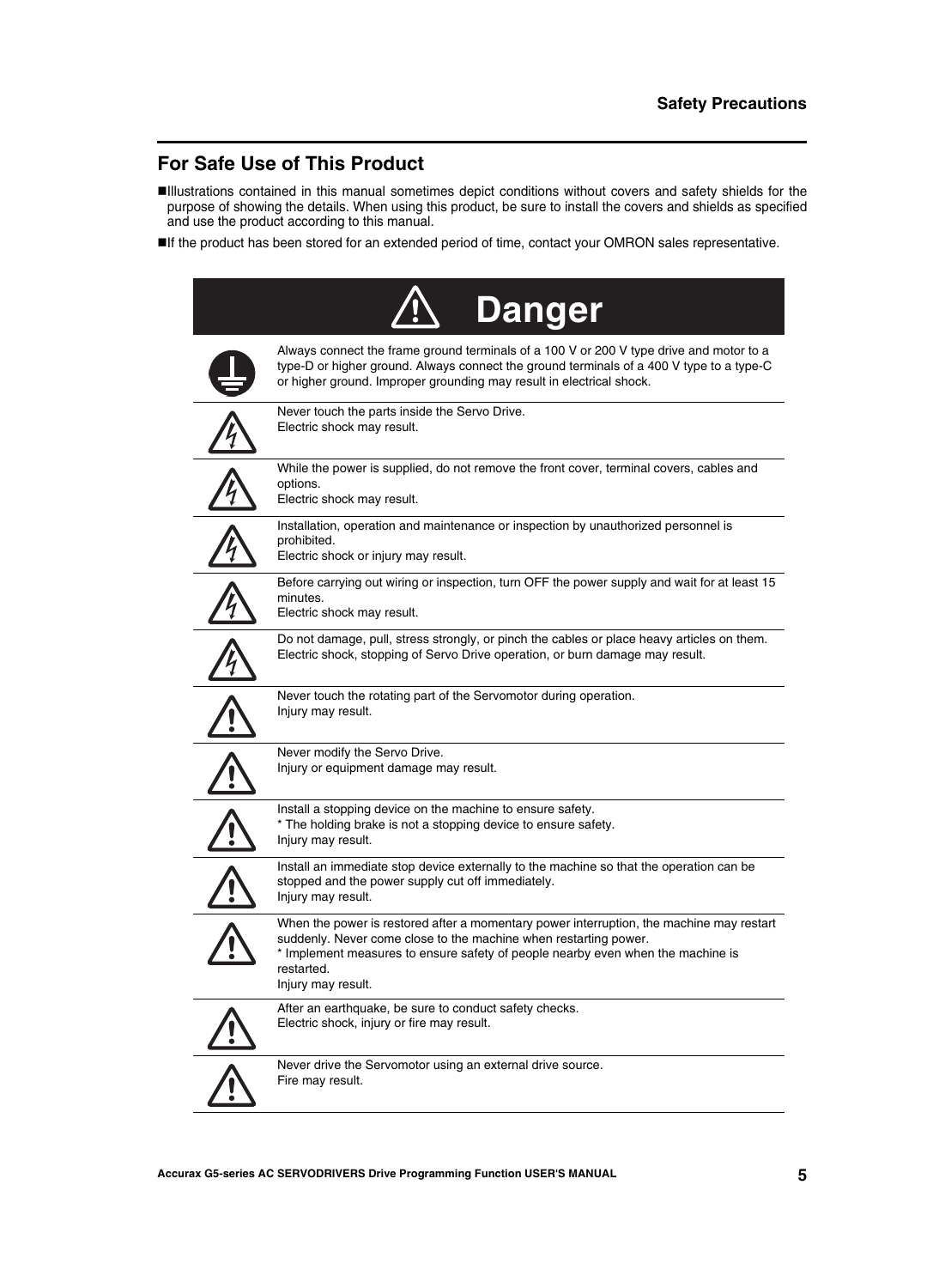## For Safe Use of This Product

- Illustrations contained in this manual sometimes depict conditions without covers and safety shields for the purpose of showing the details. When using this product, be sure to install the covers and shields as specified and use the product according to this manual.
- If the product has been stored for an extended period of time, contact your OMRON sales representative.

### ⚠ Danger

Always connect the frame ground terminals of a 100 V or 200 V type drive and motor to a type-D or higher ground. Always connect the ground terminals of a 400 V type to a type-C or higher ground. Improper grounding may result in electrical shock.

Never touch the parts inside the Servo Drive.
Electric shock may result.

While the power is supplied, do not remove the front cover, terminal covers, cables and options.
Electric shock may result.

Installation, operation and maintenance or inspection by unauthorized personnel is prohibited.
Electric shock or injury may result.

Before carrying out wiring or inspection, turn OFF the power supply and wait for at least 15 minutes.
Electric shock may result.

Do not damage, pull, stress strongly, or pinch the cables or place heavy articles on them.
Electric shock, stopping of Servo Drive operation, or burn damage may result.

Never touch the rotating part of the Servomotor during operation.
Injury may result.

Never modify the Servo Drive.
Injury or equipment damage may result.

Install a stopping device on the machine to ensure safety.
* The holding brake is not a stopping device to ensure safety.
Injury may result.

Install an immediate stop device externally to the machine so that the operation can be stopped and the power supply cut off immediately.
Injury may result.

When the power is restored after a momentary power interruption, the machine may restart suddenly. Never come close to the machine when restarting power.
* Implement measures to ensure safety of people nearby even when the machine is restarted.
Injury may result.

After an earthquake, be sure to conduct safety checks.
Electric shock, injury or fire may result.

Never drive the Servomotor using an external drive source.
Fire may result.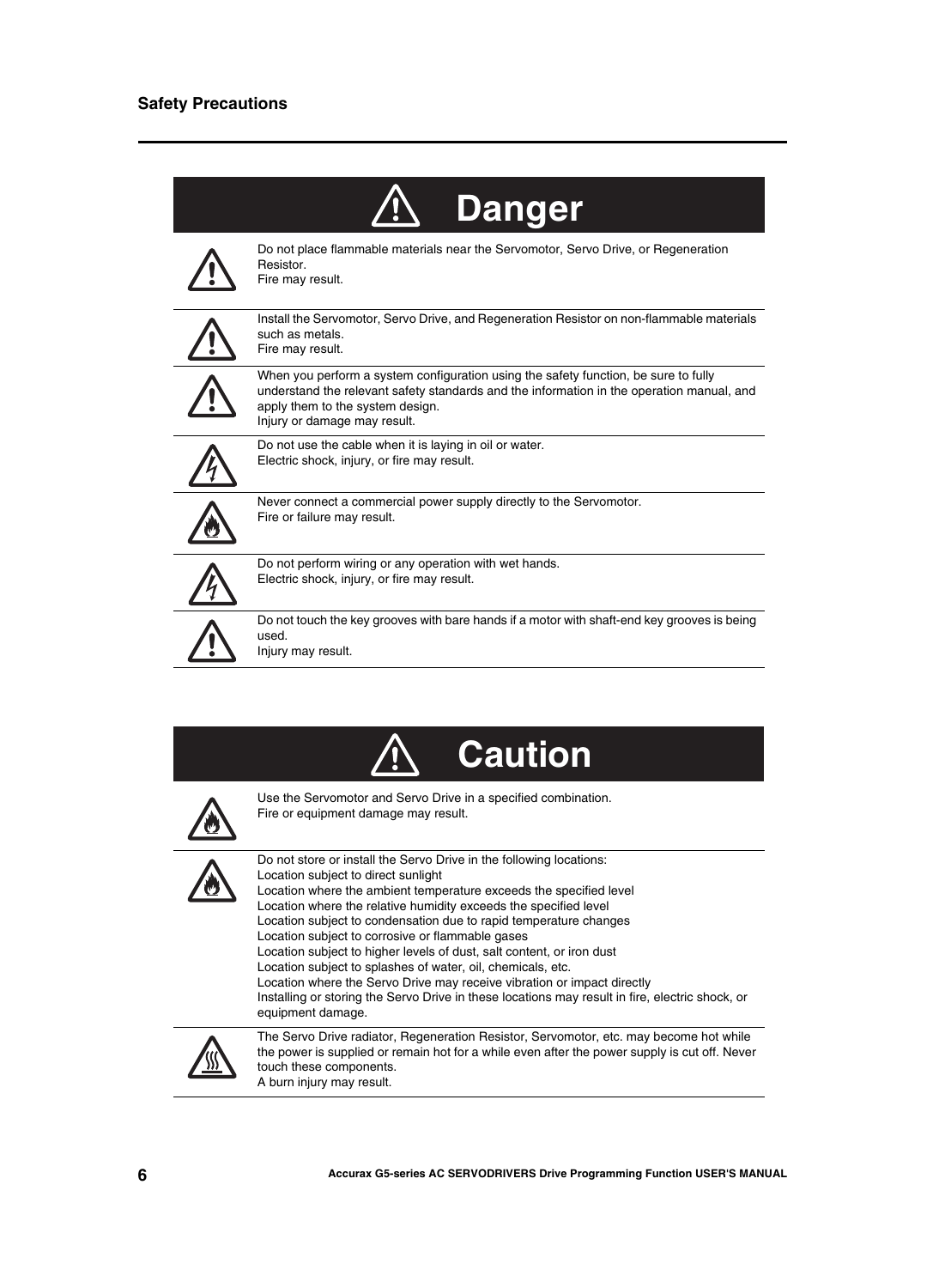## Danger

Do not place flammable materials near the Servomotor, Servo Drive, or Regeneration Resistor.
Fire may result.

Install the Servomotor, Servo Drive, and Regeneration Resistor on non-flammable materials such as metals.
Fire may result.

When you perform a system configuration using the safety function, be sure to fully understand the relevant safety standards and the information in the operation manual, and apply them to the system design.
Injury or damage may result.

Do not use the cable when it is laying in oil or water.
Electric shock, injury, or fire may result.

Never connect a commercial power supply directly to the Servomotor.
Fire or failure may result.

Do not perform wiring or any operation with wet hands.
Electric shock, injury, or fire may result.

Do not touch the key grooves with bare hands if a motor with shaft-end key grooves is being used.
Injury may result.

## Caution

Use the Servomotor and Servo Drive in a specified combination.
Fire or equipment damage may result.

Do not store or install the Servo Drive in the following locations:
Location subject to direct sunlight
Location where the ambient temperature exceeds the specified level
Location where the relative humidity exceeds the specified level
Location subject to condensation due to rapid temperature changes
Location subject to corrosive or flammable gases
Location subject to higher levels of dust, salt content, or iron dust
Location subject to splashes of water, oil, chemicals, etc.
Location where the Servo Drive may receive vibration or impact directly
Installing or storing the Servo Drive in these locations may result in fire, electric shock, or equipment damage.

The Servo Drive radiator, Regeneration Resistor, Servomotor, etc. may become hot while the power is supplied or remain hot for a while even after the power supply is cut off. Never touch these components.
A burn injury may result.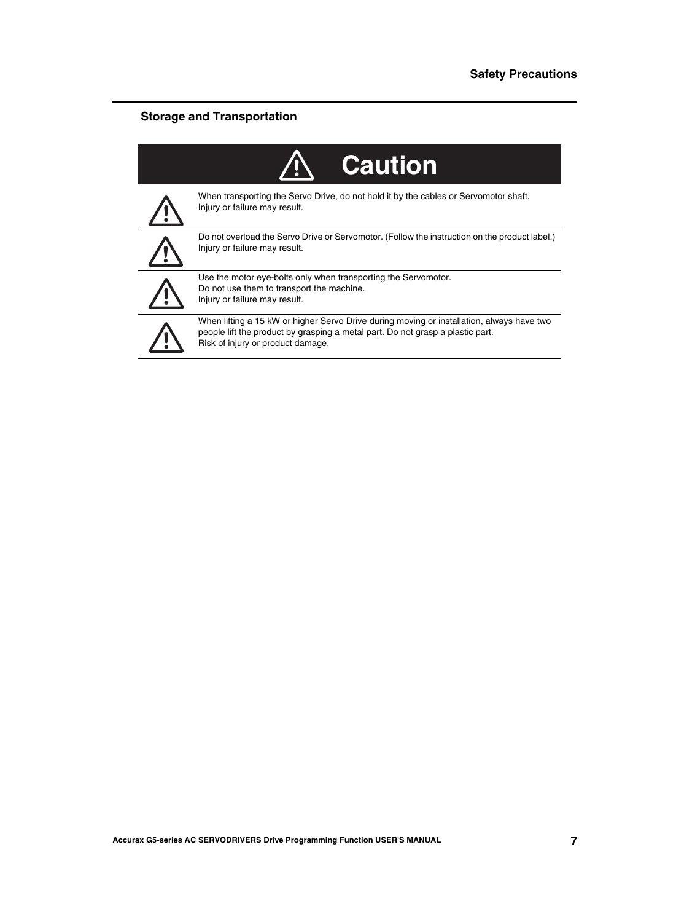## Storage and Transportation

### ⚠ Caution

| | |
|---|---|
| ⚠ | When transporting the Servo Drive, do not hold it by the cables or Servomotor shaft.<br>Injury or failure may result. |
| ⚠ | Do not overload the Servo Drive or Servomotor. (Follow the instruction on the product label.)<br>Injury or failure may result. |
| ⚠ | Use the motor eye-bolts only when transporting the Servomotor.<br>Do not use them to transport the machine.<br>Injury or failure may result. |
| ⚠ | When lifting a 15 kW or higher Servo Drive during moving or installation, always have two people lift the product by grasping a metal part. Do not grasp a plastic part.<br>Risk of injury or product damage. |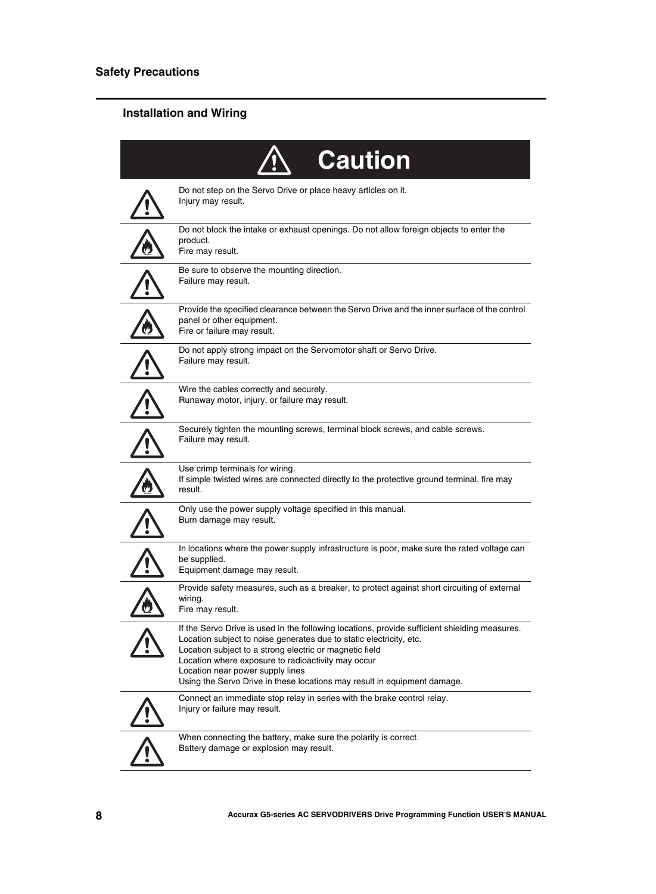## Safety Precautions

### Installation and Wiring

**Caution**

Do not step on the Servo Drive or place heavy articles on it.
Injury may result.

Do not block the intake or exhaust openings. Do not allow foreign objects to enter the product.
Fire may result.

Be sure to observe the mounting direction.
Failure may result.

Provide the specified clearance between the Servo Drive and the inner surface of the control panel or other equipment.
Fire or failure may result.

Do not apply strong impact on the Servomotor shaft or Servo Drive.
Failure may result.

Wire the cables correctly and securely.
Runaway motor, injury, or failure may result.

Securely tighten the mounting screws, terminal block screws, and cable screws.
Failure may result.

Use crimp terminals for wiring.
If simple twisted wires are connected directly to the protective ground terminal, fire may result.

Only use the power supply voltage specified in this manual.
Burn damage may result.

In locations where the power supply infrastructure is poor, make sure the rated voltage can be supplied.
Equipment damage may result.

Provide safety measures, such as a breaker, to protect against short circuiting of external wiring.
Fire may result.

If the Servo Drive is used in the following locations, provide sufficient shielding measures.
Location subject to noise generates due to static electricity, etc.
Location subject to a strong electric or magnetic field
Location where exposure to radioactivity may occur
Location near power supply lines
Using the Servo Drive in these locations may result in equipment damage.

Connect an immediate stop relay in series with the brake control relay.
Injury or failure may result.

When connecting the battery, make sure the polarity is correct.
Battery damage or explosion may result.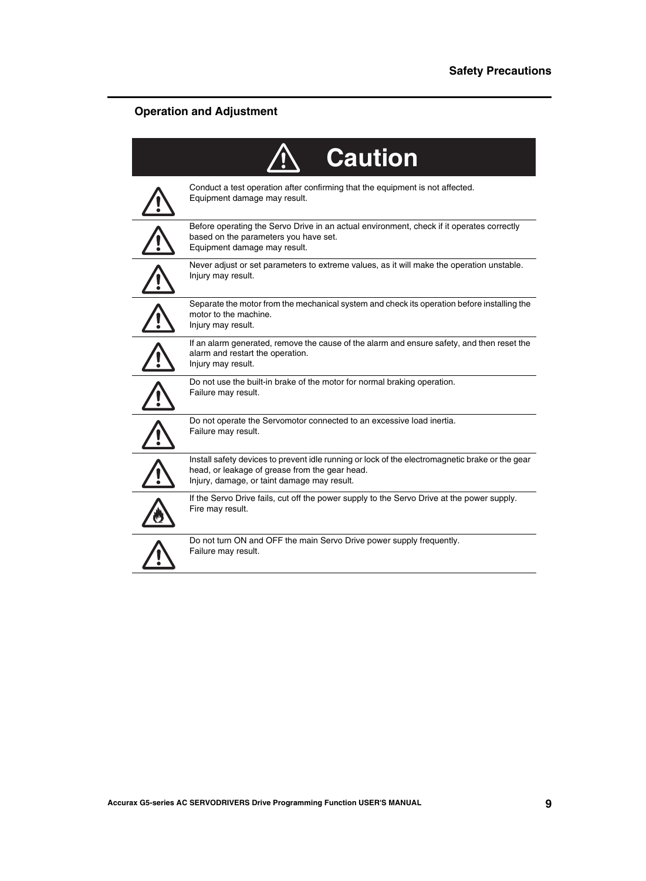## Operation and Adjustment

**Caution**

Conduct a test operation after confirming that the equipment is not affected.
Equipment damage may result.

Before operating the Servo Drive in an actual environment, check if it operates correctly based on the parameters you have set.
Equipment damage may result.

Never adjust or set parameters to extreme values, as it will make the operation unstable.
Injury may result.

Separate the motor from the mechanical system and check its operation before installing the motor to the machine.
Injury may result.

If an alarm generated, remove the cause of the alarm and ensure safety, and then reset the alarm and restart the operation.
Injury may result.

Do not use the built-in brake of the motor for normal braking operation.
Failure may result.

Do not operate the Servomotor connected to an excessive load inertia.
Failure may result.

Install safety devices to prevent idle running or lock of the electromagnetic brake or the gear head, or leakage of grease from the gear head.
Injury, damage, or taint damage may result.

If the Servo Drive fails, cut off the power supply to the Servo Drive at the power supply.
Fire may result.

Do not turn ON and OFF the main Servo Drive power supply frequently.
Failure may result.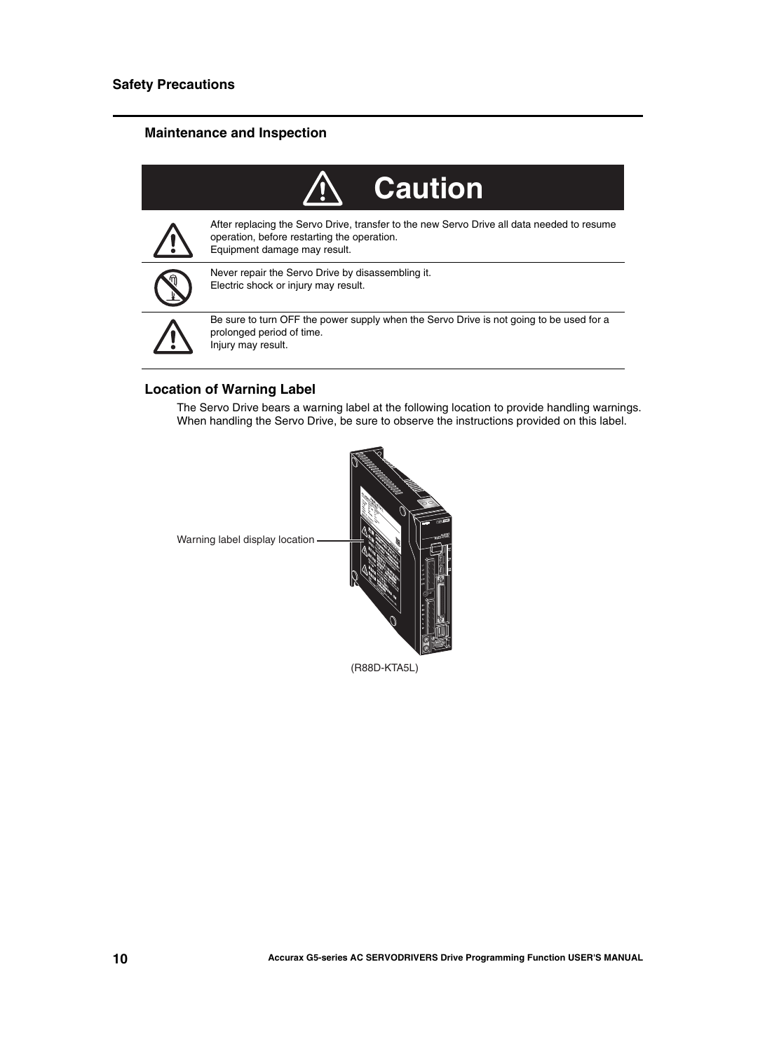## Maintenance and Inspection

**Caution**

After replacing the Servo Drive, transfer to the new Servo Drive all data needed to resume operation, before restarting the operation.
Equipment damage may result.

Never repair the Servo Drive by disassembling it.
Electric shock or injury may result.

Be sure to turn OFF the power supply when the Servo Drive is not going to be used for a prolonged period of time.
Injury may result.

## Location of Warning Label

The Servo Drive bears a warning label at the following location to provide handling warnings. When handling the Servo Drive, be sure to observe the instructions provided on this label.

Warning label display location

(R88D-KTA5L)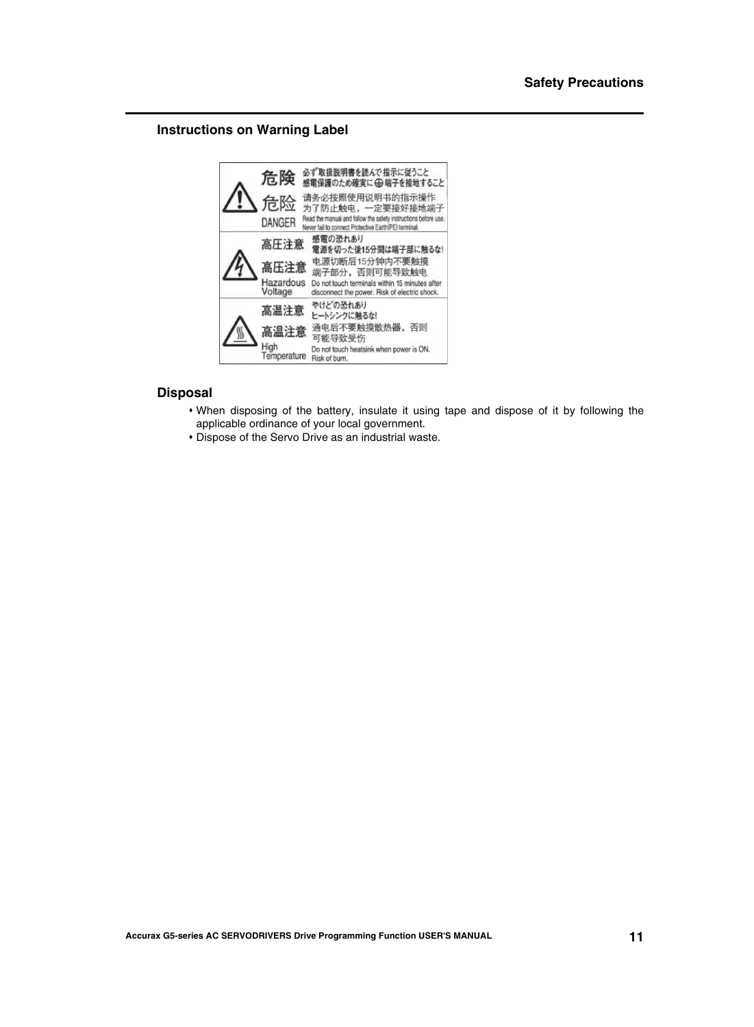## Instructions on Warning Label

| | | |
|---|---|---|
| ⚠ | 危険 | 必ず取扱説明書を読んで指示に従うこと<br>感電保護のため確実に ⏚ 端子を接地すること |
| | 危险 | 请务必按照使用说明书的指示操作<br>为了防止触电，一定要接好接地端子 |
| | DANGER | Read the manual and follow the safety instructions before use.<br>Never fail to connect Protective Earth(PE) terminal. |
| ⚠ | 高圧注意 | 感電の恐れあり<br>電源を切った後15分間は端子部に触るな! |
| | 高压注意 | 电源切断后15分钟内不要触摸<br>端子部分，否则可能导致触电 |
| | Hazardous Voltage | Do not touch terminals within 15 minutes after disconnect the power. Risk of electric shock. |
| ⚠ | 高温注意 | やけどの恐れあり<br>ヒートシンクに触るな! |
| | 高温注意 | 通电后不要触摸散热器，否则<br>可能导致受伤 |
| | High Temperature | Do not touch heatsink when power is ON.<br>Risk of burn. |

## Disposal

- When disposing of the battery, insulate it using tape and dispose of it by following the applicable ordinance of your local government.
- Dispose of the Servo Drive as an industrial waste.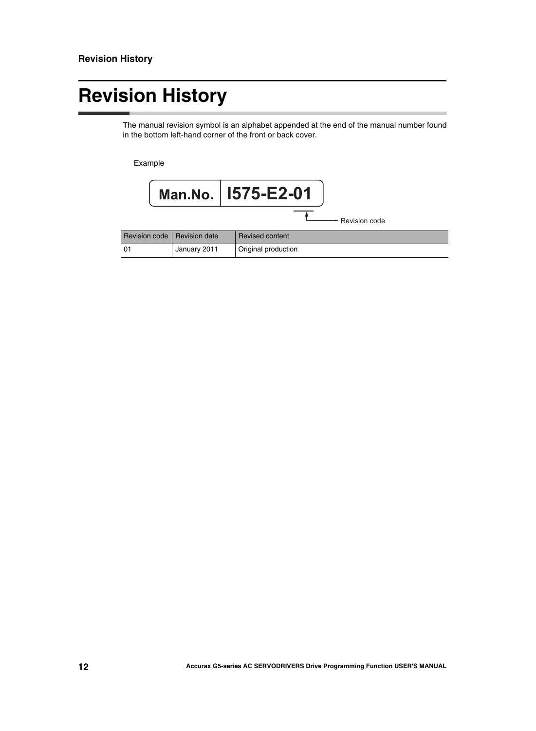# Revision History

The manual revision symbol is an alphabet appended at the end of the manual number found in the bottom left-hand corner of the front or back cover.

Example

Man.No. I575-E2-01

Revision code

| Revision code | Revision date | Revised content |
|---|---|---|
| 01 | January 2011 | Original production |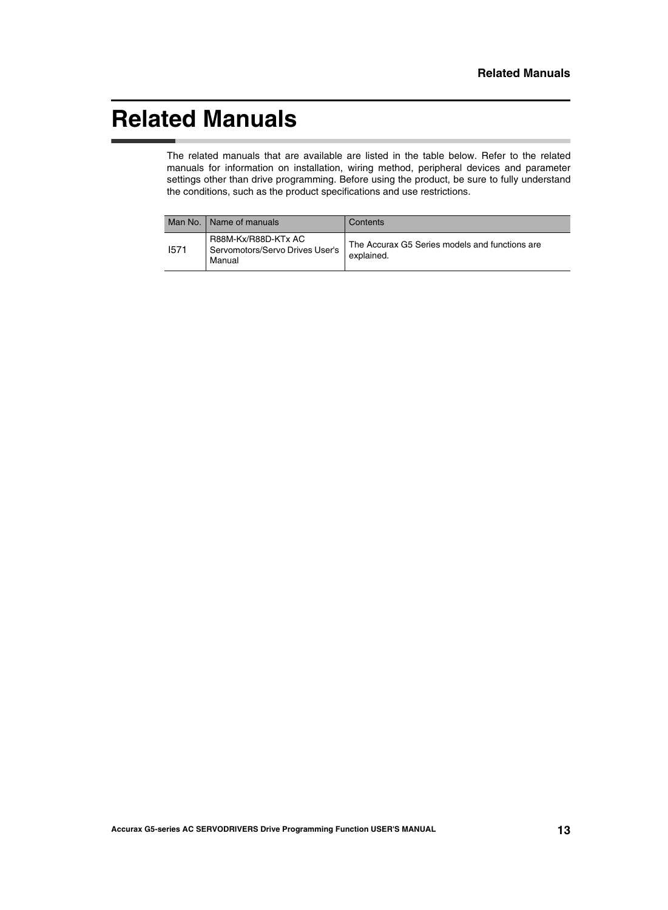# Related Manuals

The related manuals that are available are listed in the table below. Refer to the related manuals for information on installation, wiring method, peripheral devices and parameter settings other than drive programming. Before using the product, be sure to fully understand the conditions, such as the product specifications and use restrictions.

| Man No. | Name of manuals | Contents |
| --- | --- | --- |
| I571 | R88M-Kx/R88D-KTx AC Servomotors/Servo Drives User's Manual | The Accurax G5 Series models and functions are explained. |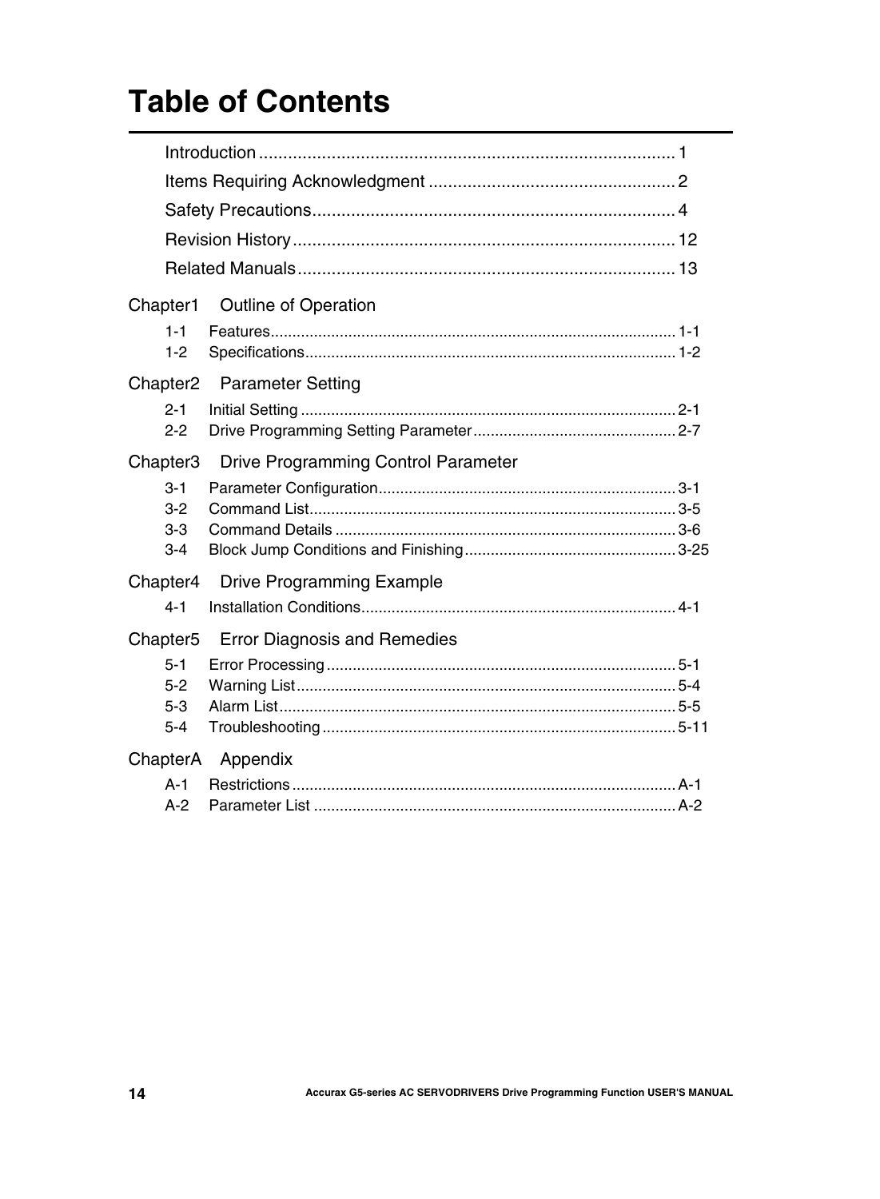# Table of Contents

Introduction ........................................................................................ 1

Items Requiring Acknowledgment .................................................... 2

Safety Precautions............................................................................ 4

Revision History ................................................................................ 12

Related Manuals ............................................................................... 13

## Chapter1 Outline of Operation

1-1 Features............................................................................................. 1-1

1-2 Specifications..................................................................................... 1-2

## Chapter2 Parameter Setting

2-1 Initial Setting ...................................................................................... 2-1

2-2 Drive Programming Setting Parameter ............................................... 2-7

## Chapter3 Drive Programming Control Parameter

3-1 Parameter Configuration..................................................................... 3-1

3-2 Command List..................................................................................... 3-5

3-3 Command Details ............................................................................... 3-6

3-4 Block Jump Conditions and Finishing................................................. 3-25

## Chapter4 Drive Programming Example

4-1 Installation Conditions......................................................................... 4-1

## Chapter5 Error Diagnosis and Remedies

5-1 Error Processing ................................................................................. 5-1

5-2 Warning List ........................................................................................ 5-4

5-3 Alarm List ............................................................................................ 5-5

5-4 Troubleshooting .................................................................................. 5-11

## ChapterA Appendix

A-1 Restrictions ......................................................................................... A-1

A-2 Parameter List .................................................................................... A-2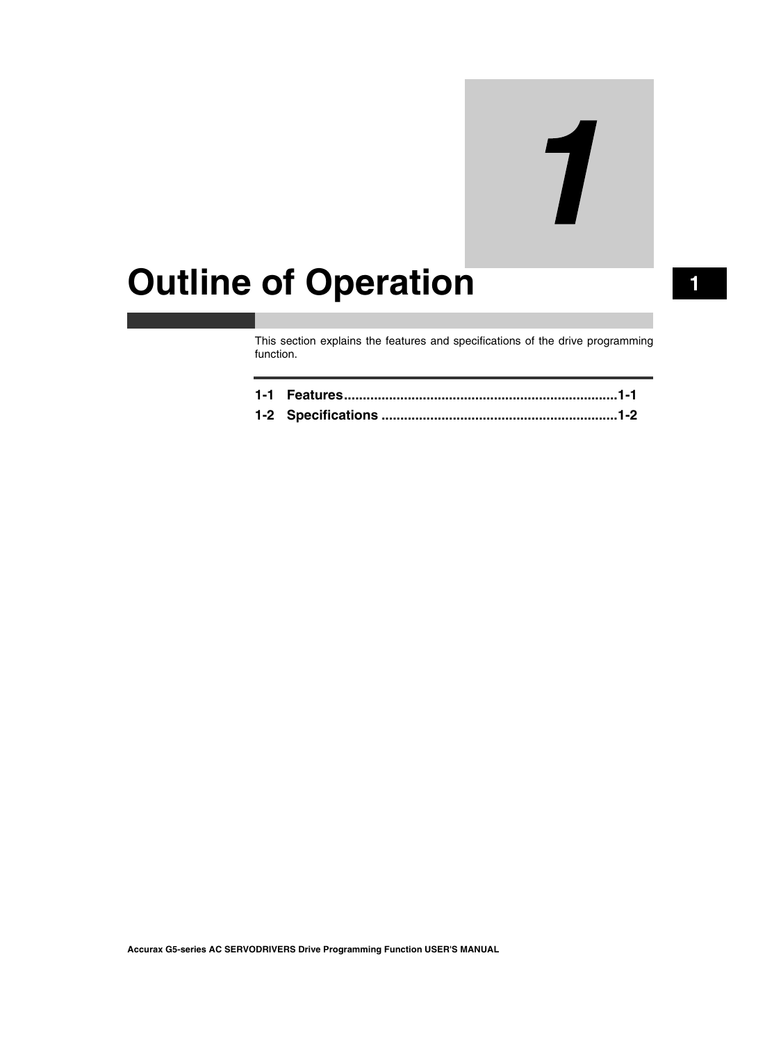# 1 Outline of Operation

This section explains the features and specifications of the drive programming function.

| | | |
|---|---|---|
| 1-1 | Features | 1-1 |
| 1-2 | Specifications | 1-2 |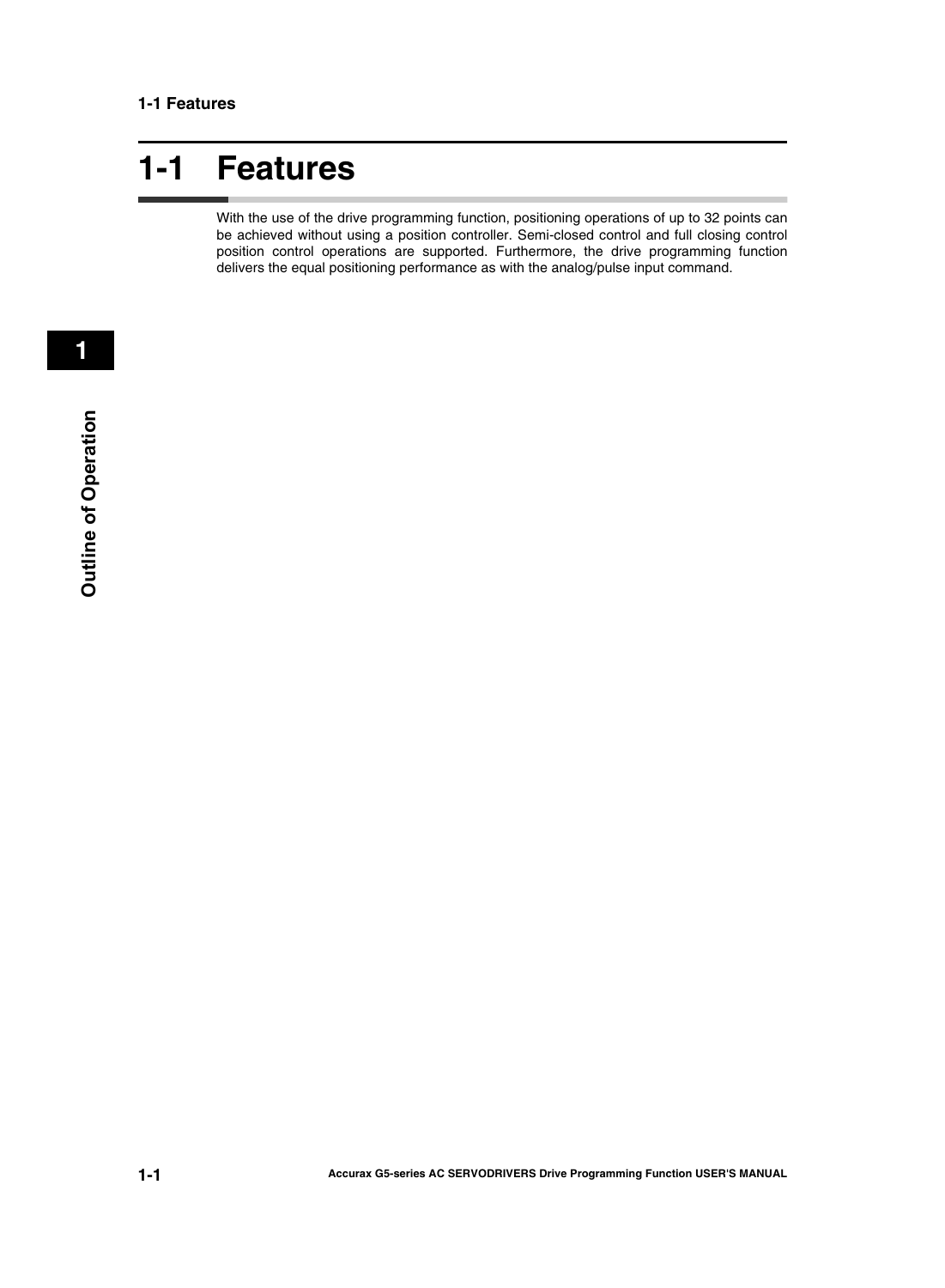## 1-1 Features

With the use of the drive programming function, positioning operations of up to 32 points can be achieved without using a position controller. Semi-closed control and full closing control position control operations are supported. Furthermore, the drive programming function delivers the equal positioning performance as with the analog/pulse input command.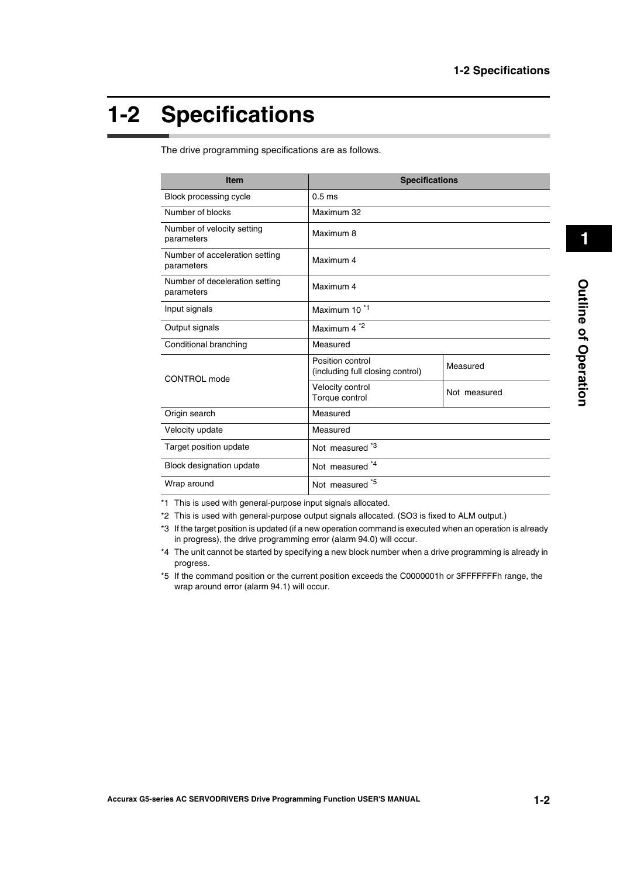# 1-2 Specifications

The drive programming specifications are as follows.

| Item | Specifications | |
|---|---|---|
| Block processing cycle | 0.5 ms | |
| Number of blocks | Maximum 32 | |
| Number of velocity setting parameters | Maximum 8 | |
| Number of acceleration setting parameters | Maximum 4 | |
| Number of deceleration setting parameters | Maximum 4 | |
| Input signals | Maximum 10 [*1] | |
| Output signals | Maximum 4 [*2] | |
| Conditional branching | Measured | |
| CONTROL mode | Position control (including full closing control) | Measured |
| | Velocity control Torque control | Not measured |
| Origin search | Measured | |
| Velocity update | Measured | |
| Target position update | Not measured [*3] | |
| Block designation update | Not measured [*4] | |
| Wrap around | Not measured [*5] | |

*1 This is used with general-purpose input signals allocated.

*2 This is used with general-purpose output signals allocated. (SO3 is fixed to ALM output.)

*3 If the target position is updated (if a new operation command is executed when an operation is already in progress), the drive programming error (alarm 94.0) will occur.

*4 The unit cannot be started by specifying a new block number when a drive programming is already in progress.

*5 If the command position or the current position exceeds the C0000001h or 3FFFFFFFh range, the wrap around error (alarm 94.1) will occur.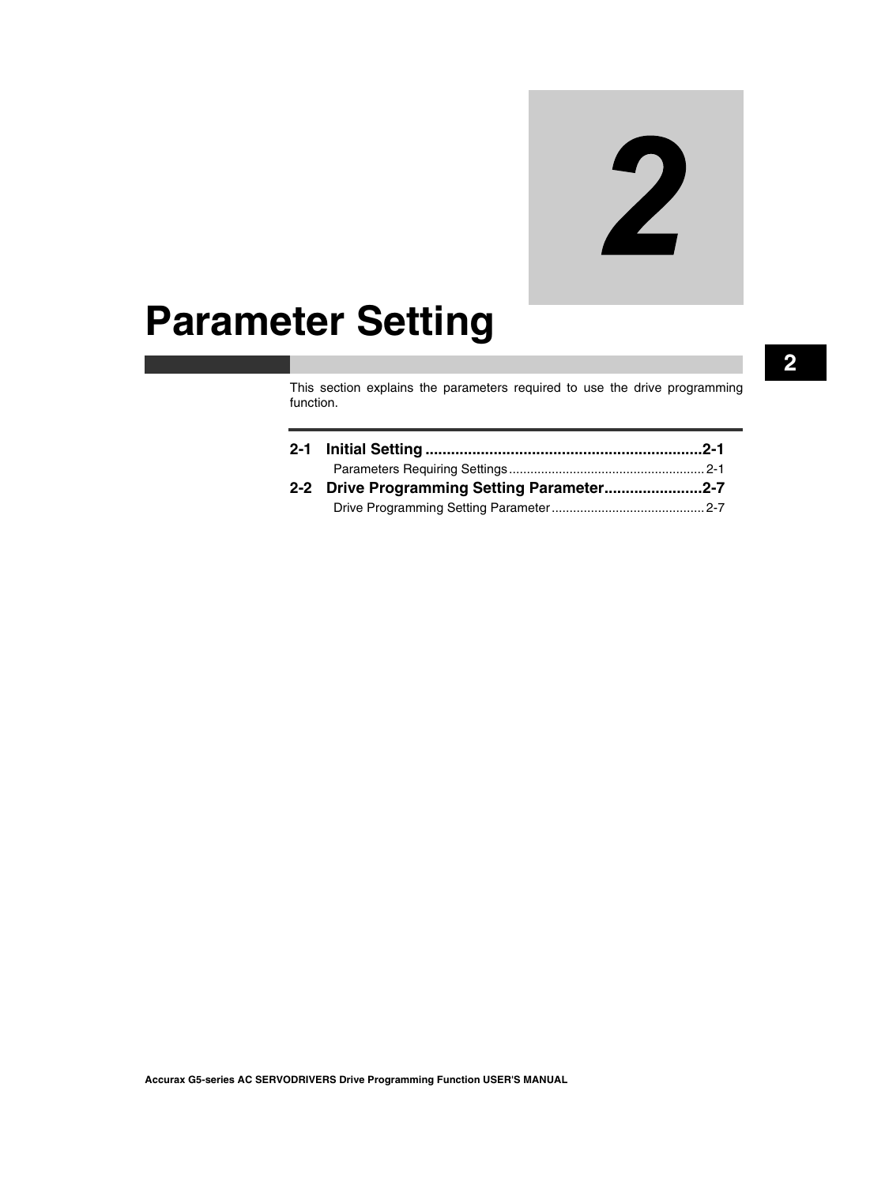# 2

# Parameter Setting

This section explains the parameters required to use the drive programming function.

**2-1 Initial Setting ..................................................................2-1**

Parameters Requiring Settings ........................................................ 2-1

**2-2 Drive Programming Setting Parameter.......................2-7**

Drive Programming Setting Parameter ........................................... 2-7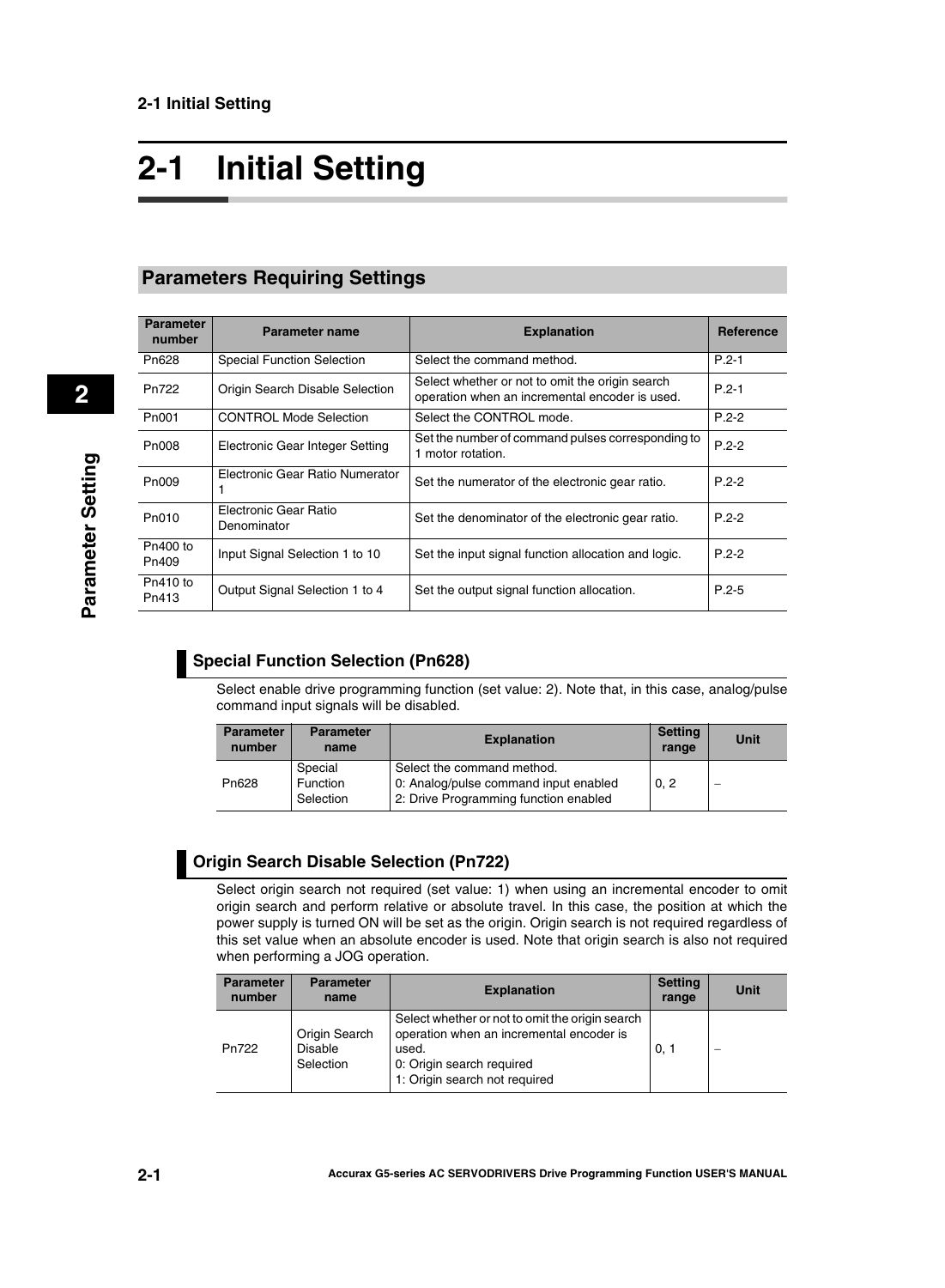# 2-1 Initial Setting

## Parameters Requiring Settings

| Parameter number | Parameter name | Explanation | Reference |
|---|---|---|---|
| Pn628 | Special Function Selection | Select the command method. | P.2-1 |
| Pn722 | Origin Search Disable Selection | Select whether or not to omit the origin search operation when an incremental encoder is used. | P.2-1 |
| Pn001 | CONTROL Mode Selection | Select the CONTROL mode. | P.2-2 |
| Pn008 | Electronic Gear Integer Setting | Set the number of command pulses corresponding to 1 motor rotation. | P.2-2 |
| Pn009 | Electronic Gear Ratio Numerator 1 | Set the numerator of the electronic gear ratio. | P.2-2 |
| Pn010 | Electronic Gear Ratio Denominator | Set the denominator of the electronic gear ratio. | P.2-2 |
| Pn400 to Pn409 | Input Signal Selection 1 to 10 | Set the input signal function allocation and logic. | P.2-2 |
| Pn410 to Pn413 | Output Signal Selection 1 to 4 | Set the output signal function allocation. | P.2-5 |

### Special Function Selection (Pn628)

Select enable drive programming function (set value: 2). Note that, in this case, analog/pulse command input signals will be disabled.

| Parameter number | Parameter name | Explanation | Setting range | Unit |
|---|---|---|---|---|
| Pn628 | Special Function Selection | Select the command method.<br>0: Analog/pulse command input enabled<br>2: Drive Programming function enabled | 0, 2 | – |

### Origin Search Disable Selection (Pn722)

Select origin search not required (set value: 1) when using an incremental encoder to omit origin search and perform relative or absolute travel. In this case, the position at which the power supply is turned ON will be set as the origin. Origin search is not required regardless of this set value when an absolute encoder is used. Note that origin search is also not required when performing a JOG operation.

| Parameter number | Parameter name | Explanation | Setting range | Unit |
|---|---|---|---|---|
| Pn722 | Origin Search Disable Selection | Select whether or not to omit the origin search operation when an incremental encoder is used.<br>0: Origin search required<br>1: Origin search not required | 0, 1 | – |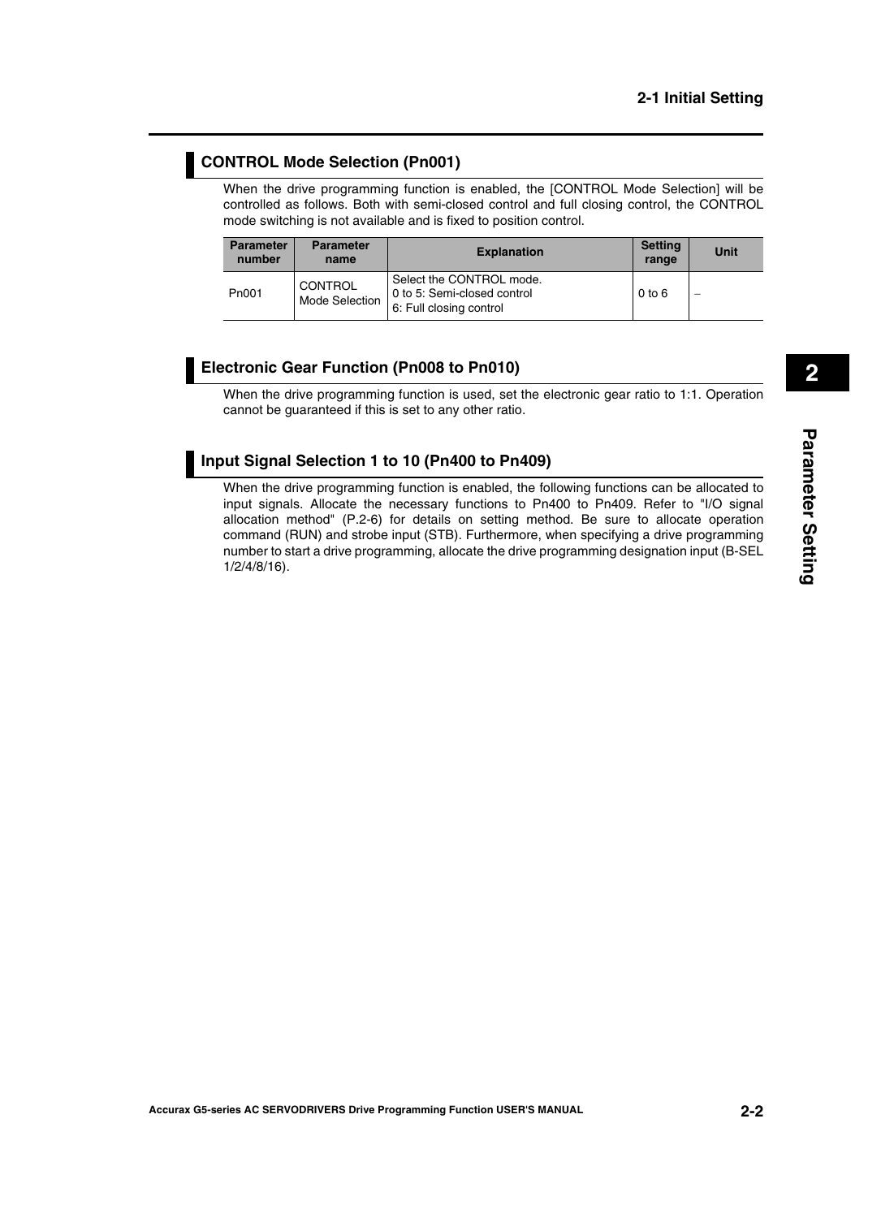## CONTROL Mode Selection (Pn001)

When the drive programming function is enabled, the [CONTROL Mode Selection] will be controlled as follows. Both with semi-closed control and full closing control, the CONTROL mode switching is not available and is fixed to position control.

| Parameter number | Parameter name | Explanation | Setting range | Unit |
|---|---|---|---|---|
| Pn001 | CONTROL Mode Selection | Select the CONTROL mode.<br>0 to 5: Semi-closed control<br>6: Full closing control | 0 to 6 | – |

## Electronic Gear Function (Pn008 to Pn010)

When the drive programming function is used, set the electronic gear ratio to 1:1. Operation cannot be guaranteed if this is set to any other ratio.

## Input Signal Selection 1 to 10 (Pn400 to Pn409)

When the drive programming function is enabled, the following functions can be allocated to input signals. Allocate the necessary functions to Pn400 to Pn409. Refer to "I/O signal allocation method" (P.2-6) for details on setting method. Be sure to allocate operation command (RUN) and strobe input (STB). Furthermore, when specifying a drive programming number to start a drive programming, allocate the drive programming designation input (B-SEL 1/2/4/8/16).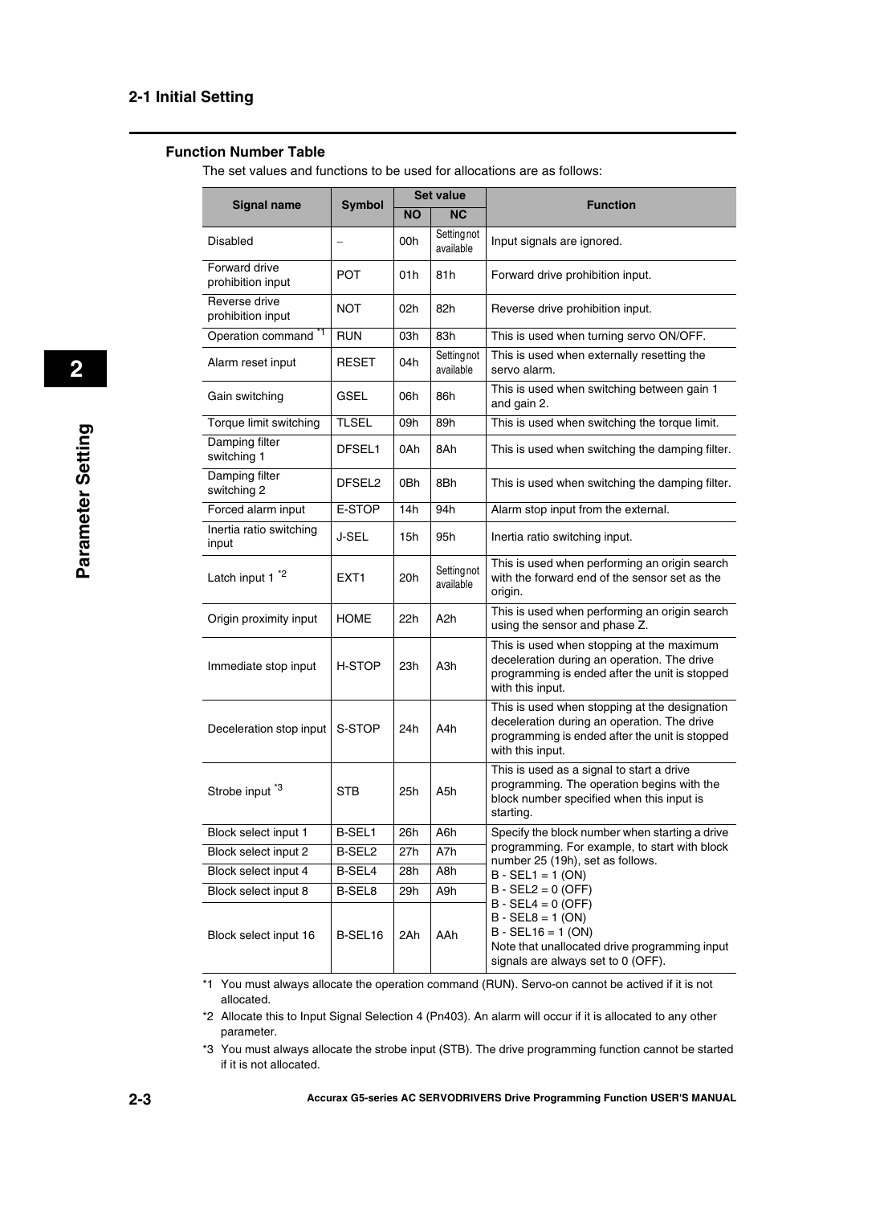### Function Number Table

The set values and functions to be used for allocations are as follows:

| Signal name | Symbol | Set value | | Function |
|---|---|---|---|---|
| | | NO | NC | |
| Disabled | – | 00h | Setting not available | Input signals are ignored. |
| Forward drive prohibition input | POT | 01h | 81h | Forward drive prohibition input. |
| Reverse drive prohibition input | NOT | 02h | 82h | Reverse drive prohibition input. |
| Operation command [*1] | RUN | 03h | 83h | This is used when turning servo ON/OFF. |
| Alarm reset input | RESET | 04h | Setting not available | This is used when externally resetting the servo alarm. |
| Gain switching | GSEL | 06h | 86h | This is used when switching between gain 1 and gain 2. |
| Torque limit switching | TLSEL | 09h | 89h | This is used when switching the torque limit. |
| Damping filter switching 1 | DFSEL1 | 0Ah | 8Ah | This is used when switching the damping filter. |
| Damping filter switching 2 | DFSEL2 | 0Bh | 8Bh | This is used when switching the damping filter. |
| Forced alarm input | E-STOP | 14h | 94h | Alarm stop input from the external. |
| Inertia ratio switching input | J-SEL | 15h | 95h | Inertia ratio switching input. |
| Latch input 1 [*2] | EXT1 | 20h | Setting not available | This is used when performing an origin search with the forward end of the sensor set as the origin. |
| Origin proximity input | HOME | 22h | A2h | This is used when performing an origin search using the sensor and phase Z. |
| Immediate stop input | H-STOP | 23h | A3h | This is used when stopping at the maximum deceleration during an operation. The drive programming is ended after the unit is stopped with this input. |
| Deceleration stop input | S-STOP | 24h | A4h | This is used when stopping at the designation deceleration during an operation. The drive programming is ended after the unit is stopped with this input. |
| Strobe input [*3] | STB | 25h | A5h | This is used as a signal to start a drive programming. The operation begins with the block number specified when this input is starting. |
| Block select input 1 | B-SEL1 | 26h | A6h | Specify the block number when starting a drive programming. For example, to start with block number 25 (19h), set as follows.<br>B - SEL1 = 1 (ON)<br>B - SEL2 = 0 (OFF)<br>B - SEL4 = 0 (OFF)<br>B - SEL8 = 1 (ON)<br>B - SEL16 = 1 (ON)<br>Note that unallocated drive programming input signals are always set to 0 (OFF). |
| Block select input 2 | B-SEL2 | 27h | A7h | |
| Block select input 4 | B-SEL4 | 28h | A8h | |
| Block select input 8 | B-SEL8 | 29h | A9h | |
| Block select input 16 | B-SEL16 | 2Ah | AAh | |

*1 You must always allocate the operation command (RUN). Servo-on cannot be actived if it is not allocated.

*2 Allocate this to Input Signal Selection 4 (Pn403). An alarm will occur if it is allocated to any other parameter.

*3 You must always allocate the strobe input (STB). The drive programming function cannot be started if it is not allocated.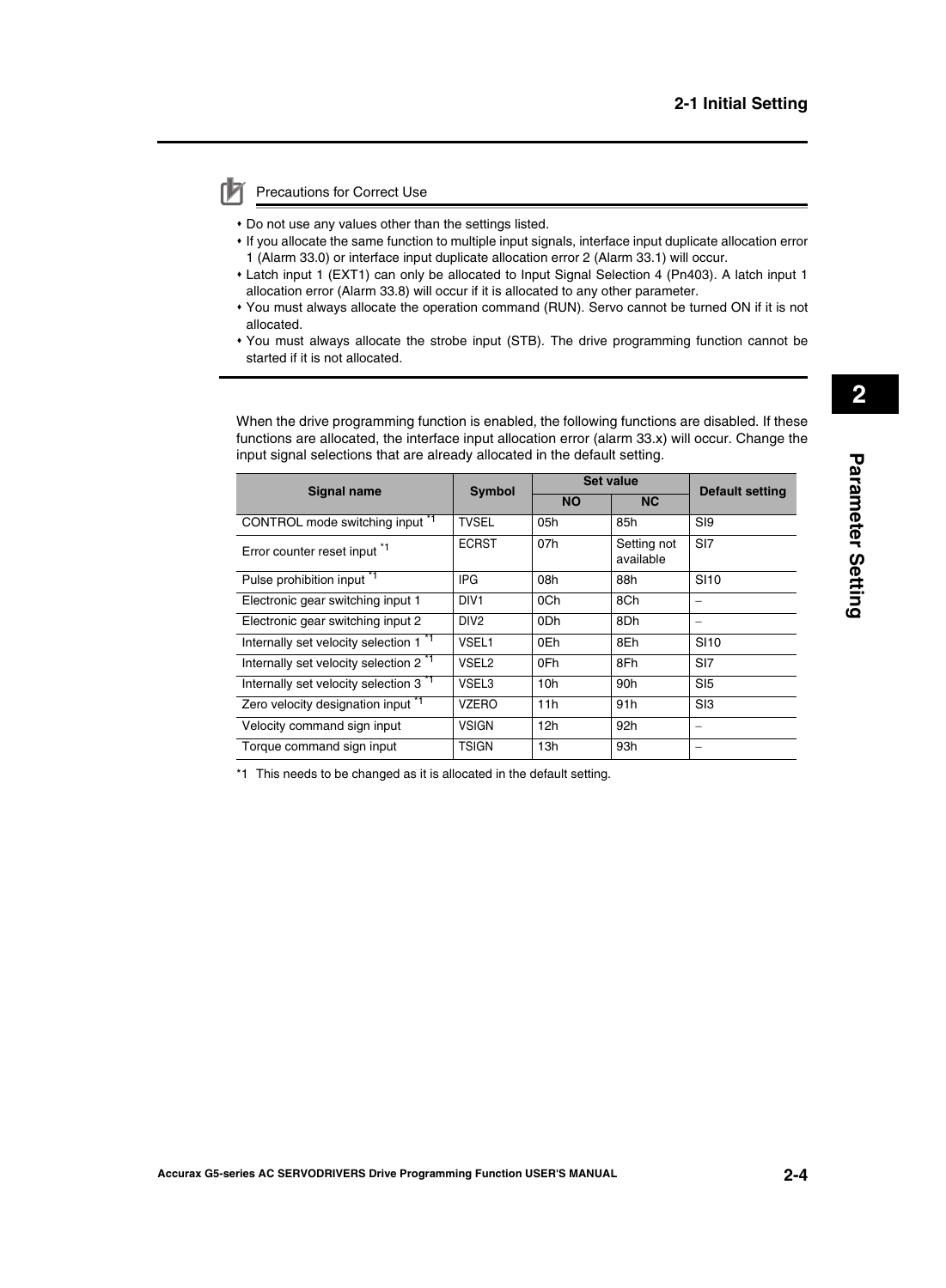Precautions for Correct Use

- Do not use any values other than the settings listed.
- If you allocate the same function to multiple input signals, interface input duplicate allocation error 1 (Alarm 33.0) or interface input duplicate allocation error 2 (Alarm 33.1) will occur.
- Latch input 1 (EXT1) can only be allocated to Input Signal Selection 4 (Pn403). A latch input 1 allocation error (Alarm 33.8) will occur if it is allocated to any other parameter.
- You must always allocate the operation command (RUN). Servo cannot be turned ON if it is not allocated.
- You must always allocate the strobe input (STB). The drive programming function cannot be started if it is not allocated.

When the drive programming function is enabled, the following functions are disabled. If these functions are allocated, the interface input allocation error (alarm 33.x) will occur. Change the input signal selections that are already allocated in the default setting.

| Signal name | Symbol | Set value | | Default setting |
|---|---|---|---|---|
| | | NO | NC | |
| CONTROL mode switching input [*1] | TVSEL | 05h | 85h | SI9 |
| Error counter reset input [*1] | ECRST | 07h | Setting not available | SI7 |
| Pulse prohibition input [*1] | IPG | 08h | 88h | SI10 |
| Electronic gear switching input 1 | DIV1 | 0Ch | 8Ch | – |
| Electronic gear switching input 2 | DIV2 | 0Dh | 8Dh | – |
| Internally set velocity selection 1 [*1] | VSEL1 | 0Eh | 8Eh | SI10 |
| Internally set velocity selection 2 [*1] | VSEL2 | 0Fh | 8Fh | SI7 |
| Internally set velocity selection 3 [*1] | VSEL3 | 10h | 90h | SI5 |
| Zero velocity designation input [*1] | VZERO | 11h | 91h | SI3 |
| Velocity command sign input | VSIGN | 12h | 92h | – |
| Torque command sign input | TSIGN | 13h | 93h | – |

*1 This needs to be changed as it is allocated in the default setting.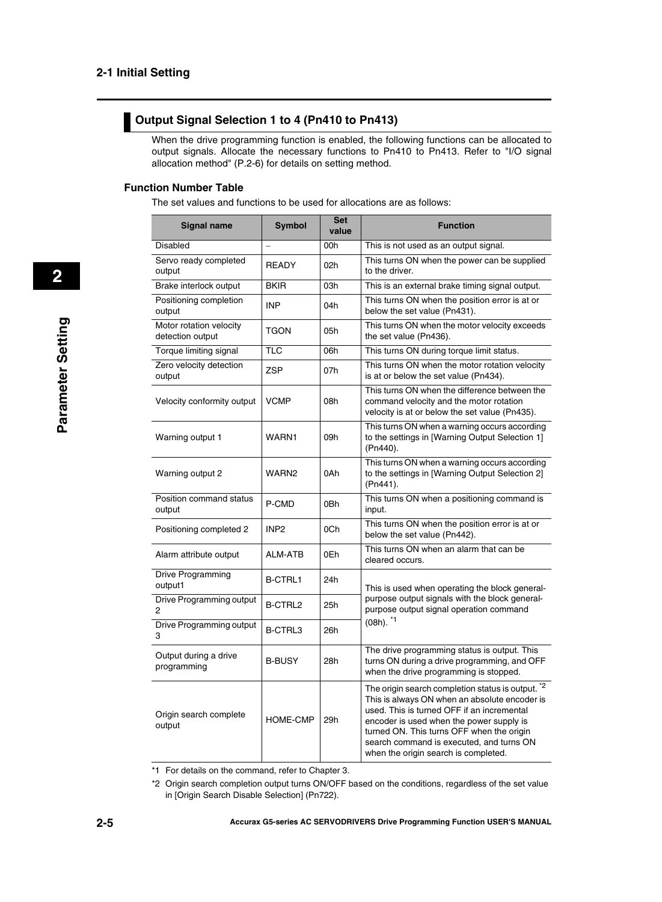## Output Signal Selection 1 to 4 (Pn410 to Pn413)

When the drive programming function is enabled, the following functions can be allocated to output signals. Allocate the necessary functions to Pn410 to Pn413. Refer to "I/O signal allocation method" (P.2-6) for details on setting method.

### Function Number Table

The set values and functions to be used for allocations are as follows:

| Signal name | Symbol | Set value | Function |
|---|---|---|---|
| Disabled | – | 00h | This is not used as an output signal. |
| Servo ready completed output | READY | 02h | This turns ON when the power can be supplied to the driver. |
| Brake interlock output | BKIR | 03h | This is an external brake timing signal output. |
| Positioning completion output | INP | 04h | This turns ON when the position error is at or below the set value (Pn431). |
| Motor rotation velocity detection output | TGON | 05h | This turns ON when the motor velocity exceeds the set value (Pn436). |
| Torque limiting signal | TLC | 06h | This turns ON during torque limit status. |
| Zero velocity detection output | ZSP | 07h | This turns ON when the motor rotation velocity is at or below the set value (Pn434). |
| Velocity conformity output | VCMP | 08h | This turns ON when the difference between the command velocity and the motor rotation velocity is at or below the set value (Pn435). |
| Warning output 1 | WARN1 | 09h | This turns ON when a warning occurs according to the settings in [Warning Output Selection 1] (Pn440). |
| Warning output 2 | WARN2 | 0Ah | This turns ON when a warning occurs according to the settings in [Warning Output Selection 2] (Pn441). |
| Position command status output | P-CMD | 0Bh | This turns ON when a positioning command is input. |
| Positioning completed 2 | INP2 | 0Ch | This turns ON when the position error is at or below the set value (Pn442). |
| Alarm attribute output | ALM-ATB | 0Eh | This turns ON when an alarm that can be cleared occurs. |
| Drive Programming output1 | B-CTRL1 | 24h | This is used when operating the block general-purpose output signals with the block general-purpose output signal operation command (08h). *1 |
| Drive Programming output 2 | B-CTRL2 | 25h | |
| Drive Programming output 3 | B-CTRL3 | 26h | |
| Output during a drive programming | B-BUSY | 28h | The drive programming status is output. This turns ON during a drive programming, and OFF when the drive programming is stopped. |
| Origin search complete output | HOME-CMP | 29h | The origin search completion status is output. *2 This is always ON when an absolute encoder is used. This is turned OFF if an incremental encoder is used when the power supply is turned ON. This turns OFF when the origin search command is executed, and turns ON when the origin search is completed. |

*1 For details on the command, refer to Chapter 3.

*2 Origin search completion output turns ON/OFF based on the conditions, regardless of the set value in [Origin Search Disable Selection] (Pn722).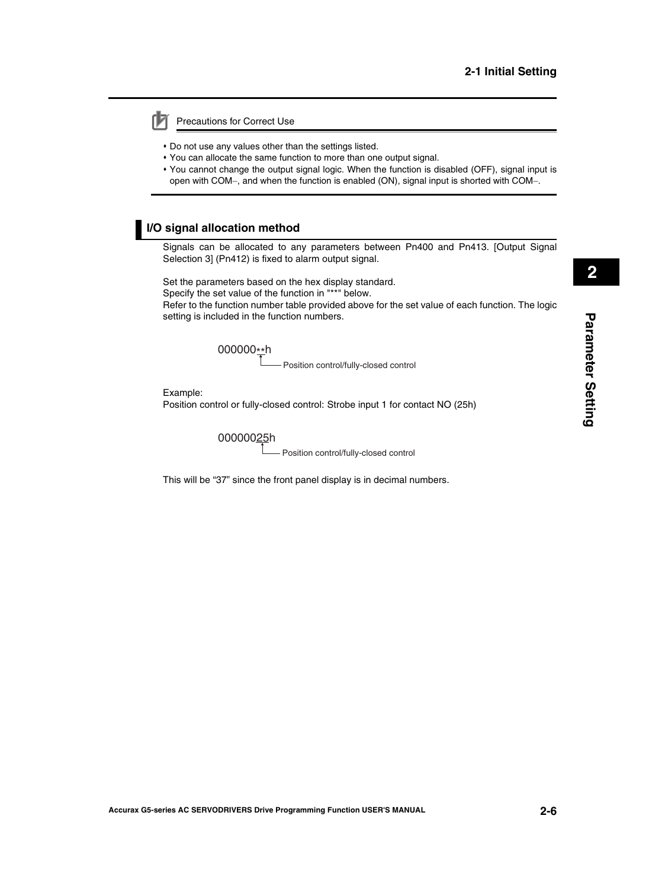Precautions for Correct Use

- Do not use any values other than the settings listed.
- You can allocate the same function to more than one output signal.
- You cannot change the output signal logic. When the function is disabled (OFF), signal input is open with COM−, and when the function is enabled (ON), signal input is shorted with COM−.

## I/O signal allocation method

Signals can be allocated to any parameters between Pn400 and Pn413. [Output Signal Selection 3] (Pn412) is fixed to alarm output signal.

Set the parameters based on the hex display standard.
Specify the set value of the function in "**" below.
Refer to the function number table provided above for the set value of each function. The logic setting is included in the function numbers.

```
000000**h
      └── Position control/fully-closed control
```

Example:
Position control or fully-closed control: Strobe input 1 for contact NO (25h)

```
00000025h
      └── Position control/fully-closed control
```

This will be “37” since the front panel display is in decimal numbers.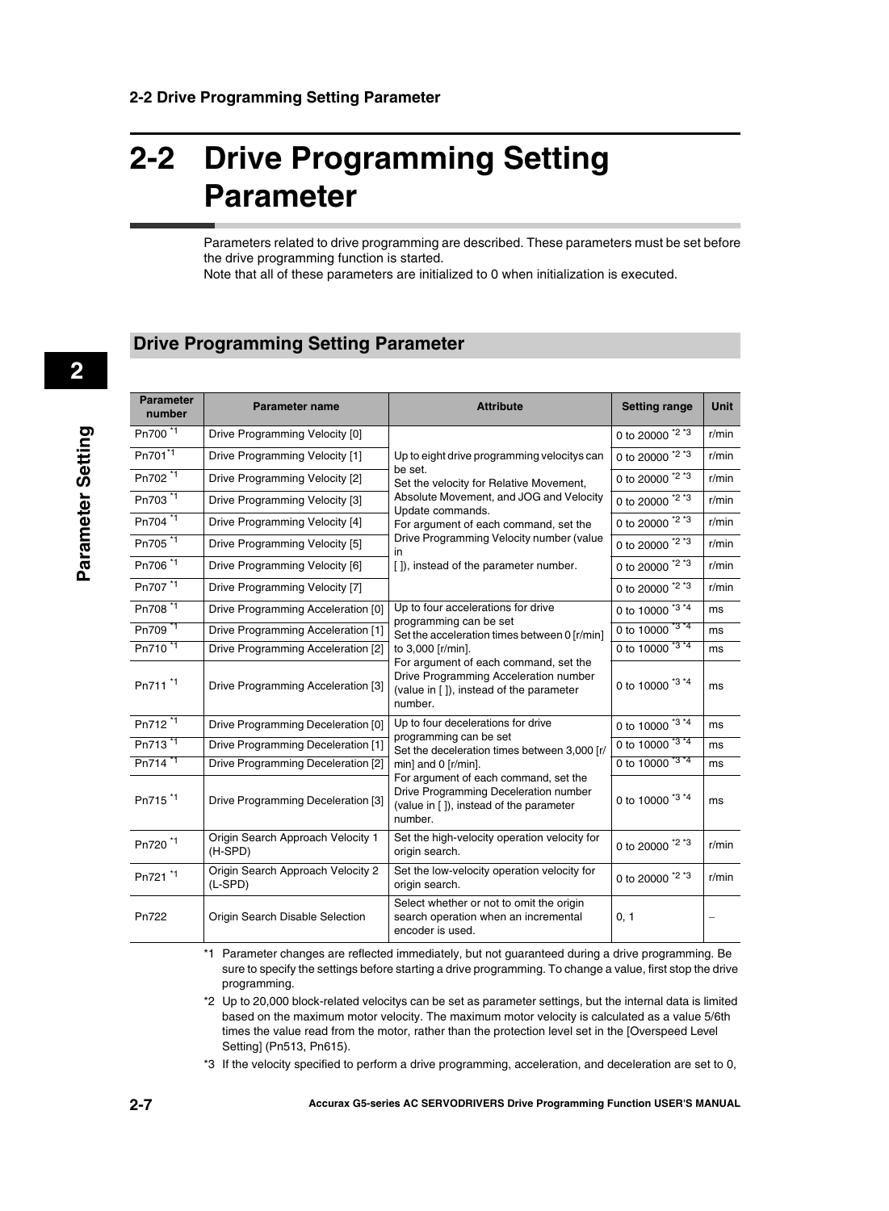# 2-2 Drive Programming Setting Parameter

Parameters related to drive programming are described. These parameters must be set before the drive programming function is started.
Note that all of these parameters are initialized to 0 when initialization is executed.

## Drive Programming Setting Parameter

| Parameter number | Parameter name | Attribute | Setting range | Unit |
|---|---|---|---|---|
| Pn700 *1 | Drive Programming Velocity [0] | Up to eight drive programming velocitys can be set. Set the velocity for Relative Movement, Absolute Movement, and JOG and Velocity Update commands. For argument of each command, set the Drive Programming Velocity number (value in [ ]), instead of the parameter number. | 0 to 20000 *2 *3 | r/min |
| Pn701 *1 | Drive Programming Velocity [1] | | 0 to 20000 *2 *3 | r/min |
| Pn702 *1 | Drive Programming Velocity [2] | | 0 to 20000 *2 *3 | r/min |
| Pn703 *1 | Drive Programming Velocity [3] | | 0 to 20000 *2 *3 | r/min |
| Pn704 *1 | Drive Programming Velocity [4] | | 0 to 20000 *2 *3 | r/min |
| Pn705 *1 | Drive Programming Velocity [5] | | 0 to 20000 *2 *3 | r/min |
| Pn706 *1 | Drive Programming Velocity [6] | | 0 to 20000 *2 *3 | r/min |
| Pn707 *1 | Drive Programming Velocity [7] | | 0 to 20000 *2 *3 | r/min |
| Pn708 *1 | Drive Programming Acceleration [0] | Up to four accelerations for drive programming can be set Set the acceleration times between 0 [r/min] to 3,000 [r/min]. For argument of each command, set the Drive Programming Acceleration number (value in [ ]), instead of the parameter number. | 0 to 10000 *3 *4 | ms |
| Pn709 *1 | Drive Programming Acceleration [1] | | 0 to 10000 *3 *4 | ms |
| Pn710 *1 | Drive Programming Acceleration [2] | | 0 to 10000 *3 *4 | ms |
| Pn711 *1 | Drive Programming Acceleration [3] | | 0 to 10000 *3 *4 | ms |
| Pn712 *1 | Drive Programming Deceleration [0] | Up to four decelerations for drive programming can be set Set the deceleration times between 3,000 [r/min] and 0 [r/min]. For argument of each command, set the Drive Programming Deceleration number (value in [ ]), instead of the parameter number. | 0 to 10000 *3 *4 | ms |
| Pn713 *1 | Drive Programming Deceleration [1] | | 0 to 10000 *3 *4 | ms |
| Pn714 *1 | Drive Programming Deceleration [2] | | 0 to 10000 *3 *4 | ms |
| Pn715 *1 | Drive Programming Deceleration [3] | | 0 to 10000 *3 *4 | ms |
| Pn720 *1 | Origin Search Approach Velocity 1 (H-SPD) | Set the high-velocity operation velocity for origin search. | 0 to 20000 *2 *3 | r/min |
| Pn721 *1 | Origin Search Approach Velocity 2 (L-SPD) | Set the low-velocity operation velocity for origin search. | 0 to 20000 *2 *3 | r/min |
| Pn722 | Origin Search Disable Selection | Select whether or not to omit the origin search operation when an incremental encoder is used. | 0, 1 | – |

*1 Parameter changes are reflected immediately, but not guaranteed during a drive programming. Be sure to specify the settings before starting a drive programming. To change a value, first stop the drive programming.

*2 Up to 20,000 block-related velocitys can be set as parameter settings, but the internal data is limited based on the maximum motor velocity. The maximum motor velocity is calculated as a value 5/6th times the value read from the motor, rather than the protection level set in the [Overspeed Level Setting] (Pn513, Pn615).

*3 If the velocity specified to perform a drive programming, acceleration, and deceleration are set to 0,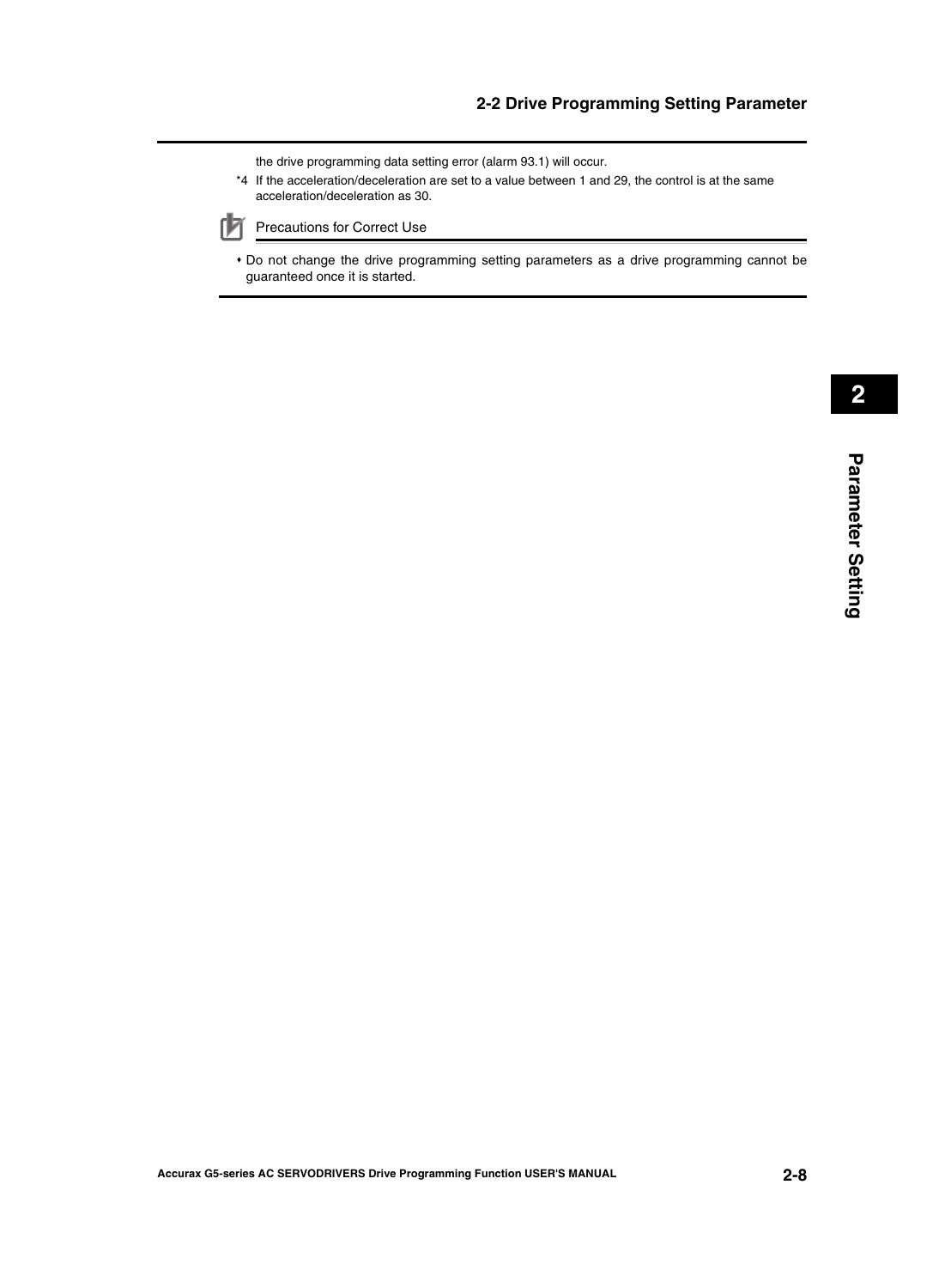the drive programming data setting error (alarm 93.1) will occur.

*4 If the acceleration/deceleration are set to a value between 1 and 29, the control is at the same acceleration/deceleration as 30.

Precautions for Correct Use

- Do not change the drive programming setting parameters as a drive programming cannot be guaranteed once it is started.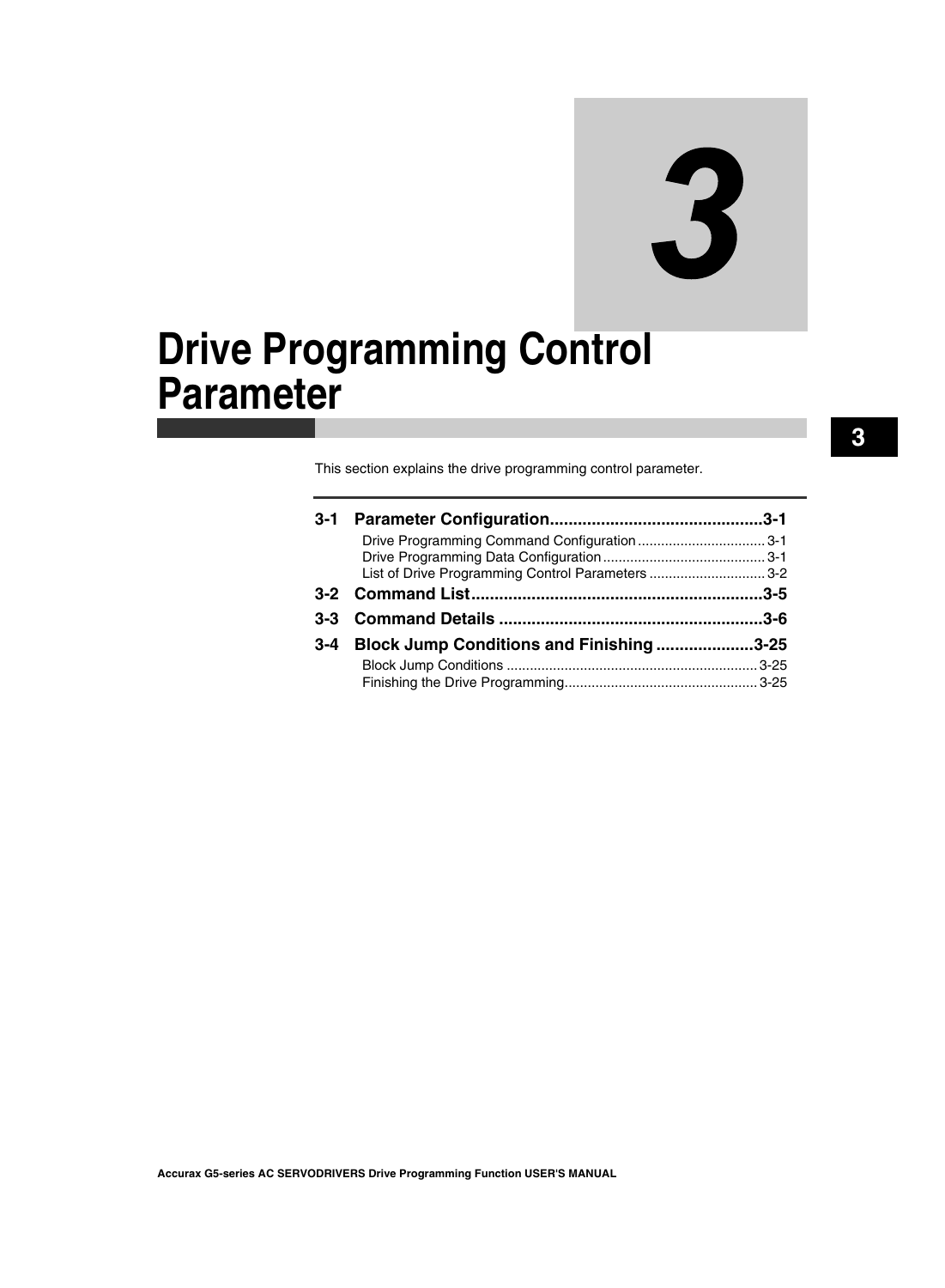# 3

# Drive Programming Control Parameter

This section explains the drive programming control parameter.

**3-1 Parameter Configuration............................................3-1**

- Drive Programming Command Configuration ................................. 3-1
- Drive Programming Data Configuration.......................................... 3-1
- List of Drive Programming Control Parameters .............................. 3-2

**3-2 Command List.............................................................3-5**

**3-3 Command Details .......................................................3-6**

**3-4 Block Jump Conditions and Finishing .....................3-25**

- Block Jump Conditions ................................................................. 3-25
- Finishing the Drive Programming.................................................. 3-25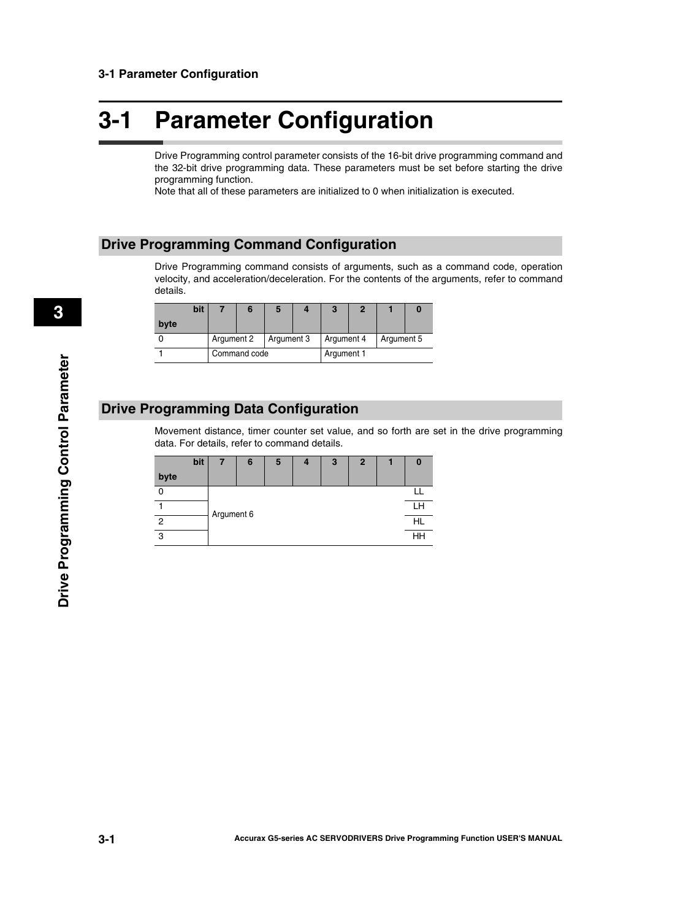# 3-1 Parameter Configuration

Drive Programming control parameter consists of the 16-bit drive programming command and the 32-bit drive programming data. These parameters must be set before starting the drive programming function.
Note that all of these parameters are initialized to 0 when initialization is executed.

## Drive Programming Command Configuration

Drive Programming command consists of arguments, such as a command code, operation velocity, and acceleration/deceleration. For the contents of the arguments, refer to command details.

| bit / byte | 7 | 6 | 5 | 4 | 3 | 2 | 1 | 0 |
|---|---|---|---|---|---|---|---|---|
| 0 | Argument 2 | | Argument 3 | | Argument 4 | | Argument 5 | |
| 1 | Command code | | | | Argument 1 | | | |

## Drive Programming Data Configuration

Movement distance, timer counter set value, and so forth are set in the drive programming data. For details, refer to command details.

| bit / byte | 7 | 6 | 5 | 4 | 3 | 2 | 1 | 0 |
|---|---|---|---|---|---|---|---|---|
| 0 | Argument 6 | | | | | | | LL |
| 1 | | | | | | | | LH |
| 2 | | | | | | | | HL |
| 3 | | | | | | | | HH |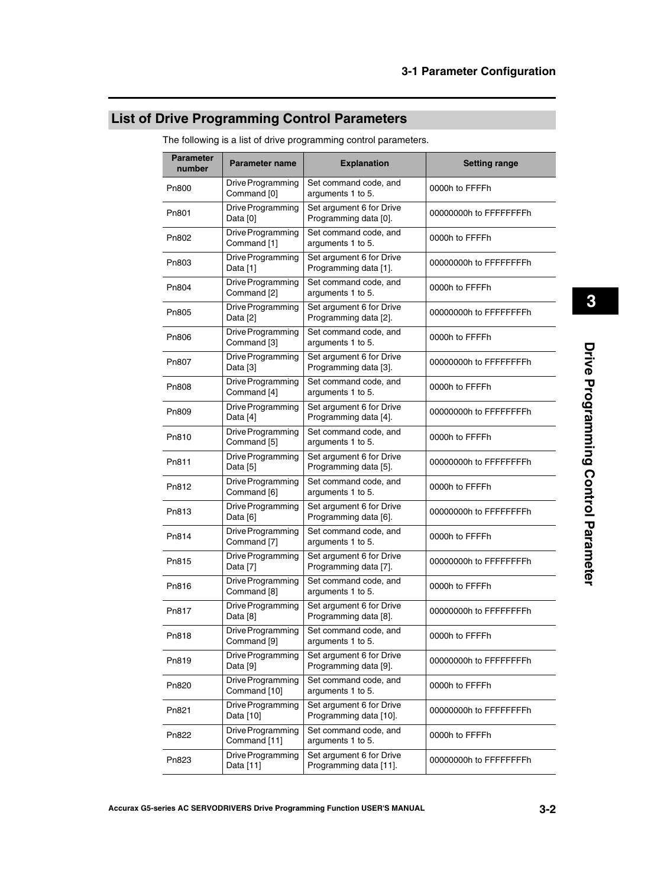## List of Drive Programming Control Parameters

The following is a list of drive programming control parameters.

| Parameter number | Parameter name | Explanation | Setting range |
|---|---|---|---|
| Pn800 | Drive Programming Command [0] | Set command code, and arguments 1 to 5. | 0000h to FFFFh |
| Pn801 | Drive Programming Data [0] | Set argument 6 for Drive Programming data [0]. | 00000000h to FFFFFFFFh |
| Pn802 | Drive Programming Command [1] | Set command code, and arguments 1 to 5. | 0000h to FFFFh |
| Pn803 | Drive Programming Data [1] | Set argument 6 for Drive Programming data [1]. | 00000000h to FFFFFFFFh |
| Pn804 | Drive Programming Command [2] | Set command code, and arguments 1 to 5. | 0000h to FFFFh |
| Pn805 | Drive Programming Data [2] | Set argument 6 for Drive Programming data [2]. | 00000000h to FFFFFFFFh |
| Pn806 | Drive Programming Command [3] | Set command code, and arguments 1 to 5. | 0000h to FFFFh |
| Pn807 | Drive Programming Data [3] | Set argument 6 for Drive Programming data [3]. | 00000000h to FFFFFFFFh |
| Pn808 | Drive Programming Command [4] | Set command code, and arguments 1 to 5. | 0000h to FFFFh |
| Pn809 | Drive Programming Data [4] | Set argument 6 for Drive Programming data [4]. | 00000000h to FFFFFFFFh |
| Pn810 | Drive Programming Command [5] | Set command code, and arguments 1 to 5. | 0000h to FFFFh |
| Pn811 | Drive Programming Data [5] | Set argument 6 for Drive Programming data [5]. | 00000000h to FFFFFFFFh |
| Pn812 | Drive Programming Command [6] | Set command code, and arguments 1 to 5. | 0000h to FFFFh |
| Pn813 | Drive Programming Data [6] | Set argument 6 for Drive Programming data [6]. | 00000000h to FFFFFFFFh |
| Pn814 | Drive Programming Command [7] | Set command code, and arguments 1 to 5. | 0000h to FFFFh |
| Pn815 | Drive Programming Data [7] | Set argument 6 for Drive Programming data [7]. | 00000000h to FFFFFFFFh |
| Pn816 | Drive Programming Command [8] | Set command code, and arguments 1 to 5. | 0000h to FFFFh |
| Pn817 | Drive Programming Data [8] | Set argument 6 for Drive Programming data [8]. | 00000000h to FFFFFFFFh |
| Pn818 | Drive Programming Command [9] | Set command code, and arguments 1 to 5. | 0000h to FFFFh |
| Pn819 | Drive Programming Data [9] | Set argument 6 for Drive Programming data [9]. | 00000000h to FFFFFFFFh |
| Pn820 | Drive Programming Command [10] | Set command code, and arguments 1 to 5. | 0000h to FFFFh |
| Pn821 | Drive Programming Data [10] | Set argument 6 for Drive Programming data [10]. | 00000000h to FFFFFFFFh |
| Pn822 | Drive Programming Command [11] | Set command code, and arguments 1 to 5. | 0000h to FFFFh |
| Pn823 | Drive Programming Data [11] | Set argument 6 for Drive Programming data [11]. | 00000000h to FFFFFFFFh |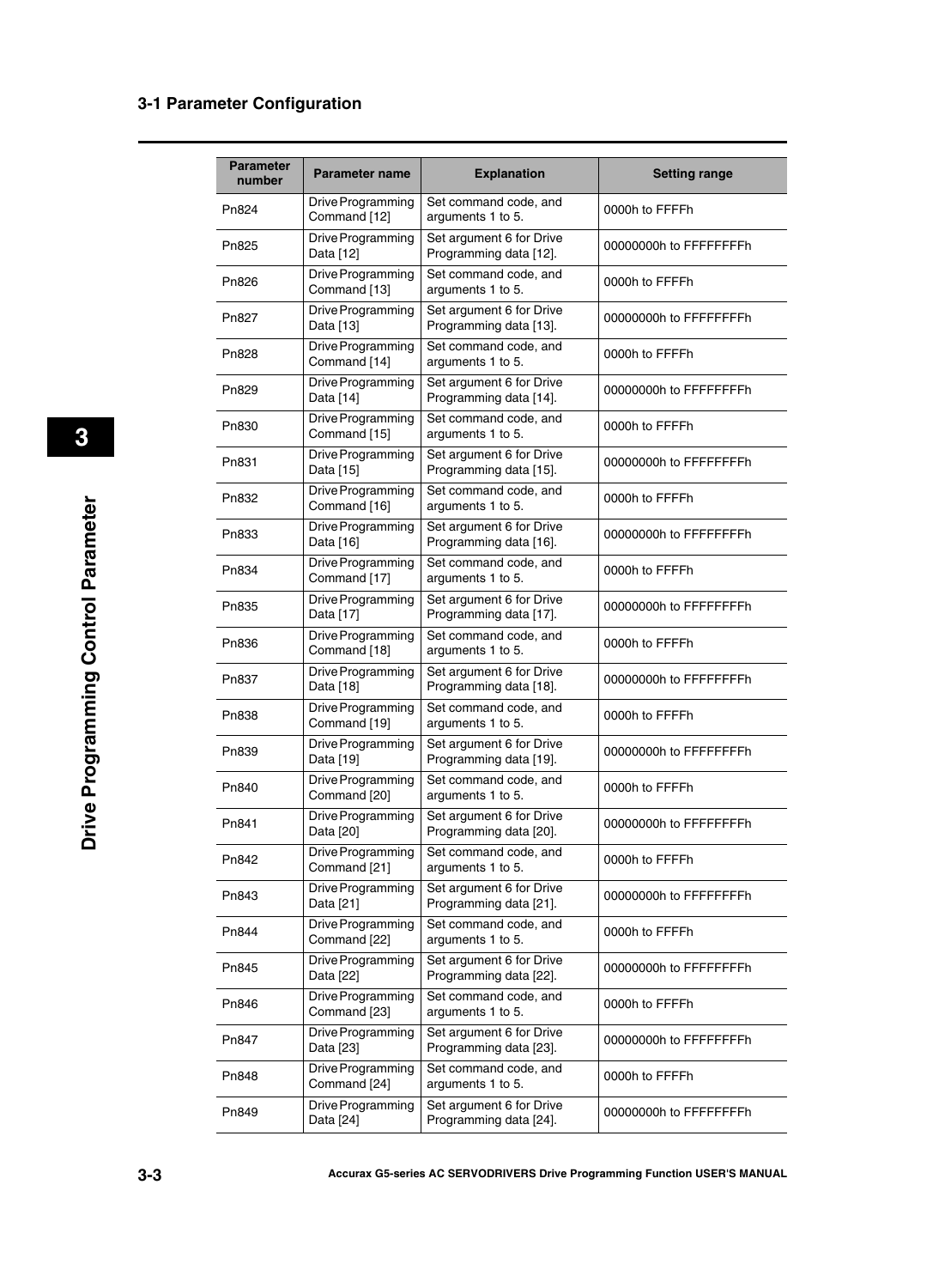| Parameter number | Parameter name | Explanation | Setting range |
|---|---|---|---|
| Pn824 | Drive Programming Command [12] | Set command code, and arguments 1 to 5. | 0000h to FFFFh |
| Pn825 | Drive Programming Data [12] | Set argument 6 for Drive Programming data [12]. | 00000000h to FFFFFFFFh |
| Pn826 | Drive Programming Command [13] | Set command code, and arguments 1 to 5. | 0000h to FFFFh |
| Pn827 | Drive Programming Data [13] | Set argument 6 for Drive Programming data [13]. | 00000000h to FFFFFFFFh |
| Pn828 | Drive Programming Command [14] | Set command code, and arguments 1 to 5. | 0000h to FFFFh |
| Pn829 | Drive Programming Data [14] | Set argument 6 for Drive Programming data [14]. | 00000000h to FFFFFFFFh |
| Pn830 | Drive Programming Command [15] | Set command code, and arguments 1 to 5. | 0000h to FFFFh |
| Pn831 | Drive Programming Data [15] | Set argument 6 for Drive Programming data [15]. | 00000000h to FFFFFFFFh |
| Pn832 | Drive Programming Command [16] | Set command code, and arguments 1 to 5. | 0000h to FFFFh |
| Pn833 | Drive Programming Data [16] | Set argument 6 for Drive Programming data [16]. | 00000000h to FFFFFFFFh |
| Pn834 | Drive Programming Command [17] | Set command code, and arguments 1 to 5. | 0000h to FFFFh |
| Pn835 | Drive Programming Data [17] | Set argument 6 for Drive Programming data [17]. | 00000000h to FFFFFFFFh |
| Pn836 | Drive Programming Command [18] | Set command code, and arguments 1 to 5. | 0000h to FFFFh |
| Pn837 | Drive Programming Data [18] | Set argument 6 for Drive Programming data [18]. | 00000000h to FFFFFFFFh |
| Pn838 | Drive Programming Command [19] | Set command code, and arguments 1 to 5. | 0000h to FFFFh |
| Pn839 | Drive Programming Data [19] | Set argument 6 for Drive Programming data [19]. | 00000000h to FFFFFFFFh |
| Pn840 | Drive Programming Command [20] | Set command code, and arguments 1 to 5. | 0000h to FFFFh |
| Pn841 | Drive Programming Data [20] | Set argument 6 for Drive Programming data [20]. | 00000000h to FFFFFFFFh |
| Pn842 | Drive Programming Command [21] | Set command code, and arguments 1 to 5. | 0000h to FFFFh |
| Pn843 | Drive Programming Data [21] | Set argument 6 for Drive Programming data [21]. | 00000000h to FFFFFFFFh |
| Pn844 | Drive Programming Command [22] | Set command code, and arguments 1 to 5. | 0000h to FFFFh |
| Pn845 | Drive Programming Data [22] | Set argument 6 for Drive Programming data [22]. | 00000000h to FFFFFFFFh |
| Pn846 | Drive Programming Command [23] | Set command code, and arguments 1 to 5. | 0000h to FFFFh |
| Pn847 | Drive Programming Data [23] | Set argument 6 for Drive Programming data [23]. | 00000000h to FFFFFFFFh |
| Pn848 | Drive Programming Command [24] | Set command code, and arguments 1 to 5. | 0000h to FFFFh |
| Pn849 | Drive Programming Data [24] | Set argument 6 for Drive Programming data [24]. | 00000000h to FFFFFFFFh |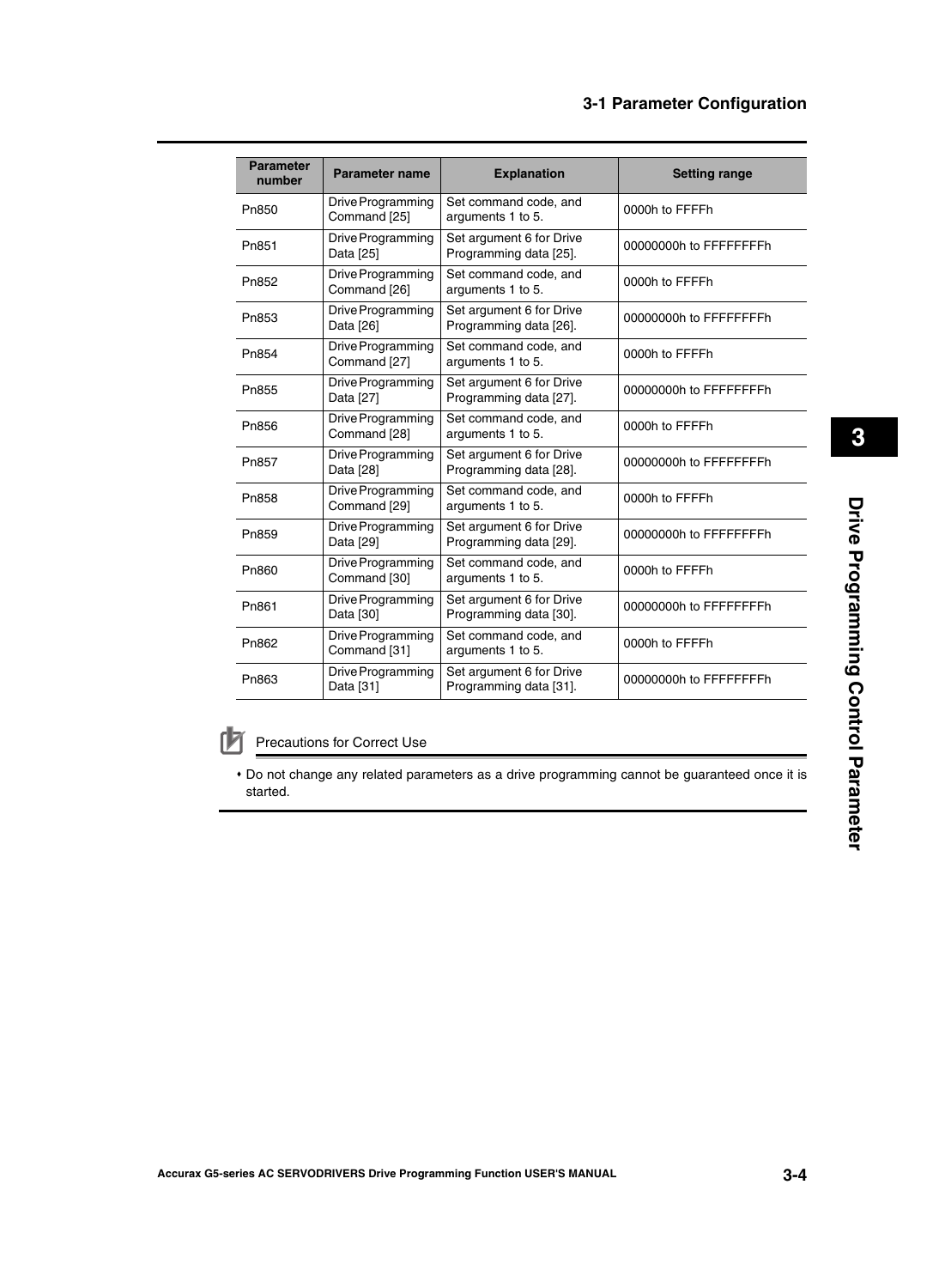| Parameter number | Parameter name | Explanation | Setting range |
|---|---|---|---|
| Pn850 | Drive Programming Command [25] | Set command code, and arguments 1 to 5. | 0000h to FFFFh |
| Pn851 | Drive Programming Data [25] | Set argument 6 for Drive Programming data [25]. | 00000000h to FFFFFFFFh |
| Pn852 | Drive Programming Command [26] | Set command code, and arguments 1 to 5. | 0000h to FFFFh |
| Pn853 | Drive Programming Data [26] | Set argument 6 for Drive Programming data [26]. | 00000000h to FFFFFFFFh |
| Pn854 | Drive Programming Command [27] | Set command code, and arguments 1 to 5. | 0000h to FFFFh |
| Pn855 | Drive Programming Data [27] | Set argument 6 for Drive Programming data [27]. | 00000000h to FFFFFFFFh |
| Pn856 | Drive Programming Command [28] | Set command code, and arguments 1 to 5. | 0000h to FFFFh |
| Pn857 | Drive Programming Data [28] | Set argument 6 for Drive Programming data [28]. | 00000000h to FFFFFFFFh |
| Pn858 | Drive Programming Command [29] | Set command code, and arguments 1 to 5. | 0000h to FFFFh |
| Pn859 | Drive Programming Data [29] | Set argument 6 for Drive Programming data [29]. | 00000000h to FFFFFFFFh |
| Pn860 | Drive Programming Command [30] | Set command code, and arguments 1 to 5. | 0000h to FFFFh |
| Pn861 | Drive Programming Data [30] | Set argument 6 for Drive Programming data [30]. | 00000000h to FFFFFFFFh |
| Pn862 | Drive Programming Command [31] | Set command code, and arguments 1 to 5. | 0000h to FFFFh |
| Pn863 | Drive Programming Data [31] | Set argument 6 for Drive Programming data [31]. | 00000000h to FFFFFFFFh |

**Precautions for Correct Use**

- Do not change any related parameters as a drive programming cannot be guaranteed once it is started.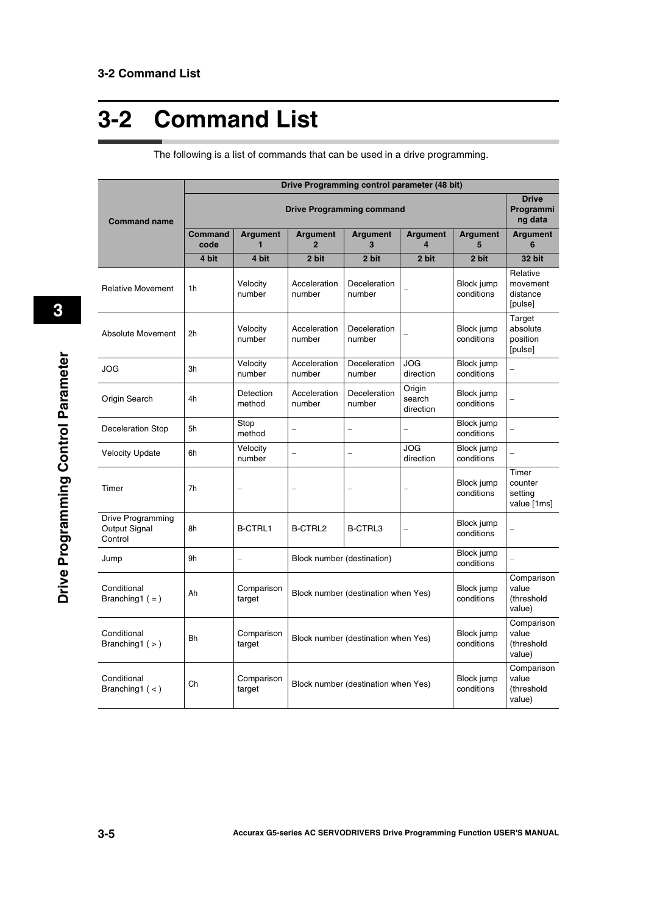# 3-2 Command List

The following is a list of commands that can be used in a drive programming.

| Command name | Drive Programming control parameter (48 bit) | | | | | | |
|---|---|---|---|---|---|---|---|
| | Drive Programming command | | | | | | Drive Programming data |
| | Command code | Argument 1 | Argument 2 | Argument 3 | Argument 4 | Argument 5 | Argument 6 |
| | 4 bit | 4 bit | 2 bit | 2 bit | 2 bit | 2 bit | 32 bit |
| Relative Movement | 1h | Velocity number | Acceleration number | Deceleration number | – | Block jump conditions | Relative movement distance [pulse] |
| Absolute Movement | 2h | Velocity number | Acceleration number | Deceleration number | – | Block jump conditions | Target absolute position [pulse] |
| JOG | 3h | Velocity number | Acceleration number | Deceleration number | JOG direction | Block jump conditions | – |
| Origin Search | 4h | Detection method | Acceleration number | Deceleration number | Origin search direction | Block jump conditions | – |
| Deceleration Stop | 5h | Stop method | – | – | – | Block jump conditions | – |
| Velocity Update | 6h | Velocity number | – | – | JOG direction | Block jump conditions | – |
| Timer | 7h | – | – | – | – | Block jump conditions | Timer counter setting value [1ms] |
| Drive Programming Output Signal Control | 8h | B-CTRL1 | B-CTRL2 | B-CTRL3 | – | Block jump conditions | – |
| Jump | 9h | – | Block number (destination) | | | Block jump conditions | – |
| Conditional Branching1 ( = ) | Ah | Comparison target | Block number (destination when Yes) | | | Block jump conditions | Comparison value (threshold value) |
| Conditional Branching1 ( > ) | Bh | Comparison target | Block number (destination when Yes) | | | Block jump conditions | Comparison value (threshold value) |
| Conditional Branching1 ( < ) | Ch | Comparison target | Block number (destination when Yes) | | | Block jump conditions | Comparison value (threshold value) |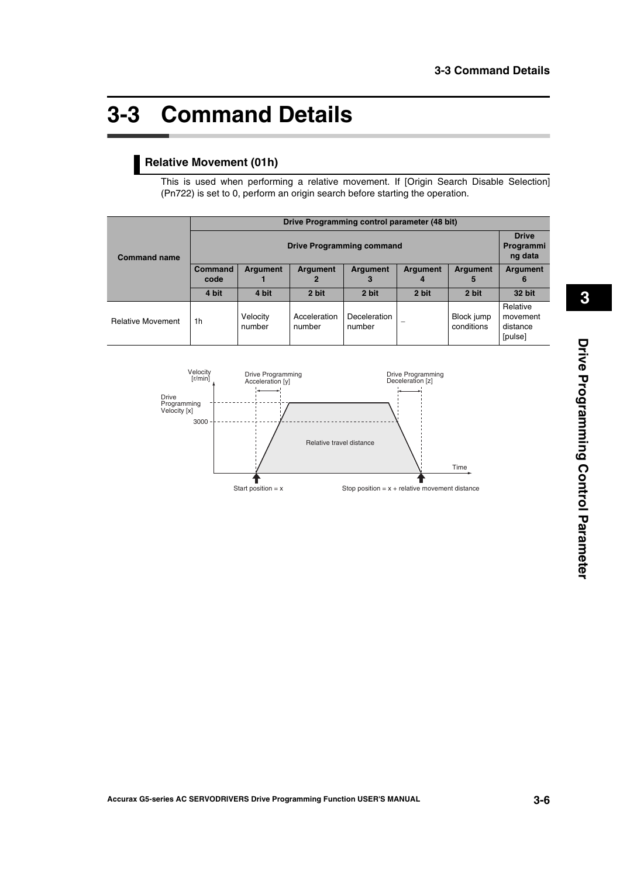# 3-3 Command Details

## Relative Movement (01h)

This is used when performing a relative movement. If [Origin Search Disable Selection] (Pn722) is set to 0, perform an origin search before starting the operation.

| Command name | Drive Programming control parameter (48 bit) | | | | | | |
|---|---|---|---|---|---|---|---|
| | Drive Programming command | | | | | | Drive Programming data |
| | Command code | Argument 1 | Argument 2 | Argument 3 | Argument 4 | Argument 5 | Argument 6 |
| | 4 bit | 4 bit | 2 bit | 2 bit | 2 bit | 2 bit | 32 bit |
| Relative Movement | 1h | Velocity number | Acceleration number | Deceleration number | – | Block jump conditions | Relative movement distance [pulse] |

Velocity [r/min]

Drive Programming Acceleration [y]

Drive Programming Deceleration [z]

Drive Programming Velocity [x]

3000

Relative travel distance

Time

Start position = x

Stop position = x + relative movement distance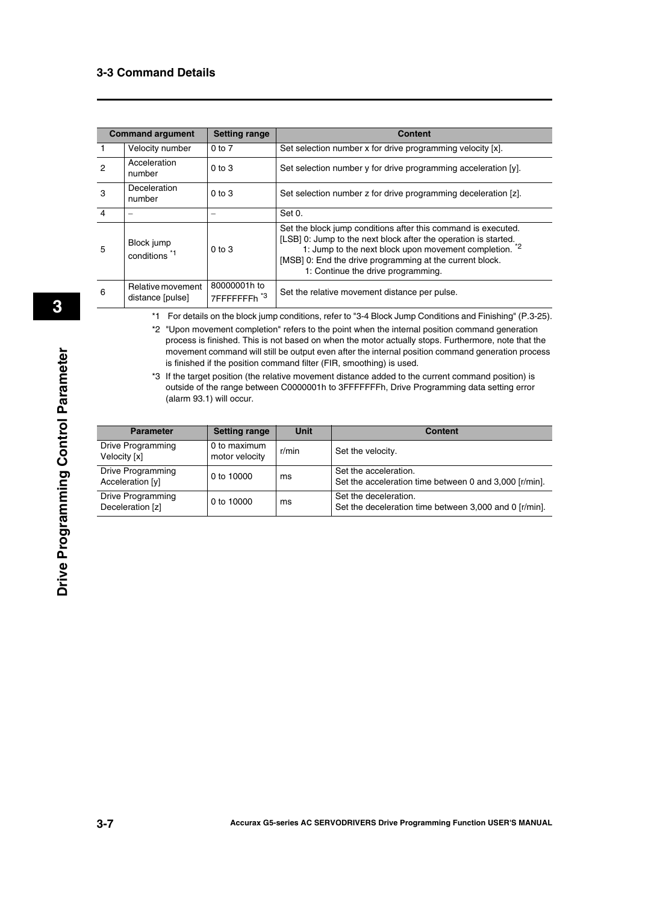| Command argument | | Setting range | Content |
|---|---|---|---|
| 1 | Velocity number | 0 to 7 | Set selection number x for drive programming velocity [x]. |
| 2 | Acceleration number | 0 to 3 | Set selection number y for drive programming acceleration [y]. |
| 3 | Deceleration number | 0 to 3 | Set selection number z for drive programming deceleration [z]. |
| 4 | – | – | Set 0. |
| 5 | Block jump conditions [*1] | 0 to 3 | Set the block jump conditions after this command is executed.<br>[LSB] 0: Jump to the next block after the operation is started.<br>1: Jump to the next block upon movement completion. [*2]<br>[MSB] 0: End the drive programming at the current block.<br>1: Continue the drive programming. |
| 6 | Relative movement distance [pulse] | 80000001h to 7FFFFFFFh [*3] | Set the relative movement distance per pulse. |

*1 For details on the block jump conditions, refer to "3-4 Block Jump Conditions and Finishing" (P.3-25).

*2 "Upon movement completion" refers to the point when the internal position command generation process is finished. This is not based on when the motor actually stops. Furthermore, note that the movement command will still be output even after the internal position command generation process is finished if the position command filter (FIR, smoothing) is used.

*3 If the target position (the relative movement distance added to the current command position) is outside of the range between C0000001h to 3FFFFFFFh, Drive Programming data setting error (alarm 93.1) will occur.

| Parameter | Setting range | Unit | Content |
|---|---|---|---|
| Drive Programming Velocity [x] | 0 to maximum motor velocity | r/min | Set the velocity. |
| Drive Programming Acceleration [y] | 0 to 10000 | ms | Set the acceleration.<br>Set the acceleration time between 0 and 3,000 [r/min]. |
| Drive Programming Deceleration [z] | 0 to 10000 | ms | Set the deceleration.<br>Set the deceleration time between 3,000 and 0 [r/min]. |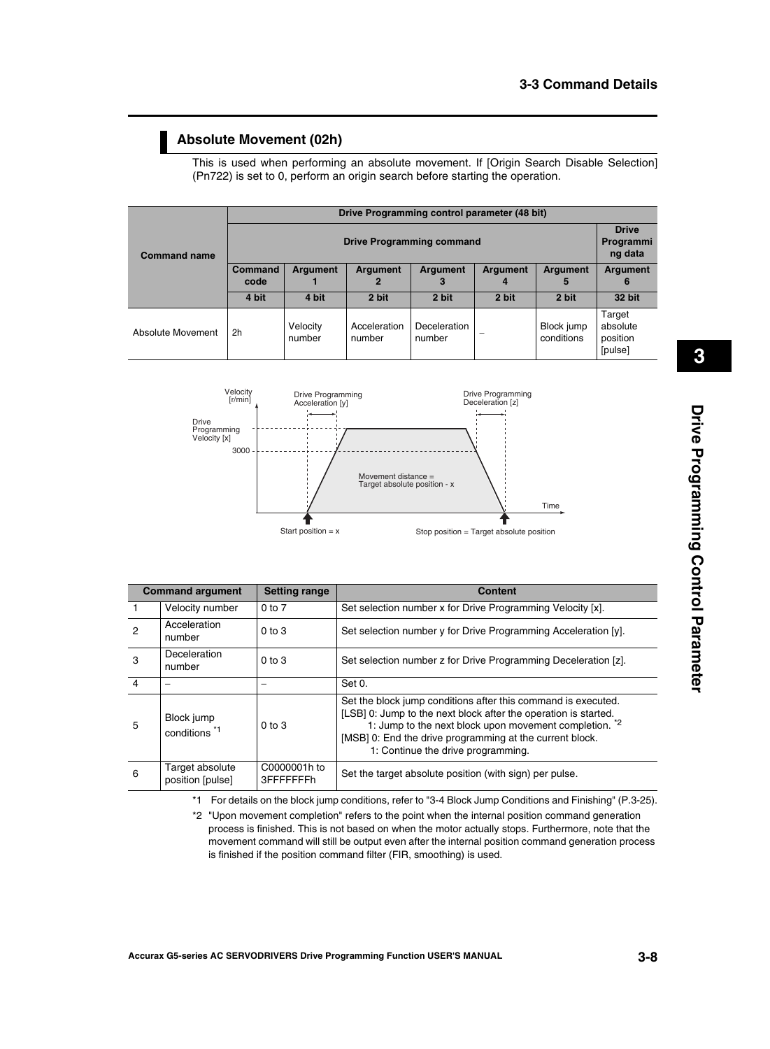## Absolute Movement (02h)

This is used when performing an absolute movement. If [Origin Search Disable Selection] (Pn722) is set to 0, perform an origin search before starting the operation.

| Command name | Drive Programming control parameter (48 bit) | | | | | | |
|---|---|---|---|---|---|---|---|
| | Drive Programming command | | | | | | Drive Programming data |
| | Command code | Argument 1 | Argument 2 | Argument 3 | Argument 4 | Argument 5 | Argument 6 |
| | 4 bit | 4 bit | 2 bit | 2 bit | 2 bit | 2 bit | 32 bit |
| Absolute Movement | 2h | Velocity number | Acceleration number | Deceleration number | – | Block jump conditions | Target absolute position [pulse] |

Velocity [r/min]
Drive Programming Velocity [x]
3000
Drive Programming Acceleration [y]
Drive Programming Deceleration [z]
Movement distance = Target absolute position - x
Time
Start position = x
Stop position = Target absolute position

| Command argument | | Setting range | Content |
|---|---|---|---|
| 1 | Velocity number | 0 to 7 | Set selection number x for Drive Programming Velocity [x]. |
| 2 | Acceleration number | 0 to 3 | Set selection number y for Drive Programming Acceleration [y]. |
| 3 | Deceleration number | 0 to 3 | Set selection number z for Drive Programming Deceleration [z]. |
| 4 | – | – | Set 0. |
| 5 | Block jump conditions *1 | 0 to 3 | Set the block jump conditions after this command is executed.<br>[LSB] 0: Jump to the next block after the operation is started.<br>1: Jump to the next block upon movement completion. *2<br>[MSB] 0: End the drive programming at the current block.<br>1: Continue the drive programming. |
| 6 | Target absolute position [pulse] | C0000001h to 3FFFFFFFh | Set the target absolute position (with sign) per pulse. |

*1 For details on the block jump conditions, refer to "3-4 Block Jump Conditions and Finishing" (P.3-25).

*2 "Upon movement completion" refers to the point when the internal position command generation process is finished. This is not based on when the motor actually stops. Furthermore, note that the movement command will still be output even after the internal position command generation process is finished if the position command filter (FIR, smoothing) is used.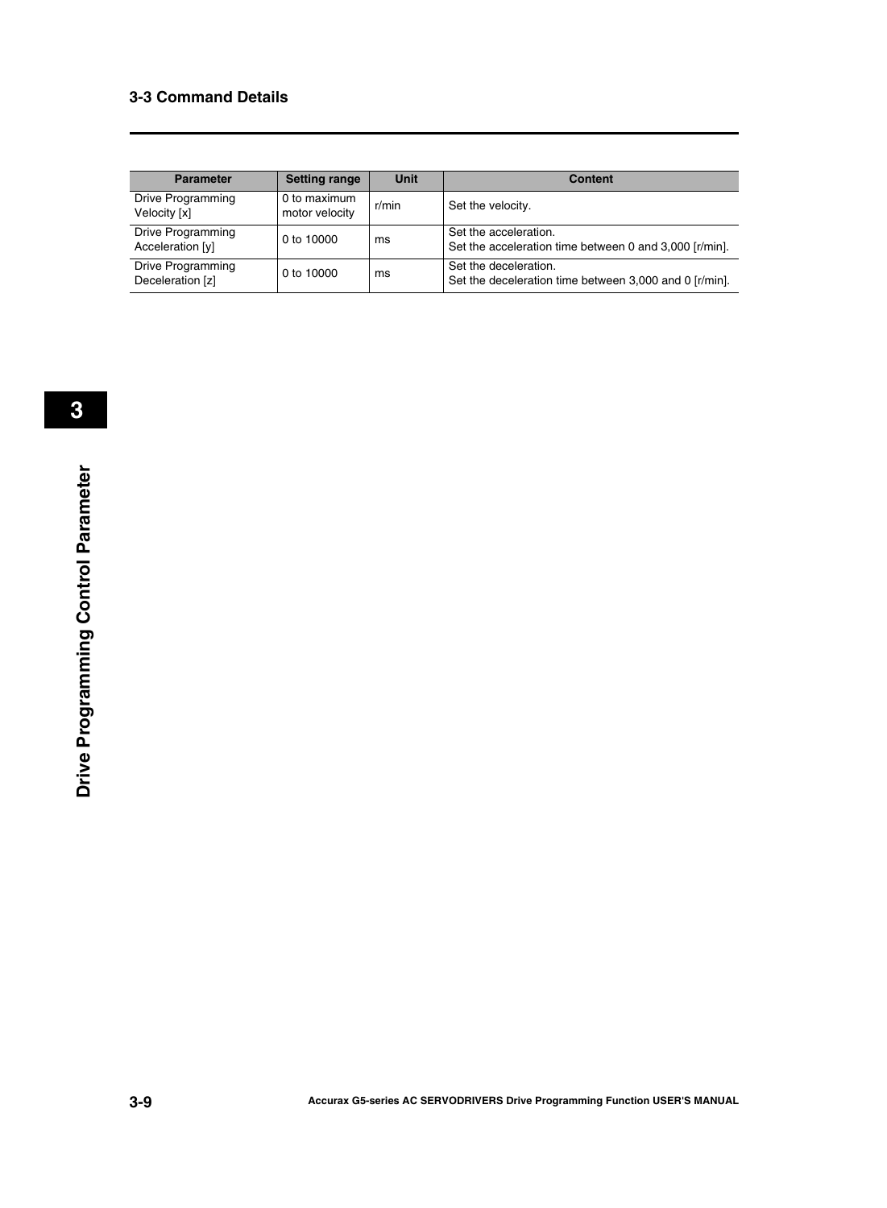| Parameter | Setting range | Unit | Content |
| --- | --- | --- | --- |
| Drive Programming Velocity [x] | 0 to maximum motor velocity | r/min | Set the velocity. |
| Drive Programming Acceleration [y] | 0 to 10000 | ms | Set the acceleration.<br>Set the acceleration time between 0 and 3,000 [r/min]. |
| Drive Programming Deceleration [z] | 0 to 10000 | ms | Set the deceleration.<br>Set the deceleration time between 3,000 and 0 [r/min]. |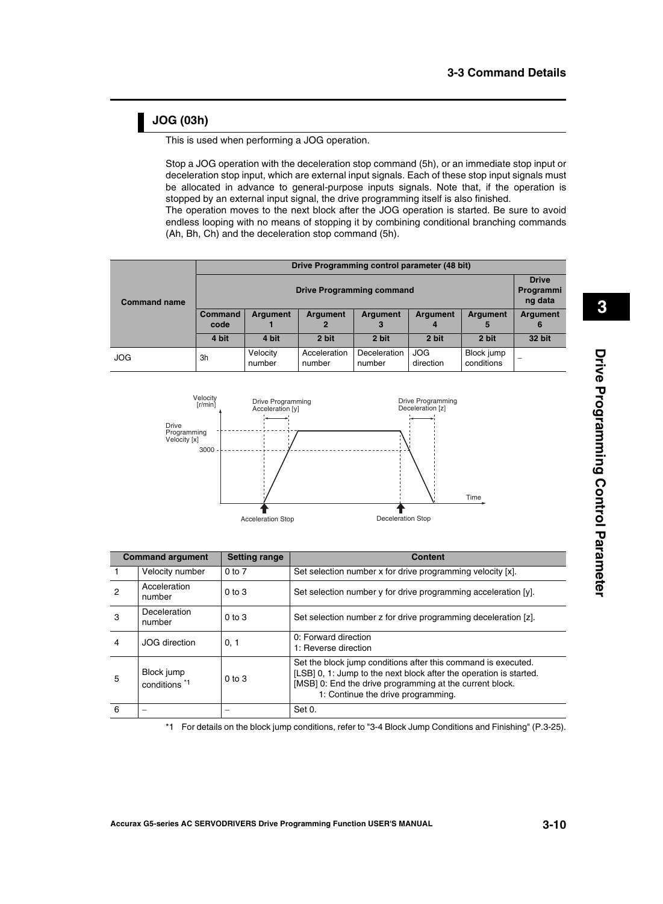## JOG (03h)

This is used when performing a JOG operation.

Stop a JOG operation with the deceleration stop command (5h), or an immediate stop input or deceleration stop input, which are external input signals. Each of these stop input signals must be allocated in advance to general-purpose inputs signals. Note that, if the operation is stopped by an external input signal, the drive programming itself is also finished.
The operation moves to the next block after the JOG operation is started. Be sure to avoid endless looping with no means of stopping it by combining conditional branching commands (Ah, Bh, Ch) and the deceleration stop command (5h).

| Command name | Drive Programming control parameter (48 bit) | | | | | | |
|---|---|---|---|---|---|---|---|
| | Drive Programming command | | | | | | Drive Programming data |
| | Command code | Argument 1 | Argument 2 | Argument 3 | Argument 4 | Argument 5 | Argument 6 |
| | 4 bit | 4 bit | 2 bit | 2 bit | 2 bit | 2 bit | 32 bit |
| JOG | 3h | Velocity number | Acceleration number | Deceleration number | JOG direction | Block jump conditions | – |

| Command argument | | Setting range | Content |
|---|---|---|---|
| 1 | Velocity number | 0 to 7 | Set selection number x for drive programming velocity [x]. |
| 2 | Acceleration number | 0 to 3 | Set selection number y for drive programming acceleration [y]. |
| 3 | Deceleration number | 0 to 3 | Set selection number z for drive programming deceleration [z]. |
| 4 | JOG direction | 0, 1 | 0: Forward direction<br>1: Reverse direction |
| 5 | Block jump conditions [*1] | 0 to 3 | Set the block jump conditions after this command is executed.<br>[LSB] 0, 1: Jump to the next block after the operation is started.<br>[MSB] 0: End the drive programming at the current block.<br>1: Continue the drive programming. |
| 6 | – | – | Set 0. |

*1 For details on the block jump conditions, refer to "3-4 Block Jump Conditions and Finishing" (P.3-25).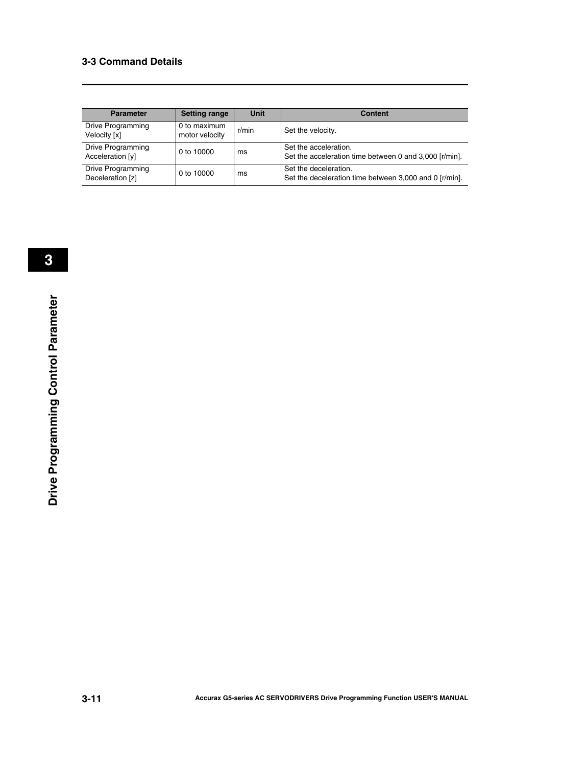| Parameter | Setting range | Unit | Content |
|---|---|---|---|
| Drive Programming Velocity [x] | 0 to maximum motor velocity | r/min | Set the velocity. |
| Drive Programming Acceleration [y] | 0 to 10000 | ms | Set the acceleration.<br>Set the acceleration time between 0 and 3,000 [r/min]. |
| Drive Programming Deceleration [z] | 0 to 10000 | ms | Set the deceleration.<br>Set the deceleration time between 3,000 and 0 [r/min]. |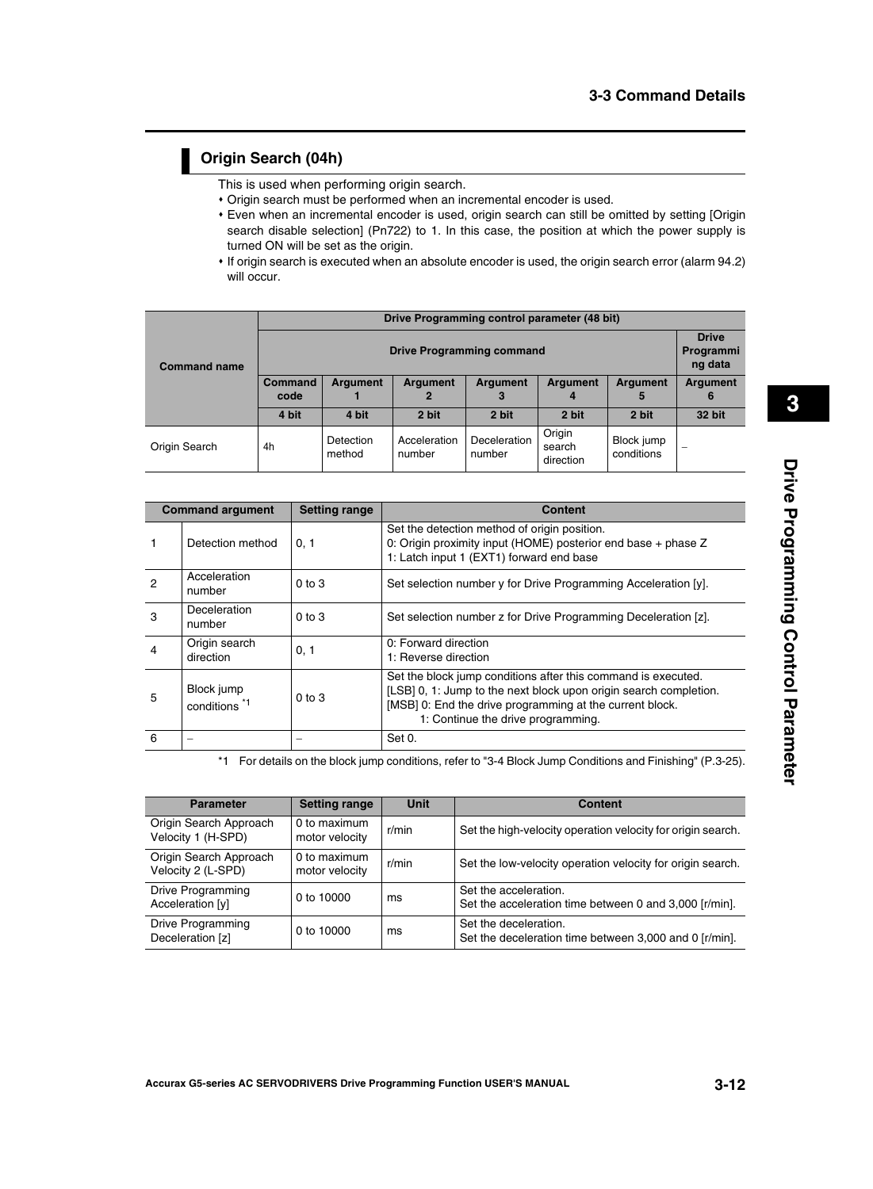## Origin Search (04h)

This is used when performing origin search.

- Origin search must be performed when an incremental encoder is used.
- Even when an incremental encoder is used, origin search can still be omitted by setting [Origin search disable selection] (Pn722) to 1. In this case, the position at which the power supply is turned ON will be set as the origin.
- If origin search is executed when an absolute encoder is used, the origin search error (alarm 94.2) will occur.

| Command name | Drive Programming control parameter (48 bit) | | | | | | |
|---|---|---|---|---|---|---|---|
| | Drive Programming command | | | | | | Drive Programming data |
| | Command code | Argument 1 | Argument 2 | Argument 3 | Argument 4 | Argument 5 | Argument 6 |
| | 4 bit | 4 bit | 2 bit | 2 bit | 2 bit | 2 bit | 32 bit |
| Origin Search | 4h | Detection method | Acceleration number | Deceleration number | Origin search direction | Block jump conditions | – |

| Command argument | | Setting range | Content |
|---|---|---|---|
| 1 | Detection method | 0, 1 | Set the detection method of origin position.<br>0: Origin proximity input (HOME) posterior end base + phase Z<br>1: Latch input 1 (EXT1) forward end base |
| 2 | Acceleration number | 0 to 3 | Set selection number y for Drive Programming Acceleration [y]. |
| 3 | Deceleration number | 0 to 3 | Set selection number z for Drive Programming Deceleration [z]. |
| 4 | Origin search direction | 0, 1 | 0: Forward direction<br>1: Reverse direction |
| 5 | Block jump conditions *1 | 0 to 3 | Set the block jump conditions after this command is executed.<br>[LSB] 0, 1: Jump to the next block upon origin search completion.<br>[MSB] 0: End the drive programming at the current block.<br>1: Continue the drive programming. |
| 6 | – | – | Set 0. |

*1 For details on the block jump conditions, refer to "3-4 Block Jump Conditions and Finishing" (P.3-25).

| Parameter | Setting range | Unit | Content |
|---|---|---|---|
| Origin Search Approach Velocity 1 (H-SPD) | 0 to maximum motor velocity | r/min | Set the high-velocity operation velocity for origin search. |
| Origin Search Approach Velocity 2 (L-SPD) | 0 to maximum motor velocity | r/min | Set the low-velocity operation velocity for origin search. |
| Drive Programming Acceleration [y] | 0 to 10000 | ms | Set the acceleration.<br>Set the acceleration time between 0 and 3,000 [r/min]. |
| Drive Programming Deceleration [z] | 0 to 10000 | ms | Set the deceleration.<br>Set the deceleration time between 3,000 and 0 [r/min]. |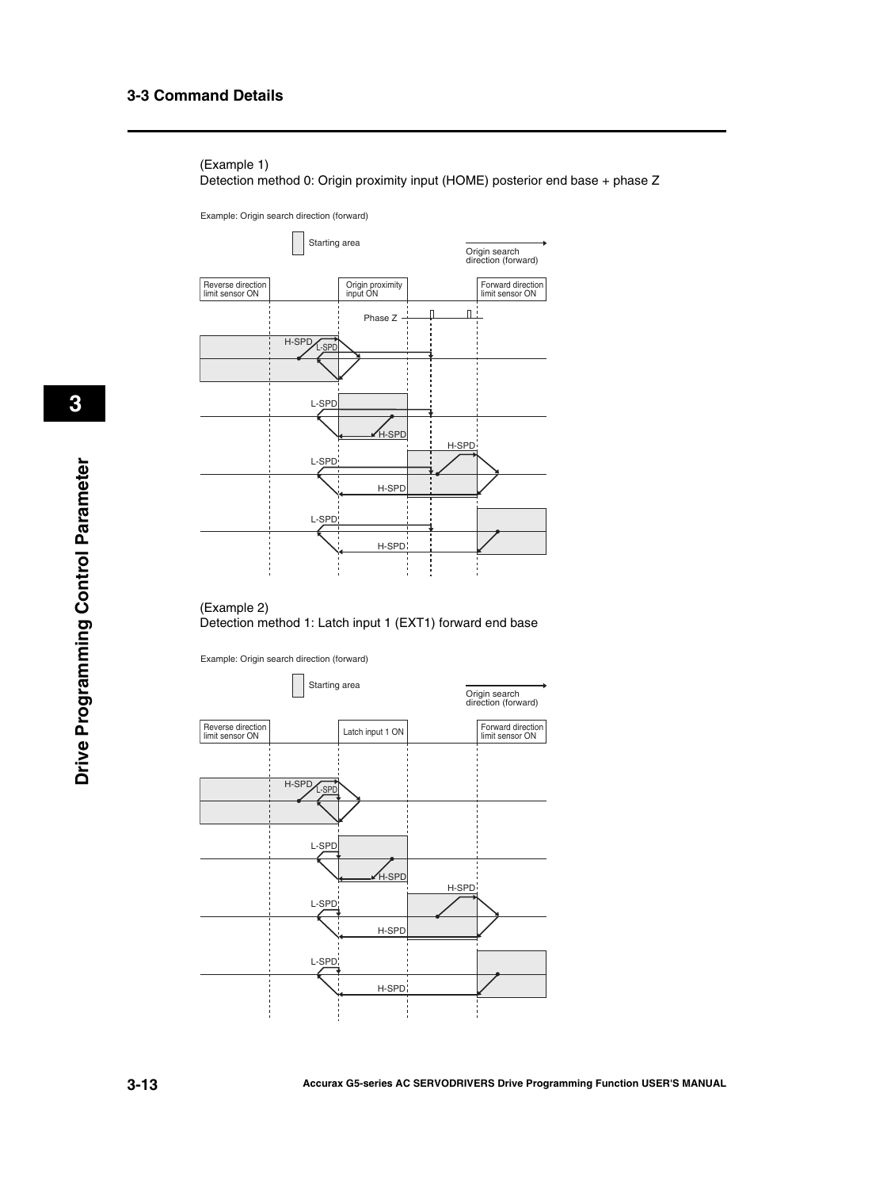(Example 1)

Detection method 0: Origin proximity input (HOME) posterior end base + phase Z

Example: Origin search direction (forward)

Starting area

Origin search direction (forward)

Reverse direction limit sensor ON

Origin proximity input ON

Forward direction limit sensor ON

Phase Z

H-SPD L-SPD

L-SPD H-SPD

H-SPD L-SPD H-SPD

L-SPD H-SPD

(Example 2)

Detection method 1: Latch input 1 (EXT1) forward end base

Example: Origin search direction (forward)

Starting area

Origin search direction (forward)

Reverse direction limit sensor ON

Latch input 1 ON

Forward direction limit sensor ON

H-SPD L-SPD

L-SPD H-SPD

H-SPD L-SPD H-SPD

L-SPD H-SPD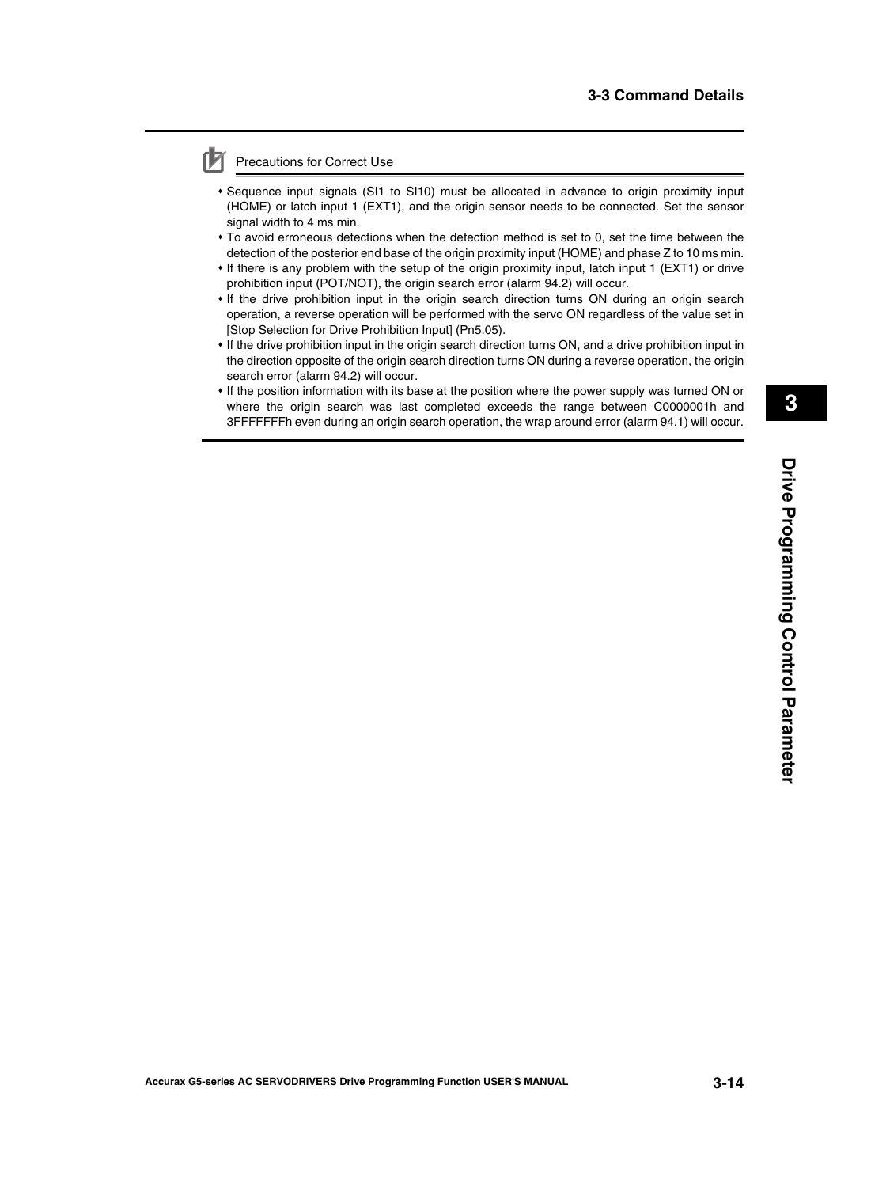Precautions for Correct Use

- Sequence input signals (SI1 to SI10) must be allocated in advance to origin proximity input (HOME) or latch input 1 (EXT1), and the origin sensor needs to be connected. Set the sensor signal width to 4 ms min.
- To avoid erroneous detections when the detection method is set to 0, set the time between the detection of the posterior end base of the origin proximity input (HOME) and phase Z to 10 ms min.
- If there is any problem with the setup of the origin proximity input, latch input 1 (EXT1) or drive prohibition input (POT/NOT), the origin search error (alarm 94.2) will occur.
- If the drive prohibition input in the origin search direction turns ON during an origin search operation, a reverse operation will be performed with the servo ON regardless of the value set in [Stop Selection for Drive Prohibition Input] (Pn5.05).
- If the drive prohibition input in the origin search direction turns ON, and a drive prohibition input in the direction opposite of the origin search direction turns ON during a reverse operation, the origin search error (alarm 94.2) will occur.
- If the position information with its base at the position where the power supply was turned ON or where the origin search was last completed exceeds the range between C0000001h and 3FFFFFFFh even during an origin search operation, the wrap around error (alarm 94.1) will occur.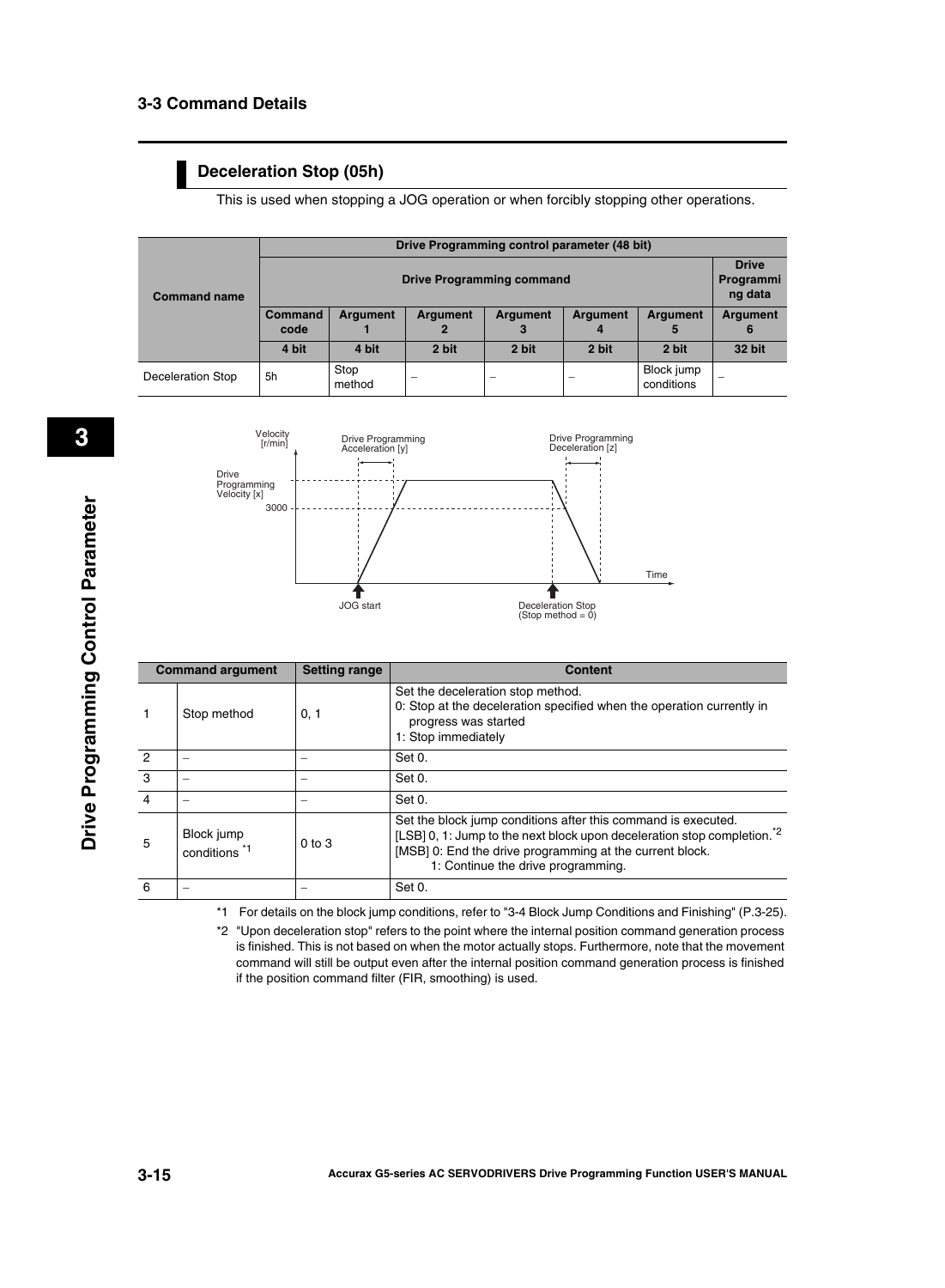## 3-3 Command Details

### Deceleration Stop (05h)

This is used when stopping a JOG operation or when forcibly stopping other operations.

| Command name | Drive Programming control parameter (48 bit) | | | | | | |
|---|---|---|---|---|---|---|---|
| | Drive Programming command | | | | | | Drive Programming data |
| | Command code | Argument 1 | Argument 2 | Argument 3 | Argument 4 | Argument 5 | Argument 6 |
| | 4 bit | 4 bit | 2 bit | 2 bit | 2 bit | 2 bit | 32 bit |
| Deceleration Stop | 5h | Stop method | – | – | – | Block jump conditions | – |

Velocity [r/min]

Drive Programming Velocity [x]

3000

Drive Programming Acceleration [y]

Drive Programming Deceleration [z]

Time

JOG start

Deceleration Stop (Stop method = 0)

| Command argument | | Setting range | Content |
|---|---|---|---|
| 1 | Stop method | 0, 1 | Set the deceleration stop method.<br>0: Stop at the deceleration specified when the operation currently in progress was started<br>1: Stop immediately |
| 2 | – | – | Set 0. |
| 3 | – | – | Set 0. |
| 4 | – | – | Set 0. |
| 5 | Block jump conditions *1 | 0 to 3 | Set the block jump conditions after this command is executed.<br>[LSB] 0, 1: Jump to the next block upon deceleration stop completion.*2<br>[MSB] 0: End the drive programming at the current block.<br>1: Continue the drive programming. |
| 6 | – | – | Set 0. |

*1 For details on the block jump conditions, refer to "3-4 Block Jump Conditions and Finishing" (P.3-25).

*2 "Upon deceleration stop" refers to the point where the internal position command generation process is finished. This is not based on when the motor actually stops. Furthermore, note that the movement command will still be output even after the internal position command generation process is finished if the position command filter (FIR, smoothing) is used.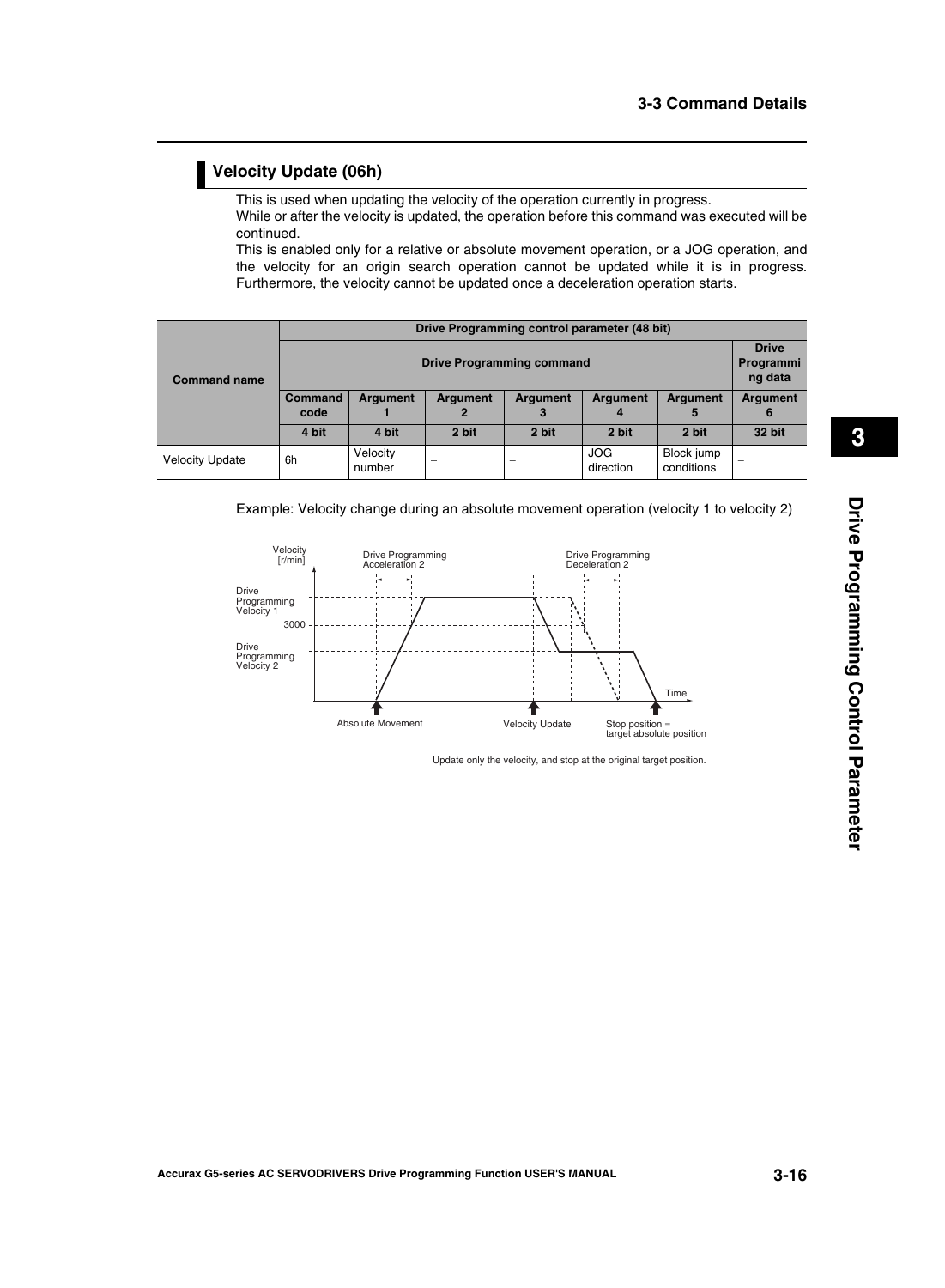## Velocity Update (06h)

This is used when updating the velocity of the operation currently in progress.
While or after the velocity is updated, the operation before this command was executed will be continued.
This is enabled only for a relative or absolute movement operation, or a JOG operation, and the velocity for an origin search operation cannot be updated while it is in progress. Furthermore, the velocity cannot be updated once a deceleration operation starts.

| Command name | Drive Programming control parameter (48 bit) | | | | | | |
|---|---|---|---|---|---|---|---|
| | Drive Programming command | | | | | | Drive Programming data |
| | Command code | Argument 1 | Argument 2 | Argument 3 | Argument 4 | Argument 5 | Argument 6 |
| | 4 bit | 4 bit | 2 bit | 2 bit | 2 bit | 2 bit | 32 bit |
| Velocity Update | 6h | Velocity number | – | – | JOG direction | Block jump conditions | – |

Example: Velocity change during an absolute movement operation (velocity 1 to velocity 2)

Velocity [r/min]
Drive Programming Acceleration 2
Drive Programming Deceleration 2
Drive Programming Velocity 1
3000
Drive Programming Velocity 2
Time
Absolute Movement
Velocity Update
Stop position = target absolute position

Update only the velocity, and stop at the original target position.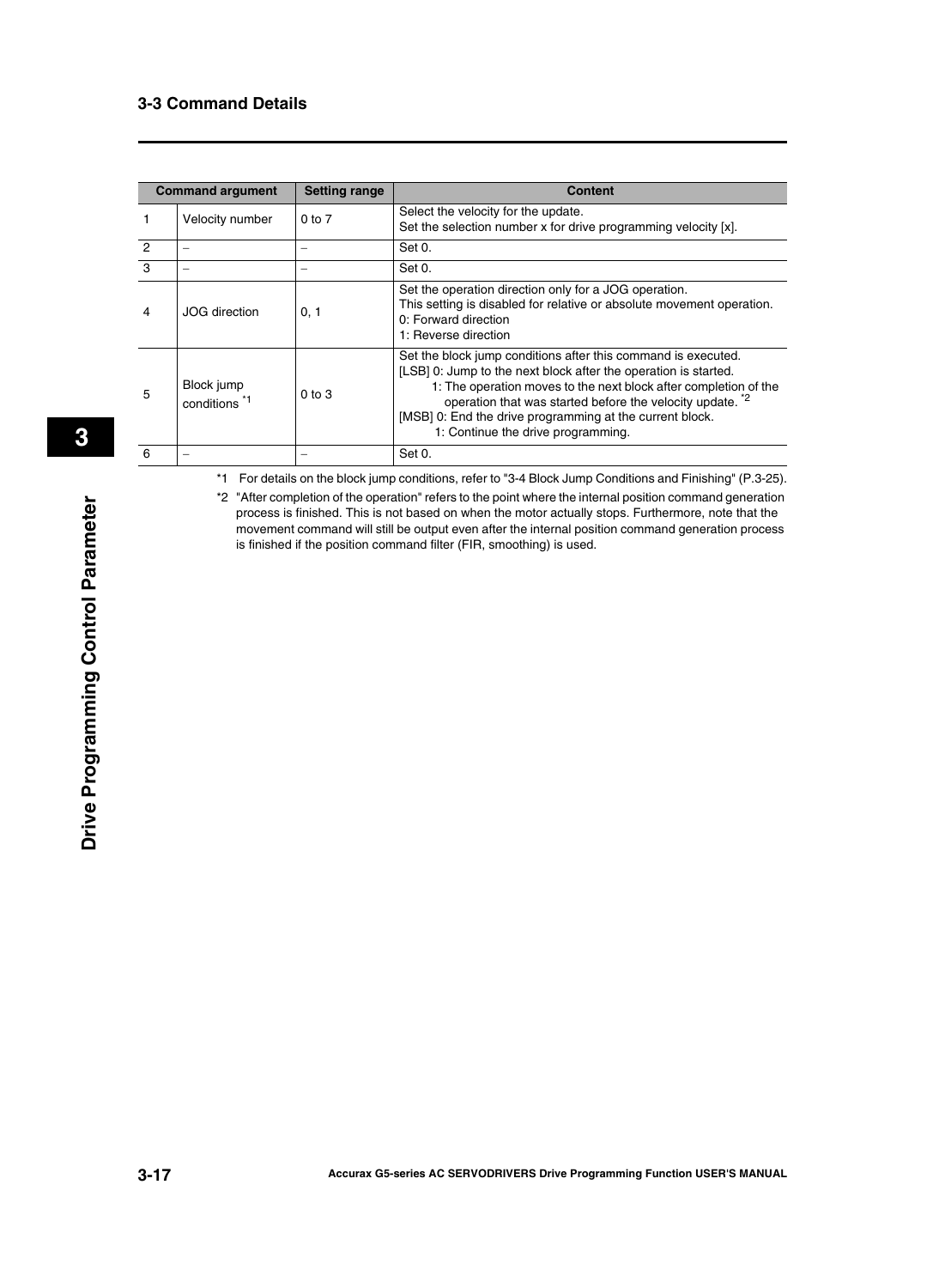| Command argument | | Setting range | Content |
|---|---|---|---|
| 1 | Velocity number | 0 to 7 | Select the velocity for the update.<br>Set the selection number x for drive programming velocity [x]. |
| 2 | – | – | Set 0. |
| 3 | – | – | Set 0. |
| 4 | JOG direction | 0, 1 | Set the operation direction only for a JOG operation.<br>This setting is disabled for relative or absolute movement operation.<br>0: Forward direction<br>1: Reverse direction |
| 5 | Block jump conditions *1 | 0 to 3 | Set the block jump conditions after this command is executed.<br>[LSB] 0: Jump to the next block after the operation is started.<br>1: The operation moves to the next block after completion of the operation that was started before the velocity update. *2<br>[MSB] 0: End the drive programming at the current block.<br>1: Continue the drive programming. |
| 6 | – | – | Set 0. |

*1 For details on the block jump conditions, refer to "3-4 Block Jump Conditions and Finishing" (P.3-25).

*2 "After completion of the operation" refers to the point where the internal position command generation process is finished. This is not based on when the motor actually stops. Furthermore, note that the movement command will still be output even after the internal position command generation process is finished if the position command filter (FIR, smoothing) is used.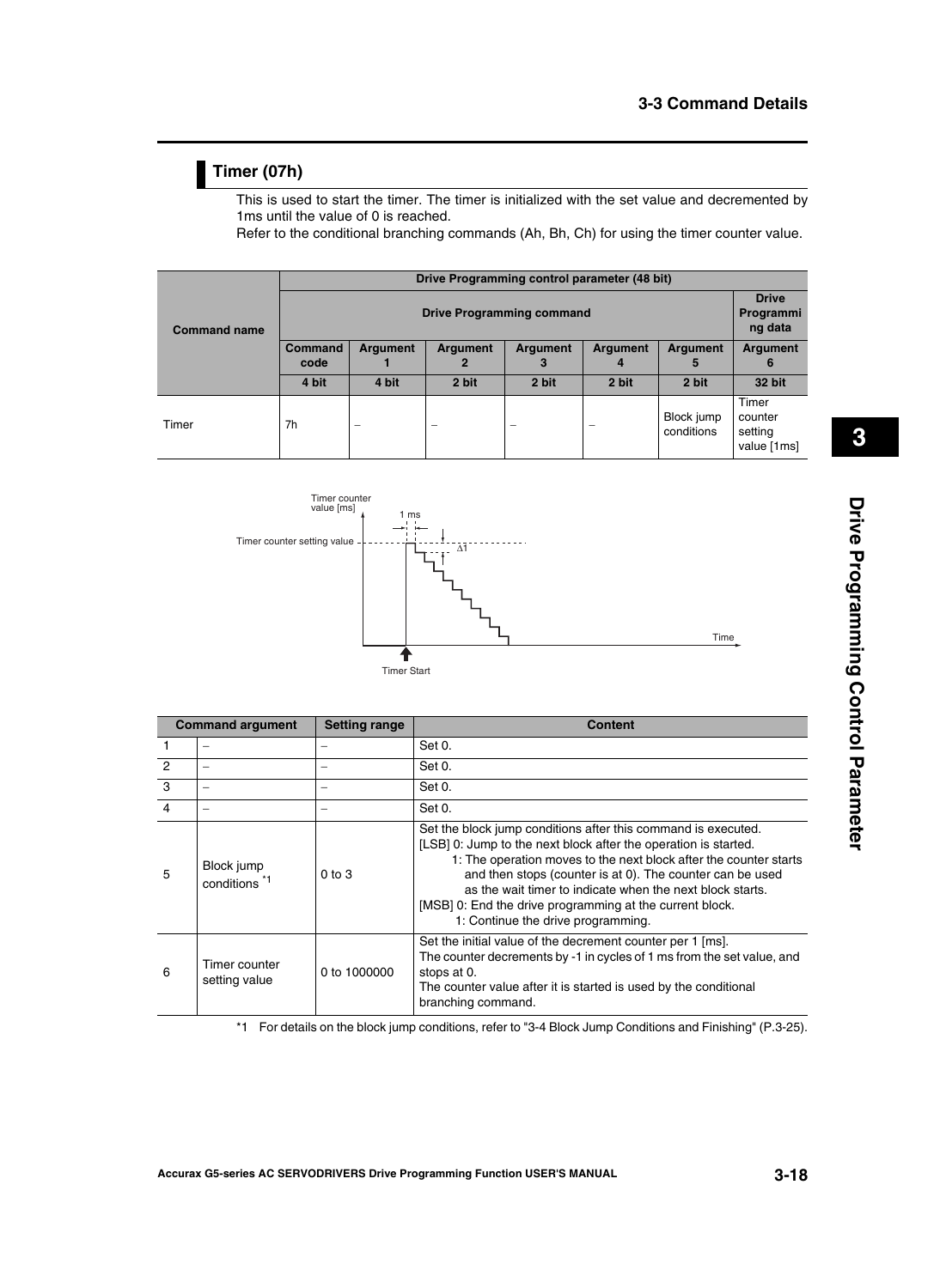## Timer (07h)

This is used to start the timer. The timer is initialized with the set value and decremented by 1ms until the value of 0 is reached.

Refer to the conditional branching commands (Ah, Bh, Ch) for using the timer counter value.

| Command name | Drive Programming control parameter (48 bit) | | | | | | |
|---|---|---|---|---|---|---|---|
| | Drive Programming command | | | | | | Drive Programming data |
| | Command code | Argument 1 | Argument 2 | Argument 3 | Argument 4 | Argument 5 | Argument 6 |
| | 4 bit | 4 bit | 2 bit | 2 bit | 2 bit | 2 bit | 32 bit |
| Timer | 7h | – | – | – | – | Block jump conditions | Timer counter setting value [1ms] |

| Command argument | | Setting range | Content |
|---|---|---|---|
| 1 | – | – | Set 0. |
| 2 | – | – | Set 0. |
| 3 | – | – | Set 0. |
| 4 | – | – | Set 0. |
| 5 | Block jump conditions *1 | 0 to 3 | Set the block jump conditions after this command is executed.<br>[LSB] 0: Jump to the next block after the operation is started.<br>1: The operation moves to the next block after the counter starts and then stops (counter is at 0). The counter can be used as the wait timer to indicate when the next block starts.<br>[MSB] 0: End the drive programming at the current block.<br>1: Continue the drive programming. |
| 6 | Timer counter setting value | 0 to 1000000 | Set the initial value of the decrement counter per 1 [ms].<br>The counter decrements by -1 in cycles of 1 ms from the set value, and stops at 0.<br>The counter value after it is started is used by the conditional branching command. |

*1 For details on the block jump conditions, refer to "3-4 Block Jump Conditions and Finishing" (P.3-25).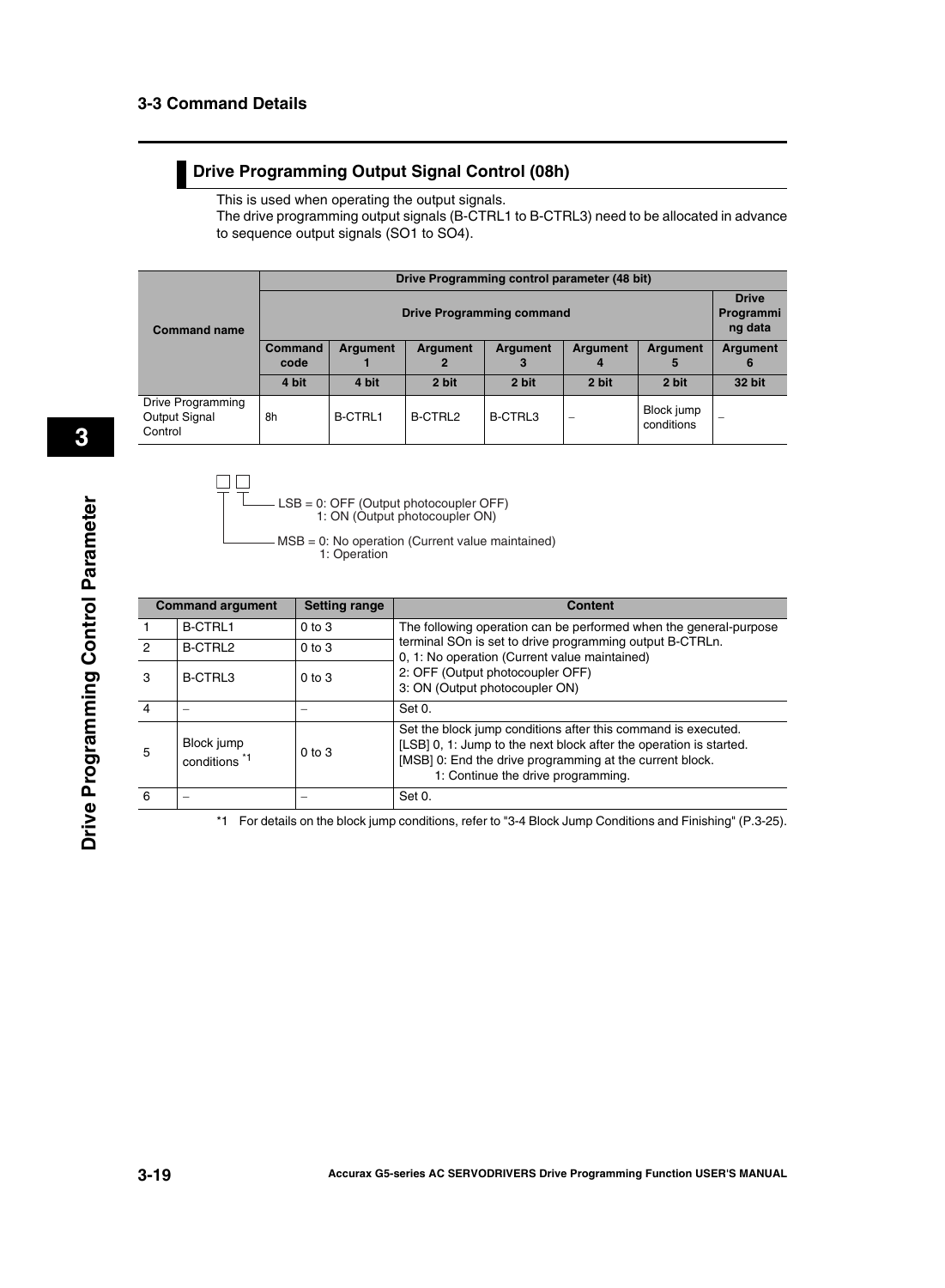## Drive Programming Output Signal Control (08h)

This is used when operating the output signals.
The drive programming output signals (B-CTRL1 to B-CTRL3) need to be allocated in advance to sequence output signals (SO1 to SO4).

| Command name | Drive Programming control parameter (48 bit) | | | | | | |
|---|---|---|---|---|---|---|---|
| | Drive Programming command | | | | | | Drive Programming data |
| | Command code | Argument 1 | Argument 2 | Argument 3 | Argument 4 | Argument 5 | Argument 6 |
| | 4 bit | 4 bit | 2 bit | 2 bit | 2 bit | 2 bit | 32 bit |
| Drive Programming Output Signal Control | 8h | B-CTRL1 | B-CTRL2 | B-CTRL3 | – | Block jump conditions | – |

```
□ □
│ └── LSB = 0: OFF (Output photocoupler OFF)
│           1: ON (Output photocoupler ON)
└──── MSB = 0: No operation (Current value maintained)
            1: Operation
```

| Command argument | | Setting range | Content |
|---|---|---|---|
| 1 | B-CTRL1 | 0 to 3 | The following operation can be performed when the general-purpose terminal SOn is set to drive programming output B-CTRLn.<br>0, 1: No operation (Current value maintained)<br>2: OFF (Output photocoupler OFF)<br>3: ON (Output photocoupler ON) |
| 2 | B-CTRL2 | 0 to 3 | |
| 3 | B-CTRL3 | 0 to 3 | |
| 4 | – | – | Set 0. |
| 5 | Block jump conditions *1 | 0 to 3 | Set the block jump conditions after this command is executed.<br>[LSB] 0, 1: Jump to the next block after the operation is started.<br>[MSB] 0: End the drive programming at the current block.<br>1: Continue the drive programming. |
| 6 | – | – | Set 0. |

*1 For details on the block jump conditions, refer to "3-4 Block Jump Conditions and Finishing" (P.3-25).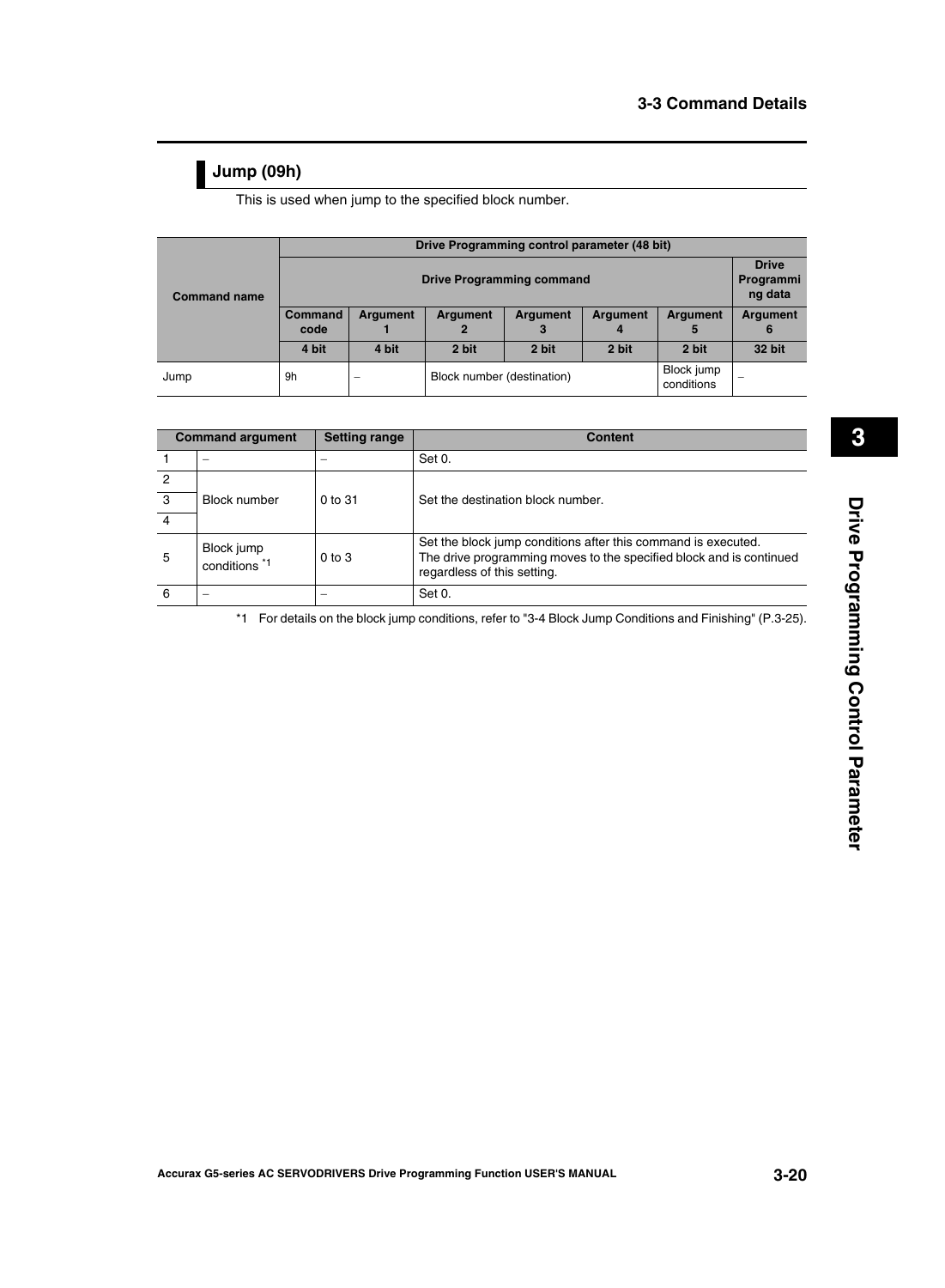## Jump (09h)

This is used when jump to the specified block number.

| Command name | Drive Programming control parameter (48 bit) | | | | | | |
|---|---|---|---|---|---|---|---|
| | Drive Programming command | | | | | | Drive Programming data |
| | Command code | Argument 1 | Argument 2 | Argument 3 | Argument 4 | Argument 5 | Argument 6 |
| | 4 bit | 4 bit | 2 bit | 2 bit | 2 bit | 2 bit | 32 bit |
| Jump | 9h | – | Block number (destination) | | | Block jump conditions | – |

| Command argument | | Setting range | Content |
|---|---|---|---|
| 1 | – | – | Set 0. |
| 2 | Block number | 0 to 31 | Set the destination block number. |
| 3 | | | |
| 4 | | | |
| 5 | Block jump conditions *1 | 0 to 3 | Set the block jump conditions after this command is executed. The drive programming moves to the specified block and is continued regardless of this setting. |
| 6 | – | – | Set 0. |

*1 For details on the block jump conditions, refer to "3-4 Block Jump Conditions and Finishing" (P.3-25).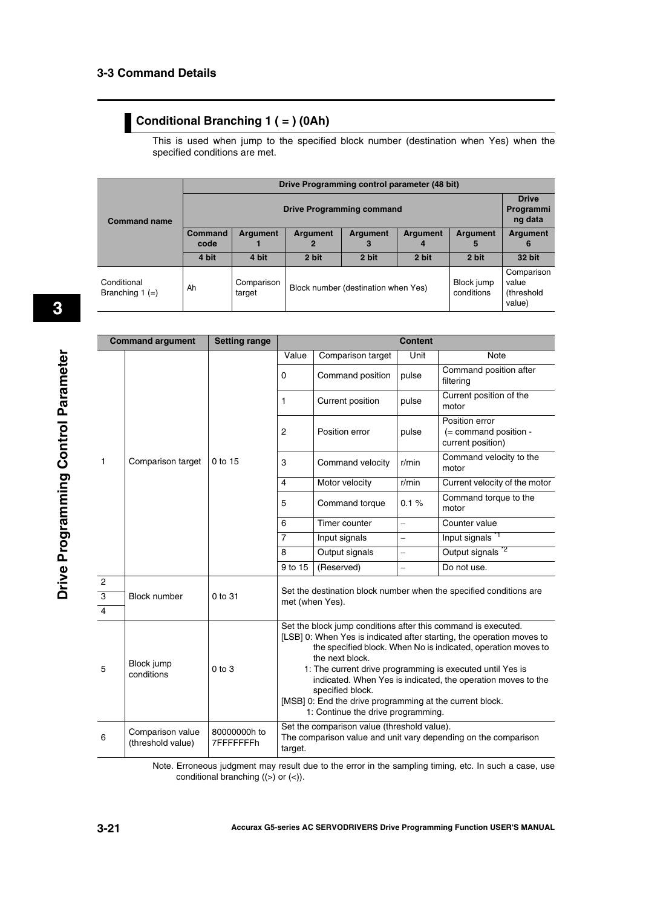## Conditional Branching 1 ( = ) (0Ah)

This is used when jump to the specified block number (destination when Yes) when the specified conditions are met.

| Command name | Drive Programming control parameter (48 bit) | | | | | | |
|---|---|---|---|---|---|---|---|
| | Drive Programming command | | | | | | Drive Programming data |
| | Command code | Argument 1 | Argument 2 | Argument 3 | Argument 4 | Argument 5 | Argument 6 |
| | 4 bit | 4 bit | 2 bit | 2 bit | 2 bit | 2 bit | 32 bit |
| Conditional Branching 1 (=) | Ah | Comparison target | Block number (destination when Yes) | | | Block jump conditions | Comparison value (threshold value) |

| Command argument | | Setting range | Content | | | |
|---|---|---|---|---|---|---|
| 1 | Comparison target | 0 to 15 | Value | Comparison target | Unit | Note |
| | | | 0 | Command position | pulse | Command position after filtering |
| | | | 1 | Current position | pulse | Current position of the motor |
| | | | 2 | Position error | pulse | Position error (= command position - current position) |
| | | | 3 | Command velocity | r/min | Command velocity to the motor |
| | | | 4 | Motor velocity | r/min | Current velocity of the motor |
| | | | 5 | Command torque | 0.1 % | Command torque to the motor |
| | | | 6 | Timer counter | – | Counter value |
| | | | 7 | Input signals | – | Input signals *1 |
| | | | 8 | Output signals | – | Output signals *2 |
| | | | 9 to 15 | (Reserved) | – | Do not use. |
| 2<br>3<br>4 | Block number | 0 to 31 | Set the destination block number when the specified conditions are met (when Yes). | | | |
| 5 | Block jump conditions | 0 to 3 | Set the block jump conditions after this command is executed.<br>[LSB] 0: When Yes is indicated after starting, the operation moves to the specified block. When No is indicated, operation moves to the next block.<br>1: The current drive programming is executed until Yes is indicated. When Yes is indicated, the operation moves to the specified block.<br>[MSB] 0: End the drive programming at the current block.<br>1: Continue the drive programming. | | | |
| 6 | Comparison value (threshold value) | 80000000h to 7FFFFFFFh | Set the comparison value (threshold value).<br>The comparison value and unit vary depending on the comparison target. | | | |

Note. Erroneous judgment may result due to the error in the sampling timing, etc. In such a case, use conditional branching ((>) or (<)).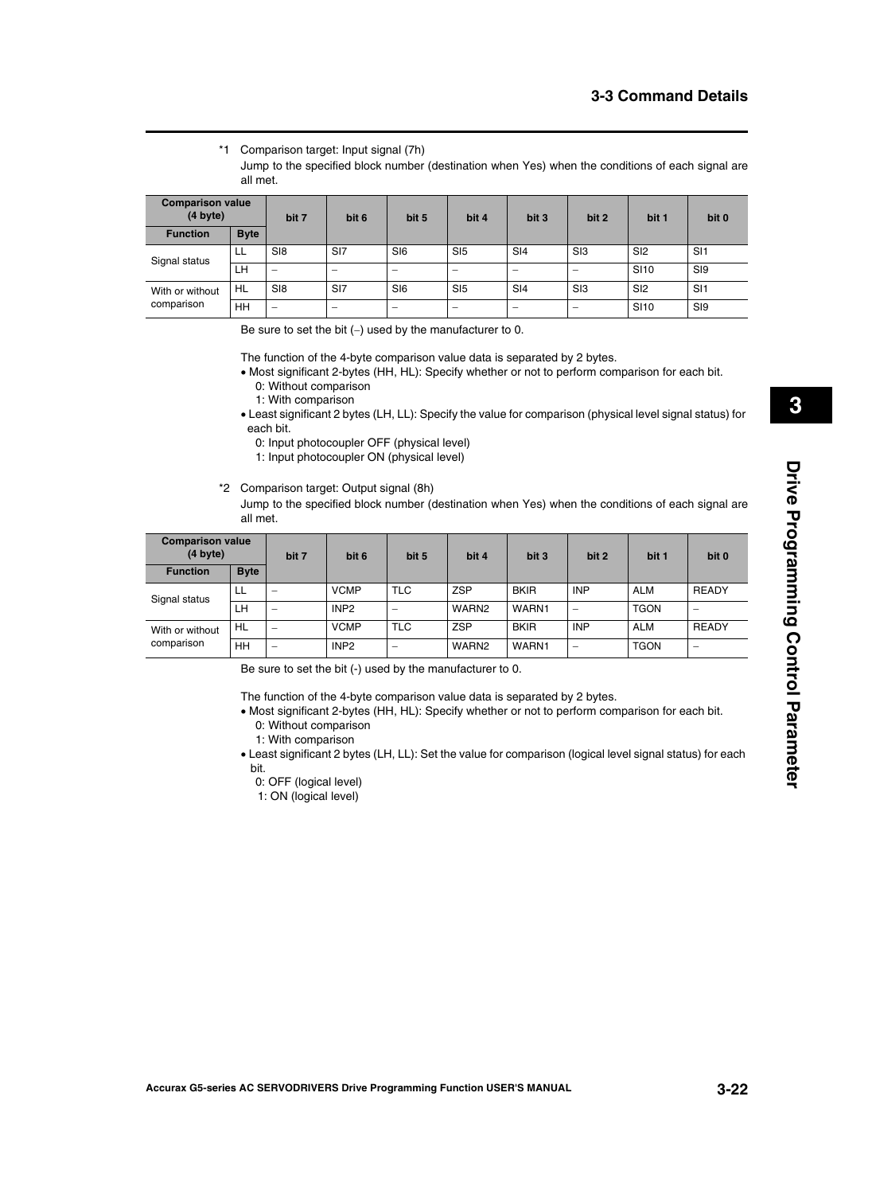*1 Comparison target: Input signal (7h)

Jump to the specified block number (destination when Yes) when the conditions of each signal are all met.

| Comparison value (4 byte) | | bit 7 | bit 6 | bit 5 | bit 4 | bit 3 | bit 2 | bit 1 | bit 0 |
|---|---|---|---|---|---|---|---|---|---|
| **Function** | **Byte** | | | | | | | | |
| Signal status | LL | SI8 | SI7 | SI6 | SI5 | SI4 | SI3 | SI2 | SI1 |
| | LH | – | – | – | – | – | – | SI10 | SI9 |
| With or without comparison | HL | SI8 | SI7 | SI6 | SI5 | SI4 | SI3 | SI2 | SI1 |
| | HH | – | – | – | – | – | – | SI10 | SI9 |

Be sure to set the bit (–) used by the manufacturer to 0.

The function of the 4-byte comparison value data is separated by 2 bytes.

- Most significant 2-bytes (HH, HL): Specify whether or not to perform comparison for each bit.
  - 0: Without comparison
  - 1: With comparison
- Least significant 2 bytes (LH, LL): Specify the value for comparison (physical level signal status) for each bit.
  - 0: Input photocoupler OFF (physical level)
  - 1: Input photocoupler ON (physical level)

*2 Comparison target: Output signal (8h)

Jump to the specified block number (destination when Yes) when the conditions of each signal are all met.

| Comparison value (4 byte) | | bit 7 | bit 6 | bit 5 | bit 4 | bit 3 | bit 2 | bit 1 | bit 0 |
|---|---|---|---|---|---|---|---|---|---|
| **Function** | **Byte** | | | | | | | | |
| Signal status | LL | – | VCMP | TLC | ZSP | BKIR | INP | ALM | READY |
| | LH | – | INP2 | – | WARN2 | WARN1 | – | TGON | – |
| With or without comparison | HL | – | VCMP | TLC | ZSP | BKIR | INP | ALM | READY |
| | HH | – | INP2 | – | WARN2 | WARN1 | – | TGON | – |

Be sure to set the bit (-) used by the manufacturer to 0.

The function of the 4-byte comparison value data is separated by 2 bytes.

- Most significant 2-bytes (HH, HL): Specify whether or not to perform comparison for each bit.
  - 0: Without comparison
  - 1: With comparison
- Least significant 2 bytes (LH, LL): Set the value for comparison (logical level signal status) for each bit.
  - 0: OFF (logical level)
  - 1: ON (logical level)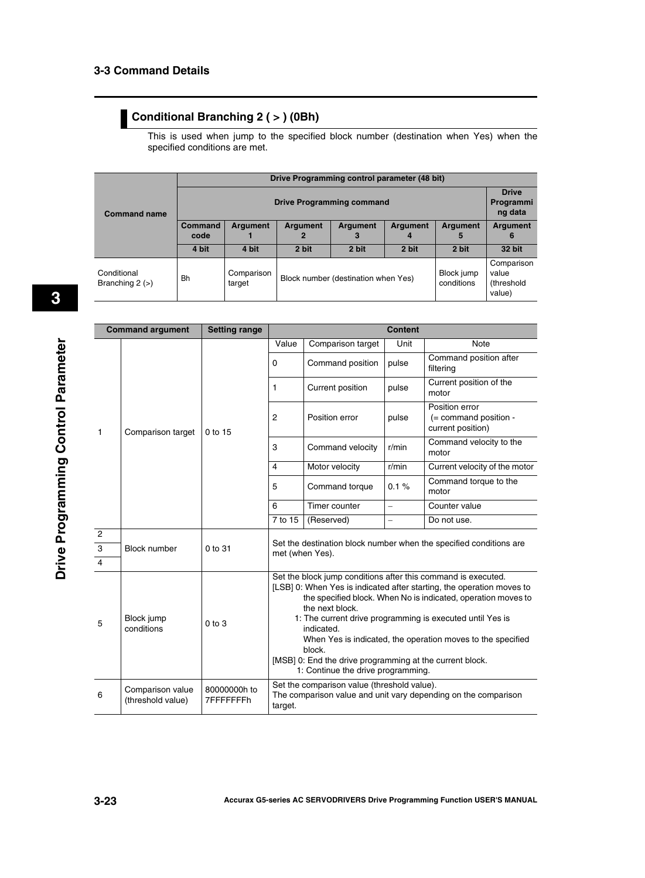## Conditional Branching 2 ( > ) (0Bh)

This is used when jump to the specified block number (destination when Yes) when the specified conditions are met.

| Command name | Drive Programming control parameter (48 bit) | | | | | | |
|---|---|---|---|---|---|---|---|
| | Drive Programming command | | | | | | Drive Programming data |
| | Command code | Argument 1 | Argument 2 | Argument 3 | Argument 4 | Argument 5 | Argument 6 |
| | 4 bit | 4 bit | 2 bit | 2 bit | 2 bit | 2 bit | 32 bit |
| Conditional Branching 2 (>) | Bh | Comparison target | Block number (destination when Yes) | | | Block jump conditions | Comparison value (threshold value) |

| Command argument | | Setting range | Content | | | |
|---|---|---|---|---|---|---|
| 1 | Comparison target | 0 to 15 | Value | Comparison target | Unit | Note |
| | | | 0 | Command position | pulse | Command position after filtering |
| | | | 1 | Current position | pulse | Current position of the motor |
| | | | 2 | Position error | pulse | Position error (= command position - current position) |
| | | | 3 | Command velocity | r/min | Command velocity to the motor |
| | | | 4 | Motor velocity | r/min | Current velocity of the motor |
| | | | 5 | Command torque | 0.1 % | Command torque to the motor |
| | | | 6 | Timer counter | – | Counter value |
| | | | 7 to 15 | (Reserved) | – | Do not use. |
| 2<br>3<br>4 | Block number | 0 to 31 | Set the destination block number when the specified conditions are met (when Yes). | | | |
| 5 | Block jump conditions | 0 to 3 | Set the block jump conditions after this command is executed.<br>[LSB] 0: When Yes is indicated after starting, the operation moves to the specified block. When No is indicated, operation moves to the next block.<br>1: The current drive programming is executed until Yes is indicated. When Yes is indicated, the operation moves to the specified block.<br>[MSB] 0: End the drive programming at the current block.<br>1: Continue the drive programming. | | | |
| 6 | Comparison value (threshold value) | 80000000h to 7FFFFFFFh | Set the comparison value (threshold value).<br>The comparison value and unit vary depending on the comparison target. | | | |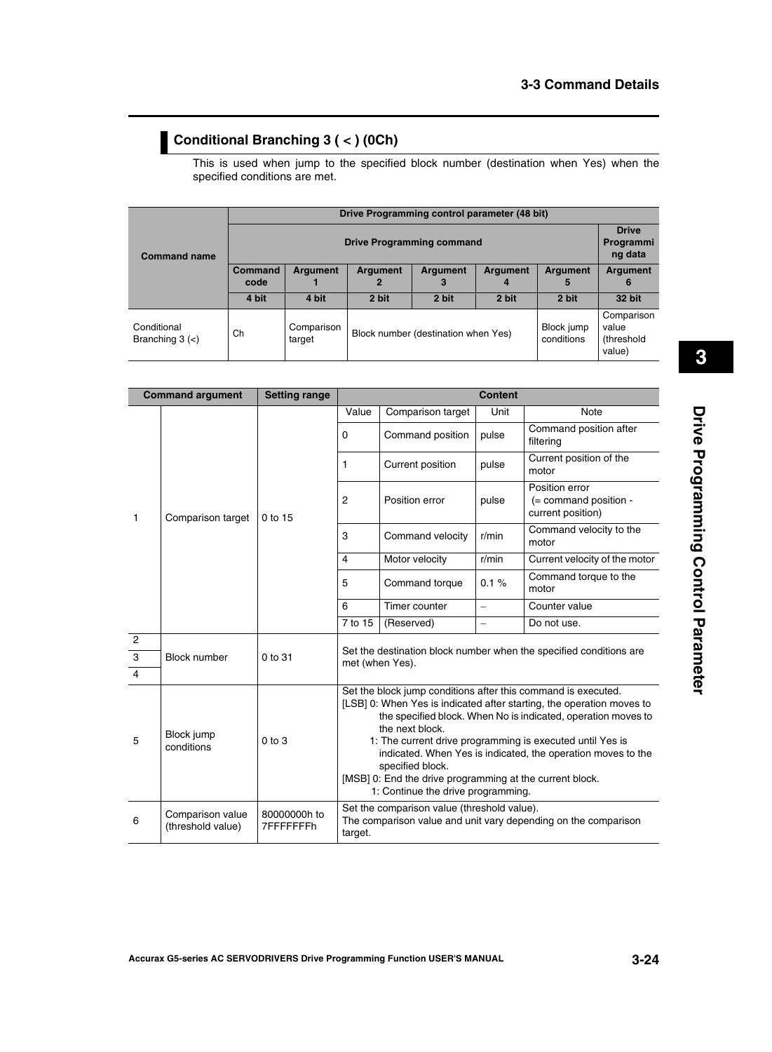## Conditional Branching 3 ( < ) (0Ch)

This is used when jump to the specified block number (destination when Yes) when the specified conditions are met.

| Command name | Drive Programming control parameter (48 bit) | | | | | | |
|---|---|---|---|---|---|---|---|
| | Drive Programming command | | | | | | Drive Programming data |
| | Command code | Argument 1 | Argument 2 | Argument 3 | Argument 4 | Argument 5 | Argument 6 |
| | 4 bit | 4 bit | 2 bit | 2 bit | 2 bit | 2 bit | 32 bit |
| Conditional Branching 3 (<) | Ch | Comparison target | Block number (destination when Yes) | | | Block jump conditions | Comparison value (threshold value) |

| Command argument | | Setting range | Content | | | |
|---|---|---|---|---|---|---|
| | | | Value | Comparison target | Unit | Note |
| 1 | Comparison target | 0 to 15 | 0 | Command position | pulse | Command position after filtering |
| | | | 1 | Current position | pulse | Current position of the motor |
| | | | 2 | Position error | pulse | Position error (= command position - current position) |
| | | | 3 | Command velocity | r/min | Command velocity to the motor |
| | | | 4 | Motor velocity | r/min | Current velocity of the motor |
| | | | 5 | Command torque | 0.1 % | Command torque to the motor |
| | | | 6 | Timer counter | – | Counter value |
| | | | 7 to 15 | (Reserved) | – | Do not use. |
| 2<br>3<br>4 | Block number | 0 to 31 | Set the destination block number when the specified conditions are met (when Yes). | | | |
| 5 | Block jump conditions | 0 to 3 | Set the block jump conditions after this command is executed.<br>[LSB] 0: When Yes is indicated after starting, the operation moves to the specified block. When No is indicated, operation moves to the next block.<br>1: The current drive programming is executed until Yes is indicated. When Yes is indicated, the operation moves to the specified block.<br>[MSB] 0: End the drive programming at the current block.<br>1: Continue the drive programming. | | | |
| 6 | Comparison value (threshold value) | 80000000h to 7FFFFFFFh | Set the comparison value (threshold value).<br>The comparison value and unit vary depending on the comparison target. | | | |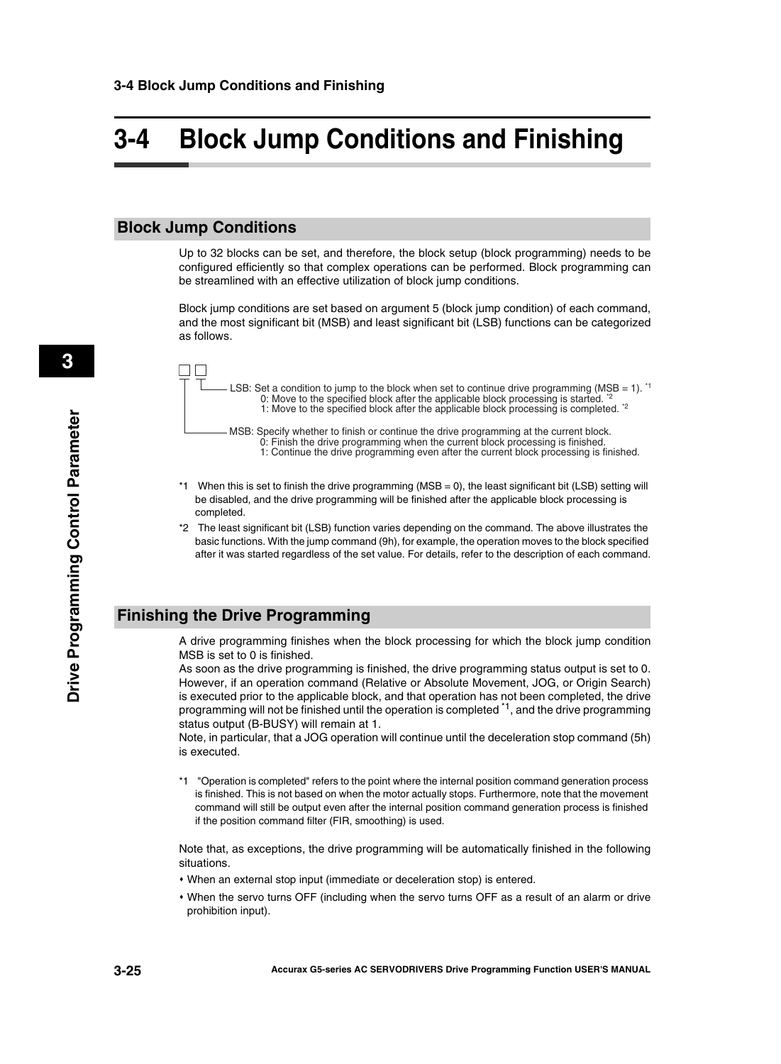# 3-4 Block Jump Conditions and Finishing

## Block Jump Conditions

Up to 32 blocks can be set, and therefore, the block setup (block programming) needs to be configured efficiently so that complex operations can be performed. Block programming can be streamlined with an effective utilization of block jump conditions.

Block jump conditions are set based on argument 5 (block jump condition) of each command, and the most significant bit (MSB) and least significant bit (LSB) functions can be categorized as follows.

```
□ □
│ └── LSB: Set a condition to jump to the block when set to continue drive programming (MSB = 1). *1
│          0: Move to the specified block after the applicable block processing is started. *2
│          1: Move to the specified block after the applicable block processing is completed. *2
│
└──── MSB: Specify whether to finish or continue the drive programming at the current block.
           0: Finish the drive programming when the current block processing is finished.
           1: Continue the drive programming even after the current block processing is finished.
```

*1 When this is set to finish the drive programming (MSB = 0), the least significant bit (LSB) setting will be disabled, and the drive programming will be finished after the applicable block processing is completed.

*2 The least significant bit (LSB) function varies depending on the command. The above illustrates the basic functions. With the jump command (9h), for example, the operation moves to the block specified after it was started regardless of the set value. For details, refer to the description of each command.

## Finishing the Drive Programming

A drive programming finishes when the block processing for which the block jump condition MSB is set to 0 is finished.
As soon as the drive programming is finished, the drive programming status output is set to 0. However, if an operation command (Relative or Absolute Movement, JOG, or Origin Search) is executed prior to the applicable block, and that operation has not been completed, the drive programming will not be finished until the operation is completed [*1], and the drive programming status output (B-BUSY) will remain at 1.
Note, in particular, that a JOG operation will continue until the deceleration stop command (5h) is executed.

*1 "Operation is completed" refers to the point where the internal position command generation process is finished. This is not based on when the motor actually stops. Furthermore, note that the movement command will still be output even after the internal position command generation process is finished if the position command filter (FIR, smoothing) is used.

Note that, as exceptions, the drive programming will be automatically finished in the following situations.

- When an external stop input (immediate or deceleration stop) is entered.
- When the servo turns OFF (including when the servo turns OFF as a result of an alarm or drive prohibition input).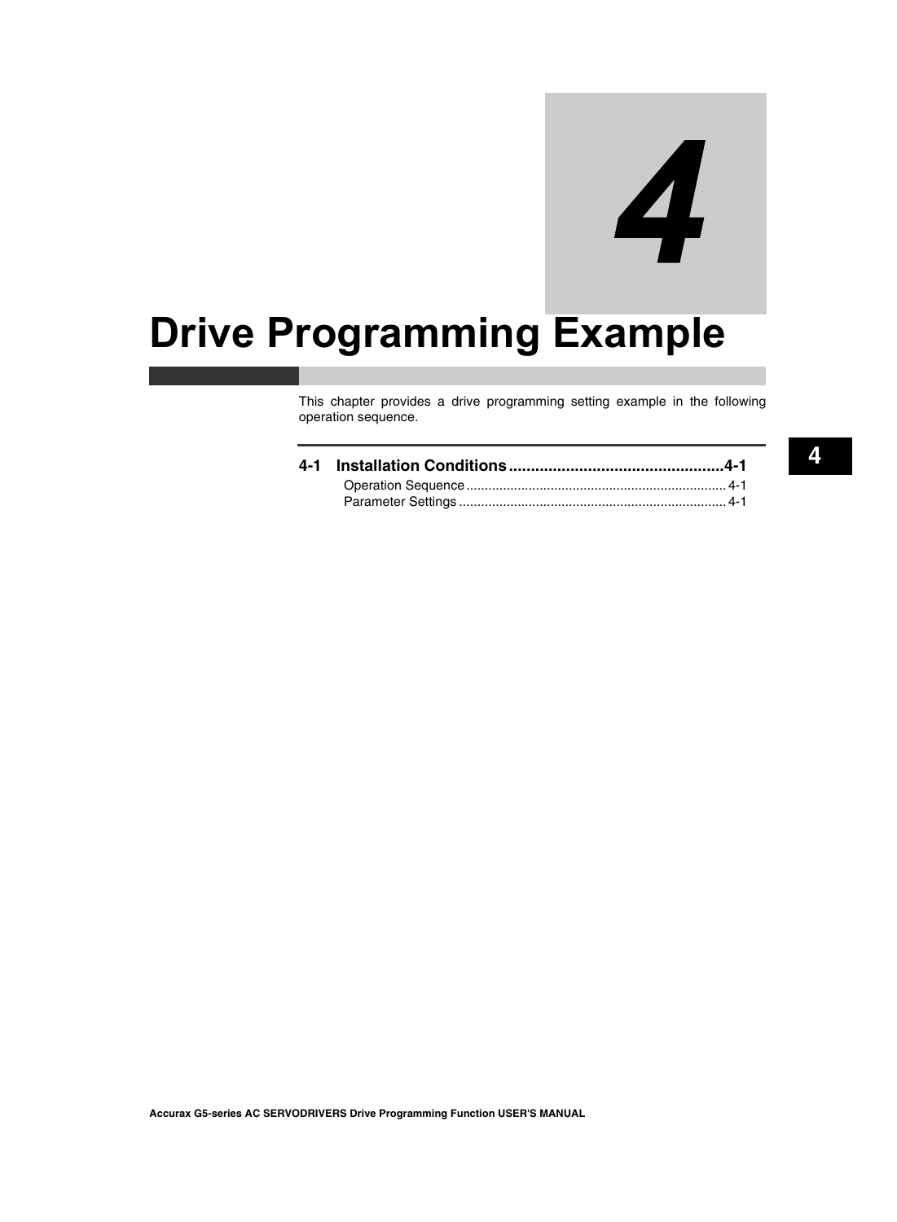# 4

# Drive Programming Example

This chapter provides a drive programming setting example in the following operation sequence.

**4-1 Installation Conditions................................................4-1**

Operation Sequence....................................................................... 4-1

Parameter Settings......................................................................... 4-1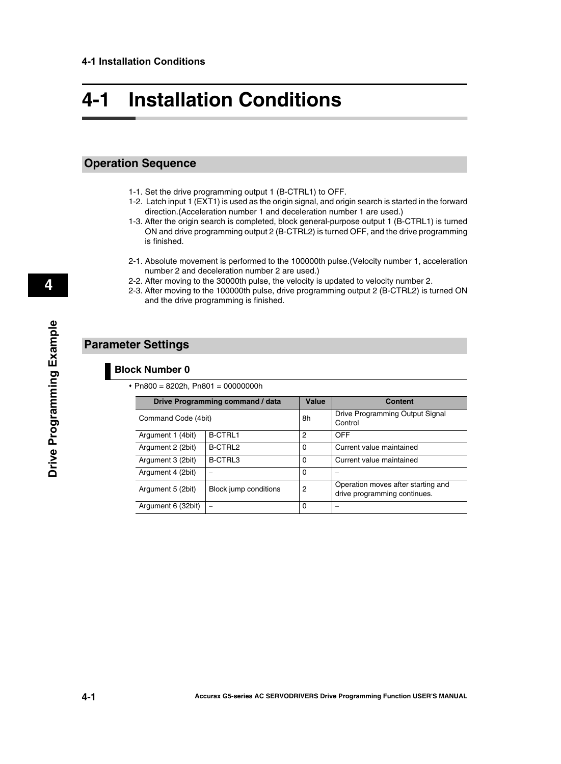# 4-1 Installation Conditions

## Operation Sequence

1-1. Set the drive programming output 1 (B-CTRL1) to OFF.

1-2. Latch input 1 (EXT1) is used as the origin signal, and origin search is started in the forward direction.(Acceleration number 1 and deceleration number 1 are used.)

1-3. After the origin search is completed, block general-purpose output 1 (B-CTRL1) is turned ON and drive programming output 2 (B-CTRL2) is turned OFF, and the drive programming is finished.

2-1. Absolute movement is performed to the 100000th pulse.(Velocity number 1, acceleration number 2 and deceleration number 2 are used.)

2-2. After moving to the 30000th pulse, the velocity is updated to velocity number 2.

2-3. After moving to the 100000th pulse, drive programming output 2 (B-CTRL2) is turned ON and the drive programming is finished.

## Parameter Settings

### Block Number 0

- Pn800 = 8202h, Pn801 = 00000000h

| Drive Programming command / data | | Value | Content |
|---|---|---|---|
| Command Code (4bit) | | 8h | Drive Programming Output Signal Control |
| Argument 1 (4bit) | B-CTRL1 | 2 | OFF |
| Argument 2 (2bit) | B-CTRL2 | 0 | Current value maintained |
| Argument 3 (2bit) | B-CTRL3 | 0 | Current value maintained |
| Argument 4 (2bit) | – | 0 | – |
| Argument 5 (2bit) | Block jump conditions | 2 | Operation moves after starting and drive programming continues. |
| Argument 6 (32bit) | – | 0 | – |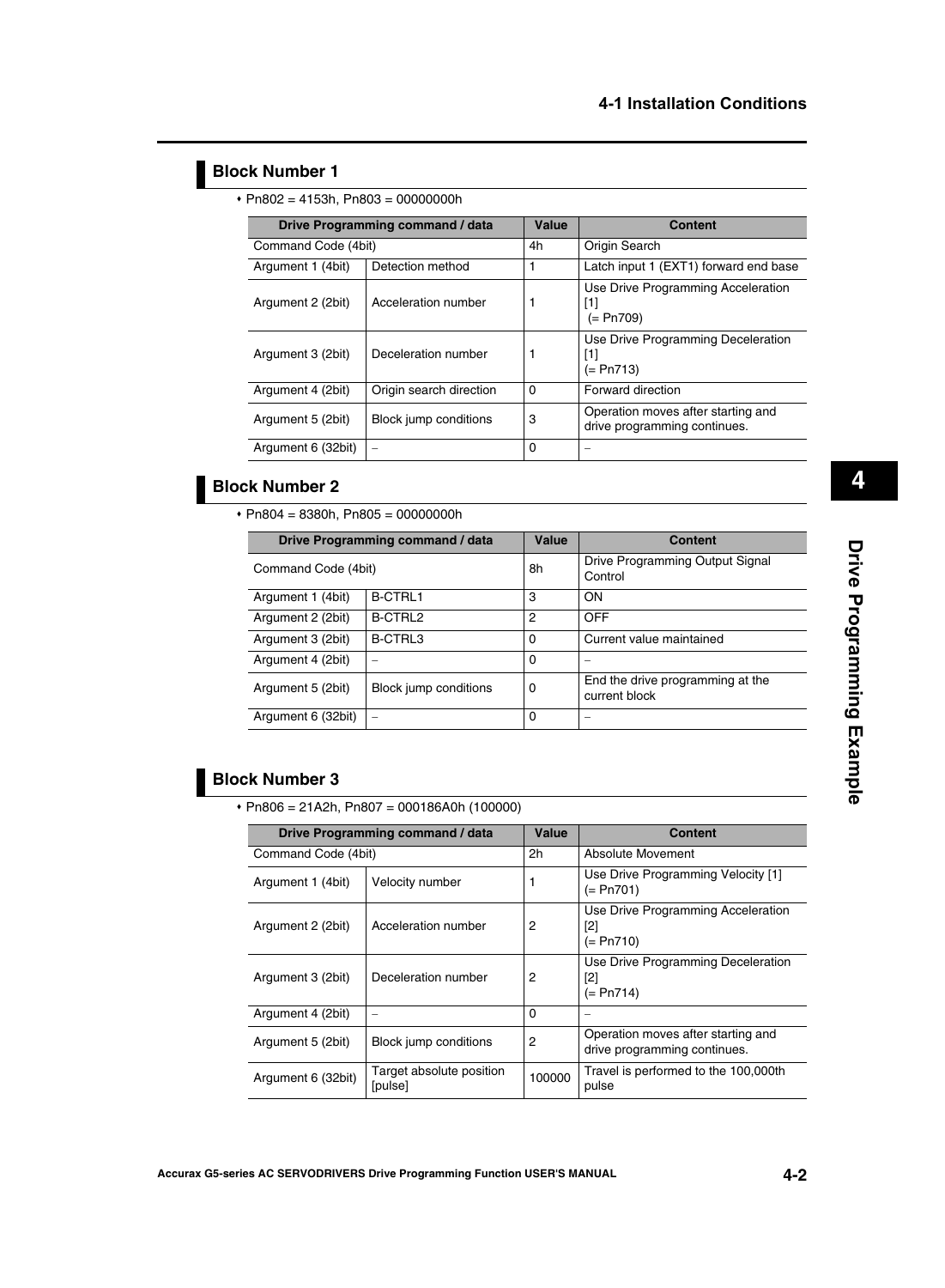### Block Number 1

- Pn802 = 4153h, Pn803 = 00000000h

| Drive Programming command / data | | Value | Content |
|---|---|---|---|
| Command Code (4bit) | | 4h | Origin Search |
| Argument 1 (4bit) | Detection method | 1 | Latch input 1 (EXT1) forward end base |
| Argument 2 (2bit) | Acceleration number | 1 | Use Drive Programming Acceleration [1] (= Pn709) |
| Argument 3 (2bit) | Deceleration number | 1 | Use Drive Programming Deceleration [1] (= Pn713) |
| Argument 4 (2bit) | Origin search direction | 0 | Forward direction |
| Argument 5 (2bit) | Block jump conditions | 3 | Operation moves after starting and drive programming continues. |
| Argument 6 (32bit) | – | 0 | – |

### Block Number 2

- Pn804 = 8380h, Pn805 = 00000000h

| Drive Programming command / data | | Value | Content |
|---|---|---|---|
| Command Code (4bit) | | 8h | Drive Programming Output Signal Control |
| Argument 1 (4bit) | B-CTRL1 | 3 | ON |
| Argument 2 (2bit) | B-CTRL2 | 2 | OFF |
| Argument 3 (2bit) | B-CTRL3 | 0 | Current value maintained |
| Argument 4 (2bit) | – | 0 | – |
| Argument 5 (2bit) | Block jump conditions | 0 | End the drive programming at the current block |
| Argument 6 (32bit) | – | 0 | – |

### Block Number 3

- Pn806 = 21A2h, Pn807 = 000186A0h (100000)

| Drive Programming command / data | | Value | Content |
|---|---|---|---|
| Command Code (4bit) | | 2h | Absolute Movement |
| Argument 1 (4bit) | Velocity number | 1 | Use Drive Programming Velocity [1] (= Pn701) |
| Argument 2 (2bit) | Acceleration number | 2 | Use Drive Programming Acceleration [2] (= Pn710) |
| Argument 3 (2bit) | Deceleration number | 2 | Use Drive Programming Deceleration [2] (= Pn714) |
| Argument 4 (2bit) | – | 0 | – |
| Argument 5 (2bit) | Block jump conditions | 2 | Operation moves after starting and drive programming continues. |
| Argument 6 (32bit) | Target absolute position [pulse] | 100000 | Travel is performed to the 100,000th pulse |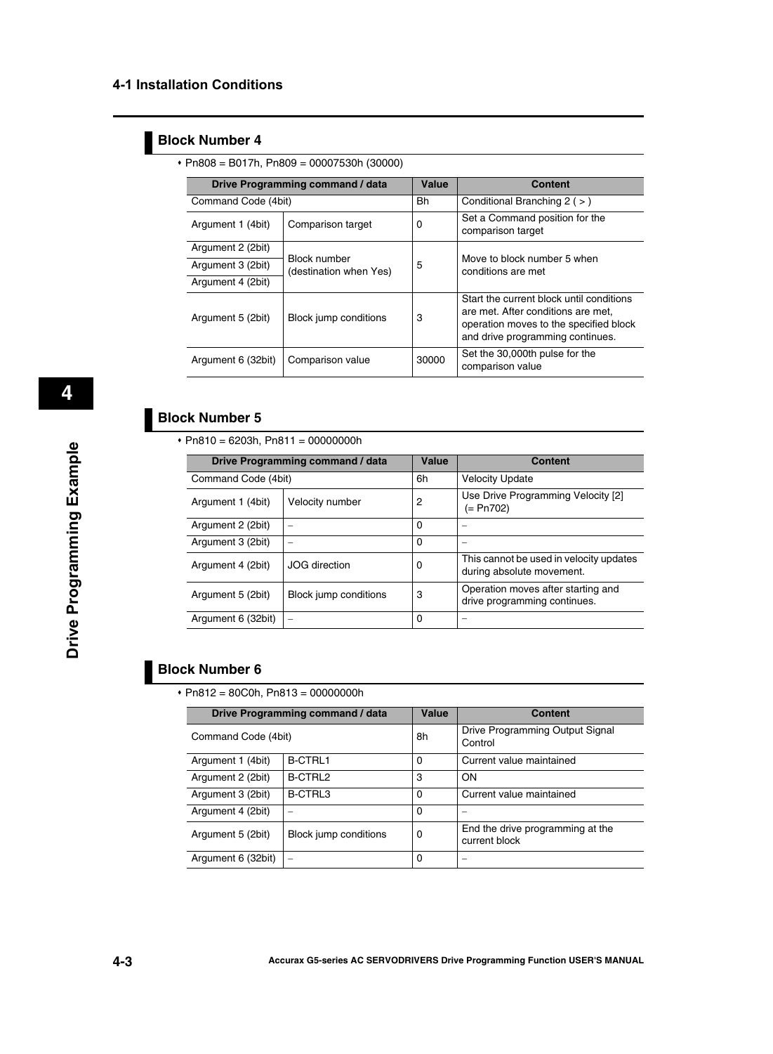### Block Number 4

- Pn808 = B017h, Pn809 = 00007530h (30000)

| Drive Programming command / data | | Value | Content |
|---|---|---|---|
| Command Code (4bit) | | Bh | Conditional Branching 2 ( > ) |
| Argument 1 (4bit) | Comparison target | 0 | Set a Command position for the comparison target |
| Argument 2 (2bit) | Block number (destination when Yes) | 5 | Move to block number 5 when conditions are met |
| Argument 3 (2bit) | | | |
| Argument 4 (2bit) | | | |
| Argument 5 (2bit) | Block jump conditions | 3 | Start the current block until conditions are met. After conditions are met, operation moves to the specified block and drive programming continues. |
| Argument 6 (32bit) | Comparison value | 30000 | Set the 30,000th pulse for the comparison value |

### Block Number 5

- Pn810 = 6203h, Pn811 = 00000000h

| Drive Programming command / data | | Value | Content |
|---|---|---|---|
| Command Code (4bit) | | 6h | Velocity Update |
| Argument 1 (4bit) | Velocity number | 2 | Use Drive Programming Velocity [2] (= Pn702) |
| Argument 2 (2bit) | – | 0 | – |
| Argument 3 (2bit) | – | 0 | – |
| Argument 4 (2bit) | JOG direction | 0 | This cannot be used in velocity updates during absolute movement. |
| Argument 5 (2bit) | Block jump conditions | 3 | Operation moves after starting and drive programming continues. |
| Argument 6 (32bit) | – | 0 | – |

### Block Number 6

- Pn812 = 80C0h, Pn813 = 00000000h

| Drive Programming command / data | | Value | Content |
|---|---|---|---|
| Command Code (4bit) | | 8h | Drive Programming Output Signal Control |
| Argument 1 (4bit) | B-CTRL1 | 0 | Current value maintained |
| Argument 2 (2bit) | B-CTRL2 | 3 | ON |
| Argument 3 (2bit) | B-CTRL3 | 0 | Current value maintained |
| Argument 4 (2bit) | – | 0 | – |
| Argument 5 (2bit) | Block jump conditions | 0 | End the drive programming at the current block |
| Argument 6 (32bit) | – | 0 | – |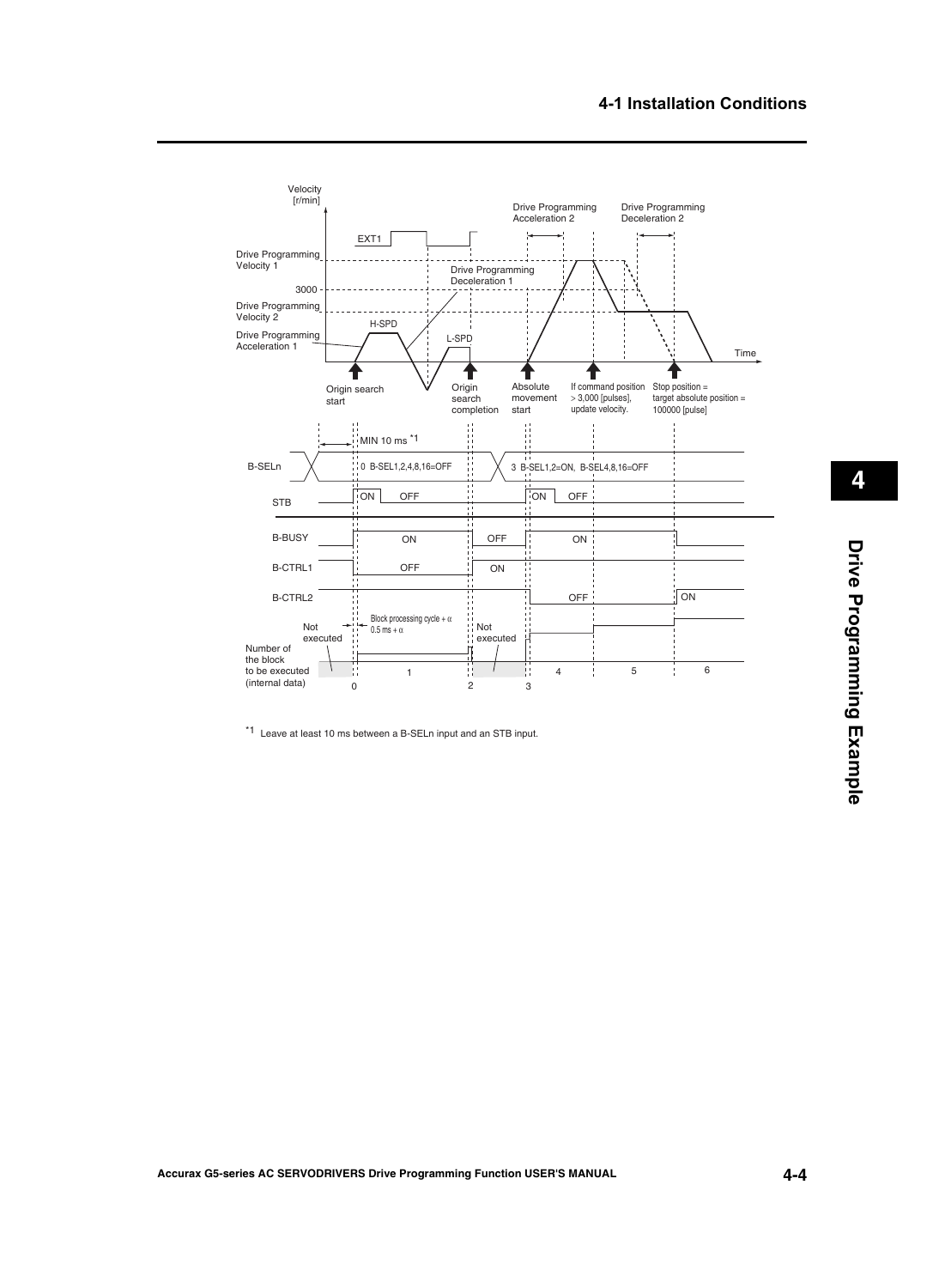Velocity [r/min]

Drive Programming Velocity 1

3000

Drive Programming Velocity 2

Drive Programming Acceleration 1

EXT1

H-SPD

L-SPD

Drive Programming Deceleration 1

Drive Programming Acceleration 2

Drive Programming Deceleration 2

Time

Origin search start

Origin search completion

Absolute movement start

If command position > 3,000 [pulses], update velocity.

Stop position = target absolute position = 100000 [pulse]

MIN 10 ms *1

B-SELn: 0 B-SEL1,2,4,8,16=OFF / 3 B-SEL1,2=ON, B-SEL4,8,16=OFF

STB: ON OFF / ON OFF

B-BUSY: ON / OFF / ON

B-CTRL1: OFF / ON

B-CTRL2: OFF / ON

Not executed / Block processing cycle + α 0.5 ms + α / Not executed

Number of the block to be executed (internal data): 0, 1, 2, 3, 4, 5, 6

*1 Leave at least 10 ms between a B-SELn input and an STB input.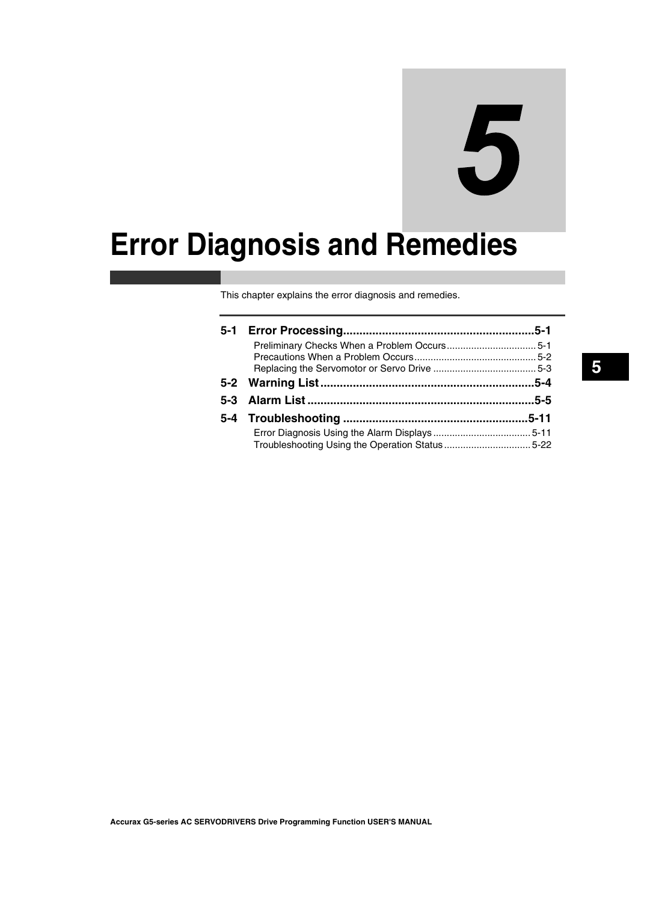# 5

# Error Diagnosis and Remedies

This chapter explains the error diagnosis and remedies.

| | | |
|---|---|---|
| **5-1** | **Error Processing** | **5-1** |
| | Preliminary Checks When a Problem Occurs | 5-1 |
| | Precautions When a Problem Occurs | 5-2 |
| | Replacing the Servomotor or Servo Drive | 5-3 |
| **5-2** | **Warning List** | **5-4** |
| **5-3** | **Alarm List** | **5-5** |
| **5-4** | **Troubleshooting** | **5-11** |
| | Error Diagnosis Using the Alarm Displays | 5-11 |
| | Troubleshooting Using the Operation Status | 5-22 |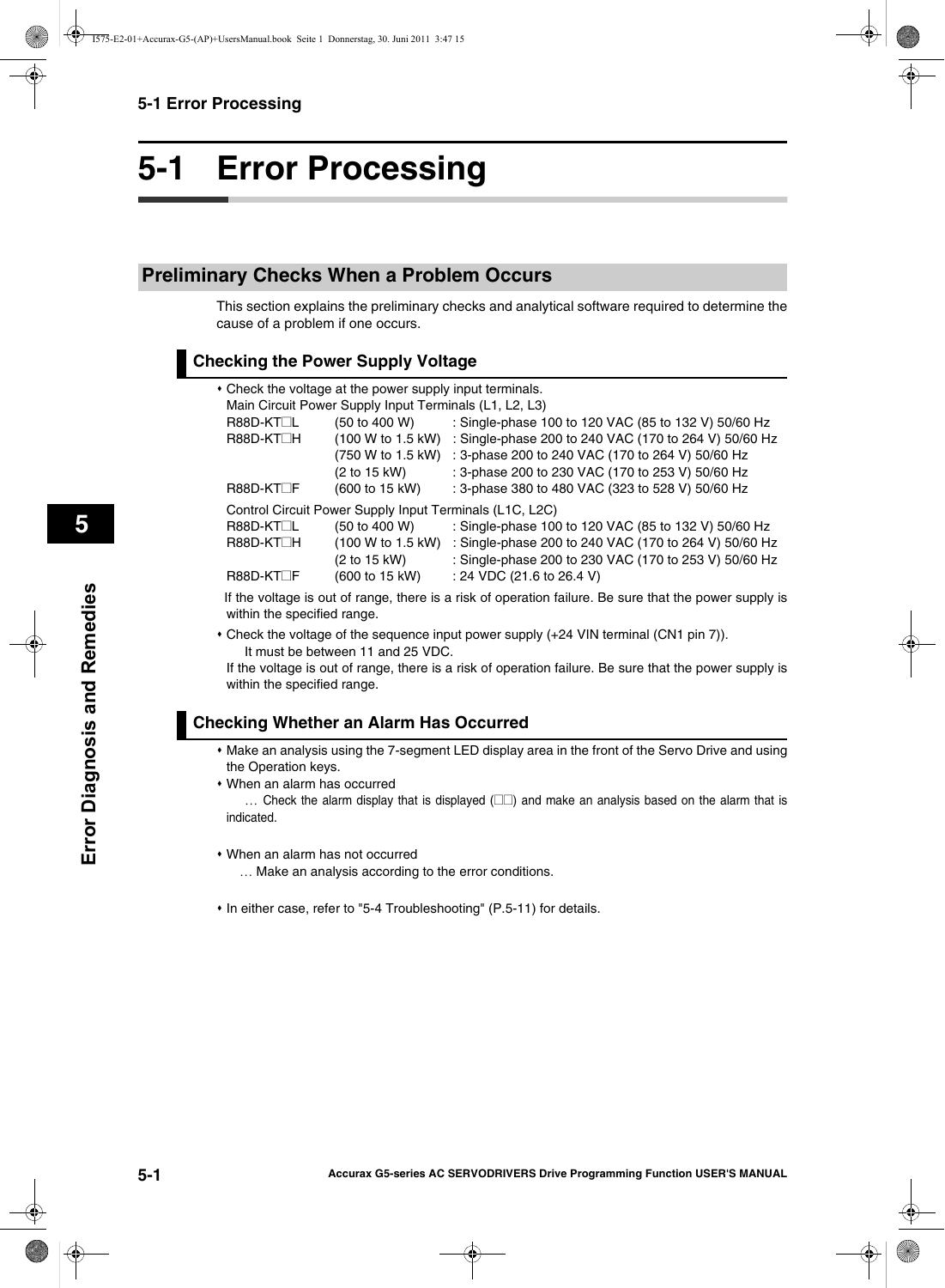# 5-1 Error Processing

## Preliminary Checks When a Problem Occurs

This section explains the preliminary checks and analytical software required to determine the cause of a problem if one occurs.

### Checking the Power Supply Voltage

- Check the voltage at the power supply input terminals.

  Main Circuit Power Supply Input Terminals (L1, L2, L3)

  | | | |
  |---|---|---|
  | R88D-KT□L | (50 to 400 W) | : Single-phase 100 to 120 VAC (85 to 132 V) 50/60 Hz |
  | R88D-KT□H | (100 W to 1.5 kW) | : Single-phase 200 to 240 VAC (170 to 264 V) 50/60 Hz |
  | | (750 W to 1.5 kW) | : 3-phase 200 to 240 VAC (170 to 264 V) 50/60 Hz |
  | | (2 to 15 kW) | : 3-phase 200 to 230 VAC (170 to 253 V) 50/60 Hz |
  | R88D-KT□F | (600 to 15 kW) | : 3-phase 380 to 480 VAC (323 to 528 V) 50/60 Hz |

  Control Circuit Power Supply Input Terminals (L1C, L2C)

  | | | |
  |---|---|---|
  | R88D-KT□L | (50 to 400 W) | : Single-phase 100 to 120 VAC (85 to 132 V) 50/60 Hz |
  | R88D-KT□H | (100 W to 1.5 kW) | : Single-phase 200 to 240 VAC (170 to 264 V) 50/60 Hz |
  | | (2 to 15 kW) | : Single-phase 200 to 230 VAC (170 to 253 V) 50/60 Hz |
  | R88D-KT□F | (600 to 15 kW) | : 24 VDC (21.6 to 26.4 V) |

  If the voltage is out of range, there is a risk of operation failure. Be sure that the power supply is within the specified range.

- Check the voltage of the sequence input power supply (+24 VIN terminal (CN1 pin 7)).

  It must be between 11 and 25 VDC.

  If the voltage is out of range, there is a risk of operation failure. Be sure that the power supply is within the specified range.

### Checking Whether an Alarm Has Occurred

- Make an analysis using the 7-segment LED display area in the front of the Servo Drive and using the Operation keys.
- When an alarm has occurred

  … Check the alarm display that is displayed (□□) and make an analysis based on the alarm that is indicated.

- When an alarm has not occurred

  … Make an analysis according to the error conditions.

- In either case, refer to "5-4 Troubleshooting" (P.5-11) for details.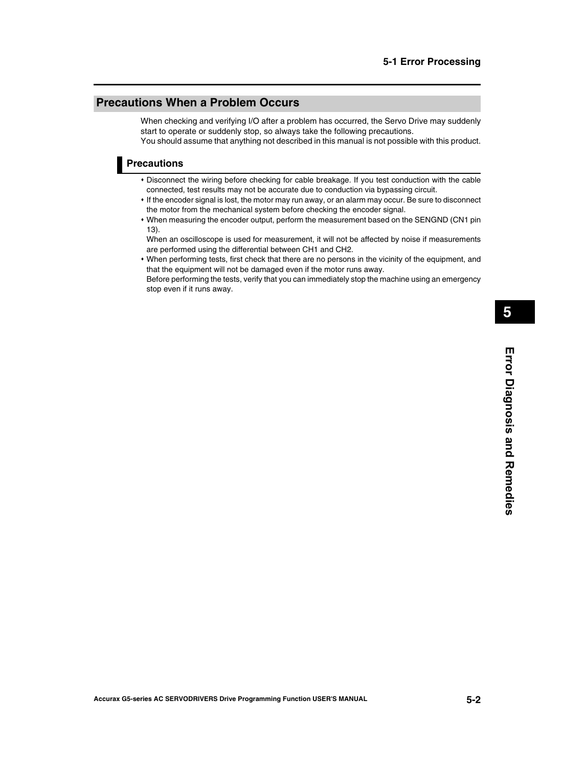## Precautions When a Problem Occurs

When checking and verifying I/O after a problem has occurred, the Servo Drive may suddenly start to operate or suddenly stop, so always take the following precautions.
You should assume that anything not described in this manual is not possible with this product.

### Precautions

- Disconnect the wiring before checking for cable breakage. If you test conduction with the cable connected, test results may not be accurate due to conduction via bypassing circuit.
- If the encoder signal is lost, the motor may run away, or an alarm may occur. Be sure to disconnect the motor from the mechanical system before checking the encoder signal.
- When measuring the encoder output, perform the measurement based on the SENGND (CN1 pin 13).
  When an oscilloscope is used for measurement, it will not be affected by noise if measurements are performed using the differential between CH1 and CH2.
- When performing tests, first check that there are no persons in the vicinity of the equipment, and that the equipment will not be damaged even if the motor runs away.
  Before performing the tests, verify that you can immediately stop the machine using an emergency stop even if it runs away.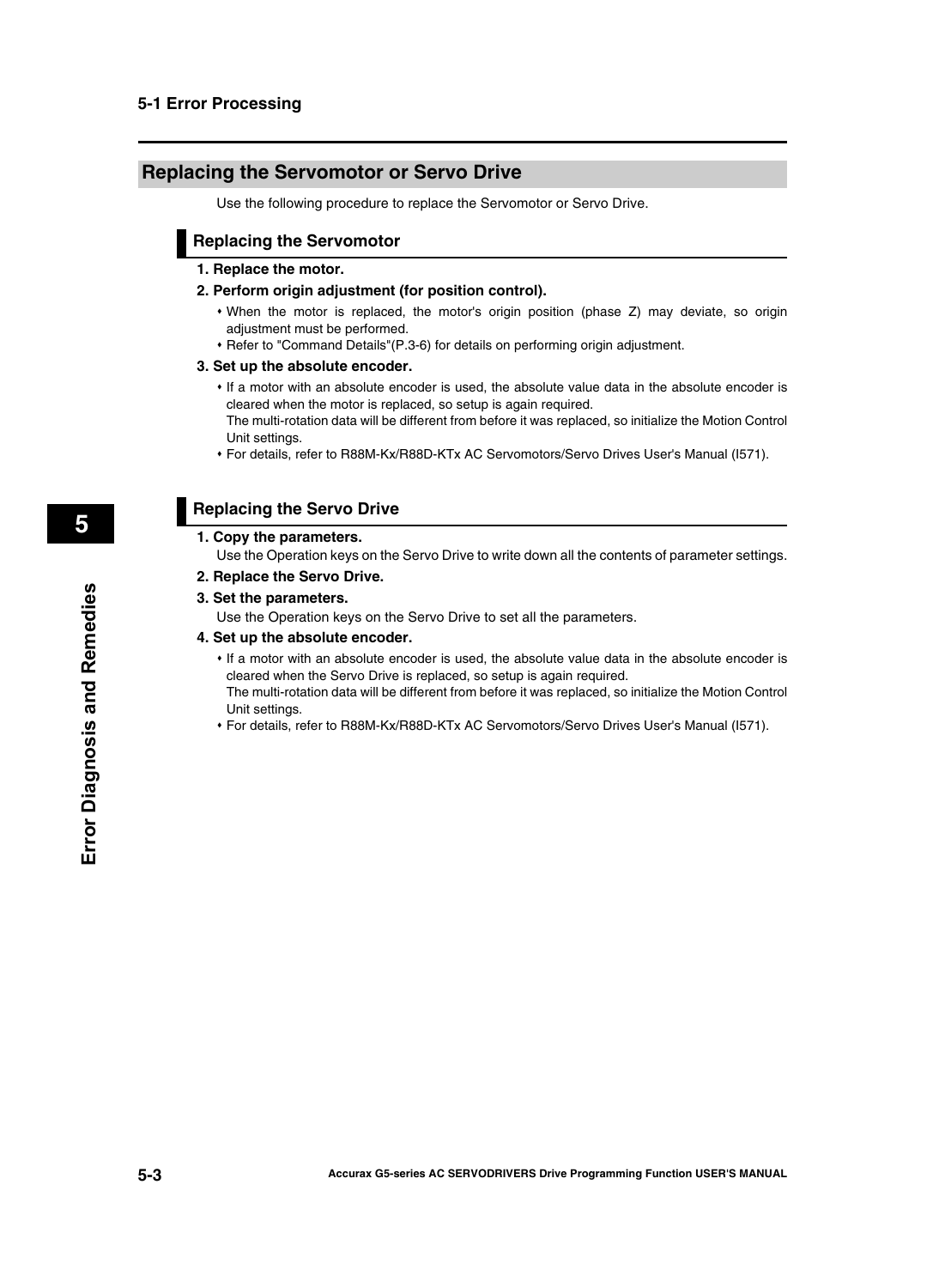## Replacing the Servomotor or Servo Drive

Use the following procedure to replace the Servomotor or Servo Drive.

### Replacing the Servomotor

**1. Replace the motor.**

**2. Perform origin adjustment (for position control).**

- When the motor is replaced, the motor's origin position (phase Z) may deviate, so origin adjustment must be performed.
- Refer to "Command Details"(P.3-6) for details on performing origin adjustment.

**3. Set up the absolute encoder.**

- If a motor with an absolute encoder is used, the absolute value data in the absolute encoder is cleared when the motor is replaced, so setup is again required.
  The multi-rotation data will be different from before it was replaced, so initialize the Motion Control Unit settings.
- For details, refer to R88M-Kx/R88D-KTx AC Servomotors/Servo Drives User's Manual (I571).

### Replacing the Servo Drive

**1. Copy the parameters.**

Use the Operation keys on the Servo Drive to write down all the contents of parameter settings.

**2. Replace the Servo Drive.**

**3. Set the parameters.**

Use the Operation keys on the Servo Drive to set all the parameters.

**4. Set up the absolute encoder.**

- If a motor with an absolute encoder is used, the absolute value data in the absolute encoder is cleared when the Servo Drive is replaced, so setup is again required.
  The multi-rotation data will be different from before it was replaced, so initialize the Motion Control Unit settings.
- For details, refer to R88M-Kx/R88D-KTx AC Servomotors/Servo Drives User's Manual (I571).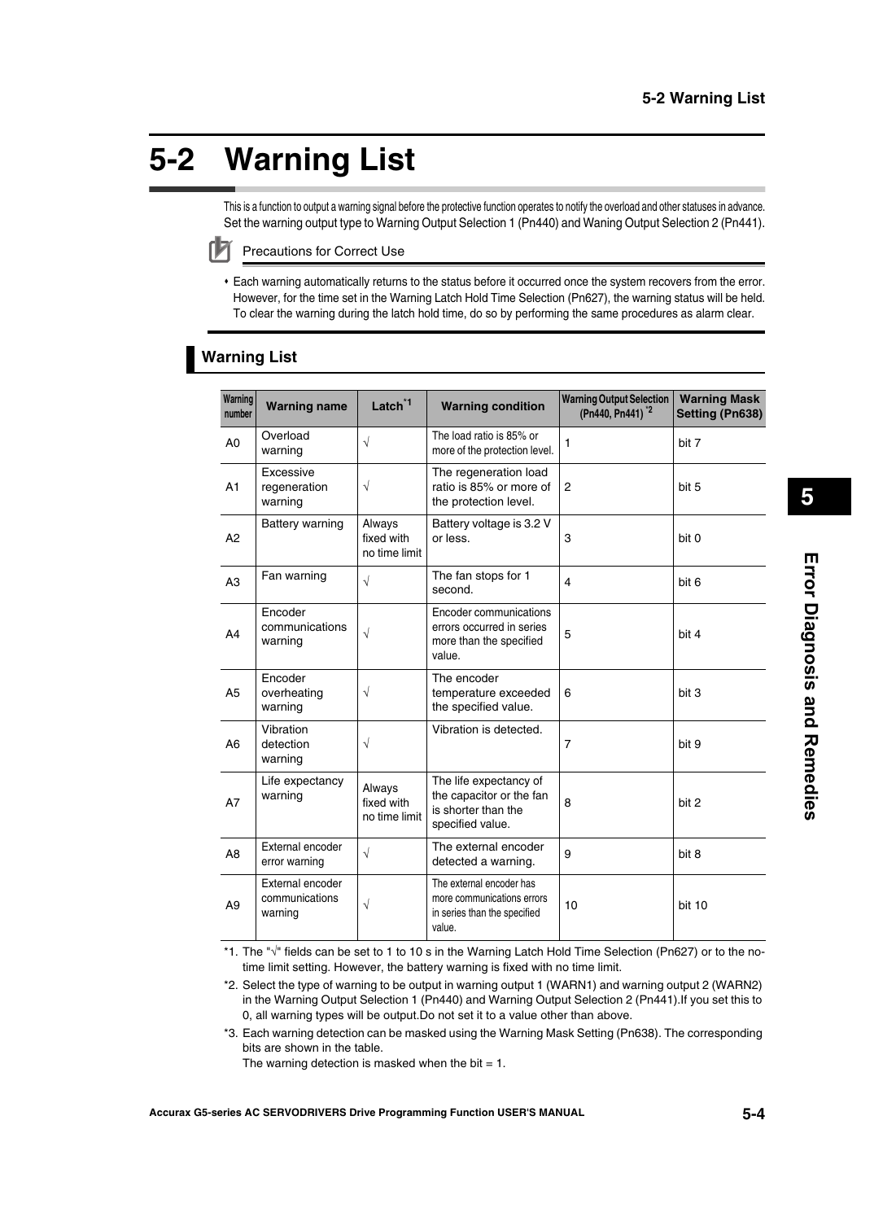# 5-2 Warning List

This is a function to output a warning signal before the protective function operates to notify the overload and other statuses in advance. Set the warning output type to Warning Output Selection 1 (Pn440) and Waning Output Selection 2 (Pn441).

**Precautions for Correct Use**

- Each warning automatically returns to the status before it occurred once the system recovers from the error. However, for the time set in the Warning Latch Hold Time Selection (Pn627), the warning status will be held. To clear the warning during the latch hold time, do so by performing the same procedures as alarm clear.

## Warning List

| Warning number | Warning name | Latch[*1] | Warning condition | Warning Output Selection (Pn440, Pn441) [*2] | Warning Mask Setting (Pn638) |
|---|---|---|---|---|---|
| A0 | Overload warning | √ | The load ratio is 85% or more of the protection level. | 1 | bit 7 |
| A1 | Excessive regeneration warning | √ | The regeneration load ratio is 85% or more of the protection level. | 2 | bit 5 |
| A2 | Battery warning | Always fixed with no time limit | Battery voltage is 3.2 V or less. | 3 | bit 0 |
| A3 | Fan warning | √ | The fan stops for 1 second. | 4 | bit 6 |
| A4 | Encoder communications warning | √ | Encoder communications errors occurred in series more than the specified value. | 5 | bit 4 |
| A5 | Encoder overheating warning | √ | The encoder temperature exceeded the specified value. | 6 | bit 3 |
| A6 | Vibration detection warning | √ | Vibration is detected. | 7 | bit 9 |
| A7 | Life expectancy warning | Always fixed with no time limit | The life expectancy of the capacitor or the fan is shorter than the specified value. | 8 | bit 2 |
| A8 | External encoder error warning | √ | The external encoder detected a warning. | 9 | bit 8 |
| A9 | External encoder communications warning | √ | The external encoder has more communications errors in series than the specified value. | 10 | bit 10 |

*1. The "√" fields can be set to 1 to 10 s in the Warning Latch Hold Time Selection (Pn627) or to the no-time limit setting. However, the battery warning is fixed with no time limit.

*2. Select the type of warning to be output in warning output 1 (WARN1) and warning output 2 (WARN2) in the Warning Output Selection 1 (Pn440) and Warning Output Selection 2 (Pn441).If you set this to 0, all warning types will be output.Do not set it to a value other than above.

*3. Each warning detection can be masked using the Warning Mask Setting (Pn638). The corresponding bits are shown in the table.
The warning detection is masked when the bit = 1.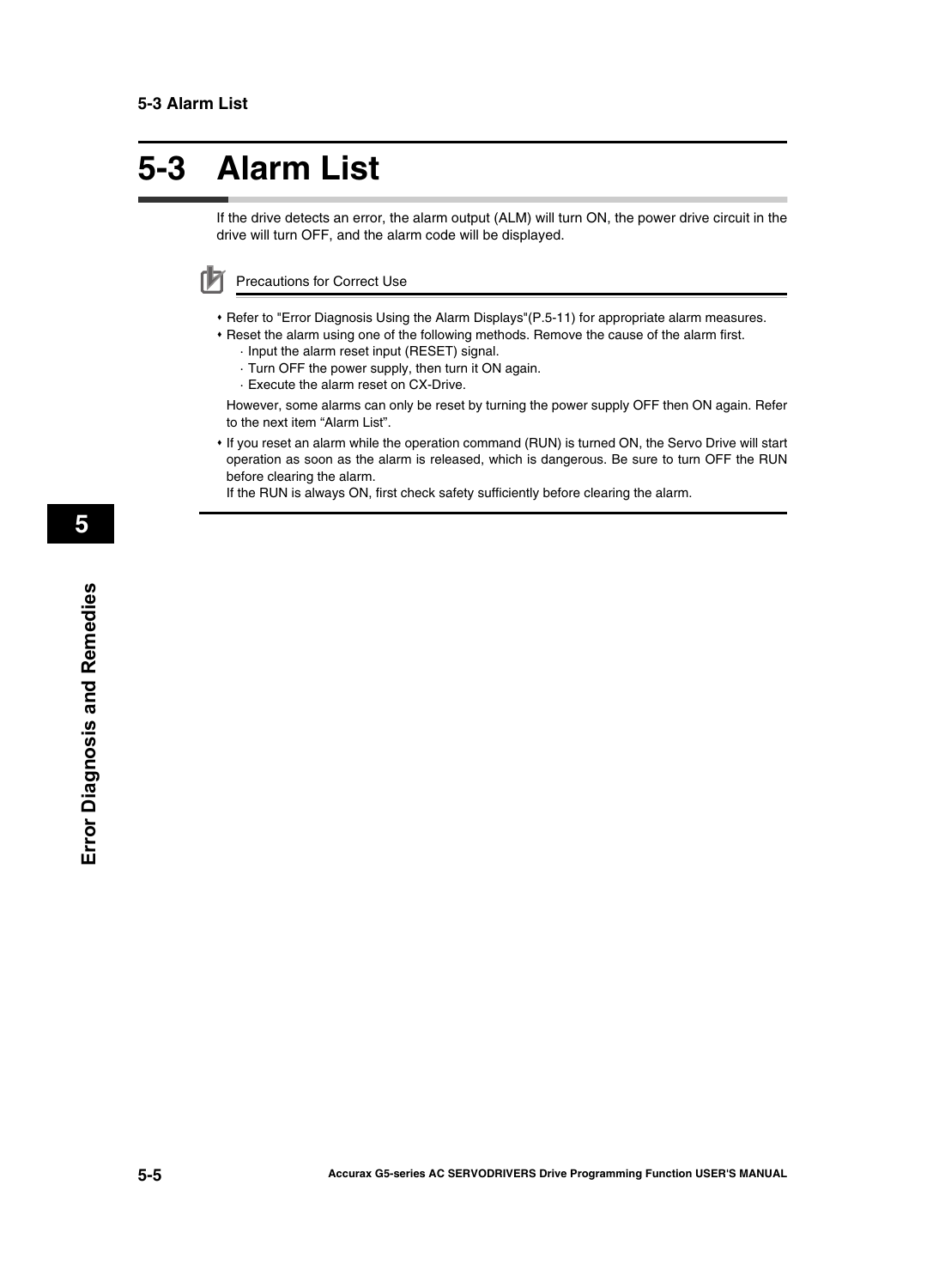# 5-3 Alarm List

If the drive detects an error, the alarm output (ALM) will turn ON, the power drive circuit in the drive will turn OFF, and the alarm code will be displayed.

Precautions for Correct Use

- Refer to "Error Diagnosis Using the Alarm Displays"(P.5-11) for appropriate alarm measures.
- Reset the alarm using one of the following methods. Remove the cause of the alarm first.
  - · Input the alarm reset input (RESET) signal.
  - · Turn OFF the power supply, then turn it ON again.
  - · Execute the alarm reset on CX-Drive.

  However, some alarms can only be reset by turning the power supply OFF then ON again. Refer to the next item “Alarm List”.
- If you reset an alarm while the operation command (RUN) is turned ON, the Servo Drive will start operation as soon as the alarm is released, which is dangerous. Be sure to turn OFF the RUN before clearing the alarm.
  If the RUN is always ON, first check safety sufficiently before clearing the alarm.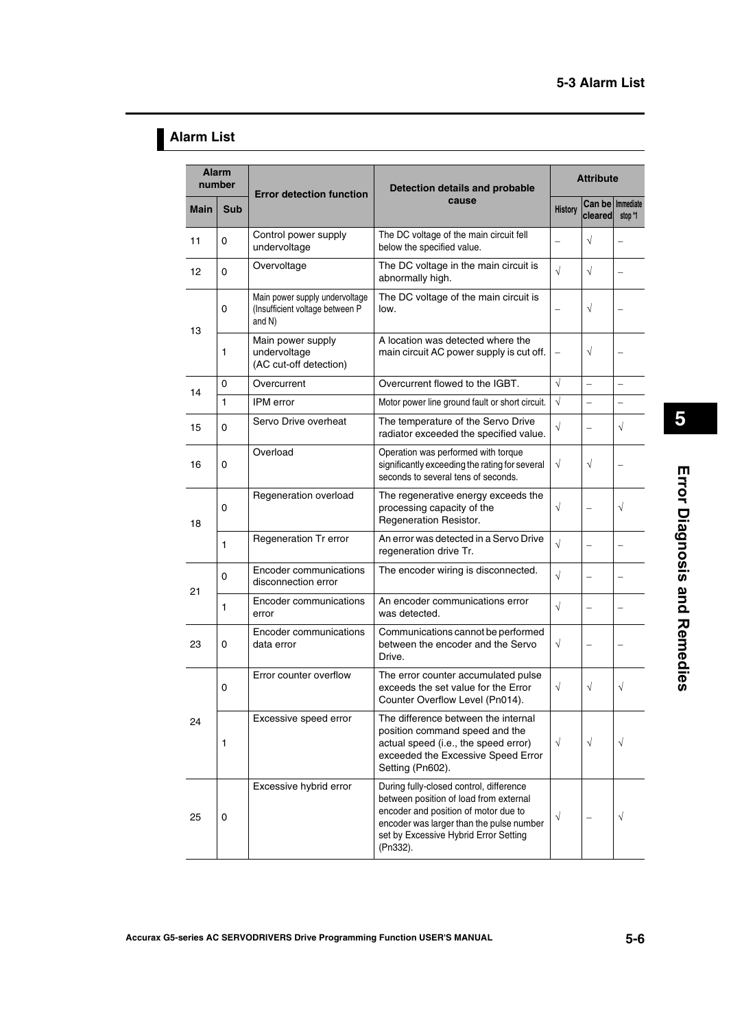## Alarm List

| Alarm number | | Error detection function | Detection details and probable cause | Attribute | | |
|---|---|---|---|---|---|---|
| Main | Sub | | | History | Can be cleared | Immediate stop *1 |
| 11 | 0 | Control power supply undervoltage | The DC voltage of the main circuit fell below the specified value. | – | √ | – |
| 12 | 0 | Overvoltage | The DC voltage in the main circuit is abnormally high. | √ | √ | – |
| 13 | 0 | Main power supply undervoltage (Insufficient voltage between P and N) | The DC voltage of the main circuit is low. | – | √ | – |
| | 1 | Main power supply undervoltage (AC cut-off detection) | A location was detected where the main circuit AC power supply is cut off. | – | √ | – |
| 14 | 0 | Overcurrent | Overcurrent flowed to the IGBT. | √ | – | – |
| | 1 | IPM error | Motor power line ground fault or short circuit. | √ | – | – |
| 15 | 0 | Servo Drive overheat | The temperature of the Servo Drive radiator exceeded the specified value. | √ | – | √ |
| 16 | 0 | Overload | Operation was performed with torque significantly exceeding the rating for several seconds to several tens of seconds. | √ | √ | – |
| 18 | 0 | Regeneration overload | The regenerative energy exceeds the processing capacity of the Regeneration Resistor. | √ | – | √ |
| | 1 | Regeneration Tr error | An error was detected in a Servo Drive regeneration drive Tr. | √ | – | – |
| 21 | 0 | Encoder communications disconnection error | The encoder wiring is disconnected. | √ | – | – |
| | 1 | Encoder communications error | An encoder communications error was detected. | √ | – | – |
| 23 | 0 | Encoder communications data error | Communications cannot be performed between the encoder and the Servo Drive. | √ | – | – |
| 24 | 0 | Error counter overflow | The error counter accumulated pulse exceeds the set value for the Error Counter Overflow Level (Pn014). | √ | √ | √ |
| | 1 | Excessive speed error | The difference between the internal position command speed and the actual speed (i.e., the speed error) exceeded the Excessive Speed Error Setting (Pn602). | √ | √ | √ |
| 25 | 0 | Excessive hybrid error | During fully-closed control, difference between position of load from external encoder and position of motor due to encoder was larger than the pulse number set by Excessive Hybrid Error Setting (Pn332). | √ | – | √ |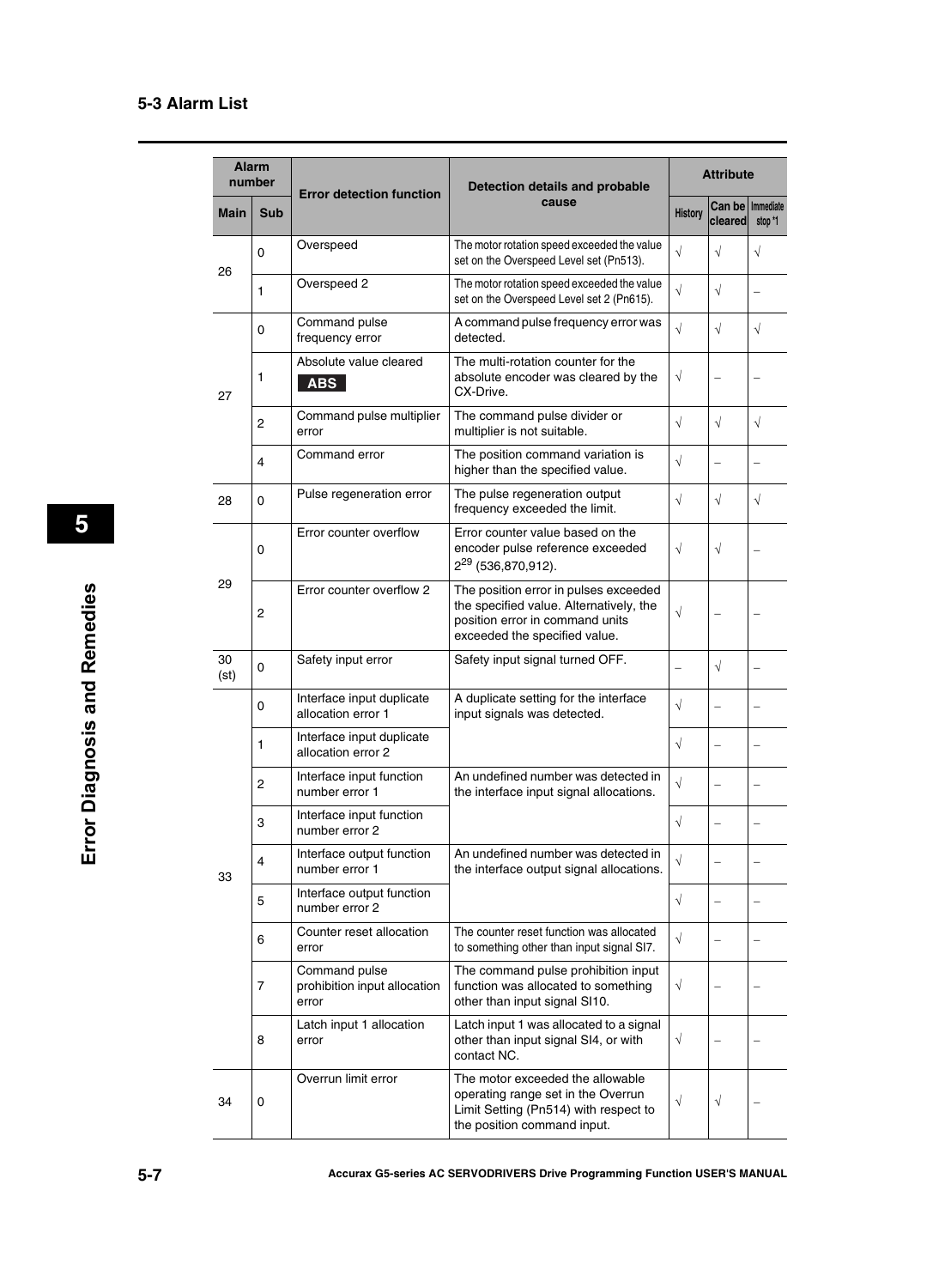### 5-3 Alarm List

| Alarm number | | Error detection function | Detection details and probable cause | Attribute | | |
|---|---|---|---|---|---|---|
| Main | Sub | | | History | Can be cleared | Immediate stop *1 |
| 26 | 0 | Overspeed | The motor rotation speed exceeded the value set on the Overspeed Level set (Pn513). | √ | √ | √ |
| | 1 | Overspeed 2 | The motor rotation speed exceeded the value set on the Overspeed Level set 2 (Pn615). | √ | √ | – |
| 27 | 0 | Command pulse frequency error | A command pulse frequency error was detected. | √ | √ | √ |
| | 1 | Absolute value cleared **ABS** | The multi-rotation counter for the absolute encoder was cleared by the CX-Drive. | √ | – | – |
| | 2 | Command pulse multiplier error | The command pulse divider or multiplier is not suitable. | √ | √ | √ |
| | 4 | Command error | The position command variation is higher than the specified value. | √ | – | – |
| 28 | 0 | Pulse regeneration error | The pulse regeneration output frequency exceeded the limit. | √ | √ | √ |
| 29 | 0 | Error counter overflow | Error counter value based on the encoder pulse reference exceeded $2^{29}$ (536,870,912). | √ | √ | – |
| | 2 | Error counter overflow 2 | The position error in pulses exceeded the specified value. Alternatively, the position error in command units exceeded the specified value. | √ | – | – |
| 30 (st) | 0 | Safety input error | Safety input signal turned OFF. | – | √ | – |
| 33 | 0 | Interface input duplicate allocation error 1 | A duplicate setting for the interface input signals was detected. | √ | – | – |
| | 1 | Interface input duplicate allocation error 2 | | √ | – | – |
| | 2 | Interface input function number error 1 | An undefined number was detected in the interface input signal allocations. | √ | – | – |
| | 3 | Interface input function number error 2 | | √ | – | – |
| | 4 | Interface output function number error 1 | An undefined number was detected in the interface output signal allocations. | √ | – | – |
| | 5 | Interface output function number error 2 | | √ | – | – |
| | 6 | Counter reset allocation error | The counter reset function was allocated to something other than input signal SI7. | √ | – | – |
| | 7 | Command pulse prohibition input allocation error | The command pulse prohibition input function was allocated to something other than input signal SI10. | √ | – | – |
| | 8 | Latch input 1 allocation error | Latch input 1 was allocated to a signal other than input signal SI4, or with contact NC. | √ | – | – |
| 34 | 0 | Overrun limit error | The motor exceeded the allowable operating range set in the Overrun Limit Setting (Pn514) with respect to the position command input. | √ | √ | – |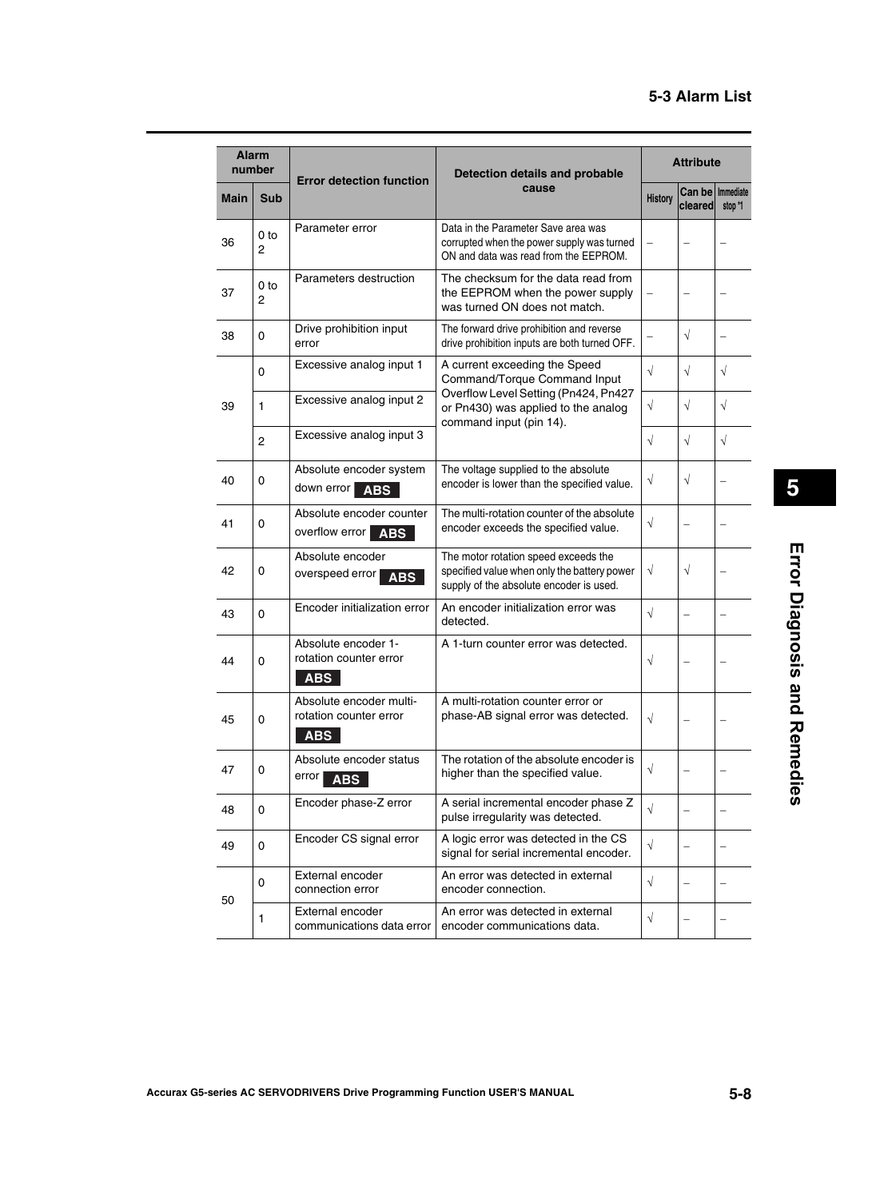| Alarm number | | Error detection function | Detection details and probable cause | Attribute | | |
|---|---|---|---|---|---|---|
| Main | Sub | | | History | Can be cleared | Immediate stop *1 |
| 36 | 0 to 2 | Parameter error | Data in the Parameter Save area was corrupted when the power supply was turned ON and data was read from the EEPROM. | – | – | – |
| 37 | 0 to 2 | Parameters destruction | The checksum for the data read from the EEPROM when the power supply was turned ON does not match. | – | – | – |
| 38 | 0 | Drive prohibition input error | The forward drive prohibition and reverse drive prohibition inputs are both turned OFF. | – | √ | – |
| 39 | 0 | Excessive analog input 1 | A current exceeding the Speed Command/Torque Command Input Overflow Level Setting (Pn424, Pn427 or Pn430) was applied to the analog command input (pin 14). | √ | √ | √ |
| | 1 | Excessive analog input 2 | | √ | √ | √ |
| | 2 | Excessive analog input 3 | | √ | √ | √ |
| 40 | 0 | Absolute encoder system down error **ABS** | The voltage supplied to the absolute encoder is lower than the specified value. | √ | √ | – |
| 41 | 0 | Absolute encoder counter overflow error **ABS** | The multi-rotation counter of the absolute encoder exceeds the specified value. | √ | – | – |
| 42 | 0 | Absolute encoder overspeed error **ABS** | The motor rotation speed exceeds the specified value when only the battery power supply of the absolute encoder is used. | √ | √ | – |
| 43 | 0 | Encoder initialization error | An encoder initialization error was detected. | √ | – | – |
| 44 | 0 | Absolute encoder 1-rotation counter error **ABS** | A 1-turn counter error was detected. | √ | – | – |
| 45 | 0 | Absolute encoder multi-rotation counter error **ABS** | A multi-rotation counter error or phase-AB signal error was detected. | √ | – | – |
| 47 | 0 | Absolute encoder status error **ABS** | The rotation of the absolute encoder is higher than the specified value. | √ | – | – |
| 48 | 0 | Encoder phase-Z error | A serial incremental encoder phase Z pulse irregularity was detected. | √ | – | – |
| 49 | 0 | Encoder CS signal error | A logic error was detected in the CS signal for serial incremental encoder. | √ | – | – |
| 50 | 0 | External encoder connection error | An error was detected in external encoder connection. | √ | – | – |
| | 1 | External encoder communications data error | An error was detected in external encoder communications data. | √ | – | – |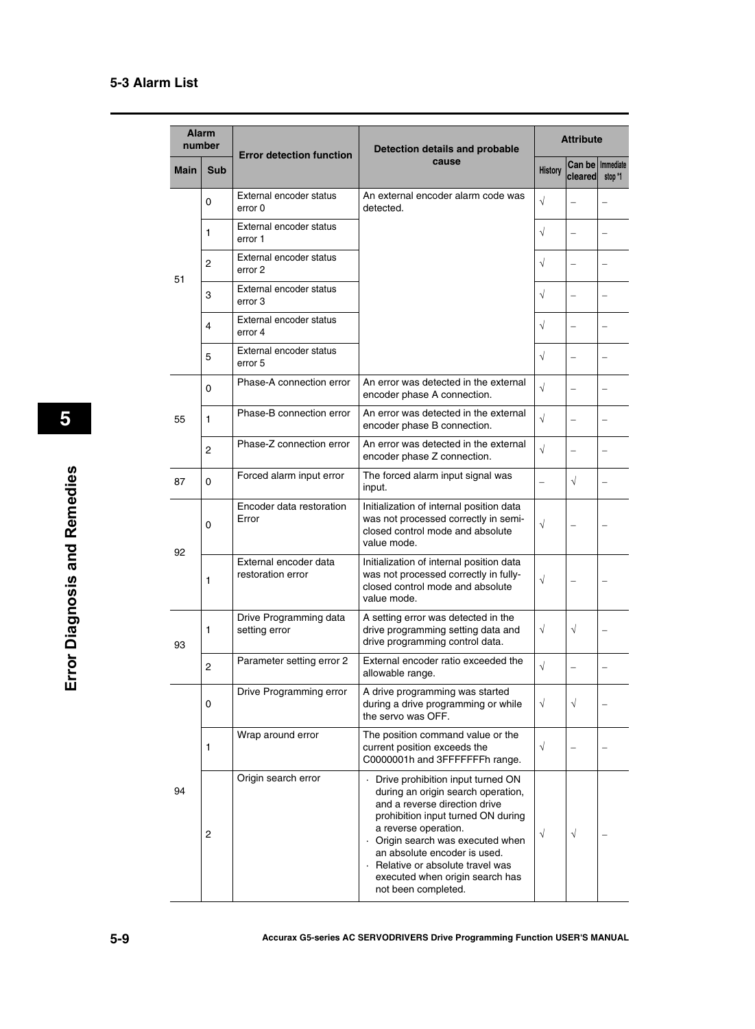## 5-3 Alarm List

| Alarm number | | Error detection function | Detection details and probable cause | Attribute | | |
|---|---|---|---|---|---|---|
| Main | Sub | | | History | Can be cleared | Immediate stop *1 |
| 51 | 0 | External encoder status error 0 | An external encoder alarm code was detected. | √ | – | – |
| | 1 | External encoder status error 1 | | √ | – | – |
| | 2 | External encoder status error 2 | | √ | – | – |
| | 3 | External encoder status error 3 | | √ | – | – |
| | 4 | External encoder status error 4 | | √ | – | – |
| | 5 | External encoder status error 5 | | √ | – | – |
| 55 | 0 | Phase-A connection error | An error was detected in the external encoder phase A connection. | √ | – | – |
| | 1 | Phase-B connection error | An error was detected in the external encoder phase B connection. | √ | – | – |
| | 2 | Phase-Z connection error | An error was detected in the external encoder phase Z connection. | √ | – | – |
| 87 | 0 | Forced alarm input error | The forced alarm input signal was input. | – | √ | – |
| 92 | 0 | Encoder data restoration Error | Initialization of internal position data was not processed correctly in semi-closed control mode and absolute value mode. | √ | – | – |
| | 1 | External encoder data restoration error | Initialization of internal position data was not processed correctly in fully-closed control mode and absolute value mode. | √ | – | – |
| 93 | 1 | Drive Programming data setting error | A setting error was detected in the drive programming setting data and drive programming control data. | √ | √ | – |
| | 2 | Parameter setting error 2 | External encoder ratio exceeded the allowable range. | √ | – | – |
| 94 | 0 | Drive Programming error | A drive programming was started during a drive programming or while the servo was OFF. | √ | √ | – |
| | 1 | Wrap around error | The position command value or the current position exceeds the C0000001h and 3FFFFFFFh range. | √ | – | – |
| | 2 | Origin search error | · Drive prohibition input turned ON during an origin search operation, and a reverse direction drive prohibition input turned ON during a reverse operation.<br>· Origin search was executed when an absolute encoder is used.<br>· Relative or absolute travel was executed when origin search has not been completed. | √ | √ | – |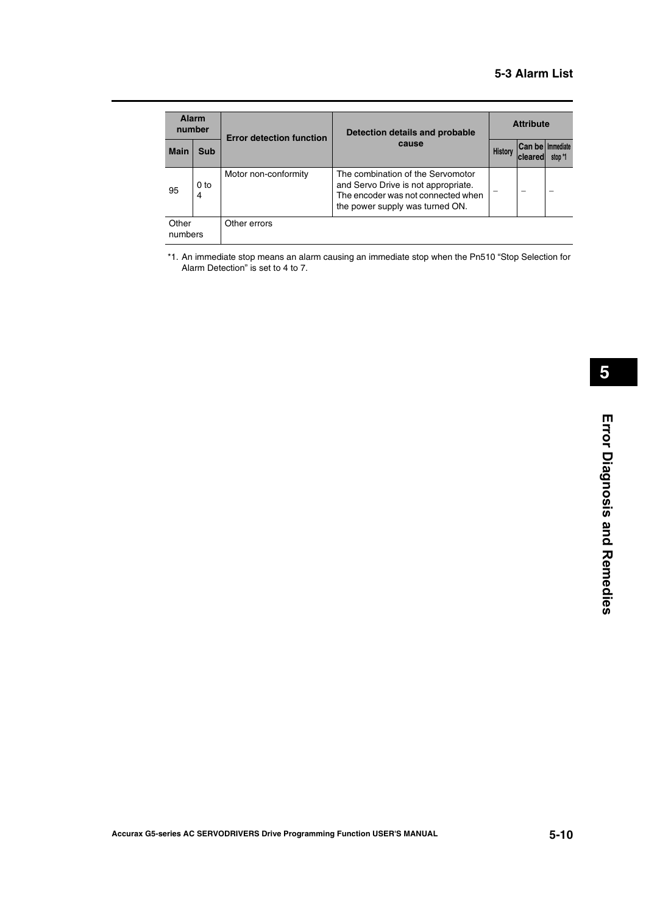| Alarm number | | Error detection function | Detection details and probable cause | Attribute | | |
|---|---|---|---|---|---|---|
| Main | Sub | | | History | Can be cleared | Immediate stop *1 |
| 95 | 0 to 4 | Motor non-conformity | The combination of the Servomotor and Servo Drive is not appropriate. The encoder was not connected when the power supply was turned ON. | – | – | – |
| Other numbers | | Other errors | | | | |

*1. An immediate stop means an alarm causing an immediate stop when the Pn510 “Stop Selection for Alarm Detection” is set to 4 to 7.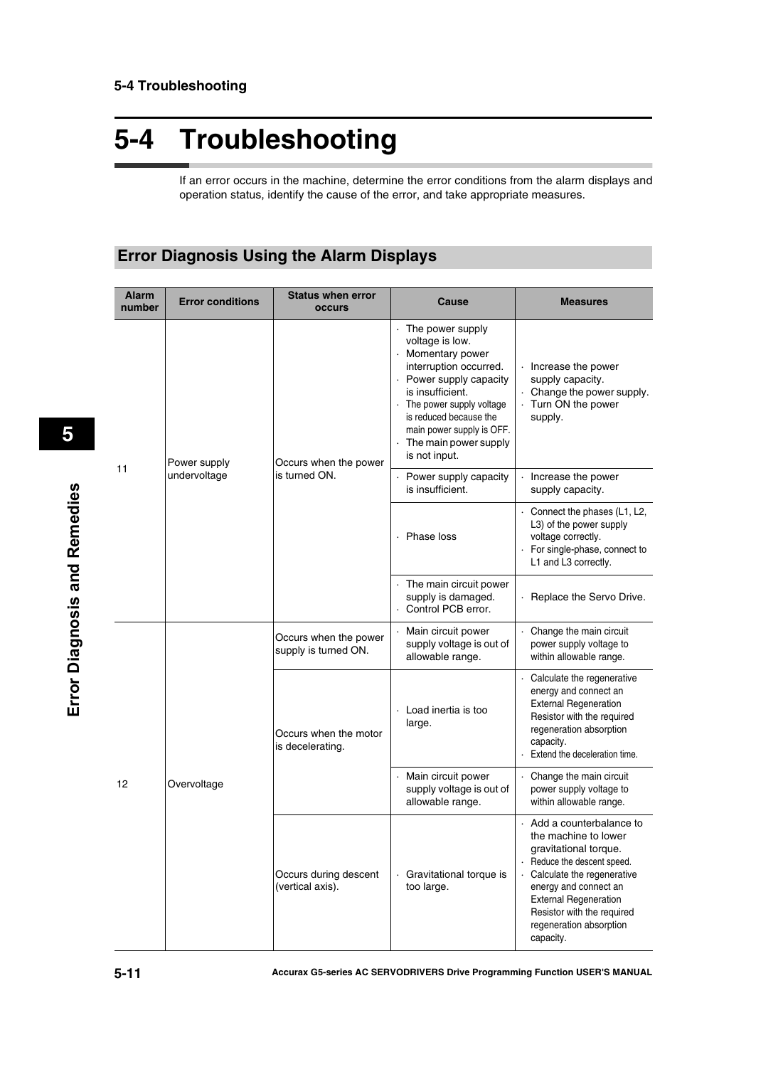# 5-4 Troubleshooting

If an error occurs in the machine, determine the error conditions from the alarm displays and operation status, identify the cause of the error, and take appropriate measures.

## Error Diagnosis Using the Alarm Displays

| Alarm number | Error conditions | Status when error occurs | Cause | Measures |
|---|---|---|---|---|
| 11 | Power supply undervoltage | Occurs when the power is turned ON. | · The power supply voltage is low.<br>· Momentary power interruption occurred.<br>· Power supply capacity is insufficient.<br>· The power supply voltage is reduced because the main power supply is OFF.<br>· The main power supply is not input. | · Increase the power supply capacity.<br>· Change the power supply.<br>· Turn ON the power supply. |
| | | | · Power supply capacity is insufficient. | · Increase the power supply capacity. |
| | | | · Phase loss | · Connect the phases (L1, L2, L3) of the power supply voltage correctly.<br>· For single-phase, connect to L1 and L3 correctly. |
| | | | · The main circuit power supply is damaged.<br>· Control PCB error. | · Replace the Servo Drive. |
| 12 | Overvoltage | Occurs when the power supply is turned ON. | · Main circuit power supply voltage is out of allowable range. | · Change the main circuit power supply voltage to within allowable range. |
| | | Occurs when the motor is decelerating. | · Load inertia is too large. | · Calculate the regenerative energy and connect an External Regeneration Resistor with the required regeneration absorption capacity.<br>· Extend the deceleration time. |
| | | | · Main circuit power supply voltage is out of allowable range. | · Change the main circuit power supply voltage to within allowable range. |
| | | Occurs during descent (vertical axis). | · Gravitational torque is too large. | · Add a counterbalance to the machine to lower gravitational torque.<br>· Reduce the descent speed.<br>· Calculate the regenerative energy and connect an External Regeneration Resistor with the required regeneration absorption capacity. |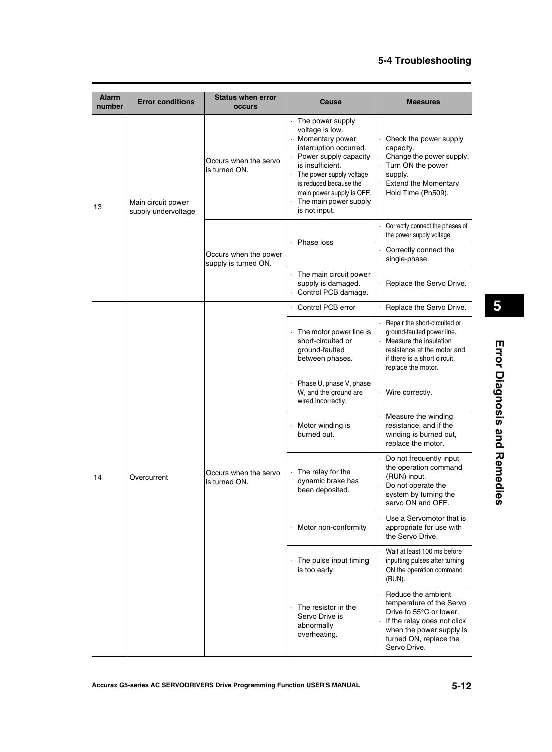| Alarm number | Error conditions | Status when error occurs | Cause | Measures |
|---|---|---|---|---|
| 13 | Main circuit power supply undervoltage | Occurs when the servo is turned ON. | · The power supply voltage is low.<br>· Momentary power interruption occurred.<br>· Power supply capacity is insufficient.<br>· The power supply voltage is reduced because the main power supply is OFF.<br>· The main power supply is not input. | · Check the power supply capacity.<br>· Change the power supply.<br>· Turn ON the power supply.<br>· Extend the Momentary Hold Time (Pn509). |
| | | Occurs when the power supply is turned ON. | · Phase loss | · Correctly connect the phases of the power supply voltage. |
| | | | | · Correctly connect the single-phase. |
| | | | · The main circuit power supply is damaged.<br>· Control PCB damage. | · Replace the Servo Drive. |
| 14 | Overcurrent | Occurs when the servo is turned ON. | · Control PCB error | · Replace the Servo Drive. |
| | | | · The motor power line is short-circuited or ground-faulted between phases. | · Repair the short-circuited or ground-faulted power line.<br>· Measure the insulation resistance at the motor and, if there is a short circuit, replace the motor. |
| | | | · Phase U, phase V, phase W, and the ground are wired incorrectly. | · Wire correctly. |
| | | | · Motor winding is burned out. | · Measure the winding resistance, and if the winding is burned out, replace the motor. |
| | | | · The relay for the dynamic brake has been deposited. | · Do not frequently input the operation command (RUN) input.<br>· Do not operate the system by turning the servo ON and OFF. |
| | | | · Motor non-conformity | · Use a Servomotor that is appropriate for use with the Servo Drive. |
| | | | · The pulse input timing is too early. | · Wait at least 100 ms before inputting pulses after turning ON the operation command (RUN). |
| | | | · The resistor in the Servo Drive is abnormally overheating. | · Reduce the ambient temperature of the Servo Drive to 55°C or lower.<br>· If the relay does not click when the power supply is turned ON, replace the Servo Drive. |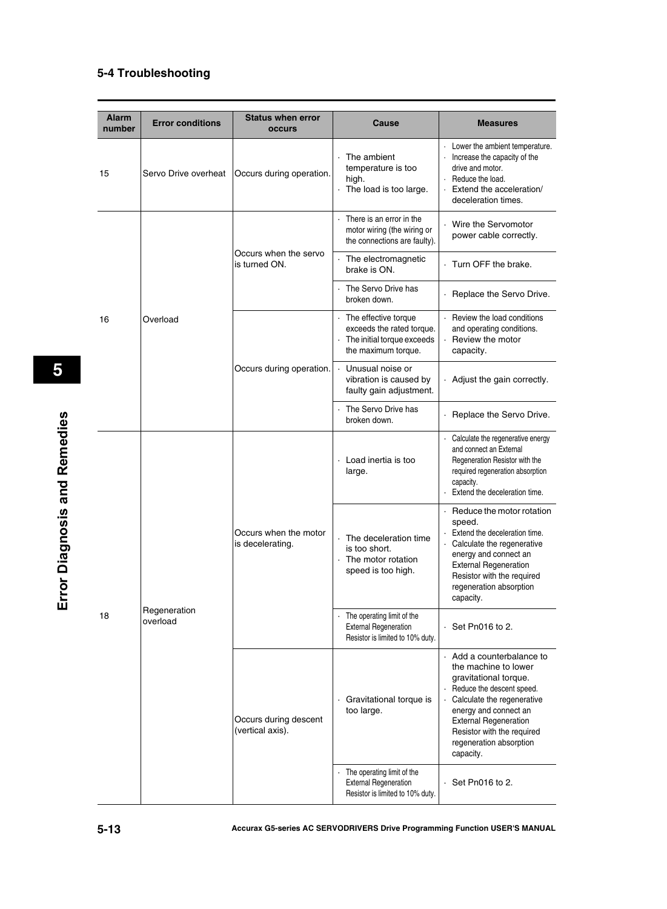## 5-4 Troubleshooting

| Alarm number | Error conditions | Status when error occurs | Cause | Measures |
|---|---|---|---|---|
| 15 | Servo Drive overheat | Occurs during operation. | · The ambient temperature is too high.<br>· The load is too large. | · Lower the ambient temperature.<br>· Increase the capacity of the drive and motor.<br>· Reduce the load.<br>· Extend the acceleration/ deceleration times. |
| 16 | Overload | Occurs when the servo is turned ON. | · There is an error in the motor wiring (the wiring or the connections are faulty). | · Wire the Servomotor power cable correctly. |
| | | | · The electromagnetic brake is ON. | · Turn OFF the brake. |
| | | | · The Servo Drive has broken down. | · Replace the Servo Drive. |
| | | Occurs during operation. | · The effective torque exceeds the rated torque.<br>· The initial torque exceeds the maximum torque. | · Review the load conditions and operating conditions.<br>· Review the motor capacity. |
| | | | · Unusual noise or vibration is caused by faulty gain adjustment. | · Adjust the gain correctly. |
| | | | · The Servo Drive has broken down. | · Replace the Servo Drive. |
| 18 | Regeneration overload | Occurs when the motor is decelerating. | · Load inertia is too large. | · Calculate the regenerative energy and connect an External Regeneration Resistor with the required regeneration absorption capacity.<br>· Extend the deceleration time. |
| | | | · The deceleration time is too short.<br>· The motor rotation speed is too high. | · Reduce the motor rotation speed.<br>· Extend the deceleration time.<br>· Calculate the regenerative energy and connect an External Regeneration Resistor with the required regeneration absorption capacity. |
| | | | · The operating limit of the External Regeneration Resistor is limited to 10% duty. | · Set Pn016 to 2. |
| | | Occurs during descent (vertical axis). | · Gravitational torque is too large. | · Add a counterbalance to the machine to lower gravitational torque.<br>· Reduce the descent speed.<br>· Calculate the regenerative energy and connect an External Regeneration Resistor with the required regeneration absorption capacity. |
| | | | · The operating limit of the External Regeneration Resistor is limited to 10% duty. | · Set Pn016 to 2. |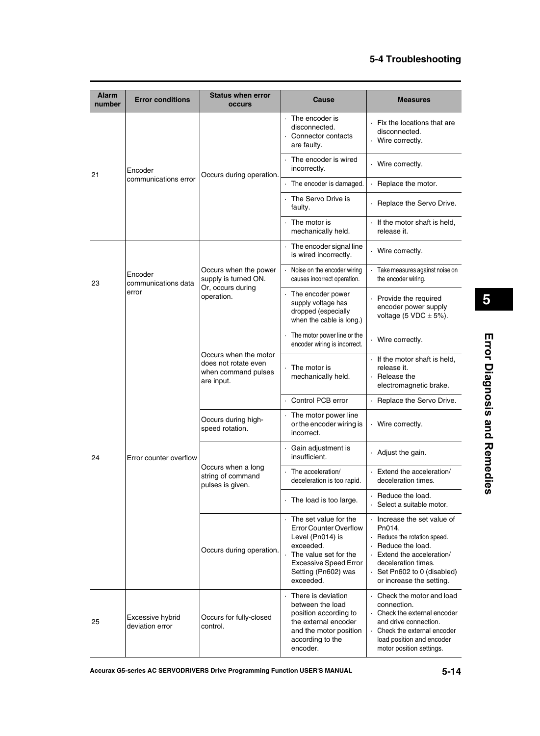| Alarm number | Error conditions | Status when error occurs | Cause | Measures |
|---|---|---|---|---|
| 21 | Encoder communications error | Occurs during operation. | · The encoder is disconnected.<br>· Connector contacts are faulty. | · Fix the locations that are disconnected.<br>· Wire correctly. |
| | | | · The encoder is wired incorrectly. | · Wire correctly. |
| | | | · The encoder is damaged. | · Replace the motor. |
| | | | · The Servo Drive is faulty. | · Replace the Servo Drive. |
| | | | · The motor is mechanically held. | · If the motor shaft is held, release it. |
| 23 | Encoder communications data error | Occurs when the power supply is turned ON. Or, occurs during operation. | · The encoder signal line is wired incorrectly. | · Wire correctly. |
| | | | · Noise on the encoder wiring causes incorrect operation. | · Take measures against noise on the encoder wiring. |
| | | | · The encoder power supply voltage has dropped (especially when the cable is long.) | · Provide the required encoder power supply voltage (5 VDC ± 5%). |
| 24 | Error counter overflow | Occurs when the motor does not rotate even when command pulses are input. | · The motor power line or the encoder wiring is incorrect. | · Wire correctly. |
| | | | · The motor is mechanically held. | · If the motor shaft is held, release it.<br>· Release the electromagnetic brake. |
| | | | · Control PCB error | · Replace the Servo Drive. |
| | | Occurs during high-speed rotation. | · The motor power line or the encoder wiring is incorrect. | · Wire correctly. |
| | | Occurs when a long string of command pulses is given. | · Gain adjustment is insufficient. | · Adjust the gain. |
| | | | · The acceleration/ deceleration is too rapid. | · Extend the acceleration/ deceleration times. |
| | | | · The load is too large. | · Reduce the load.<br>· Select a suitable motor. |
| | | Occurs during operation. | · The set value for the Error Counter Overflow Level (Pn014) is exceeded.<br>· The value set for the Excessive Speed Error Setting (Pn602) was exceeded. | · Increase the set value of Pn014.<br>· Reduce the rotation speed.<br>· Reduce the load.<br>· Extend the acceleration/ deceleration times.<br>· Set Pn602 to 0 (disabled) or increase the setting. |
| 25 | Excessive hybrid deviation error | Occurs for fully-closed control. | · There is deviation between the load position according to the external encoder and the motor position according to the encoder. | · Check the motor and load connection.<br>· Check the external encoder and drive connection.<br>· Check the external encoder load position and encoder motor position settings. |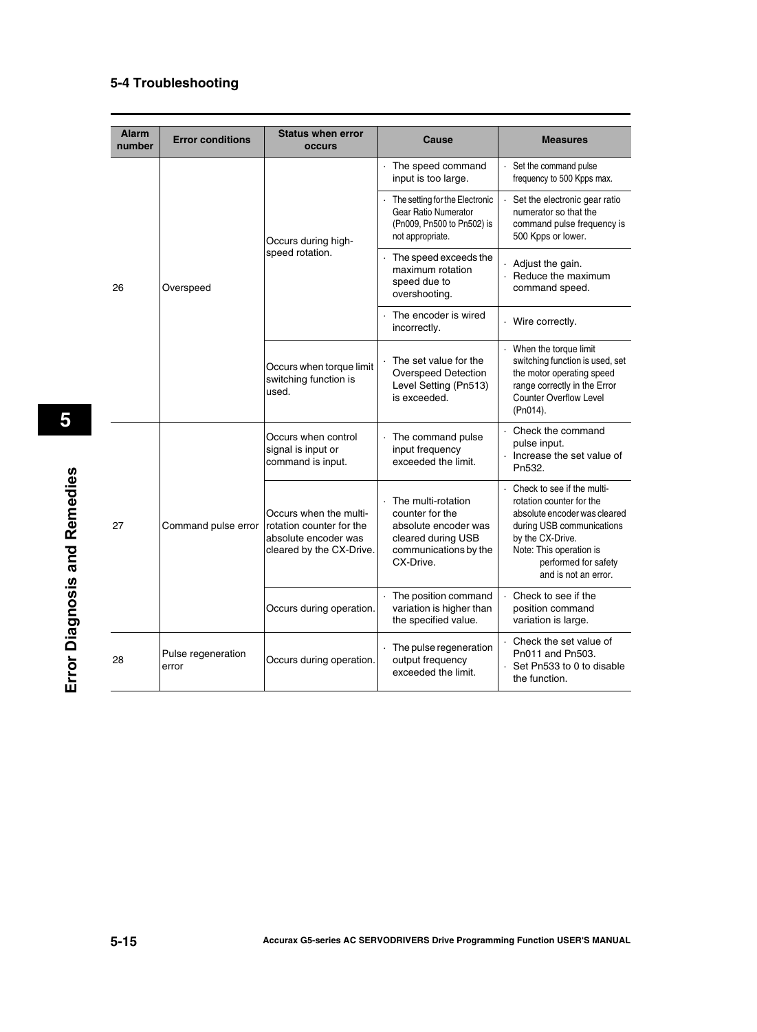## 5-4 Troubleshooting

| Alarm number | Error conditions | Status when error occurs | Cause | Measures |
|---|---|---|---|---|
| 26 | Overspeed | Occurs during high-speed rotation. | · The speed command input is too large. | · Set the command pulse frequency to 500 Kpps max. |
| | | | · The setting for the Electronic Gear Ratio Numerator (Pn009, Pn500 to Pn502) is not appropriate. | · Set the electronic gear ratio numerator so that the command pulse frequency is 500 Kpps or lower. |
| | | | · The speed exceeds the maximum rotation speed due to overshooting. | · Adjust the gain.<br>· Reduce the maximum command speed. |
| | | | · The encoder is wired incorrectly. | · Wire correctly. |
| | | Occurs when torque limit switching function is used. | · The set value for the Overspeed Detection Level Setting (Pn513) is exceeded. | · When the torque limit switching function is used, set the motor operating speed range correctly in the Error Counter Overflow Level (Pn014). |
| 27 | Command pulse error | Occurs when control signal is input or command is input. | · The command pulse input frequency exceeded the limit. | · Check the command pulse input.<br>· Increase the set value of Pn532. |
| | | Occurs when the multi-rotation counter for the absolute encoder was cleared by the CX-Drive. | · The multi-rotation counter for the absolute encoder was cleared during USB communications by the CX-Drive. | · Check to see if the multi-rotation counter for the absolute encoder was cleared during USB communications by the CX-Drive.<br>Note: This operation is performed for safety and is not an error. |
| | | Occurs during operation. | · The position command variation is higher than the specified value. | · Check to see if the position command variation is large. |
| 28 | Pulse regeneration error | Occurs during operation. | · The pulse regeneration output frequency exceeded the limit. | · Check the set value of Pn011 and Pn503.<br>· Set Pn533 to 0 to disable the function. |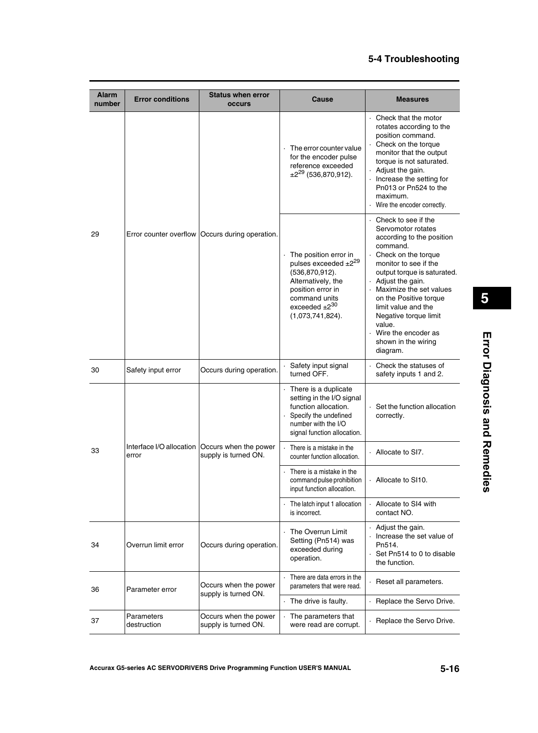| Alarm number | Error conditions | Status when error occurs | Cause | Measures |
|---|---|---|---|---|
| 29 | Error counter overflow | Occurs during operation. | · The error counter value for the encoder pulse reference exceeded $\pm 2^{29}$ (536,870,912). | · Check that the motor rotates according to the position command.<br>· Check on the torque monitor that the output torque is not saturated.<br>· Adjust the gain.<br>· Increase the setting for Pn013 or Pn524 to the maximum.<br>· Wire the encoder correctly. |
| | | | · The position error in pulses exceeded $\pm 2^{29}$ (536,870,912). Alternatively, the position error in command units exceeded $\pm 2^{30}$ (1,073,741,824). | · Check to see if the Servomotor rotates according to the position command.<br>· Check on the torque monitor to see if the output torque is saturated.<br>· Adjust the gain.<br>· Maximize the set values on the Positive torque limit value and the Negative torque limit value.<br>· Wire the encoder as shown in the wiring diagram. |
| 30 | Safety input error | Occurs during operation. | · Safety input signal turned OFF. | · Check the statuses of safety inputs 1 and 2. |
| 33 | Interface I/O allocation error | Occurs when the power supply is turned ON. | · There is a duplicate setting in the I/O signal function allocation.<br>· Specify the undefined number with the I/O signal function allocation. | · Set the function allocation correctly. |
| | | | · There is a mistake in the counter function allocation. | · Allocate to SI7. |
| | | | · There is a mistake in the command pulse prohibition input function allocation. | · Allocate to SI10. |
| | | | · The latch input 1 allocation is incorrect. | · Allocate to SI4 with contact NO. |
| 34 | Overrun limit error | Occurs during operation. | · The Overrun Limit Setting (Pn514) was exceeded during operation. | · Adjust the gain.<br>· Increase the set value of Pn514.<br>· Set Pn514 to 0 to disable the function. |
| 36 | Parameter error | Occurs when the power supply is turned ON. | · There are data errors in the parameters that were read. | · Reset all parameters. |
| | | | · The drive is faulty. | · Replace the Servo Drive. |
| 37 | Parameters destruction | Occurs when the power supply is turned ON. | · The parameters that were read are corrupt. | · Replace the Servo Drive. |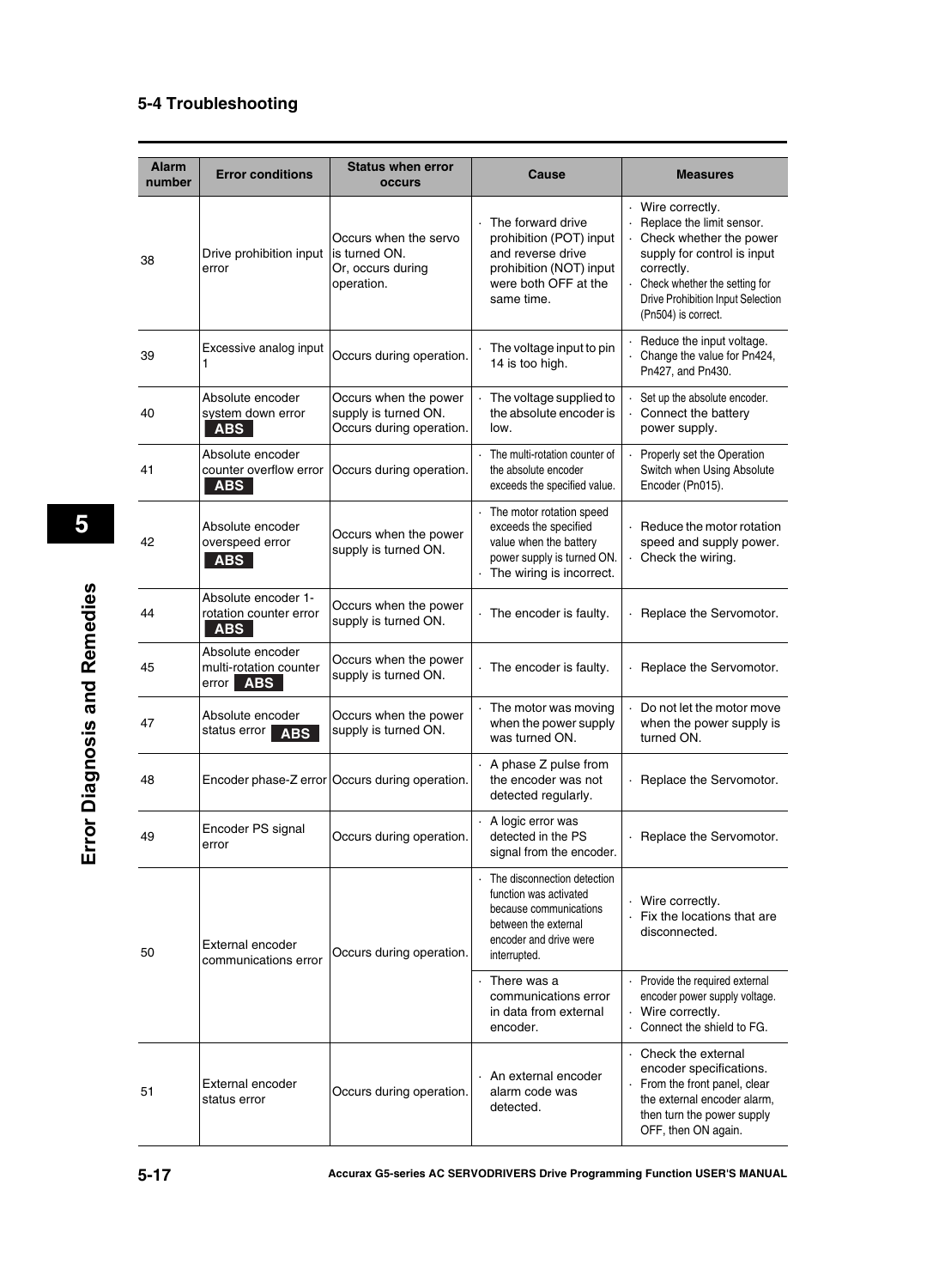## 5-4 Troubleshooting

| Alarm number | Error conditions | Status when error occurs | Cause | Measures |
|---|---|---|---|---|
| 38 | Drive prohibition input error | Occurs when the servo is turned ON. Or, occurs during operation. | · The forward drive prohibition (POT) input and reverse drive prohibition (NOT) input were both OFF at the same time. | · Wire correctly.<br>· Replace the limit sensor.<br>· Check whether the power supply for control is input correctly.<br>· Check whether the setting for Drive Prohibition Input Selection (Pn504) is correct. |
| 39 | Excessive analog input 1 | Occurs during operation. | · The voltage input to pin 14 is too high. | · Reduce the input voltage.<br>· Change the value for Pn424, Pn427, and Pn430. |
| 40 | Absolute encoder system down error **ABS** | Occurs when the power supply is turned ON. Occurs during operation. | · The voltage supplied to the absolute encoder is low. | · Set up the absolute encoder.<br>· Connect the battery power supply. |
| 41 | Absolute encoder counter overflow error **ABS** | Occurs during operation. | · The multi-rotation counter of the absolute encoder exceeds the specified value. | · Properly set the Operation Switch when Using Absolute Encoder (Pn015). |
| 42 | Absolute encoder overspeed error **ABS** | Occurs when the power supply is turned ON. | · The motor rotation speed exceeds the specified value when the battery power supply is turned ON.<br>· The wiring is incorrect. | · Reduce the motor rotation speed and supply power.<br>· Check the wiring. |
| 44 | Absolute encoder 1-rotation counter error **ABS** | Occurs when the power supply is turned ON. | · The encoder is faulty. | · Replace the Servomotor. |
| 45 | Absolute encoder multi-rotation counter error **ABS** | Occurs when the power supply is turned ON. | · The encoder is faulty. | · Replace the Servomotor. |
| 47 | Absolute encoder status error **ABS** | Occurs when the power supply is turned ON. | · The motor was moving when the power supply was turned ON. | · Do not let the motor move when the power supply is turned ON. |
| 48 | Encoder phase-Z error | Occurs during operation. | · A phase Z pulse from the encoder was not detected regularly. | · Replace the Servomotor. |
| 49 | Encoder PS signal error | Occurs during operation. | · A logic error was detected in the PS signal from the encoder. | · Replace the Servomotor. |
| 50 | External encoder communications error | Occurs during operation. | · The disconnection detection function was activated because communications between the external encoder and drive were interrupted. | · Wire correctly.<br>· Fix the locations that are disconnected. |
| | | | · There was a communications error in data from external encoder. | · Provide the required external encoder power supply voltage.<br>· Wire correctly.<br>· Connect the shield to FG. |
| 51 | External encoder status error | Occurs during operation. | · An external encoder alarm code was detected. | · Check the external encoder specifications.<br>· From the front panel, clear the external encoder alarm, then turn the power supply OFF, then ON again. |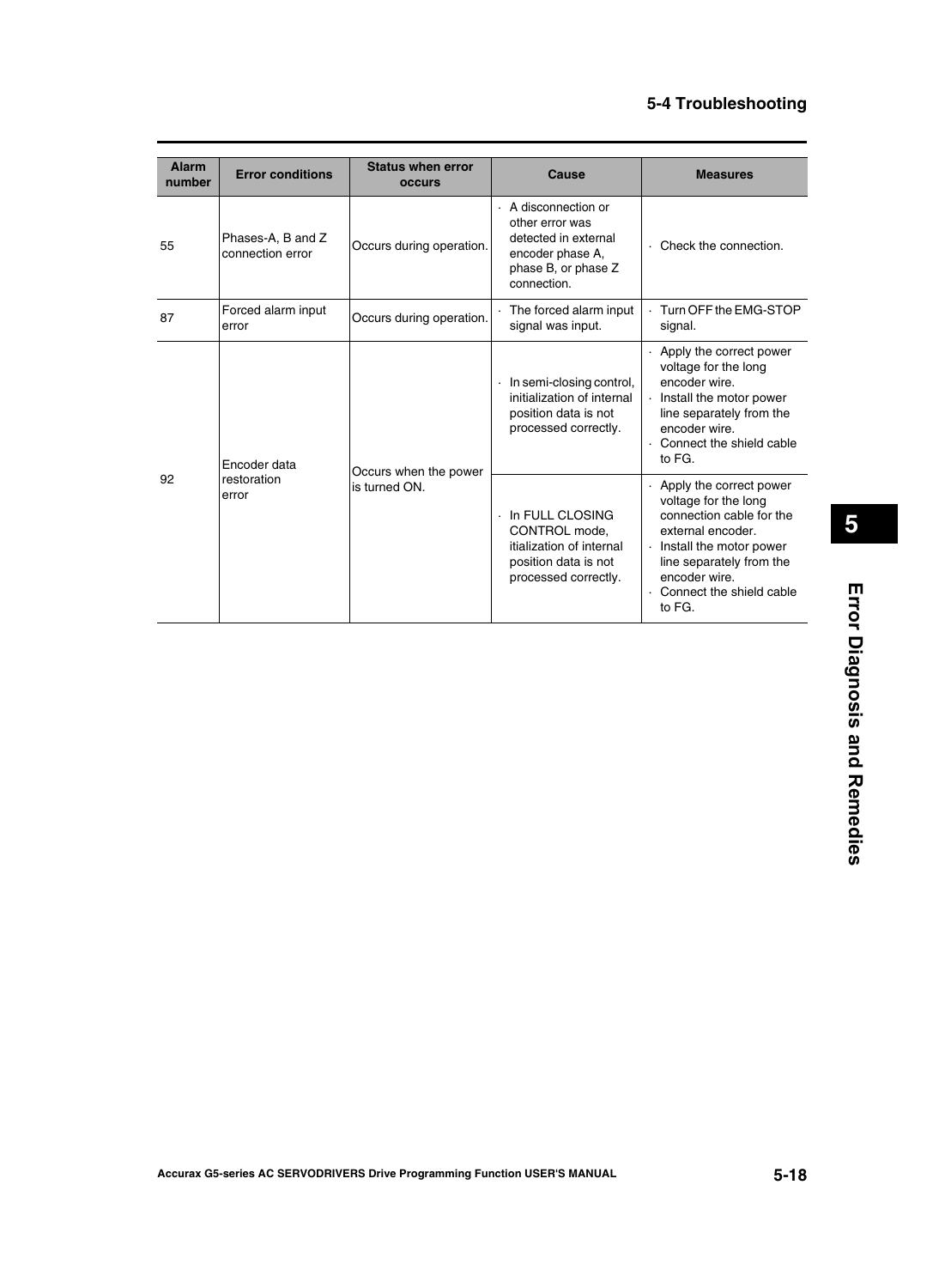| Alarm number | Error conditions | Status when error occurs | Cause | Measures |
|---|---|---|---|---|
| 55 | Phases-A, B and Z connection error | Occurs during operation. | · A disconnection or other error was detected in external encoder phase A, phase B, or phase Z connection. | · Check the connection. |
| 87 | Forced alarm input error | Occurs during operation. | · The forced alarm input signal was input. | · Turn OFF the EMG-STOP signal. |
| 92 | Encoder data restoration error | Occurs when the power is turned ON. | · In semi-closing control, initialization of internal position data is not processed correctly. | · Apply the correct power voltage for the long encoder wire.<br>· Install the motor power line separately from the encoder wire.<br>· Connect the shield cable to FG. |
| | | | · In FULL CLOSING CONTROL mode, itialization of internal position data is not processed correctly. | · Apply the correct power voltage for the long connection cable for the external encoder.<br>· Install the motor power line separately from the encoder wire.<br>· Connect the shield cable to FG. |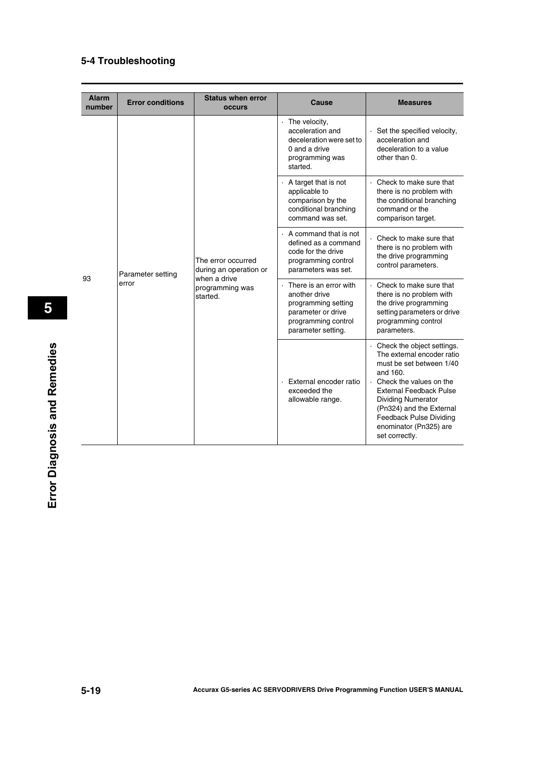## 5-4 Troubleshooting

| Alarm number | Error conditions | Status when error occurs | Cause | Measures |
|---|---|---|---|---|
| 93 | Parameter setting error | The error occurred during an operation or when a drive programming was started. | · The velocity, acceleration and deceleration were set to 0 and a drive programming was started. | · Set the specified velocity, acceleration and deceleration to a value other than 0. |
| | | | · A target that is not applicable to comparison by the conditional branching command was set. | · Check to make sure that there is no problem with the conditional branching command or the comparison target. |
| | | | · A command that is not defined as a command code for the drive programming control parameters was set. | · Check to make sure that there is no problem with the drive programming control parameters. |
| | | | · There is an error with another drive programming setting parameter or drive programming control parameter setting. | · Check to make sure that there is no problem with the drive programming setting parameters or drive programming control parameters. |
| | | | · External encoder ratio exceeded the allowable range. | · Check the object settings. The external encoder ratio must be set between 1/40 and 160.<br>· Check the values on the External Feedback Pulse Dividing Numerator (Pn324) and the External Feedback Pulse Dividing enominator (Pn325) are set correctly. |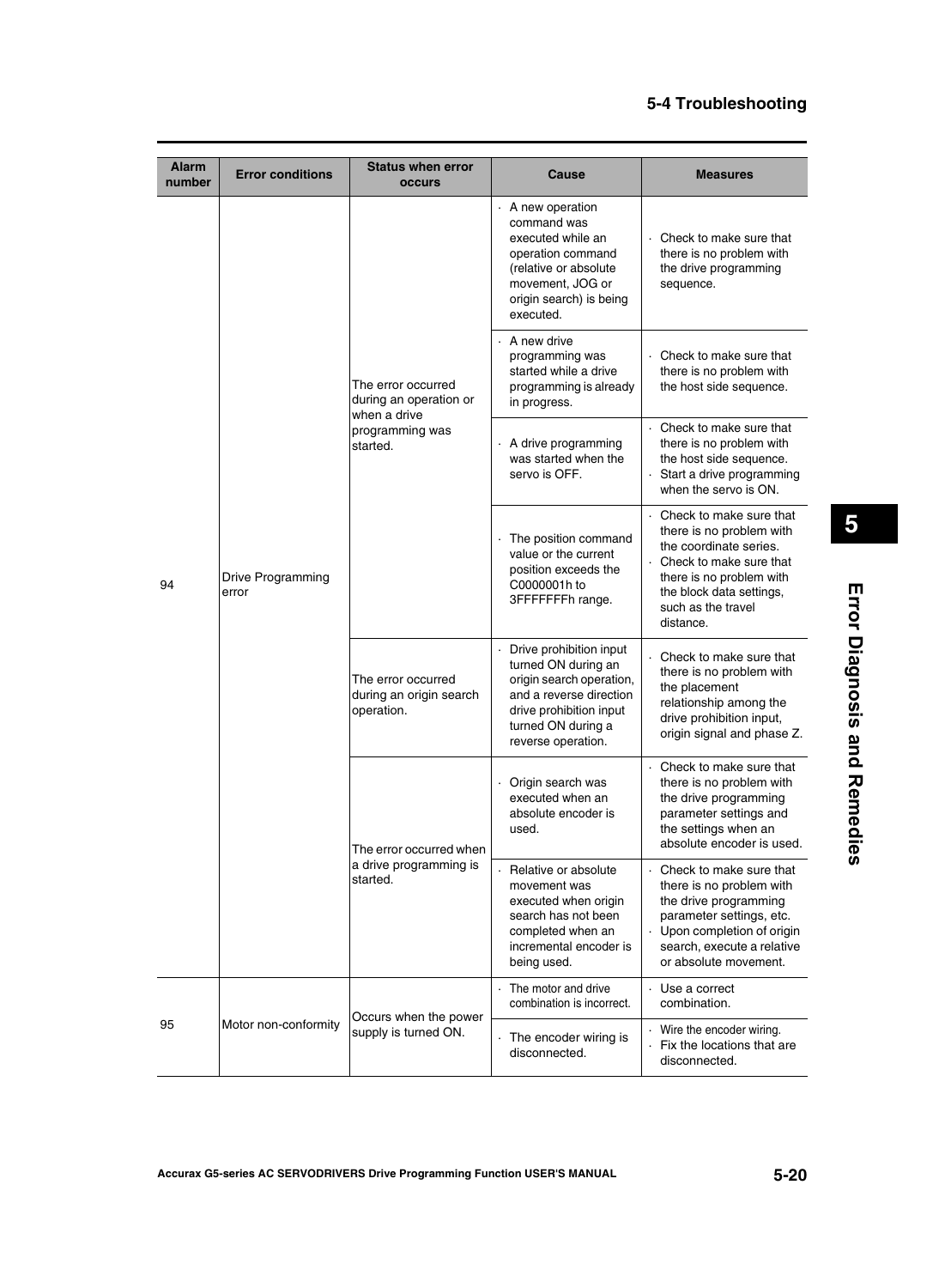| Alarm number | Error conditions | Status when error occurs | Cause | Measures |
|---|---|---|---|---|
| 94 | Drive Programming error | The error occurred during an operation or when a drive programming was started. | · A new operation command was executed while an operation command (relative or absolute movement, JOG or origin search) is being executed. | · Check to make sure that there is no problem with the drive programming sequence. |
| | | | · A new drive programming was started while a drive programming is already in progress. | · Check to make sure that there is no problem with the host side sequence. |
| | | | · A drive programming was started when the servo is OFF. | · Check to make sure that there is no problem with the host side sequence.<br>· Start a drive programming when the servo is ON. |
| | | | · The position command value or the current position exceeds the C0000001h to 3FFFFFFFh range. | · Check to make sure that there is no problem with the coordinate series.<br>· Check to make sure that there is no problem with the block data settings, such as the travel distance. |
| | | The error occurred during an origin search operation. | · Drive prohibition input turned ON during an origin search operation, and a reverse direction drive prohibition input turned ON during a reverse operation. | · Check to make sure that there is no problem with the placement relationship among the drive prohibition input, origin signal and phase Z. |
| | | The error occurred when a drive programming is started. | · Origin search was executed when an absolute encoder is used. | · Check to make sure that there is no problem with the drive programming parameter settings and the settings when an absolute encoder is used. |
| | | | · Relative or absolute movement was executed when origin search has not been completed when an incremental encoder is being used. | · Check to make sure that there is no problem with the drive programming parameter settings, etc.<br>· Upon completion of origin search, execute a relative or absolute movement. |
| 95 | Motor non-conformity | Occurs when the power supply is turned ON. | · The motor and drive combination is incorrect. | · Use a correct combination. |
| | | | · The encoder wiring is disconnected. | · Wire the encoder wiring.<br>· Fix the locations that are disconnected. |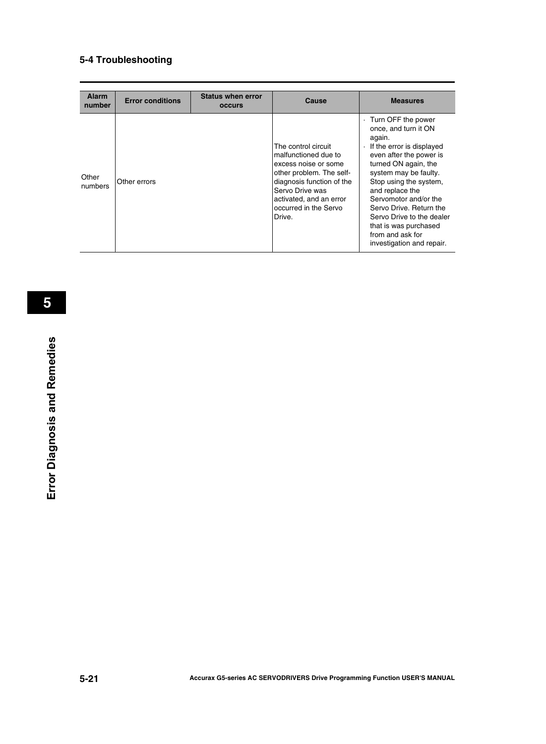| Alarm number | Error conditions | Status when error occurs | Cause | Measures |
|---|---|---|---|---|
| Other numbers | Other errors | | The control circuit malfunctioned due to excess noise or some other problem. The self-diagnosis function of the Servo Drive was activated, and an error occurred in the Servo Drive. | · Turn OFF the power once, and turn it ON again.<br>· If the error is displayed even after the power is turned ON again, the system may be faulty. Stop using the system, and replace the Servomotor and/or the Servo Drive. Return the Servo Drive to the dealer that is was purchased from and ask for investigation and repair. |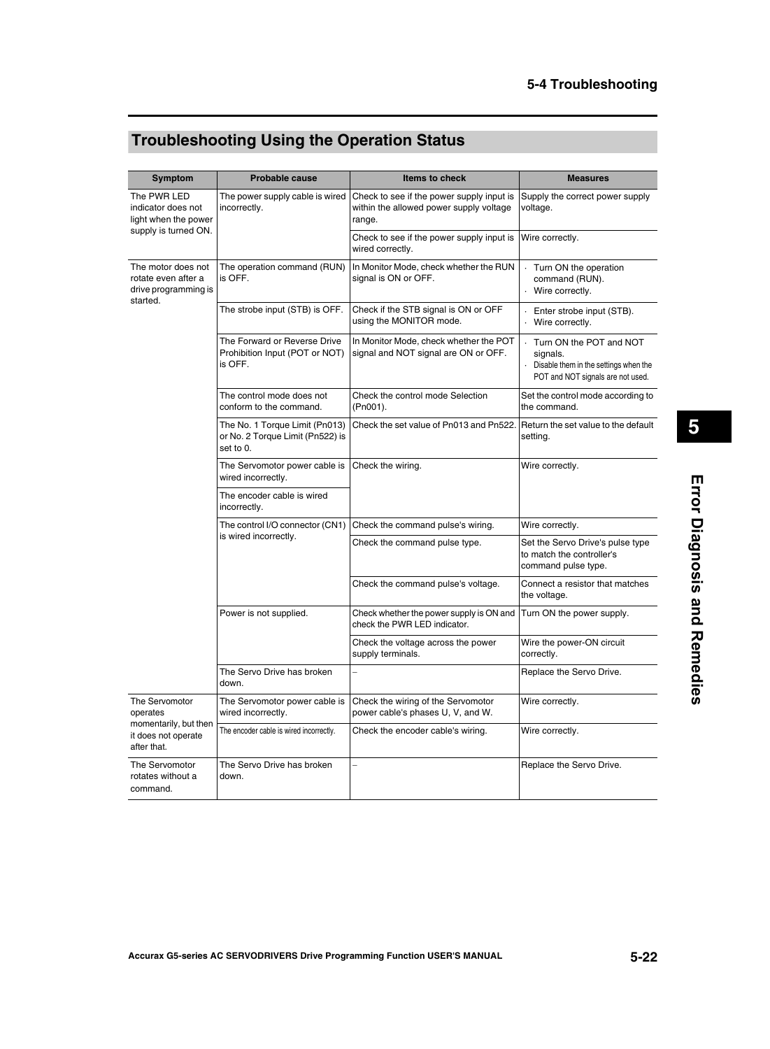## Troubleshooting Using the Operation Status

| Symptom | Probable cause | Items to check | Measures |
|---|---|---|---|
| The PWR LED indicator does not light when the power supply is turned ON. | The power supply cable is wired incorrectly. | Check to see if the power supply input is within the allowed power supply voltage range. | Supply the correct power supply voltage. |
| | | Check to see if the power supply input is wired correctly. | Wire correctly. |
| The motor does not rotate even after a drive programming is started. | The operation command (RUN) is OFF. | In Monitor Mode, check whether the RUN signal is ON or OFF. | · Turn ON the operation command (RUN).<br>· Wire correctly. |
| | The strobe input (STB) is OFF. | Check if the STB signal is ON or OFF using the MONITOR mode. | · Enter strobe input (STB).<br>· Wire correctly. |
| | The Forward or Reverse Drive Prohibition Input (POT or NOT) is OFF. | In Monitor Mode, check whether the POT signal and NOT signal are ON or OFF. | · Turn ON the POT and NOT signals.<br>· Disable them in the settings when the POT and NOT signals are not used. |
| | The control mode does not conform to the command. | Check the control mode Selection (Pn001). | Set the control mode according to the command. |
| | The No. 1 Torque Limit (Pn013) or No. 2 Torque Limit (Pn522) is set to 0. | Check the set value of Pn013 and Pn522. | Return the set value to the default setting. |
| | The Servomotor power cable is wired incorrectly. | Check the wiring. | Wire correctly. |
| | The encoder cable is wired incorrectly. | | |
| | The control I/O connector (CN1) is wired incorrectly. | Check the command pulse's wiring. | Wire correctly. |
| | | Check the command pulse type. | Set the Servo Drive's pulse type to match the controller's command pulse type. |
| | | Check the command pulse's voltage. | Connect a resistor that matches the voltage. |
| | Power is not supplied. | Check whether the power supply is ON and check the PWR LED indicator. | Turn ON the power supply. |
| | | Check the voltage across the power supply terminals. | Wire the power-ON circuit correctly. |
| | The Servo Drive has broken down. | – | Replace the Servo Drive. |
| The Servomotor operates momentarily, but then it does not operate after that. | The Servomotor power cable is wired incorrectly. | Check the wiring of the Servomotor power cable's phases U, V, and W. | Wire correctly. |
| | The encoder cable is wired incorrectly. | Check the encoder cable's wiring. | Wire correctly. |
| The Servomotor rotates without a command. | The Servo Drive has broken down. | – | Replace the Servo Drive. |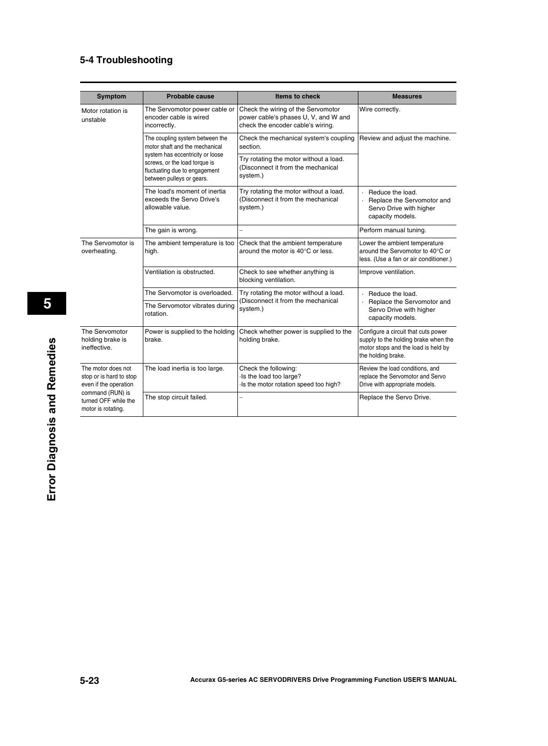## 5-4 Troubleshooting

| Symptom | Probable cause | Items to check | Measures |
|---|---|---|---|
| Motor rotation is unstable | The Servomotor power cable or encoder cable is wired incorrectly. | Check the wiring of the Servomotor power cable's phases U, V, and W and check the encoder cable's wiring. | Wire correctly. |
| | The coupling system between the motor shaft and the mechanical system has eccentricity or loose screws, or the load torque is fluctuating due to engagement between pulleys or gears. | Check the mechanical system's coupling section. | Review and adjust the machine. |
| | | Try rotating the motor without a load. (Disconnect it from the mechanical system.) | |
| | The load's moment of inertia exceeds the Servo Drive's allowable value. | Try rotating the motor without a load. (Disconnect it from the mechanical system.) | · Reduce the load.<br>· Replace the Servomotor and Servo Drive with higher capacity models. |
| | The gain is wrong. | – | Perform manual tuning. |
| The Servomotor is overheating. | The ambient temperature is too high. | Check that the ambient temperature around the motor is 40°C or less. | Lower the ambient temperature around the Servomotor to 40°C or less. (Use a fan or air conditioner.) |
| | Ventilation is obstructed. | Check to see whether anything is blocking ventilation. | Improve ventilation. |
| | The Servomotor is overloaded. | Try rotating the motor without a load. (Disconnect it from the mechanical system.) | · Reduce the load.<br>· Replace the Servomotor and Servo Drive with higher capacity models. |
| | The Servomotor vibrates during rotation. | | |
| The Servomotor holding brake is ineffective. | Power is supplied to the holding brake. | Check whether power is supplied to the holding brake. | Configure a circuit that cuts power supply to the holding brake when the motor stops and the load is held by the holding brake. |
| The motor does not stop or is hard to stop even if the operation command (RUN) is turned OFF while the motor is rotating. | The load inertia is too large. | Check the following:<br>·Is the load too large?<br>·Is the motor rotation speed too high? | Review the load conditions, and replace the Servomotor and Servo Drive with appropriate models. |
| | The stop circuit failed. | – | Replace the Servo Drive. |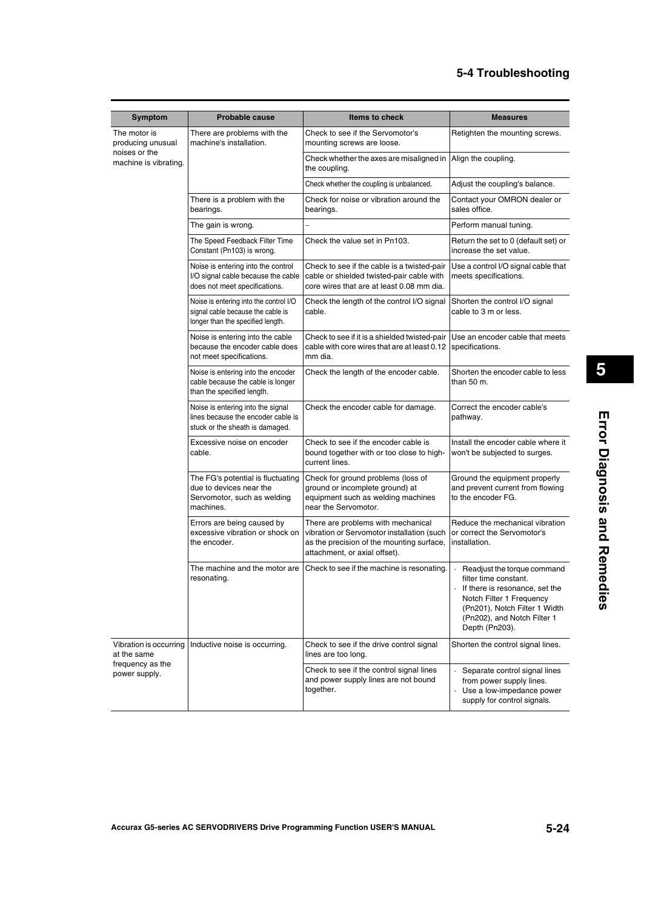| Symptom | Probable cause | Items to check | Measures |
|---|---|---|---|
| The motor is producing unusual noises or the machine is vibrating. | There are problems with the machine's installation. | Check to see if the Servomotor's mounting screws are loose. | Retighten the mounting screws. |
| | | Check whether the axes are misaligned in the coupling. | Align the coupling. |
| | | Check whether the coupling is unbalanced. | Adjust the coupling's balance. |
| | There is a problem with the bearings. | Check for noise or vibration around the bearings. | Contact your OMRON dealer or sales office. |
| | The gain is wrong. | – | Perform manual tuning. |
| | The Speed Feedback Filter Time Constant (Pn103) is wrong. | Check the value set in Pn103. | Return the set to 0 (default set) or increase the set value. |
| | Noise is entering into the control I/O signal cable because the cable does not meet specifications. | Check to see if the cable is a twisted-pair cable or shielded twisted-pair cable with core wires that are at least 0.08 mm dia. | Use a control I/O signal cable that meets specifications. |
| | Noise is entering into the control I/O signal cable because the cable is longer than the specified length. | Check the length of the control I/O signal cable. | Shorten the control I/O signal cable to 3 m or less. |
| | Noise is entering into the cable because the encoder cable does not meet specifications. | Check to see if it is a shielded twisted-pair cable with core wires that are at least 0.12 mm dia. | Use an encoder cable that meets specifications. |
| | Noise is entering into the encoder cable because the cable is longer than the specified length. | Check the length of the encoder cable. | Shorten the encoder cable to less than 50 m. |
| | Noise is entering into the signal lines because the encoder cable is stuck or the sheath is damaged. | Check the encoder cable for damage. | Correct the encoder cable's pathway. |
| | Excessive noise on encoder cable. | Check to see if the encoder cable is bound together with or too close to high-current lines. | Install the encoder cable where it won't be subjected to surges. |
| | The FG's potential is fluctuating due to devices near the Servomotor, such as welding machines. | Check for ground problems (loss of ground or incomplete ground) at equipment such as welding machines near the Servomotor. | Ground the equipment properly and prevent current from flowing to the encoder FG. |
| | Errors are being caused by excessive vibration or shock on the encoder. | There are problems with mechanical vibration or Servomotor installation (such as the precision of the mounting surface, attachment, or axial offset). | Reduce the mechanical vibration or correct the Servomotor's installation. |
| | The machine and the motor are resonating. | Check to see if the machine is resonating. | · Readjust the torque command filter time constant.<br>· If there is resonance, set the Notch Filter 1 Frequency (Pn201), Notch Filter 1 Width (Pn202), and Notch Filter 1 Depth (Pn203). |
| Vibration is occurring at the same frequency as the power supply. | Inductive noise is occurring. | Check to see if the drive control signal lines are too long. | Shorten the control signal lines. |
| | | Check to see if the control signal lines and power supply lines are not bound together. | · Separate control signal lines from power supply lines.<br>· Use a low-impedance power supply for control signals. |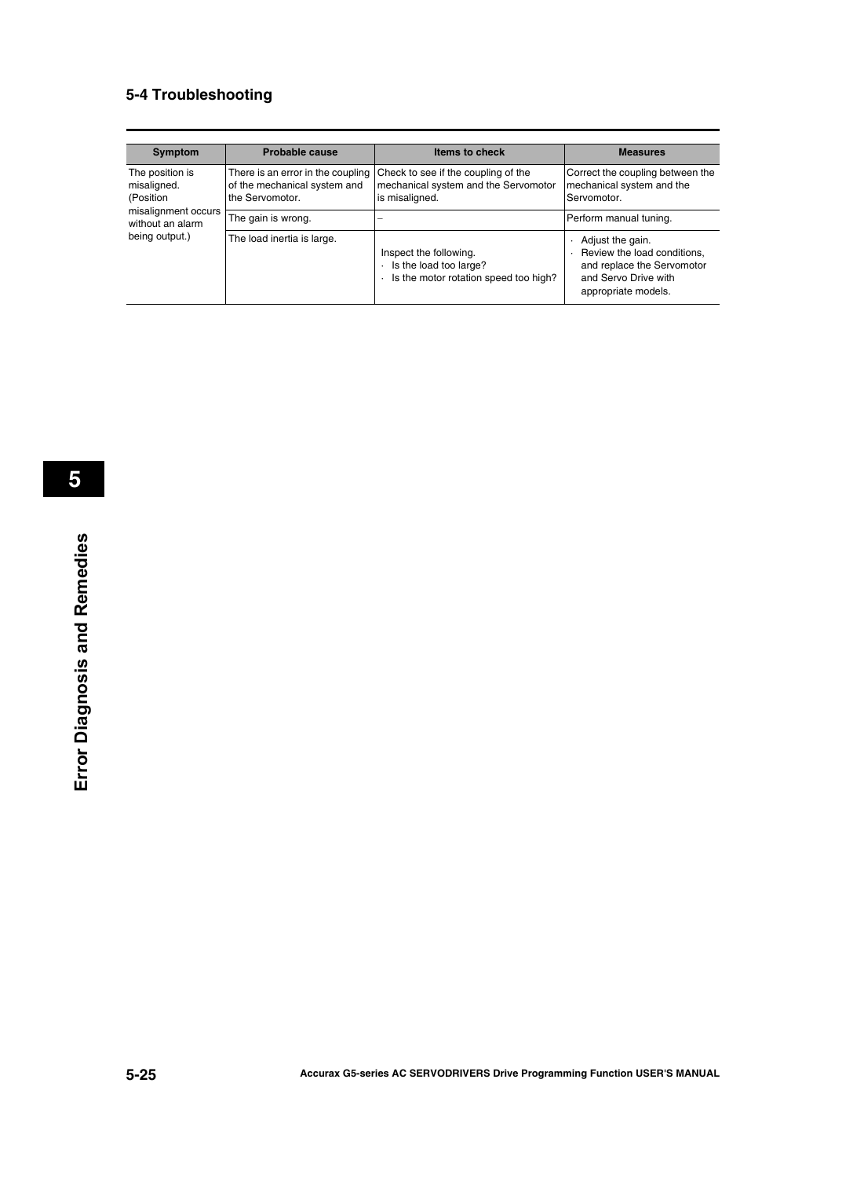| Symptom | Probable cause | Items to check | Measures |
|---|---|---|---|
| The position is misaligned. (Position misalignment occurs without an alarm being output.) | There is an error in the coupling of the mechanical system and the Servomotor. | Check to see if the coupling of the mechanical system and the Servomotor is misaligned. | Correct the coupling between the mechanical system and the Servomotor. |
| | The gain is wrong. | – | Perform manual tuning. |
| | The load inertia is large. | Inspect the following.<br>· Is the load too large?<br>· Is the motor rotation speed too high? | · Adjust the gain.<br>· Review the load conditions, and replace the Servomotor and Servo Drive with appropriate models. |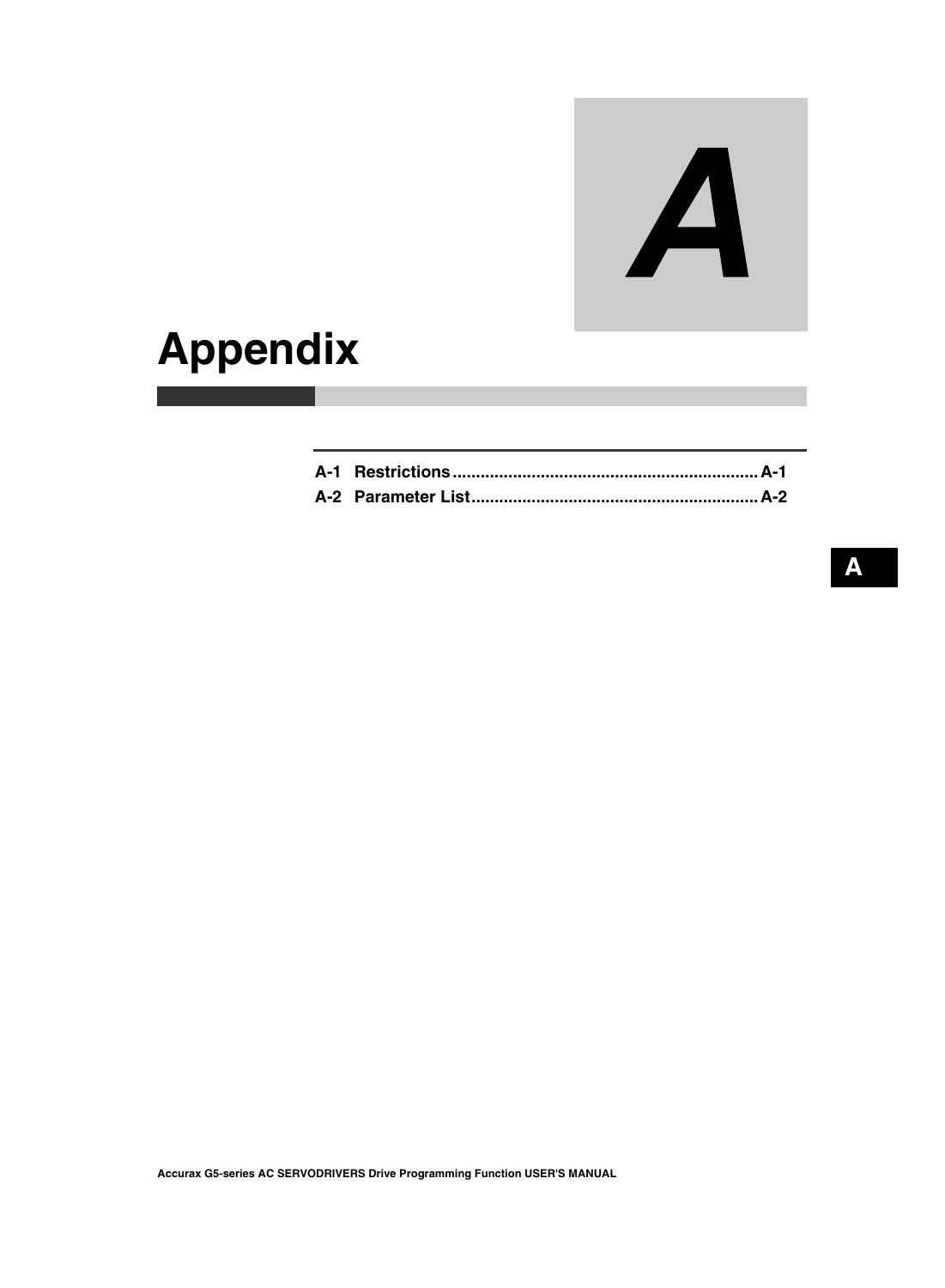# Appendix

| | | |
|---|---|---|
| A-1 | Restrictions | A-1 |
| A-2 | Parameter List | A-2 |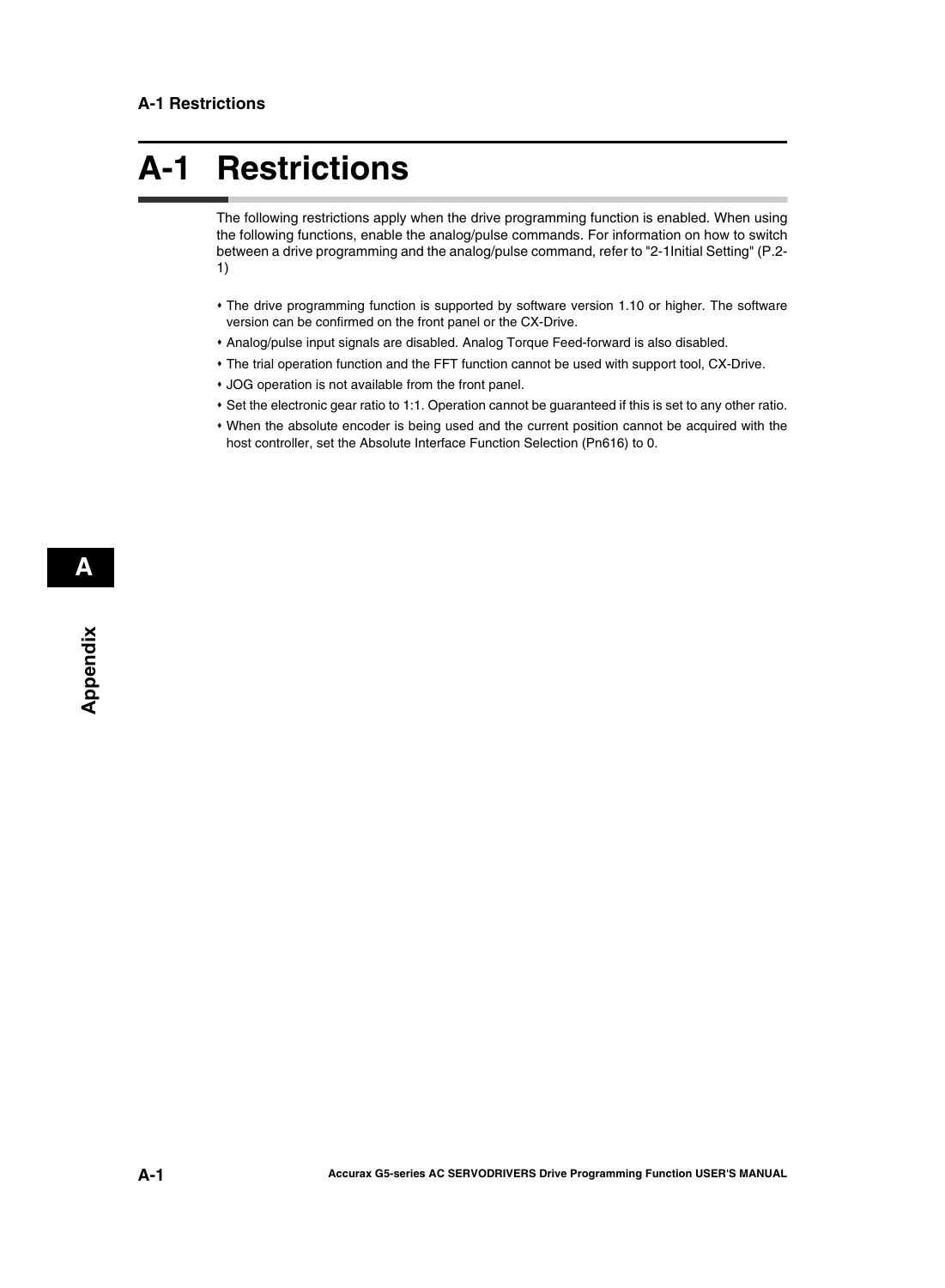# A-1 Restrictions

The following restrictions apply when the drive programming function is enabled. When using the following functions, enable the analog/pulse commands. For information on how to switch between a drive programming and the analog/pulse command, refer to "2-1Initial Setting" (P.2-1)

- The drive programming function is supported by software version 1.10 or higher. The software version can be confirmed on the front panel or the CX-Drive.
- Analog/pulse input signals are disabled. Analog Torque Feed-forward is also disabled.
- The trial operation function and the FFT function cannot be used with support tool, CX-Drive.
- JOG operation is not available from the front panel.
- Set the electronic gear ratio to 1:1. Operation cannot be guaranteed if this is set to any other ratio.
- When the absolute encoder is being used and the current position cannot be acquired with the host controller, set the Absolute Interface Function Selection (Pn616) to 0.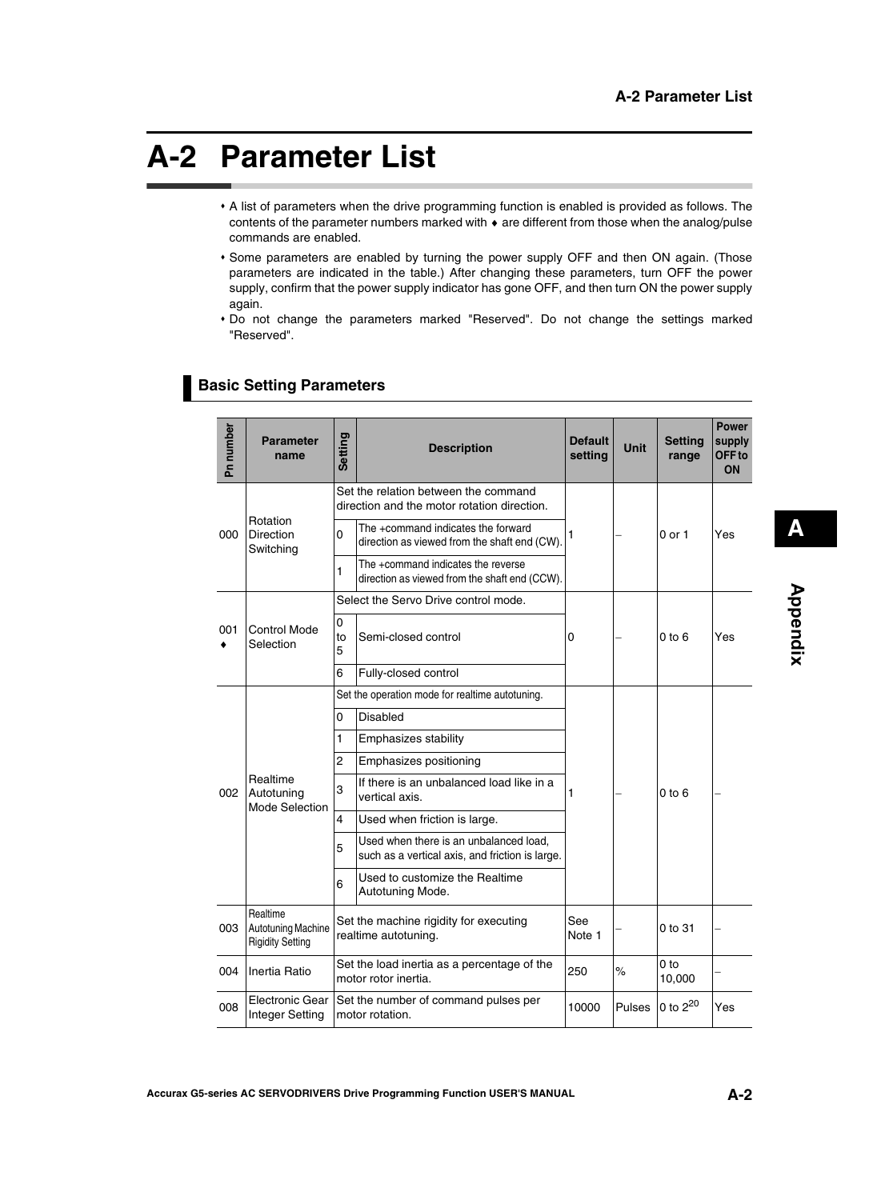# A-2 Parameter List

- A list of parameters when the drive programming function is enabled is provided as follows. The contents of the parameter numbers marked with ♦ are different from those when the analog/pulse commands are enabled.
- Some parameters are enabled by turning the power supply OFF and then ON again. (Those parameters are indicated in the table.) After changing these parameters, turn OFF the power supply, confirm that the power supply indicator has gone OFF, and then turn ON the power supply again.
- Do not change the parameters marked "Reserved". Do not change the settings marked "Reserved".

## Basic Setting Parameters

| Pn number | Parameter name | Setting | Description | Default setting | Unit | Setting range | Power supply OFF to ON |
|---|---|---|---|---|---|---|---|
| 000 | Rotation Direction Switching | Set the relation between the command direction and the motor rotation direction. | | 1 | – | 0 or 1 | Yes |
| | | 0 | The +command indicates the forward direction as viewed from the shaft end (CW). | | | | |
| | | 1 | The +command indicates the reverse direction as viewed from the shaft end (CCW). | | | | |
| 001 ♦ | Control Mode Selection | Select the Servo Drive control mode. | | 0 | – | 0 to 6 | Yes |
| | | 0 to 5 | Semi-closed control | | | | |
| | | 6 | Fully-closed control | | | | |
| 002 | Realtime Autotuning Mode Selection | Set the operation mode for realtime autotuning. | | 1 | – | 0 to 6 | – |
| | | 0 | Disabled | | | | |
| | | 1 | Emphasizes stability | | | | |
| | | 2 | Emphasizes positioning | | | | |
| | | 3 | If there is an unbalanced load like in a vertical axis. | | | | |
| | | 4 | Used when friction is large. | | | | |
| | | 5 | Used when there is an unbalanced load, such as a vertical axis, and friction is large. | | | | |
| | | 6 | Used to customize the Realtime Autotuning Mode. | | | | |
| 003 | Realtime Autotuning Machine Rigidity Setting | Set the machine rigidity for executing realtime autotuning. | | See Note 1 | – | 0 to 31 | – |
| 004 | Inertia Ratio | Set the load inertia as a percentage of the motor rotor inertia. | | 250 | % | 0 to 10,000 | – |
| 008 | Electronic Gear Integer Setting | Set the number of command pulses per motor rotation. | | 10000 | Pulses | 0 to $2^{20}$ | Yes |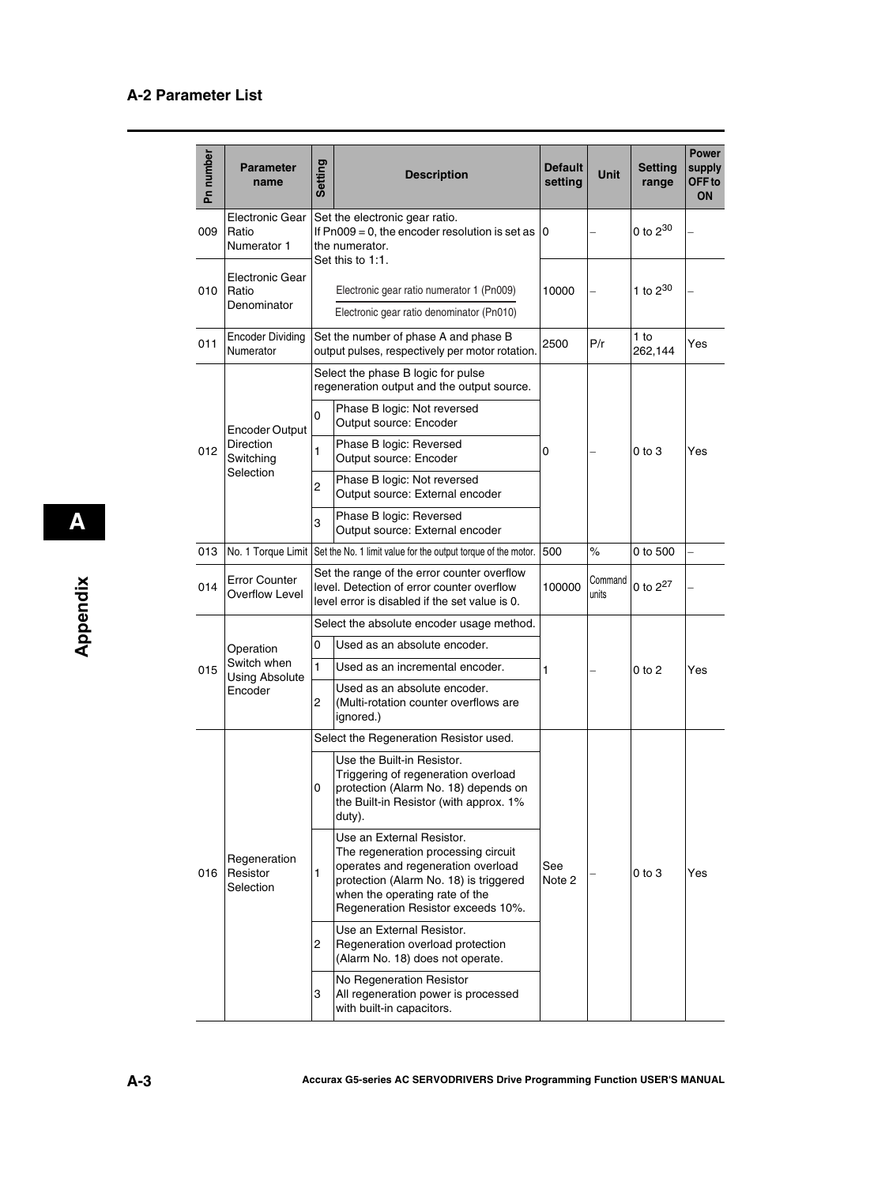## A-2 Parameter List

| Pn number | Parameter name | Setting | Description | Default setting | Unit | Setting range | Power supply OFF to ON |
|---|---|---|---|---|---|---|---|
| 009 | Electronic Gear Ratio Numerator 1 | | Set the electronic gear ratio. If Pn009 = 0, the encoder resolution is set as the numerator. Set this to 1:1. | 0 | – | 0 to $2^{30}$ | – |
| 010 | Electronic Gear Ratio Denominator | | $\frac{\text{Electronic gear ratio numerator 1 (Pn009)}}{\text{Electronic gear ratio denominator (Pn010)}}$ | 10000 | – | 1 to $2^{30}$ | – |
| 011 | Encoder Dividing Numerator | | Set the number of phase A and phase B output pulses, respectively per motor rotation. | 2500 | P/r | 1 to 262,144 | Yes |
| 012 | Encoder Output Direction Switching Selection | | Select the phase B logic for pulse regeneration output and the output source. | 0 | – | 0 to 3 | Yes |
| | | 0 | Phase B logic: Not reversed<br>Output source: Encoder | | | | |
| | | 1 | Phase B logic: Reversed<br>Output source: Encoder | | | | |
| | | 2 | Phase B logic: Not reversed<br>Output source: External encoder | | | | |
| | | 3 | Phase B logic: Reversed<br>Output source: External encoder | | | | |
| 013 | No. 1 Torque Limit | | Set the No. 1 limit value for the output torque of the motor. | 500 | % | 0 to 500 | – |
| 014 | Error Counter Overflow Level | | Set the range of the error counter overflow level. Detection of error counter overflow level error is disabled if the set value is 0. | 100000 | Command units | 0 to $2^{27}$ | – |
| 015 | Operation Switch when Using Absolute Encoder | | Select the absolute encoder usage method. | 1 | – | 0 to 2 | Yes |
| | | 0 | Used as an absolute encoder. | | | | |
| | | 1 | Used as an incremental encoder. | | | | |
| | | 2 | Used as an absolute encoder.<br>(Multi-rotation counter overflows are ignored.) | | | | |
| 016 | Regeneration Resistor Selection | | Select the Regeneration Resistor used. | See Note 2 | – | 0 to 3 | Yes |
| | | 0 | Use the Built-in Resistor.<br>Triggering of regeneration overload protection (Alarm No. 18) depends on the Built-in Resistor (with approx. 1% duty). | | | | |
| | | 1 | Use an External Resistor.<br>The regeneration processing circuit operates and regeneration overload protection (Alarm No. 18) is triggered when the operating rate of the Regeneration Resistor exceeds 10%. | | | | |
| | | 2 | Use an External Resistor.<br>Regeneration overload protection (Alarm No. 18) does not operate. | | | | |
| | | 3 | No Regeneration Resistor<br>All regeneration power is processed with built-in capacitors. | | | | |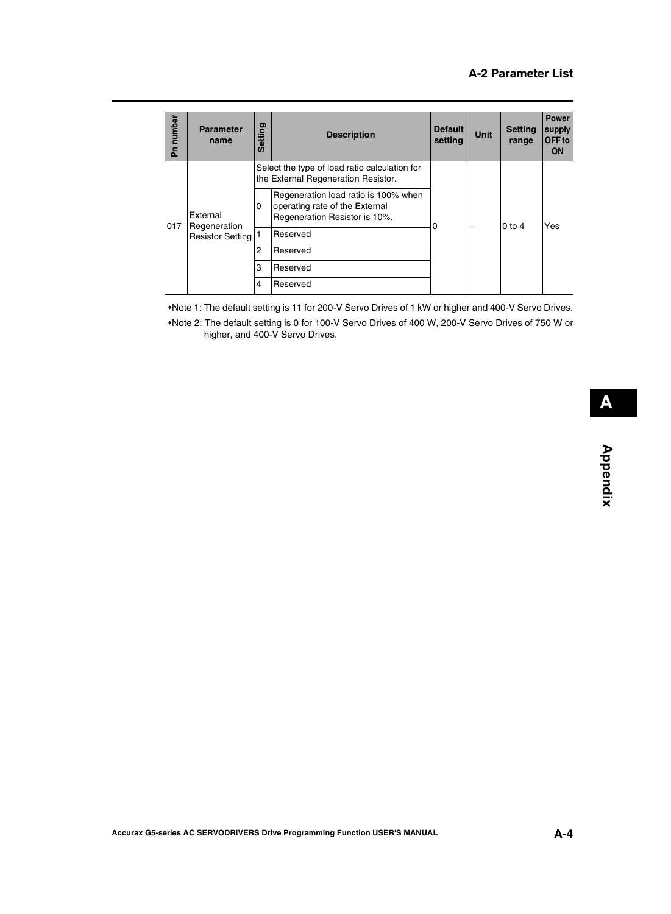| Pn number | Parameter name | Setting | Description | Default setting | Unit | Setting range | Power supply OFF to ON |
|---|---|---|---|---|---|---|---|
| 017 | External Regeneration Resistor Setting | Select the type of load ratio calculation for the External Regeneration Resistor. | | 0 | – | 0 to 4 | Yes |
| | | 0 | Regeneration load ratio is 100% when operating rate of the External Regeneration Resistor is 10%. | | | | |
| | | 1 | Reserved | | | | |
| | | 2 | Reserved | | | | |
| | | 3 | Reserved | | | | |
| | | 4 | Reserved | | | | |

- Note 1: The default setting is 11 for 200-V Servo Drives of 1 kW or higher and 400-V Servo Drives.
- Note 2: The default setting is 0 for 100-V Servo Drives of 400 W, 200-V Servo Drives of 750 W or higher, and 400-V Servo Drives.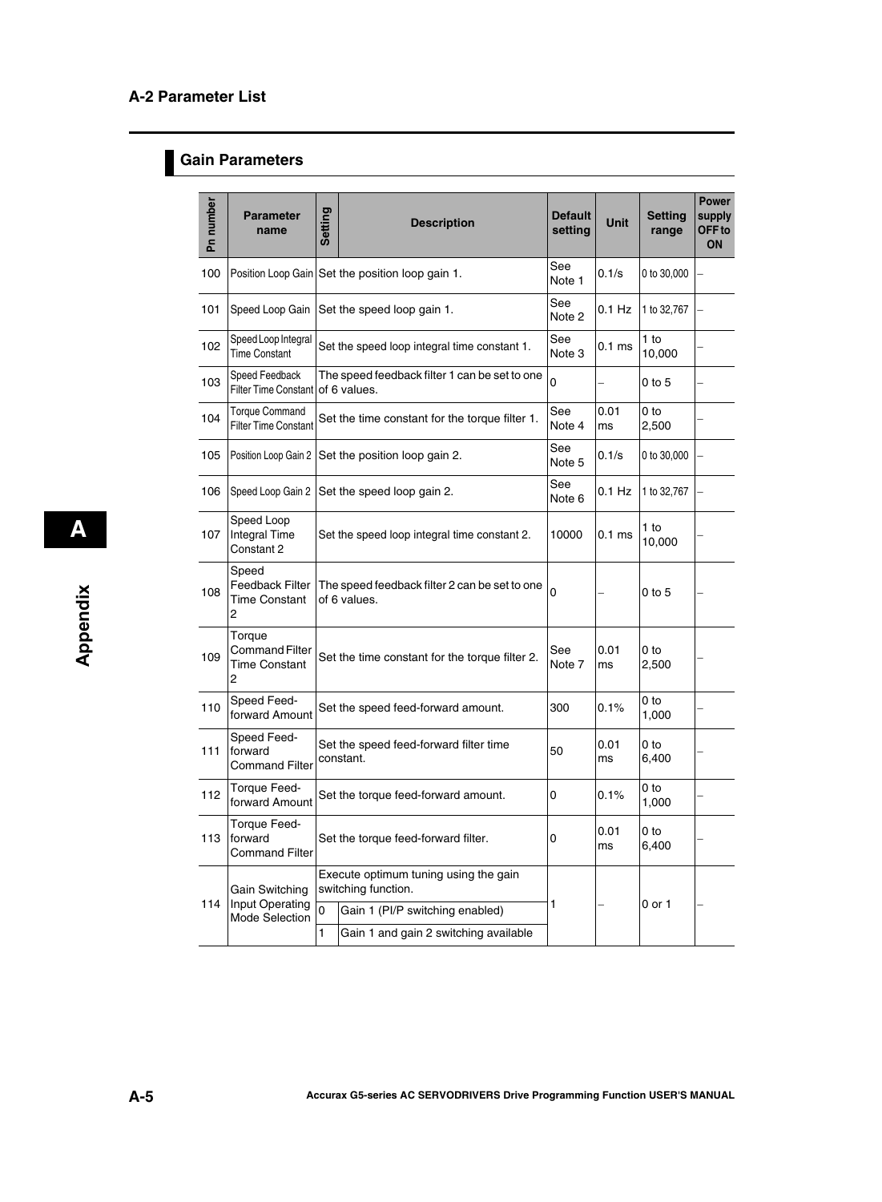## Gain Parameters

| Pn number | Parameter name | Setting | Description | Default setting | Unit | Setting range | Power supply OFF to ON |
|---|---|---|---|---|---|---|---|
| 100 | Position Loop Gain | Set the position loop gain 1. | | See Note 1 | 0.1/s | 0 to 30,000 | – |
| 101 | Speed Loop Gain | Set the speed loop gain 1. | | See Note 2 | 0.1 Hz | 1 to 32,767 | – |
| 102 | Speed Loop Integral Time Constant | Set the speed loop integral time constant 1. | | See Note 3 | 0.1 ms | 1 to 10,000 | – |
| 103 | Speed Feedback Filter Time Constant | The speed feedback filter 1 can be set to one of 6 values. | | 0 | – | 0 to 5 | – |
| 104 | Torque Command Filter Time Constant | Set the time constant for the torque filter 1. | | See Note 4 | 0.01 ms | 0 to 2,500 | – |
| 105 | Position Loop Gain 2 | Set the position loop gain 2. | | See Note 5 | 0.1/s | 0 to 30,000 | – |
| 106 | Speed Loop Gain 2 | Set the speed loop gain 2. | | See Note 6 | 0.1 Hz | 1 to 32,767 | – |
| 107 | Speed Loop Integral Time Constant 2 | Set the speed loop integral time constant 2. | | 10000 | 0.1 ms | 1 to 10,000 | – |
| 108 | Speed Feedback Filter Time Constant 2 | The speed feedback filter 2 can be set to one of 6 values. | | 0 | – | 0 to 5 | – |
| 109 | Torque Command Filter Time Constant 2 | Set the time constant for the torque filter 2. | | See Note 7 | 0.01 ms | 0 to 2,500 | – |
| 110 | Speed Feed-forward Amount | Set the speed feed-forward amount. | | 300 | 0.1% | 0 to 1,000 | – |
| 111 | Speed Feed-forward Command Filter | Set the speed feed-forward filter time constant. | | 50 | 0.01 ms | 0 to 6,400 | – |
| 112 | Torque Feed-forward Amount | Set the torque feed-forward amount. | | 0 | 0.1% | 0 to 1,000 | – |
| 113 | Torque Feed-forward Command Filter | Set the torque feed-forward filter. | | 0 | 0.01 ms | 0 to 6,400 | – |
| 114 | Gain Switching Input Operating Mode Selection | Execute optimum tuning using the gain switching function. | | 1 | – | 0 or 1 | – |
| | | 0 | Gain 1 (PI/P switching enabled) | | | | |
| | | 1 | Gain 1 and gain 2 switching available | | | | |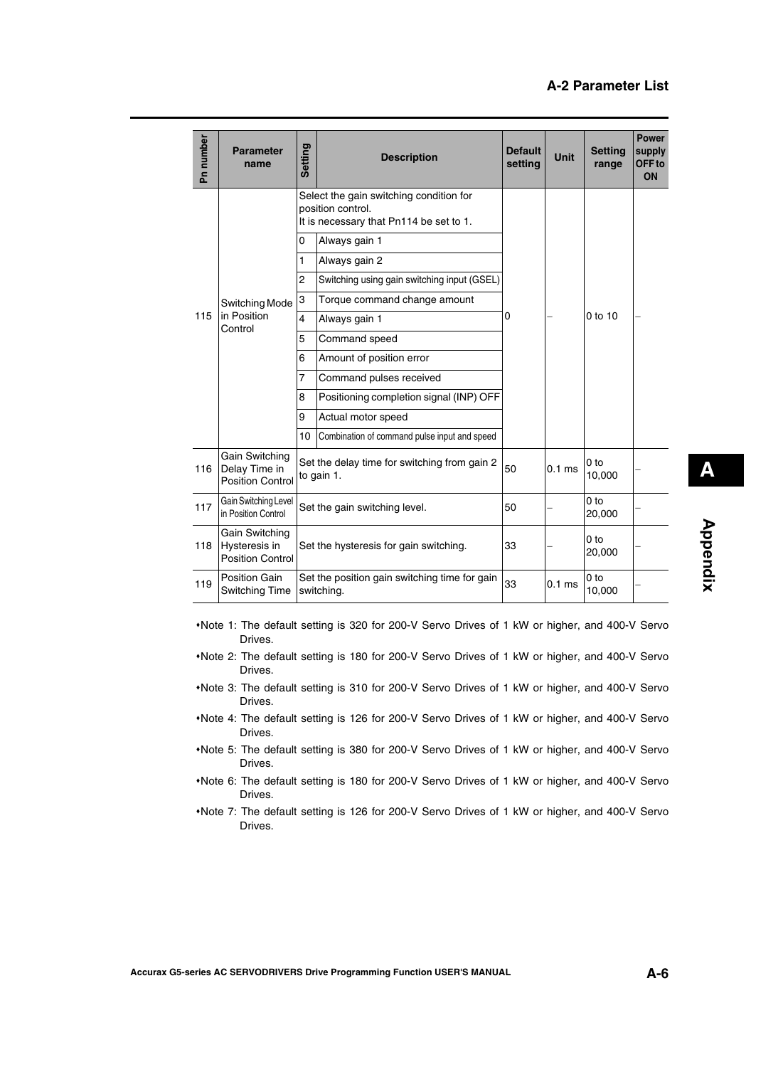| Pn number | Parameter name | Setting | Description | Default setting | Unit | Setting range | Power supply OFF to ON |
|---|---|---|---|---|---|---|---|
| 115 | Switching Mode in Position Control | | Select the gain switching condition for position control. It is necessary that Pn114 be set to 1. | 0 | – | 0 to 10 | – |
| | | 0 | Always gain 1 | | | | |
| | | 1 | Always gain 2 | | | | |
| | | 2 | Switching using gain switching input (GSEL) | | | | |
| | | 3 | Torque command change amount | | | | |
| | | 4 | Always gain 1 | | | | |
| | | 5 | Command speed | | | | |
| | | 6 | Amount of position error | | | | |
| | | 7 | Command pulses received | | | | |
| | | 8 | Positioning completion signal (INP) OFF | | | | |
| | | 9 | Actual motor speed | | | | |
| | | 10 | Combination of command pulse input and speed | | | | |
| 116 | Gain Switching Delay Time in Position Control | | Set the delay time for switching from gain 2 to gain 1. | 50 | 0.1 ms | 0 to 10,000 | – |
| 117 | Gain Switching Level in Position Control | | Set the gain switching level. | 50 | – | 0 to 20,000 | – |
| 118 | Gain Switching Hysteresis in Position Control | | Set the hysteresis for gain switching. | 33 | – | 0 to 20,000 | – |
| 119 | Position Gain Switching Time | | Set the position gain switching time for gain switching. | 33 | 0.1 ms | 0 to 10,000 | – |

- Note 1: The default setting is 320 for 200-V Servo Drives of 1 kW or higher, and 400-V Servo Drives.
- Note 2: The default setting is 180 for 200-V Servo Drives of 1 kW or higher, and 400-V Servo Drives.
- Note 3: The default setting is 310 for 200-V Servo Drives of 1 kW or higher, and 400-V Servo Drives.
- Note 4: The default setting is 126 for 200-V Servo Drives of 1 kW or higher, and 400-V Servo Drives.
- Note 5: The default setting is 380 for 200-V Servo Drives of 1 kW or higher, and 400-V Servo Drives.
- Note 6: The default setting is 180 for 200-V Servo Drives of 1 kW or higher, and 400-V Servo Drives.
- Note 7: The default setting is 126 for 200-V Servo Drives of 1 kW or higher, and 400-V Servo Drives.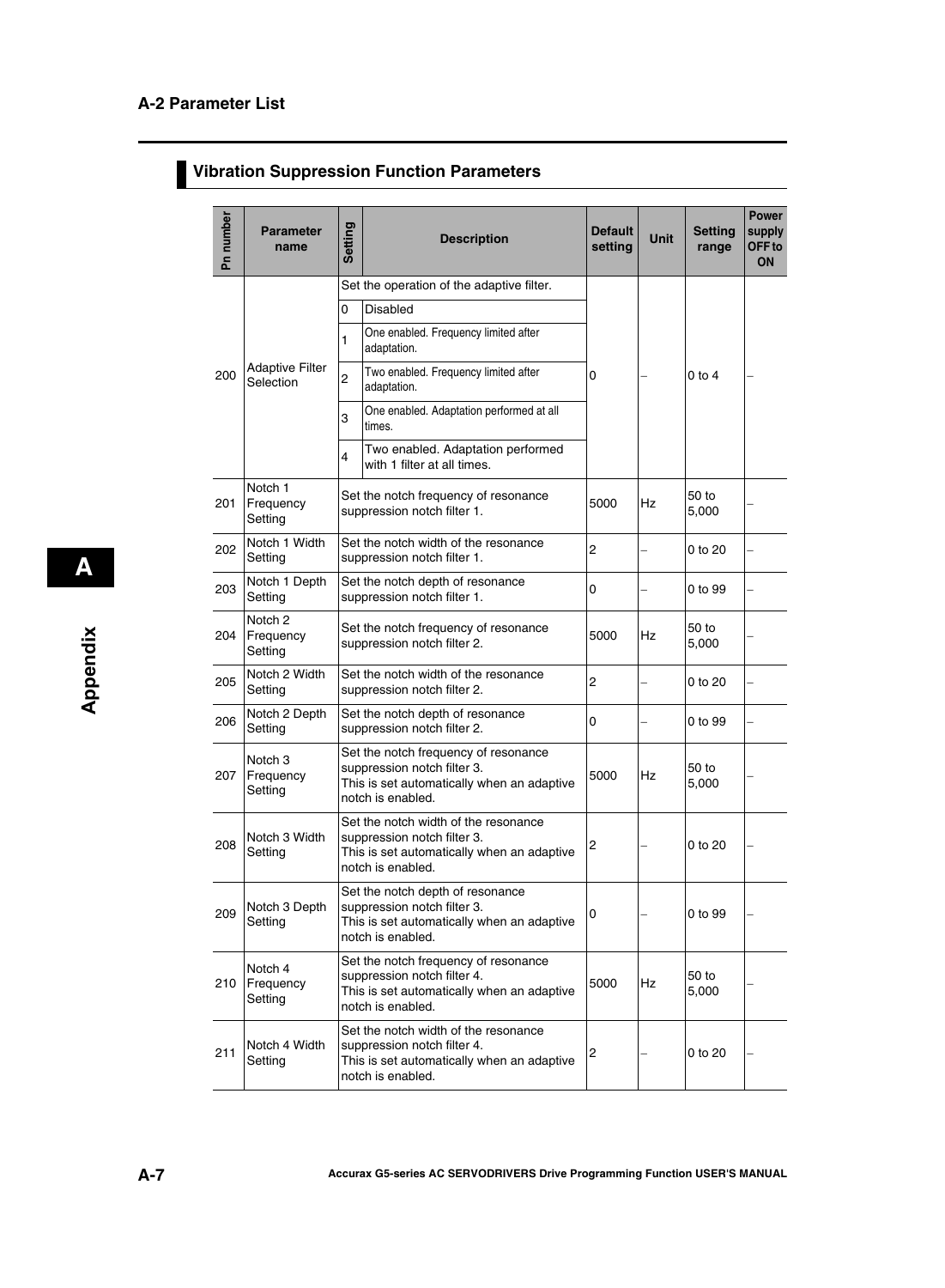## A-2 Parameter List

### Vibration Suppression Function Parameters

| Pn number | Parameter name | Setting | Description | Default setting | Unit | Setting range | Power supply OFF to ON |
|---|---|---|---|---|---|---|---|
| 200 | Adaptive Filter Selection | Set the operation of the adaptive filter. | | 0 | – | 0 to 4 | – |
| | | 0 | Disabled | | | | |
| | | 1 | One enabled. Frequency limited after adaptation. | | | | |
| | | 2 | Two enabled. Frequency limited after adaptation. | | | | |
| | | 3 | One enabled. Adaptation performed at all times. | | | | |
| | | 4 | Two enabled. Adaptation performed with 1 filter at all times. | | | | |
| 201 | Notch 1 Frequency Setting | Set the notch frequency of resonance suppression notch filter 1. | | 5000 | Hz | 50 to 5,000 | – |
| 202 | Notch 1 Width Setting | Set the notch width of the resonance suppression notch filter 1. | | 2 | – | 0 to 20 | – |
| 203 | Notch 1 Depth Setting | Set the notch depth of resonance suppression notch filter 1. | | 0 | – | 0 to 99 | – |
| 204 | Notch 2 Frequency Setting | Set the notch frequency of resonance suppression notch filter 2. | | 5000 | Hz | 50 to 5,000 | – |
| 205 | Notch 2 Width Setting | Set the notch width of the resonance suppression notch filter 2. | | 2 | – | 0 to 20 | – |
| 206 | Notch 2 Depth Setting | Set the notch depth of resonance suppression notch filter 2. | | 0 | – | 0 to 99 | – |
| 207 | Notch 3 Frequency Setting | Set the notch frequency of resonance suppression notch filter 3. This is set automatically when an adaptive notch is enabled. | | 5000 | Hz | 50 to 5,000 | – |
| 208 | Notch 3 Width Setting | Set the notch width of the resonance suppression notch filter 3. This is set automatically when an adaptive notch is enabled. | | 2 | – | 0 to 20 | – |
| 209 | Notch 3 Depth Setting | Set the notch depth of resonance suppression notch filter 3. This is set automatically when an adaptive notch is enabled. | | 0 | – | 0 to 99 | – |
| 210 | Notch 4 Frequency Setting | Set the notch frequency of resonance suppression notch filter 4. This is set automatically when an adaptive notch is enabled. | | 5000 | Hz | 50 to 5,000 | – |
| 211 | Notch 4 Width Setting | Set the notch width of the resonance suppression notch filter 4. This is set automatically when an adaptive notch is enabled. | | 2 | – | 0 to 20 | – |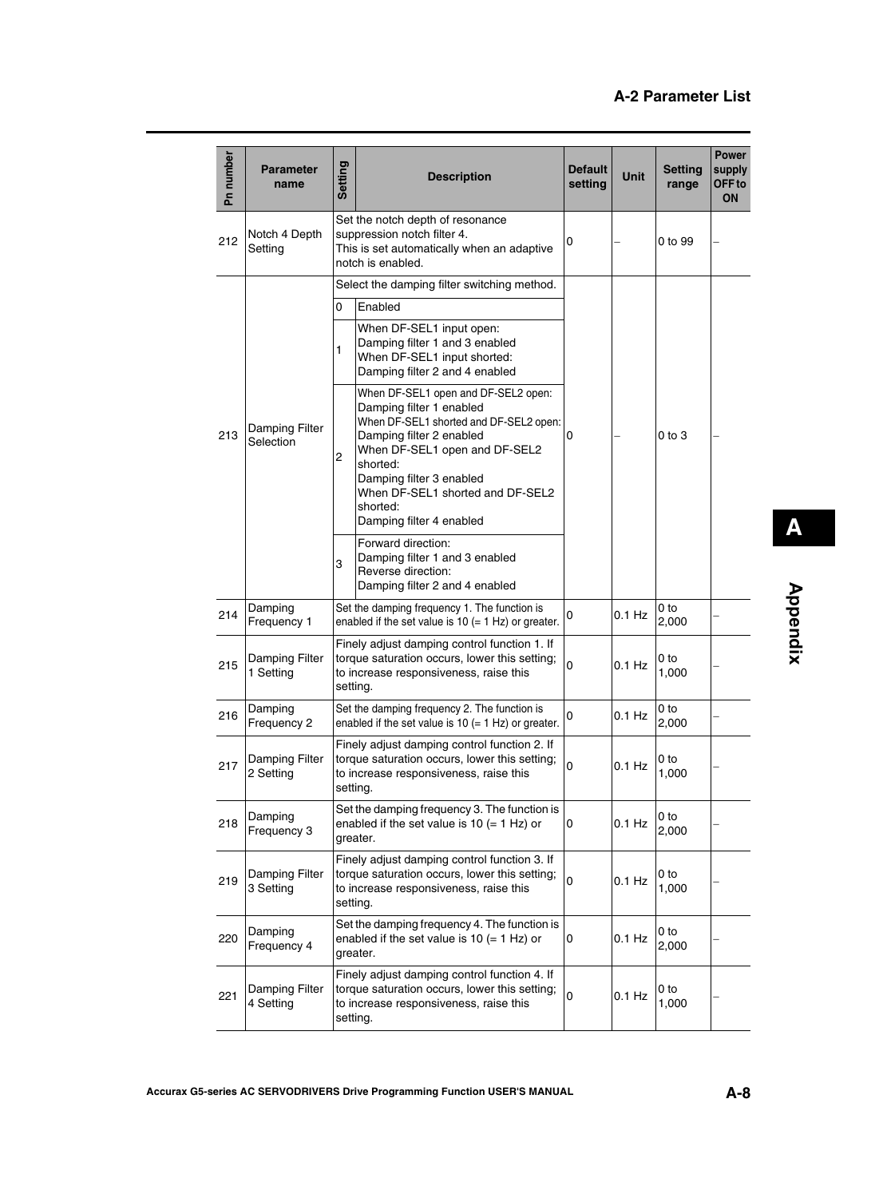| Pn number | Parameter name | Setting | Description | Default setting | Unit | Setting range | Power supply OFF to ON |
|---|---|---|---|---|---|---|---|
| 212 | Notch 4 Depth Setting | | Set the notch depth of resonance suppression notch filter 4. This is set automatically when an adaptive notch is enabled. | 0 | – | 0 to 99 | – |
| 213 | Damping Filter Selection | | Select the damping filter switching method. | 0 | – | 0 to 3 | – |
| | | 0 | Enabled | | | | |
| | | 1 | When DF-SEL1 input open: Damping filter 1 and 3 enabled When DF-SEL1 input shorted: Damping filter 2 and 4 enabled | | | | |
| | | 2 | When DF-SEL1 open and DF-SEL2 open: Damping filter 1 enabled When DF-SEL1 shorted and DF-SEL2 open: Damping filter 2 enabled When DF-SEL1 open and DF-SEL2 shorted: Damping filter 3 enabled When DF-SEL1 shorted and DF-SEL2 shorted: Damping filter 4 enabled | | | | |
| | | 3 | Forward direction: Damping filter 1 and 3 enabled Reverse direction: Damping filter 2 and 4 enabled | | | | |
| 214 | Damping Frequency 1 | | Set the damping frequency 1. The function is enabled if the set value is 10 (= 1 Hz) or greater. | 0 | 0.1 Hz | 0 to 2,000 | – |
| 215 | Damping Filter 1 Setting | | Finely adjust damping control function 1. If torque saturation occurs, lower this setting; to increase responsiveness, raise this setting. | 0 | 0.1 Hz | 0 to 1,000 | – |
| 216 | Damping Frequency 2 | | Set the damping frequency 2. The function is enabled if the set value is 10 (= 1 Hz) or greater. | 0 | 0.1 Hz | 0 to 2,000 | – |
| 217 | Damping Filter 2 Setting | | Finely adjust damping control function 2. If torque saturation occurs, lower this setting; to increase responsiveness, raise this setting. | 0 | 0.1 Hz | 0 to 1,000 | – |
| 218 | Damping Frequency 3 | | Set the damping frequency 3. The function is enabled if the set value is 10 (= 1 Hz) or greater. | 0 | 0.1 Hz | 0 to 2,000 | – |
| 219 | Damping Filter 3 Setting | | Finely adjust damping control function 3. If torque saturation occurs, lower this setting; to increase responsiveness, raise this setting. | 0 | 0.1 Hz | 0 to 1,000 | – |
| 220 | Damping Frequency 4 | | Set the damping frequency 4. The function is enabled if the set value is 10 (= 1 Hz) or greater. | 0 | 0.1 Hz | 0 to 2,000 | – |
| 221 | Damping Filter 4 Setting | | Finely adjust damping control function 4. If torque saturation occurs, lower this setting; to increase responsiveness, raise this setting. | 0 | 0.1 Hz | 0 to 1,000 | – |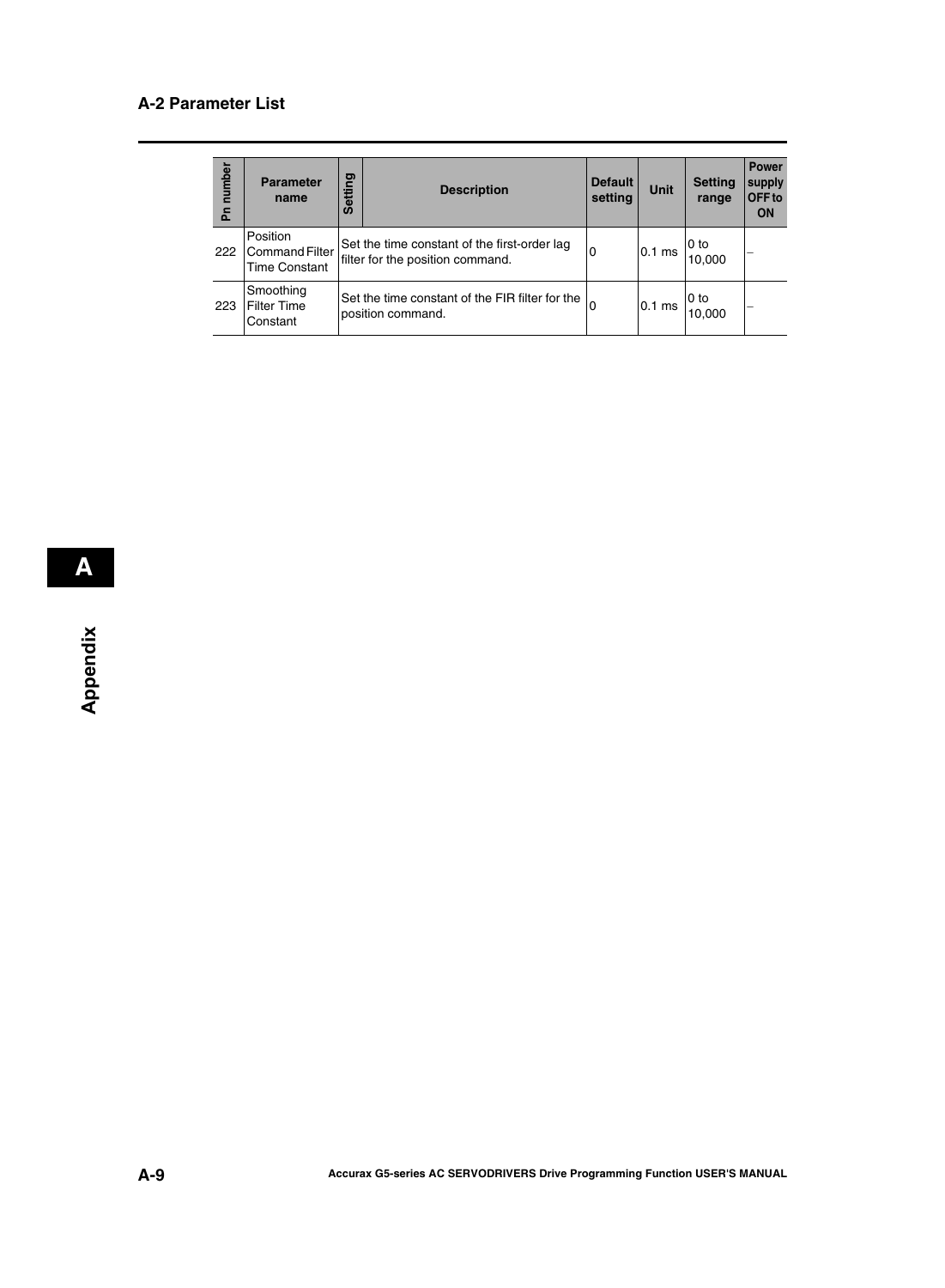## A-2 Parameter List

| Pn number | Parameter name | Setting | Description | Default setting | Unit | Setting range | Power supply OFF to ON |
|---|---|---|---|---|---|---|---|
| 222 | Position Command Filter Time Constant | | Set the time constant of the first-order lag filter for the position command. | 0 | 0.1 ms | 0 to 10,000 | – |
| 223 | Smoothing Filter Time Constant | | Set the time constant of the FIR filter for the position command. | 0 | 0.1 ms | 0 to 10,000 | – |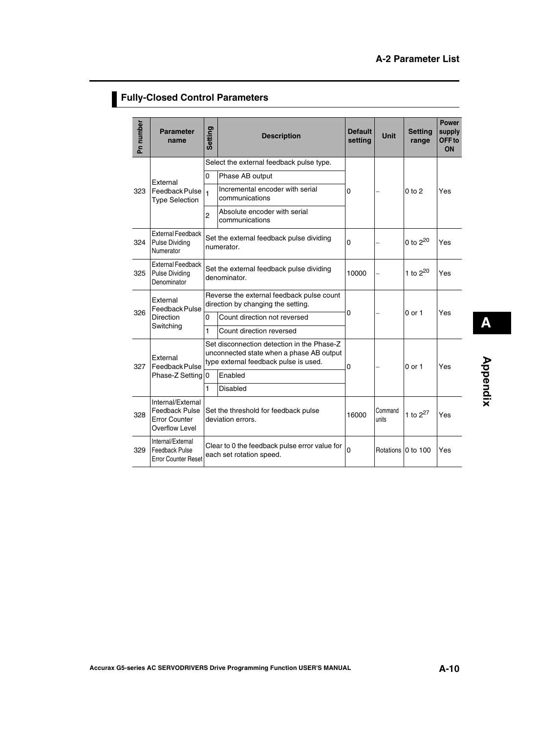## Fully-Closed Control Parameters

| Pn number | Parameter name | Setting | Description | Default setting | Unit | Setting range | Power supply OFF to ON |
|---|---|---|---|---|---|---|---|
| 323 | External Feedback Pulse Type Selection | | Select the external feedback pulse type. | 0 | – | 0 to 2 | Yes |
| | | 0 | Phase AB output | | | | |
| | | 1 | Incremental encoder with serial communications | | | | |
| | | 2 | Absolute encoder with serial communications | | | | |
| 324 | External Feedback Pulse Dividing Numerator | | Set the external feedback pulse dividing numerator. | 0 | – | 0 to $2^{20}$ | Yes |
| 325 | External Feedback Pulse Dividing Denominator | | Set the external feedback pulse dividing denominator. | 10000 | – | 1 to $2^{20}$ | Yes |
| 326 | External Feedback Pulse Direction Switching | | Reverse the external feedback pulse count direction by changing the setting. | 0 | – | 0 or 1 | Yes |
| | | 0 | Count direction not reversed | | | | |
| | | 1 | Count direction reversed | | | | |
| 327 | External Feedback Pulse Phase-Z Setting | | Set disconnection detection in the Phase-Z unconnected state when a phase AB output type external feedback pulse is used. | 0 | – | 0 or 1 | Yes |
| | | 0 | Enabled | | | | |
| | | 1 | Disabled | | | | |
| 328 | Internal/External Feedback Pulse Error Counter Overflow Level | | Set the threshold for feedback pulse deviation errors. | 16000 | Command units | 1 to $2^{27}$ | Yes |
| 329 | Internal/External Feedback Pulse Error Counter Reset | | Clear to 0 the feedback pulse error value for each set rotation speed. | 0 | Rotations | 0 to 100 | Yes |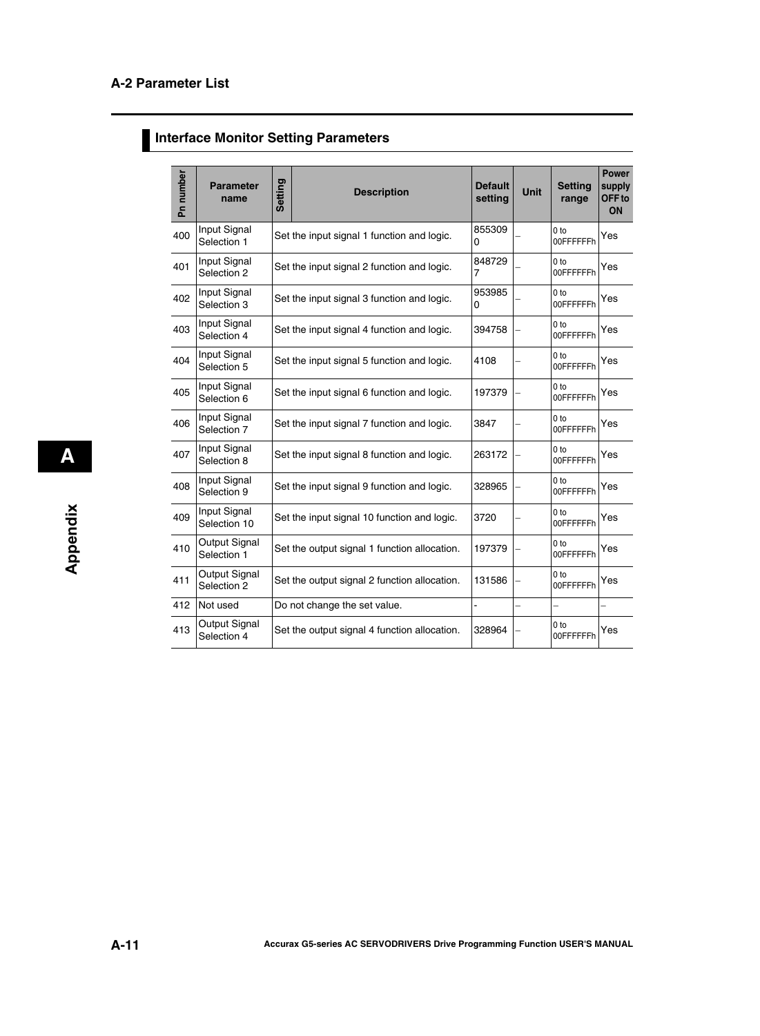## Interface Monitor Setting Parameters

| Pn number | Parameter name | Setting | Description | Default setting | Unit | Setting range | Power supply OFF to ON |
|---|---|---|---|---|---|---|---|
| 400 | Input Signal Selection 1 | | Set the input signal 1 function and logic. | 8553090 | – | 0 to 00FFFFFFh | Yes |
| 401 | Input Signal Selection 2 | | Set the input signal 2 function and logic. | 8487297 | – | 0 to 00FFFFFFh | Yes |
| 402 | Input Signal Selection 3 | | Set the input signal 3 function and logic. | 9539850 | – | 0 to 00FFFFFFh | Yes |
| 403 | Input Signal Selection 4 | | Set the input signal 4 function and logic. | 394758 | – | 0 to 00FFFFFFh | Yes |
| 404 | Input Signal Selection 5 | | Set the input signal 5 function and logic. | 4108 | – | 0 to 00FFFFFFh | Yes |
| 405 | Input Signal Selection 6 | | Set the input signal 6 function and logic. | 197379 | – | 0 to 00FFFFFFh | Yes |
| 406 | Input Signal Selection 7 | | Set the input signal 7 function and logic. | 3847 | – | 0 to 00FFFFFFh | Yes |
| 407 | Input Signal Selection 8 | | Set the input signal 8 function and logic. | 263172 | – | 0 to 00FFFFFFh | Yes |
| 408 | Input Signal Selection 9 | | Set the input signal 9 function and logic. | 328965 | – | 0 to 00FFFFFFh | Yes |
| 409 | Input Signal Selection 10 | | Set the input signal 10 function and logic. | 3720 | – | 0 to 00FFFFFFh | Yes |
| 410 | Output Signal Selection 1 | | Set the output signal 1 function allocation. | 197379 | – | 0 to 00FFFFFFh | Yes |
| 411 | Output Signal Selection 2 | | Set the output signal 2 function allocation. | 131586 | – | 0 to 00FFFFFFh | Yes |
| 412 | Not used | | Do not change the set value. | - | – | – | – |
| 413 | Output Signal Selection 4 | | Set the output signal 4 function allocation. | 328964 | – | 0 to 00FFFFFFh | Yes |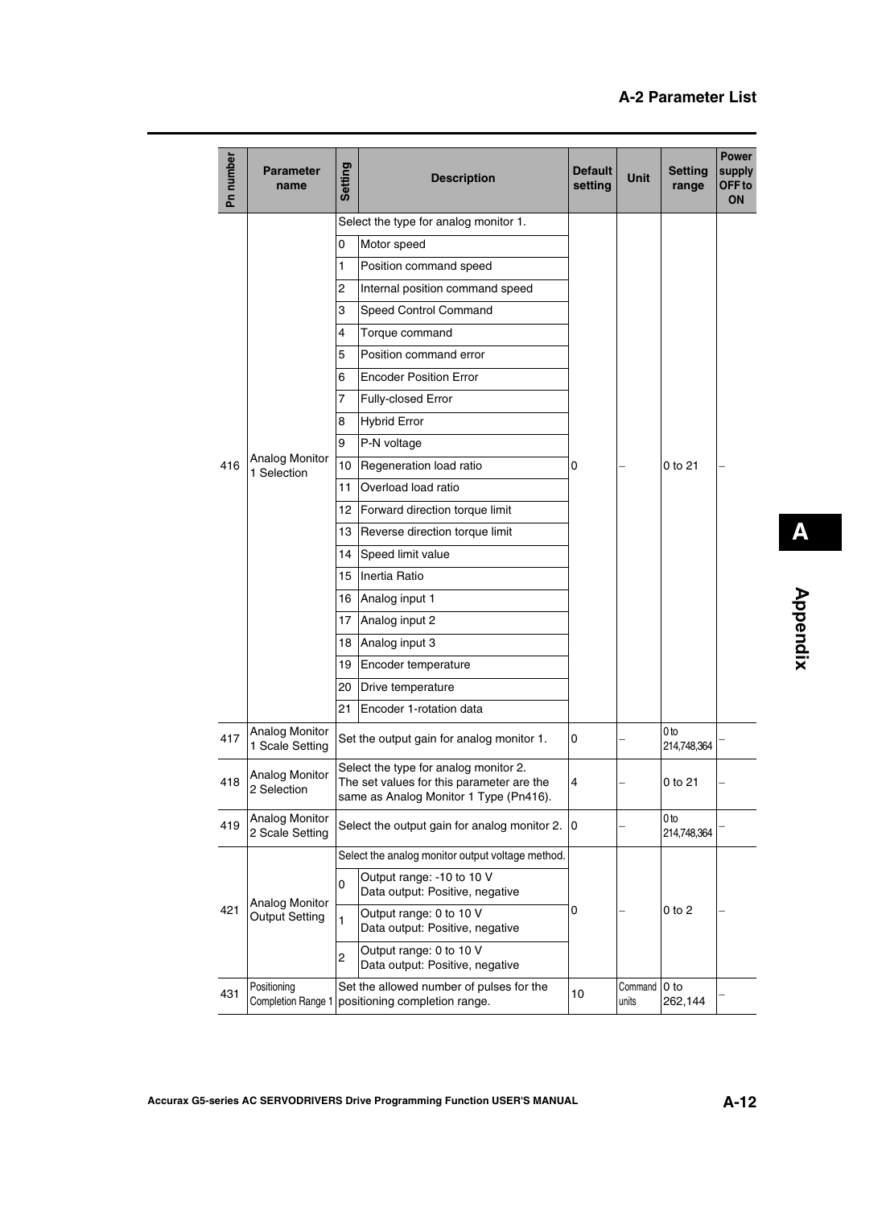| Pn number | Parameter name | Setting | Description | Default setting | Unit | Setting range | Power supply OFF to ON |
|---|---|---|---|---|---|---|---|
| 416 | Analog Monitor 1 Selection | Select the type for analog monitor 1. | | 0 | – | 0 to 21 | – |
| | | 0 | Motor speed | | | | |
| | | 1 | Position command speed | | | | |
| | | 2 | Internal position command speed | | | | |
| | | 3 | Speed Control Command | | | | |
| | | 4 | Torque command | | | | |
| | | 5 | Position command error | | | | |
| | | 6 | Encoder Position Error | | | | |
| | | 7 | Fully-closed Error | | | | |
| | | 8 | Hybrid Error | | | | |
| | | 9 | P-N voltage | | | | |
| | | 10 | Regeneration load ratio | | | | |
| | | 11 | Overload load ratio | | | | |
| | | 12 | Forward direction torque limit | | | | |
| | | 13 | Reverse direction torque limit | | | | |
| | | 14 | Speed limit value | | | | |
| | | 15 | Inertia Ratio | | | | |
| | | 16 | Analog input 1 | | | | |
| | | 17 | Analog input 2 | | | | |
| | | 18 | Analog input 3 | | | | |
| | | 19 | Encoder temperature | | | | |
| | | 20 | Drive temperature | | | | |
| | | 21 | Encoder 1-rotation data | | | | |
| 417 | Analog Monitor 1 Scale Setting | Set the output gain for analog monitor 1. | | 0 | – | 0 to 214,748,364 | – |
| 418 | Analog Monitor 2 Selection | Select the type for analog monitor 2. The set values for this parameter are the same as Analog Monitor 1 Type (Pn416). | | 4 | – | 0 to 21 | – |
| 419 | Analog Monitor 2 Scale Setting | Select the output gain for analog monitor 2. | | 0 | – | 0 to 214,748,364 | – |
| 421 | Analog Monitor Output Setting | Select the analog monitor output voltage method. | | 0 | – | 0 to 2 | – |
| | | 0 | Output range: -10 to 10 V Data output: Positive, negative | | | | |
| | | 1 | Output range: 0 to 10 V Data output: Positive, negative | | | | |
| | | 2 | Output range: 0 to 10 V Data output: Positive, negative | | | | |
| 431 | Positioning Completion Range 1 | Set the allowed number of pulses for the positioning completion range. | | 10 | Command units | 0 to 262,144 | – |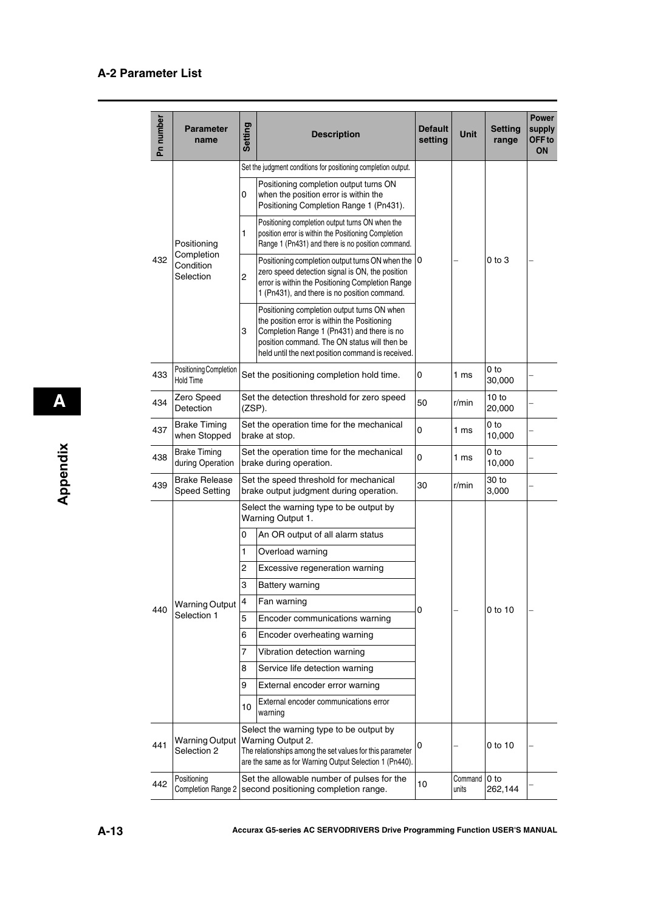## A-2 Parameter List

| Pn number | Parameter name | Setting | Description | Default setting | Unit | Setting range | Power supply OFF to ON |
|---|---|---|---|---|---|---|---|
| 432 | Positioning Completion Condition Selection | | Set the judgment conditions for positioning completion output. | 0 | – | 0 to 3 | – |
| | | 0 | Positioning completion output turns ON when the position error is within the Positioning Completion Range 1 (Pn431). | | | | |
| | | 1 | Positioning completion output turns ON when the position error is within the Positioning Completion Range 1 (Pn431) and there is no position command. | | | | |
| | | 2 | Positioning completion output turns ON when the zero speed detection signal is ON, the position error is within the Positioning Completion Range 1 (Pn431), and there is no position command. | | | | |
| | | 3 | Positioning completion output turns ON when the position error is within the Positioning Completion Range 1 (Pn431) and there is no position command. The ON status will then be held until the next position command is received. | | | | |
| 433 | Positioning Completion Hold Time | | Set the positioning completion hold time. | 0 | 1 ms | 0 to 30,000 | – |
| 434 | Zero Speed Detection | | Set the detection threshold for zero speed (ZSP). | 50 | r/min | 10 to 20,000 | – |
| 437 | Brake Timing when Stopped | | Set the operation time for the mechanical brake at stop. | 0 | 1 ms | 0 to 10,000 | – |
| 438 | Brake Timing during Operation | | Set the operation time for the mechanical brake during operation. | 0 | 1 ms | 0 to 10,000 | – |
| 439 | Brake Release Speed Setting | | Set the speed threshold for mechanical brake output judgment during operation. | 30 | r/min | 30 to 3,000 | – |
| 440 | Warning Output Selection 1 | | Select the warning type to be output by Warning Output 1. | 0 | – | 0 to 10 | – |
| | | 0 | An OR output of all alarm status | | | | |
| | | 1 | Overload warning | | | | |
| | | 2 | Excessive regeneration warning | | | | |
| | | 3 | Battery warning | | | | |
| | | 4 | Fan warning | | | | |
| | | 5 | Encoder communications warning | | | | |
| | | 6 | Encoder overheating warning | | | | |
| | | 7 | Vibration detection warning | | | | |
| | | 8 | Service life detection warning | | | | |
| | | 9 | External encoder error warning | | | | |
| | | 10 | External encoder communications error warning | | | | |
| 441 | Warning Output Selection 2 | | Select the warning type to be output by Warning Output 2. The relationships among the set values for this parameter are the same as for Warning Output Selection 1 (Pn440). | 0 | – | 0 to 10 | – |
| 442 | Positioning Completion Range 2 | | Set the allowable number of pulses for the second positioning completion range. | 10 | Command units | 0 to 262,144 | – |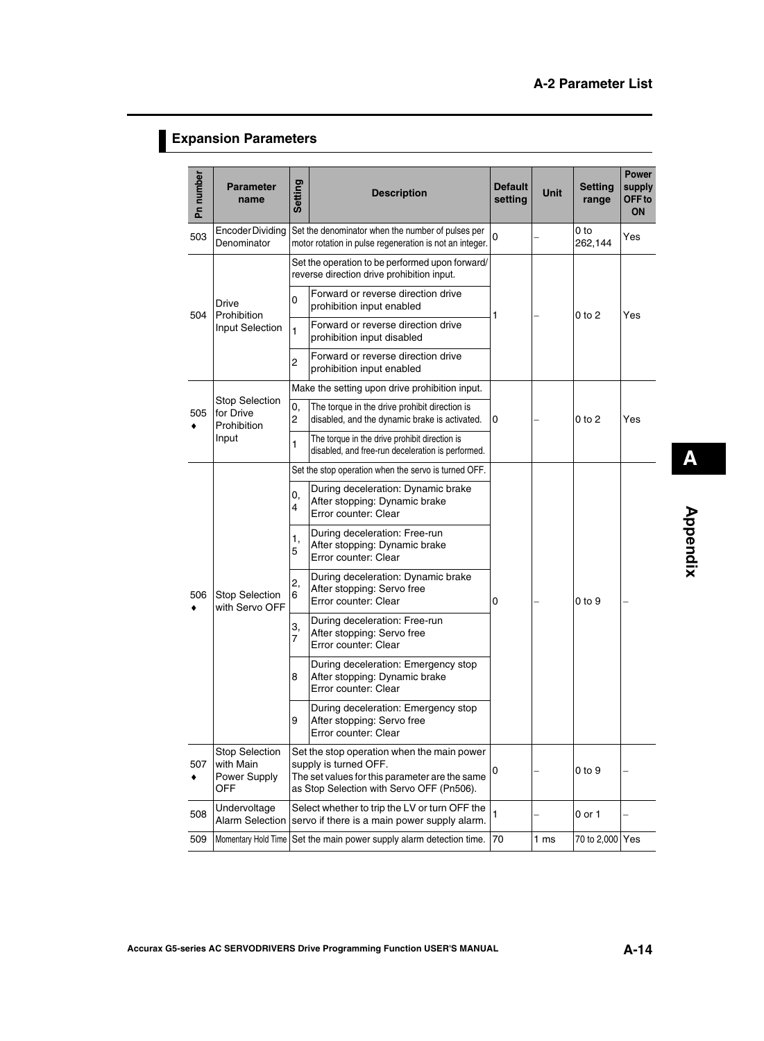## Expansion Parameters

| Pn number | Parameter name | Setting | Description | Default setting | Unit | Setting range | Power supply OFF to ON |
|---|---|---|---|---|---|---|---|
| 503 | Encoder Dividing Denominator | | Set the denominator when the number of pulses per motor rotation in pulse regeneration is not an integer. | 0 | – | 0 to 262,144 | Yes |
| 504 | Drive Prohibition Input Selection | | Set the operation to be performed upon forward/ reverse direction drive prohibition input. | 1 | – | 0 to 2 | Yes |
| | | 0 | Forward or reverse direction drive prohibition input enabled | | | | |
| | | 1 | Forward or reverse direction drive prohibition input disabled | | | | |
| | | 2 | Forward or reverse direction drive prohibition input enabled | | | | |
| 505 ♦ | Stop Selection for Drive Prohibition Input | | Make the setting upon drive prohibition input. | 0 | – | 0 to 2 | Yes |
| | | 0, 2 | The torque in the drive prohibit direction is disabled, and the dynamic brake is activated. | | | | |
| | | 1 | The torque in the drive prohibit direction is disabled, and free-run deceleration is performed. | | | | |
| 506 ♦ | Stop Selection with Servo OFF | | Set the stop operation when the servo is turned OFF. | 0 | – | 0 to 9 | – |
| | | 0, 4 | During deceleration: Dynamic brake<br>After stopping: Dynamic brake<br>Error counter: Clear | | | | |
| | | 1, 5 | During deceleration: Free-run<br>After stopping: Dynamic brake<br>Error counter: Clear | | | | |
| | | 2, 6 | During deceleration: Dynamic brake<br>After stopping: Servo free<br>Error counter: Clear | | | | |
| | | 3, 7 | During deceleration: Free-run<br>After stopping: Servo free<br>Error counter: Clear | | | | |
| | | 8 | During deceleration: Emergency stop<br>After stopping: Dynamic brake<br>Error counter: Clear | | | | |
| | | 9 | During deceleration: Emergency stop<br>After stopping: Servo free<br>Error counter: Clear | | | | |
| 507 ♦ | Stop Selection with Main Power Supply OFF | | Set the stop operation when the main power supply is turned OFF.<br>The set values for this parameter are the same as Stop Selection with Servo OFF (Pn506). | 0 | – | 0 to 9 | – |
| 508 | Undervoltage Alarm Selection | | Select whether to trip the LV or turn OFF the servo if there is a main power supply alarm. | 1 | – | 0 or 1 | – |
| 509 | Momentary Hold Time | | Set the main power supply alarm detection time. | 70 | 1 ms | 70 to 2,000 | Yes |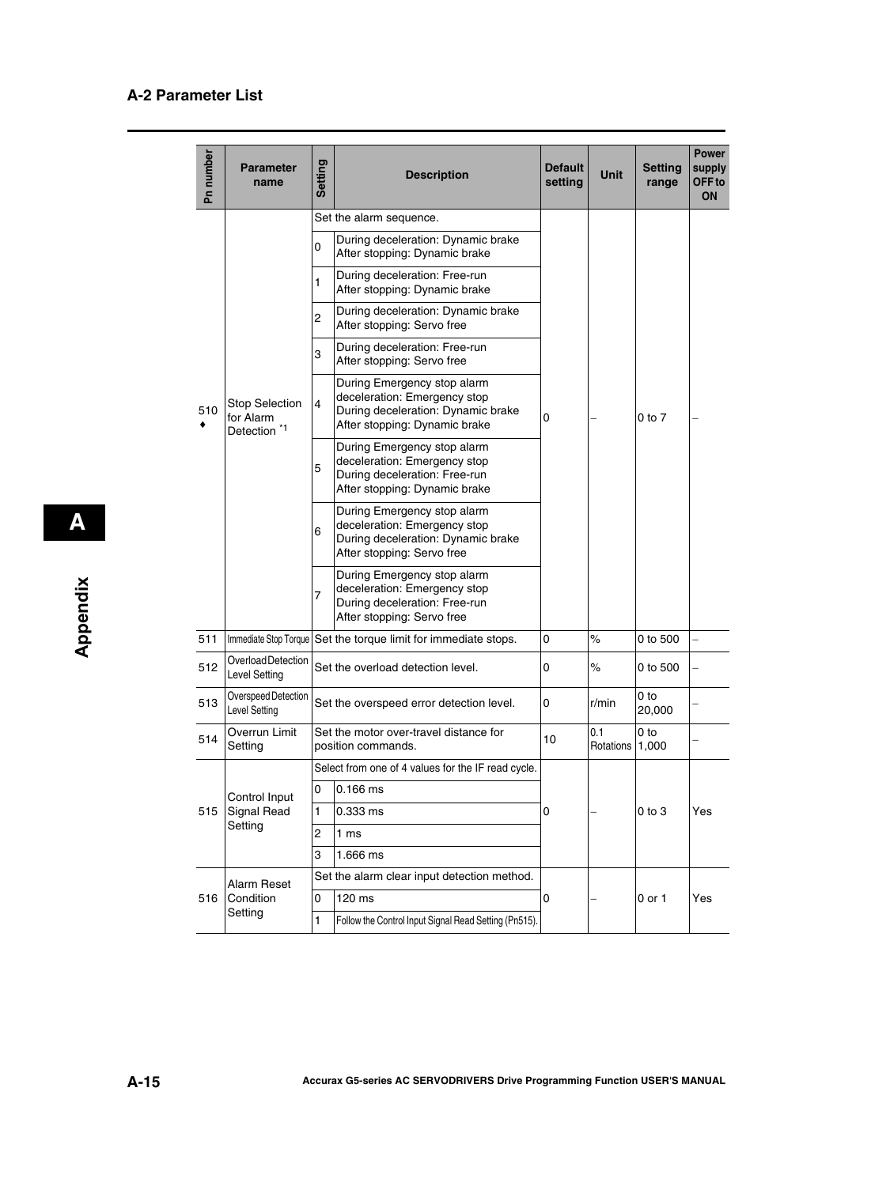## A-2 Parameter List

| Pn number | Parameter name | Setting | Description | Default setting | Unit | Setting range | Power supply OFF to ON |
|---|---|---|---|---|---|---|---|
| 510 ♦ | Stop Selection for Alarm Detection [*1] | | Set the alarm sequence. | 0 | – | 0 to 7 | – |
| | | 0 | During deceleration: Dynamic brake<br>After stopping: Dynamic brake | | | | |
| | | 1 | During deceleration: Free-run<br>After stopping: Dynamic brake | | | | |
| | | 2 | During deceleration: Dynamic brake<br>After stopping: Servo free | | | | |
| | | 3 | During deceleration: Free-run<br>After stopping: Servo free | | | | |
| | | 4 | During Emergency stop alarm deceleration: Emergency stop<br>During deceleration: Dynamic brake<br>After stopping: Dynamic brake | | | | |
| | | 5 | During Emergency stop alarm deceleration: Emergency stop<br>During deceleration: Free-run<br>After stopping: Dynamic brake | | | | |
| | | 6 | During Emergency stop alarm deceleration: Emergency stop<br>During deceleration: Dynamic brake<br>After stopping: Servo free | | | | |
| | | 7 | During Emergency stop alarm deceleration: Emergency stop<br>During deceleration: Free-run<br>After stopping: Servo free | | | | |
| 511 | Immediate Stop Torque | | Set the torque limit for immediate stops. | 0 | % | 0 to 500 | – |
| 512 | Overload Detection Level Setting | | Set the overload detection level. | 0 | % | 0 to 500 | – |
| 513 | Overspeed Detection Level Setting | | Set the overspeed error detection level. | 0 | r/min | 0 to 20,000 | – |
| 514 | Overrun Limit Setting | | Set the motor over-travel distance for position commands. | 10 | 0.1 Rotations | 0 to 1,000 | – |
| 515 | Control Input Signal Read Setting | | Select from one of 4 values for the IF read cycle. | 0 | – | 0 to 3 | Yes |
| | | 0 | 0.166 ms | | | | |
| | | 1 | 0.333 ms | | | | |
| | | 2 | 1 ms | | | | |
| | | 3 | 1.666 ms | | | | |
| 516 | Alarm Reset Condition Setting | | Set the alarm clear input detection method. | 0 | – | 0 or 1 | Yes |
| | | 0 | 120 ms | | | | |
| | | 1 | Follow the Control Input Signal Read Setting (Pn515). | | | | |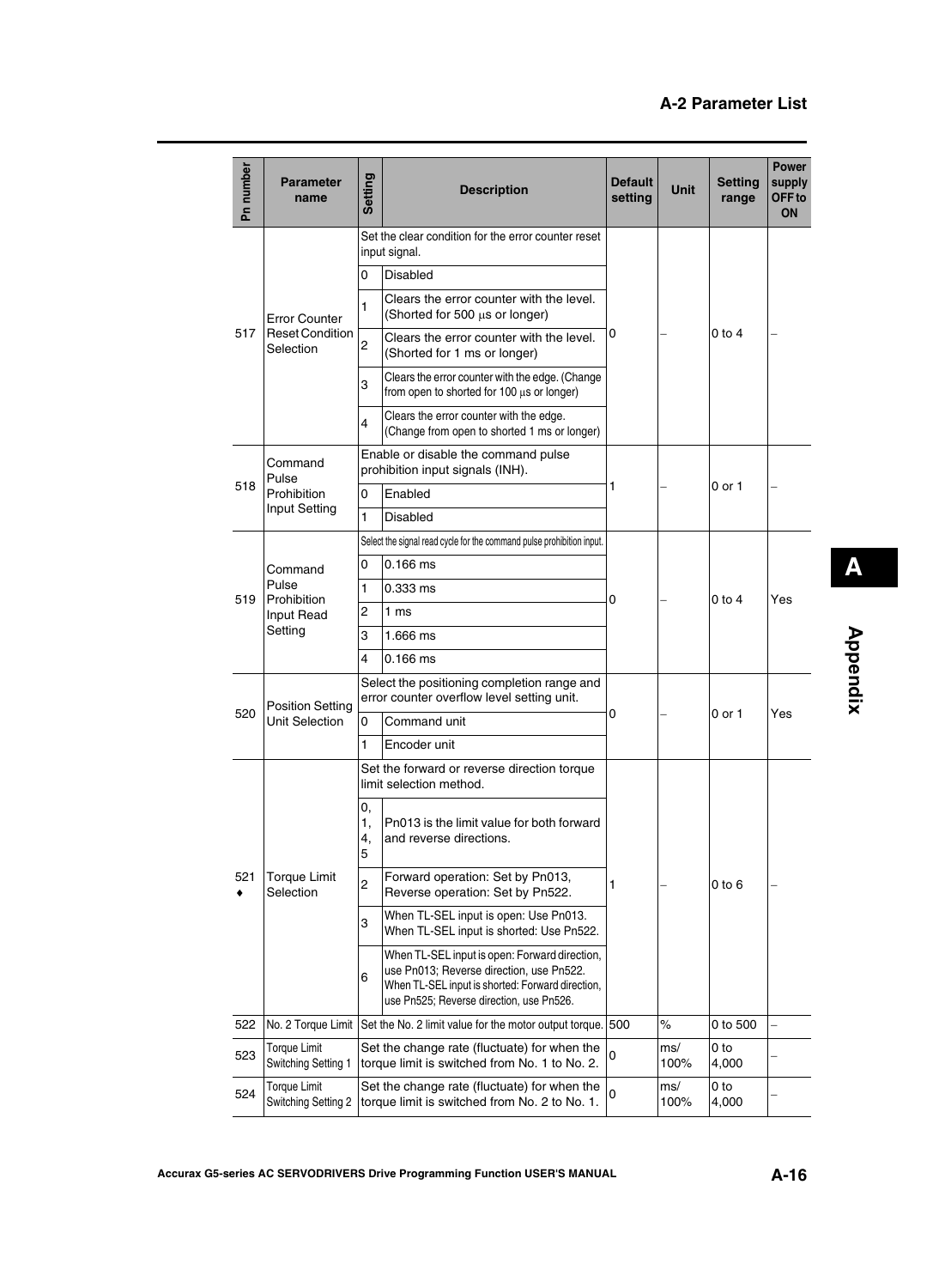## A-2 Parameter List

| Pn number | Parameter name | Setting | Description | Default setting | Unit | Setting range | Power supply OFF to ON |
|---|---|---|---|---|---|---|---|
| 517 | Error Counter Reset Condition Selection | | Set the clear condition for the error counter reset input signal. | 0 | – | 0 to 4 | – |
| | | 0 | Disabled | | | | |
| | | 1 | Clears the error counter with the level. (Shorted for 500 µs or longer) | | | | |
| | | 2 | Clears the error counter with the level. (Shorted for 1 ms or longer) | | | | |
| | | 3 | Clears the error counter with the edge. (Change from open to shorted for 100 µs or longer) | | | | |
| | | 4 | Clears the error counter with the edge. (Change from open to shorted 1 ms or longer) | | | | |
| 518 | Command Pulse Prohibition Input Setting | | Enable or disable the command pulse prohibition input signals (INH). | 1 | – | 0 or 1 | – |
| | | 0 | Enabled | | | | |
| | | 1 | Disabled | | | | |
| 519 | Command Pulse Prohibition Input Read Setting | | Select the signal read cycle for the command pulse prohibition input. | 0 | – | 0 to 4 | Yes |
| | | 0 | 0.166 ms | | | | |
| | | 1 | 0.333 ms | | | | |
| | | 2 | 1 ms | | | | |
| | | 3 | 1.666 ms | | | | |
| | | 4 | 0.166 ms | | | | |
| 520 | Position Setting Unit Selection | | Select the positioning completion range and error counter overflow level setting unit. | 0 | – | 0 or 1 | Yes |
| | | 0 | Command unit | | | | |
| | | 1 | Encoder unit | | | | |
| 521 ♦ | Torque Limit Selection | | Set the forward or reverse direction torque limit selection method. | 1 | – | 0 to 6 | – |
| | | 0, 1, 4, 5 | Pn013 is the limit value for both forward and reverse directions. | | | | |
| | | 2 | Forward operation: Set by Pn013, Reverse operation: Set by Pn522. | | | | |
| | | 3 | When TL-SEL input is open: Use Pn013. When TL-SEL input is shorted: Use Pn522. | | | | |
| | | 6 | When TL-SEL input is open: Forward direction, use Pn013; Reverse direction, use Pn522. When TL-SEL input is shorted: Forward direction, use Pn525; Reverse direction, use Pn526. | | | | |
| 522 | No. 2 Torque Limit | | Set the No. 2 limit value for the motor output torque. | 500 | % | 0 to 500 | – |
| 523 | Torque Limit Switching Setting 1 | | Set the change rate (fluctuate) for when the torque limit is switched from No. 1 to No. 2. | 0 | ms/100% | 0 to 4,000 | – |
| 524 | Torque Limit Switching Setting 2 | | Set the change rate (fluctuate) for when the torque limit is switched from No. 2 to No. 1. | 0 | ms/100% | 0 to 4,000 | – |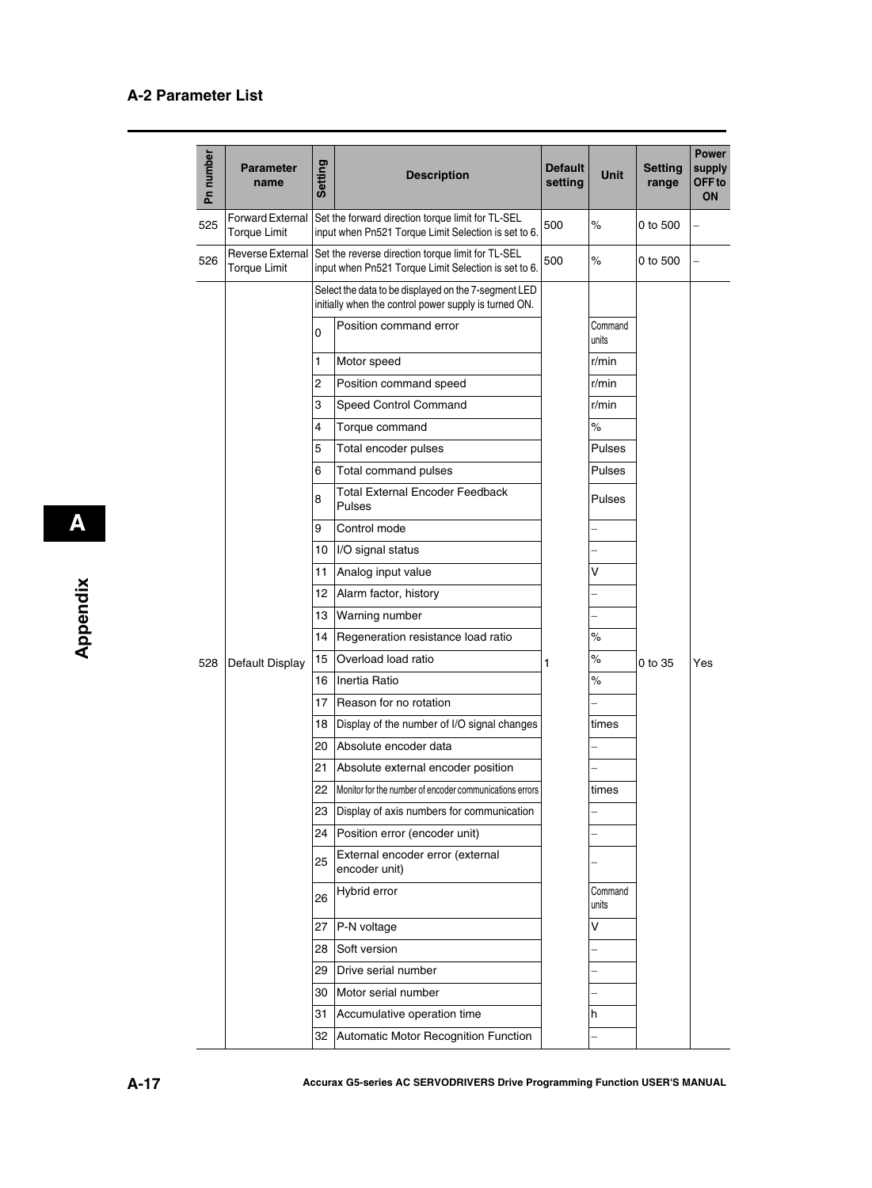## A-2 Parameter List

| Pn number | Parameter name | Setting | Description | Default setting | Unit | Setting range | Power supply OFF to ON |
|---|---|---|---|---|---|---|---|
| 525 | Forward External Torque Limit | Set the forward direction torque limit for TL-SEL input when Pn521 Torque Limit Selection is set to 6. | | 500 | % | 0 to 500 | – |
| 526 | Reverse External Torque Limit | Set the reverse direction torque limit for TL-SEL input when Pn521 Torque Limit Selection is set to 6. | | 500 | % | 0 to 500 | – |
| 528 | Default Display | Select the data to be displayed on the 7-segment LED initially when the control power supply is turned ON. | | 1 | | 0 to 35 | Yes |
| | | 0 | Position command error | | Command units | | |
| | | 1 | Motor speed | | r/min | | |
| | | 2 | Position command speed | | r/min | | |
| | | 3 | Speed Control Command | | r/min | | |
| | | 4 | Torque command | | % | | |
| | | 5 | Total encoder pulses | | Pulses | | |
| | | 6 | Total command pulses | | Pulses | | |
| | | 8 | Total External Encoder Feedback Pulses | | Pulses | | |
| | | 9 | Control mode | | – | | |
| | | 10 | I/O signal status | | – | | |
| | | 11 | Analog input value | | V | | |
| | | 12 | Alarm factor, history | | – | | |
| | | 13 | Warning number | | – | | |
| | | 14 | Regeneration resistance load ratio | | % | | |
| | | 15 | Overload load ratio | | % | | |
| | | 16 | Inertia Ratio | | % | | |
| | | 17 | Reason for no rotation | | – | | |
| | | 18 | Display of the number of I/O signal changes | | times | | |
| | | 20 | Absolute encoder data | | – | | |
| | | 21 | Absolute external encoder position | | – | | |
| | | 22 | Monitor for the number of encoder communications errors | | times | | |
| | | 23 | Display of axis numbers for communication | | – | | |
| | | 24 | Position error (encoder unit) | | – | | |
| | | 25 | External encoder error (external encoder unit) | | – | | |
| | | 26 | Hybrid error | | Command units | | |
| | | 27 | P-N voltage | | V | | |
| | | 28 | Soft version | | – | | |
| | | 29 | Drive serial number | | – | | |
| | | 30 | Motor serial number | | – | | |
| | | 31 | Accumulative operation time | | h | | |
| | | 32 | Automatic Motor Recognition Function | | – | | |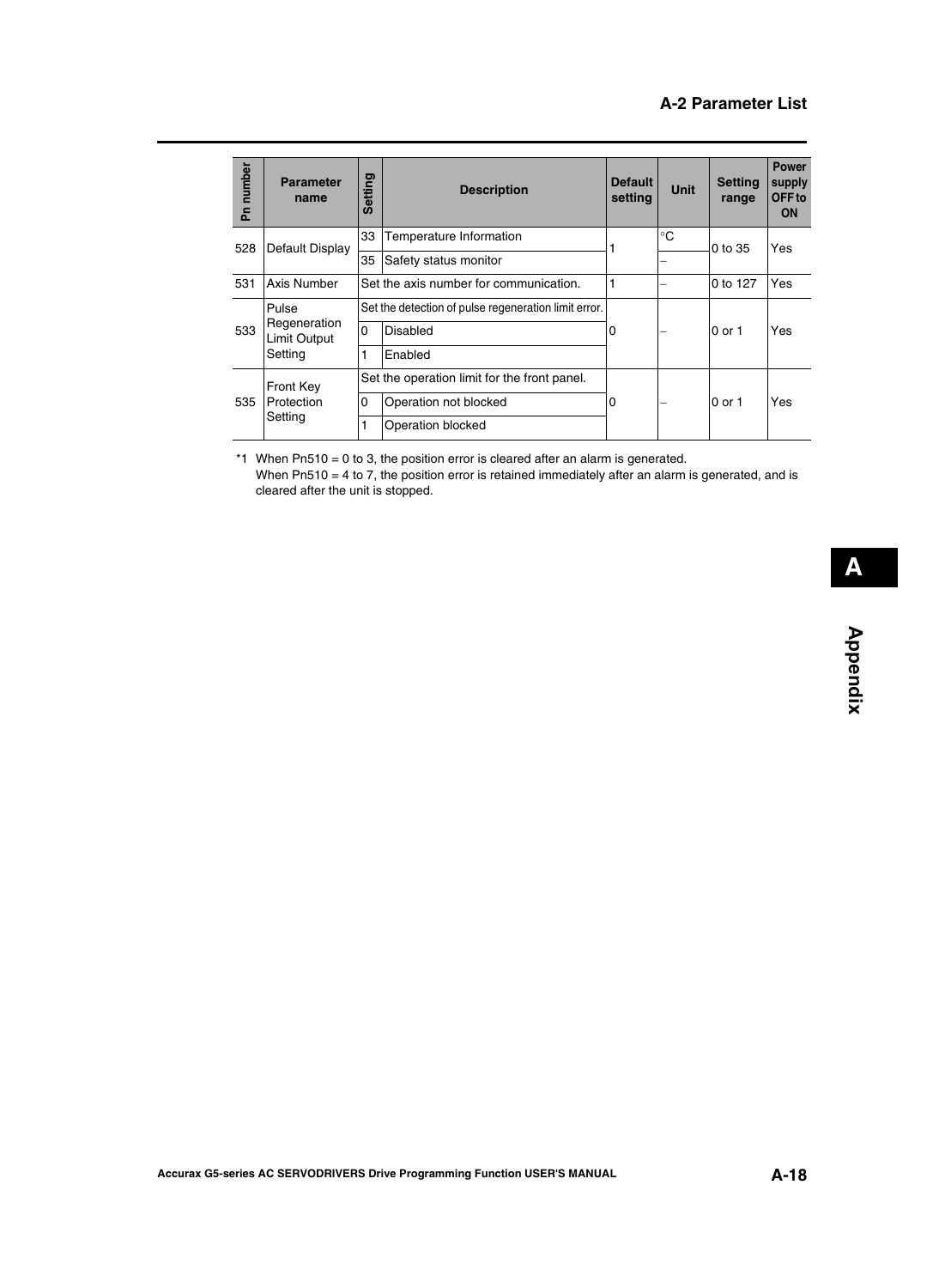| Pn number | Parameter name | Setting | Description | Default setting | Unit | Setting range | Power supply OFF to ON |
|---|---|---|---|---|---|---|---|
| 528 | Default Display | 33 | Temperature Information | 1 | °C | 0 to 35 | Yes |
| | | 35 | Safety status monitor | | – | | |
| 531 | Axis Number | Set the axis number for communication. | | 1 | – | 0 to 127 | Yes |
| 533 | Pulse Regeneration Limit Output Setting | Set the detection of pulse regeneration limit error. | | 0 | – | 0 or 1 | Yes |
| | | 0 | Disabled | | | | |
| | | 1 | Enabled | | | | |
| 535 | Front Key Protection Setting | Set the operation limit for the front panel. | | 0 | – | 0 or 1 | Yes |
| | | 0 | Operation not blocked | | | | |
| | | 1 | Operation blocked | | | | |

*1 When Pn510 = 0 to 3, the position error is cleared after an alarm is generated.
When Pn510 = 4 to 7, the position error is retained immediately after an alarm is generated, and is cleared after the unit is stopped.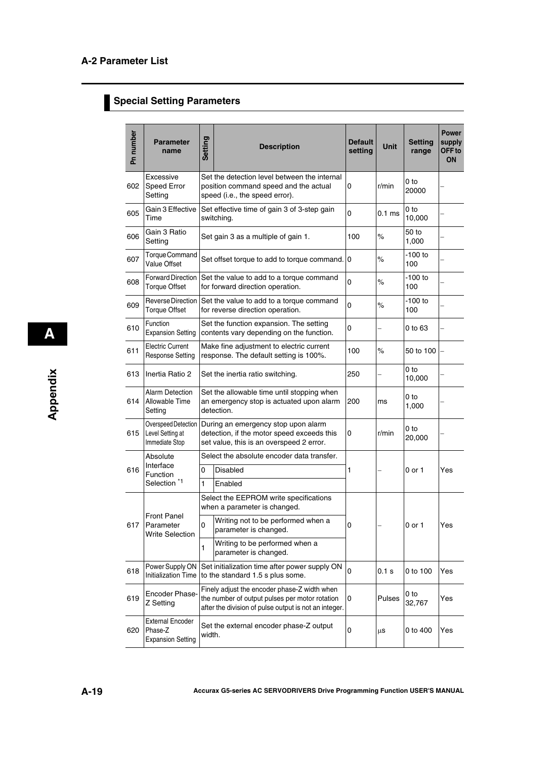## A-2 Parameter List

### Special Setting Parameters

| Pn number | Parameter name | Setting | Description | Default setting | Unit | Setting range | Power supply OFF to ON |
|---|---|---|---|---|---|---|---|
| 602 | Excessive Speed Error Setting | | Set the detection level between the internal position command speed and the actual speed (i.e., the speed error). | 0 | r/min | 0 to 20000 | – |
| 605 | Gain 3 Effective Time | | Set effective time of gain 3 of 3-step gain switching. | 0 | 0.1 ms | 0 to 10,000 | – |
| 606 | Gain 3 Ratio Setting | | Set gain 3 as a multiple of gain 1. | 100 | % | 50 to 1,000 | – |
| 607 | Torque Command Value Offset | | Set offset torque to add to torque command. | 0 | % | -100 to 100 | – |
| 608 | Forward Direction Torque Offset | | Set the value to add to a torque command for forward direction operation. | 0 | % | -100 to 100 | – |
| 609 | Reverse Direction Torque Offset | | Set the value to add to a torque command for reverse direction operation. | 0 | % | -100 to 100 | – |
| 610 | Function Expansion Setting | | Set the function expansion. The setting contents vary depending on the function. | 0 | – | 0 to 63 | – |
| 611 | Electric Current Response Setting | | Make fine adjustment to electric current response. The default setting is 100%. | 100 | % | 50 to 100 | – |
| 613 | Inertia Ratio 2 | | Set the inertia ratio switching. | 250 | – | 0 to 10,000 | – |
| 614 | Alarm Detection Allowable Time Setting | | Set the allowable time until stopping when an emergency stop is actuated upon alarm detection. | 200 | ms | 0 to 1,000 | – |
| 615 | Overspeed Detection Level Setting at Immediate Stop | | During an emergency stop upon alarm detection, if the motor speed exceeds this set value, this is an overspeed 2 error. | 0 | r/min | 0 to 20,000 | – |
| 616 | Absolute Interface Function Selection *1 | | Select the absolute encoder data transfer. | 1 | – | 0 or 1 | Yes |
| | | 0 | Disabled | | | | |
| | | 1 | Enabled | | | | |
| 617 | Front Panel Parameter Write Selection | | Select the EEPROM write specifications when a parameter is changed. | 0 | – | 0 or 1 | Yes |
| | | 0 | Writing not to be performed when a parameter is changed. | | | | |
| | | 1 | Writing to be performed when a parameter is changed. | | | | |
| 618 | Power Supply ON Initialization Time | | Set initialization time after power supply ON to the standard 1.5 s plus some. | 0 | 0.1 s | 0 to 100 | Yes |
| 619 | Encoder Phase-Z Setting | | Finely adjust the encoder phase-Z width when the number of output pulses per motor rotation after the division of pulse output is not an integer. | 0 | Pulses | 0 to 32,767 | Yes |
| 620 | External Encoder Phase-Z Expansion Setting | | Set the external encoder phase-Z output width. | 0 | μs | 0 to 400 | Yes |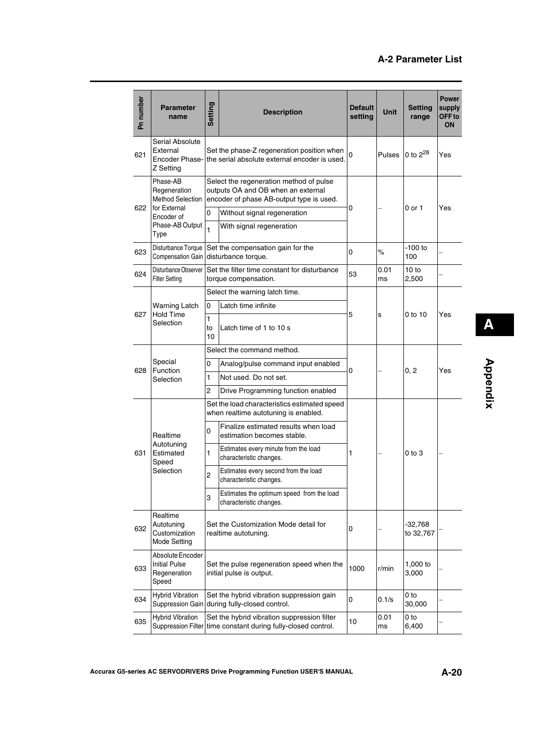| Pn number | Parameter name | Setting | Description | Default setting | Unit | Setting range | Power supply OFF to ON |
|---|---|---|---|---|---|---|---|
| 621 | Serial Absolute External Encoder Phase-Z Setting | | Set the phase-Z regeneration position when the serial absolute external encoder is used. | 0 | Pulses | 0 to $2^{28}$ | Yes |
| 622 | Phase-AB Regeneration Method Selection for External Encoder of Phase-AB Output Type | | Select the regeneration method of pulse outputs OA and OB when an external encoder of phase AB-output type is used. | 0 | – | 0 or 1 | Yes |
| | | 0 | Without signal regeneration | | | | |
| | | 1 | With signal regeneration | | | | |
| 623 | Disturbance Torque Compensation Gain | | Set the compensation gain for the disturbance torque. | 0 | % | -100 to 100 | – |
| 624 | Disturbance Observer Filter Setting | | Set the filter time constant for disturbance torque compensation. | 53 | 0.01 ms | 10 to 2,500 | – |
| 627 | Warning Latch Hold Time Selection | | Select the warning latch time. | 5 | s | 0 to 10 | Yes |
| | | 0 | Latch time infinite | | | | |
| | | 1 to 10 | Latch time of 1 to 10 s | | | | |
| 628 | Special Function Selection | | Select the command method. | 0 | – | 0, 2 | Yes |
| | | 0 | Analog/pulse command input enabled | | | | |
| | | 1 | Not used. Do not set. | | | | |
| | | 2 | Drive Programming function enabled | | | | |
| 631 | Realtime Autotuning Estimated Speed Selection | | Set the load characteristics estimated speed when realtime autotuning is enabled. | 1 | – | 0 to 3 | – |
| | | 0 | Finalize estimated results when load estimation becomes stable. | | | | |
| | | 1 | Estimates every minute from the load characteristic changes. | | | | |
| | | 2 | Estimates every second from the load characteristic changes. | | | | |
| | | 3 | Estimates the optimum speed from the load characteristic changes. | | | | |
| 632 | Realtime Autotuning Customization Mode Setting | | Set the Customization Mode detail for realtime autotuning. | 0 | – | -32,768 to 32,767 | – |
| 633 | Absolute Encoder Initial Pulse Regeneration Speed | | Set the pulse regeneration speed when the initial pulse is output. | 1000 | r/min | 1,000 to 3,000 | – |
| 634 | Hybrid Vibration Suppression Gain | | Set the hybrid vibration suppression gain during fully-closed control. | 0 | 0.1/s | 0 to 30,000 | – |
| 635 | Hybrid Vibration Suppression Filter | | Set the hybrid vibration suppression filter time constant during fully-closed control. | 10 | 0.01 ms | 0 to 6,400 | – |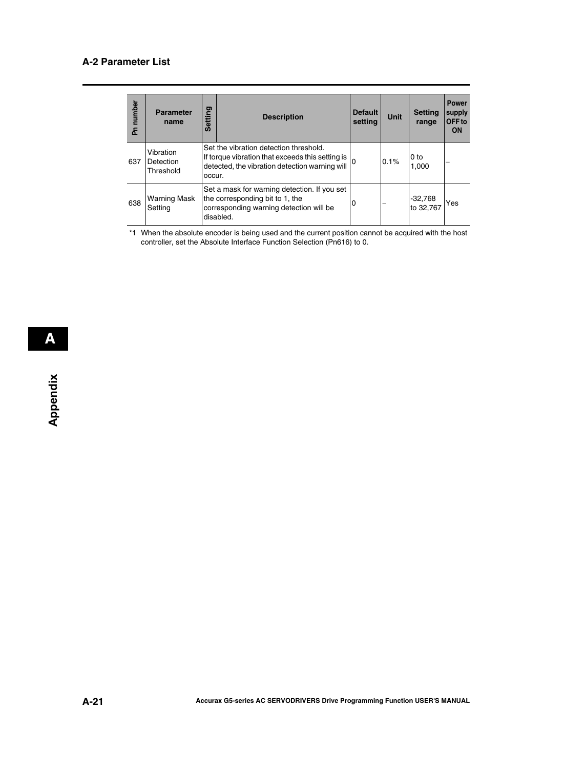## A-2 Parameter List

| Pn number | Parameter name | Setting | Description | Default setting | Unit | Setting range | Power supply OFF to ON |
|---|---|---|---|---|---|---|---|
| 637 | Vibration Detection Threshold | Set the vibration detection threshold. If torque vibration that exceeds this setting is detected, the vibration detection warning will occur. | | 0 | 0.1% | 0 to 1,000 | – |
| 638 | Warning Mask Setting | Set a mask for warning detection. If you set the corresponding bit to 1, the corresponding warning detection will be disabled. | | 0 | – | -32,768 to 32,767 | Yes |

*1 When the absolute encoder is being used and the current position cannot be acquired with the host controller, set the Absolute Interface Function Selection (Pn616) to 0.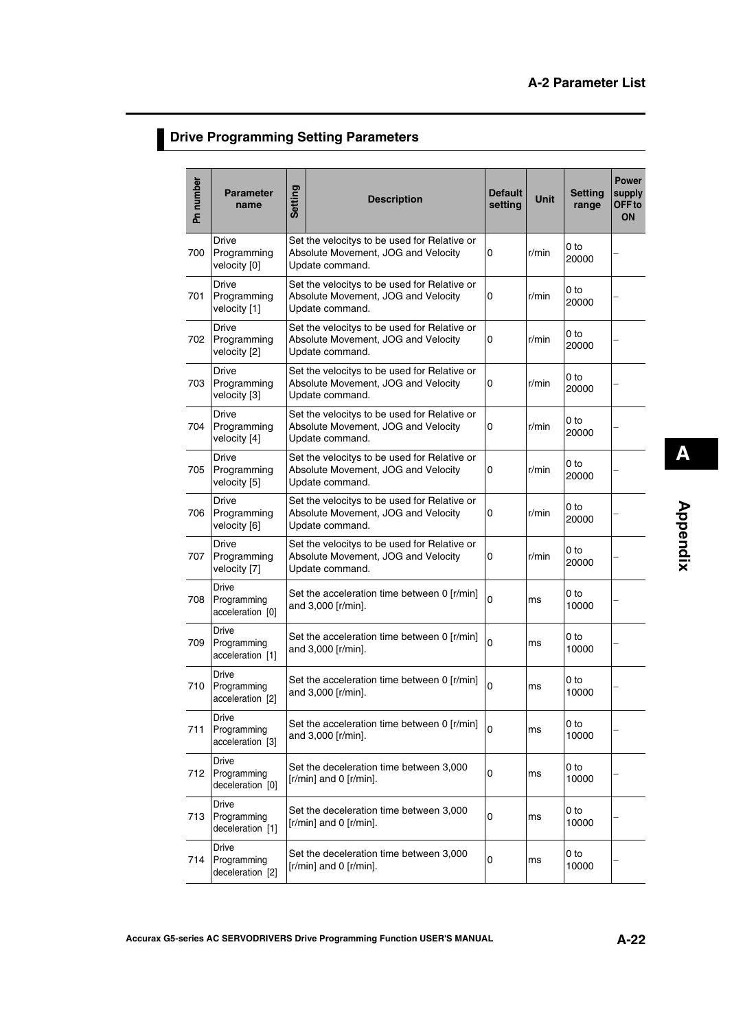## Drive Programming Setting Parameters

| Pn number | Parameter name | Setting | Description | Default setting | Unit | Setting range | Power supply OFF to ON |
|---|---|---|---|---|---|---|---|
| 700 | Drive Programming velocity [0] | | Set the velocitys to be used for Relative or Absolute Movement, JOG and Velocity Update command. | 0 | r/min | 0 to 20000 | – |
| 701 | Drive Programming velocity [1] | | Set the velocitys to be used for Relative or Absolute Movement, JOG and Velocity Update command. | 0 | r/min | 0 to 20000 | – |
| 702 | Drive Programming velocity [2] | | Set the velocitys to be used for Relative or Absolute Movement, JOG and Velocity Update command. | 0 | r/min | 0 to 20000 | – |
| 703 | Drive Programming velocity [3] | | Set the velocitys to be used for Relative or Absolute Movement, JOG and Velocity Update command. | 0 | r/min | 0 to 20000 | – |
| 704 | Drive Programming velocity [4] | | Set the velocitys to be used for Relative or Absolute Movement, JOG and Velocity Update command. | 0 | r/min | 0 to 20000 | – |
| 705 | Drive Programming velocity [5] | | Set the velocitys to be used for Relative or Absolute Movement, JOG and Velocity Update command. | 0 | r/min | 0 to 20000 | – |
| 706 | Drive Programming velocity [6] | | Set the velocitys to be used for Relative or Absolute Movement, JOG and Velocity Update command. | 0 | r/min | 0 to 20000 | – |
| 707 | Drive Programming velocity [7] | | Set the velocitys to be used for Relative or Absolute Movement, JOG and Velocity Update command. | 0 | r/min | 0 to 20000 | – |
| 708 | Drive Programming acceleration [0] | | Set the acceleration time between 0 [r/min] and 3,000 [r/min]. | 0 | ms | 0 to 10000 | – |
| 709 | Drive Programming acceleration [1] | | Set the acceleration time between 0 [r/min] and 3,000 [r/min]. | 0 | ms | 0 to 10000 | – |
| 710 | Drive Programming acceleration [2] | | Set the acceleration time between 0 [r/min] and 3,000 [r/min]. | 0 | ms | 0 to 10000 | – |
| 711 | Drive Programming acceleration [3] | | Set the acceleration time between 0 [r/min] and 3,000 [r/min]. | 0 | ms | 0 to 10000 | – |
| 712 | Drive Programming deceleration [0] | | Set the deceleration time between 3,000 [r/min] and 0 [r/min]. | 0 | ms | 0 to 10000 | – |
| 713 | Drive Programming deceleration [1] | | Set the deceleration time between 3,000 [r/min] and 0 [r/min]. | 0 | ms | 0 to 10000 | – |
| 714 | Drive Programming deceleration [2] | | Set the deceleration time between 3,000 [r/min] and 0 [r/min]. | 0 | ms | 0 to 10000 | – |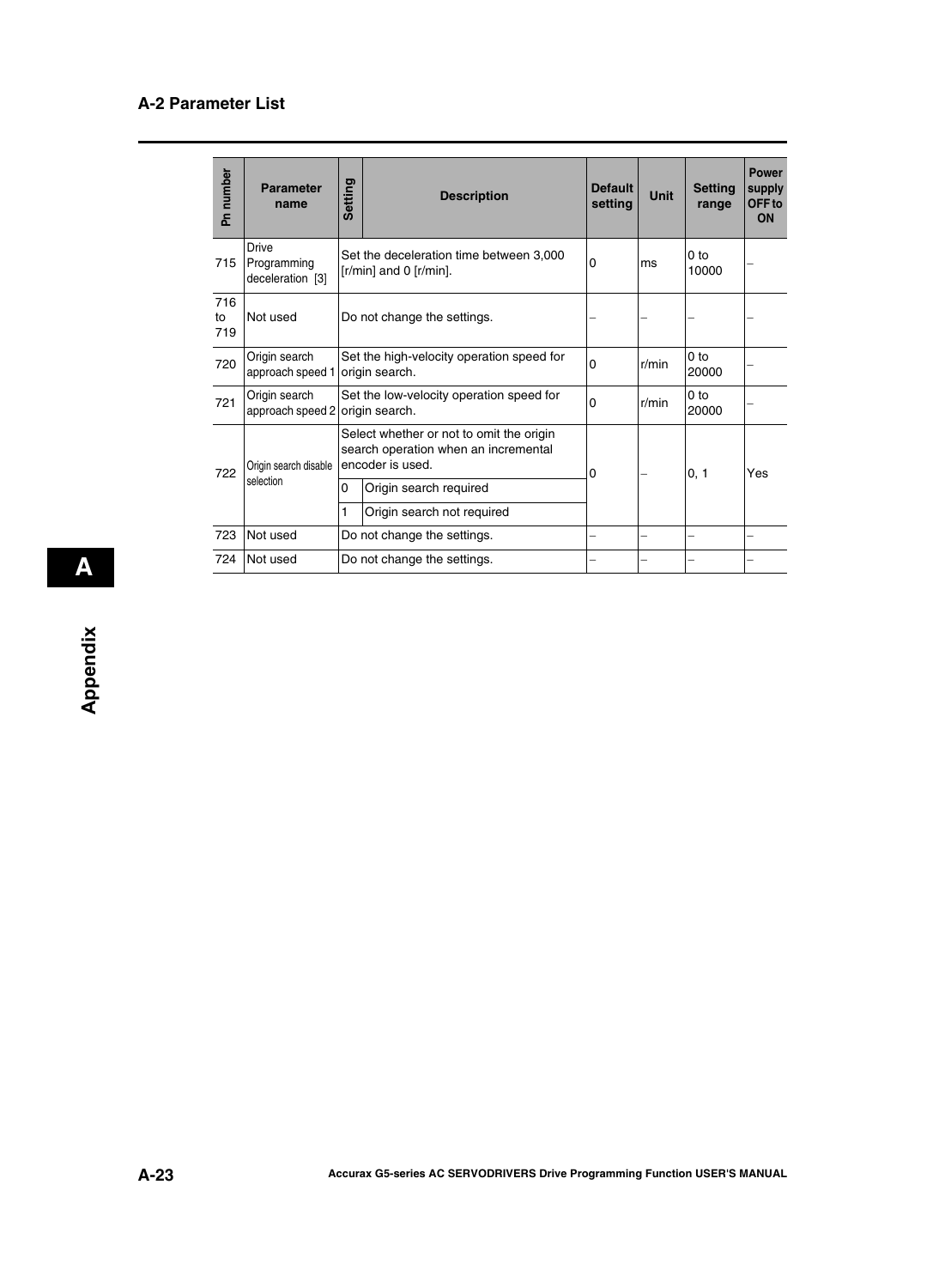## A-2 Parameter List

| Pn number | Parameter name | Setting | Description | Default setting | Unit | Setting range | Power supply OFF to ON |
|---|---|---|---|---|---|---|---|
| 715 | Drive Programming deceleration [3] | | Set the deceleration time between 3,000 [r/min] and 0 [r/min]. | 0 | ms | 0 to 10000 | – |
| 716 to 719 | Not used | | Do not change the settings. | – | – | – | – |
| 720 | Origin search approach speed 1 | | Set the high-velocity operation speed for origin search. | 0 | r/min | 0 to 20000 | – |
| 721 | Origin search approach speed 2 | | Set the low-velocity operation speed for origin search. | 0 | r/min | 0 to 20000 | – |
| 722 | Origin search disable selection | | Select whether or not to omit the origin search operation when an incremental encoder is used. | 0 | – | 0, 1 | Yes |
| | | 0 | Origin search required | | | | |
| | | 1 | Origin search not required | | | | |
| 723 | Not used | | Do not change the settings. | – | – | – | – |
| 724 | Not used | | Do not change the settings. | – | – | – | – |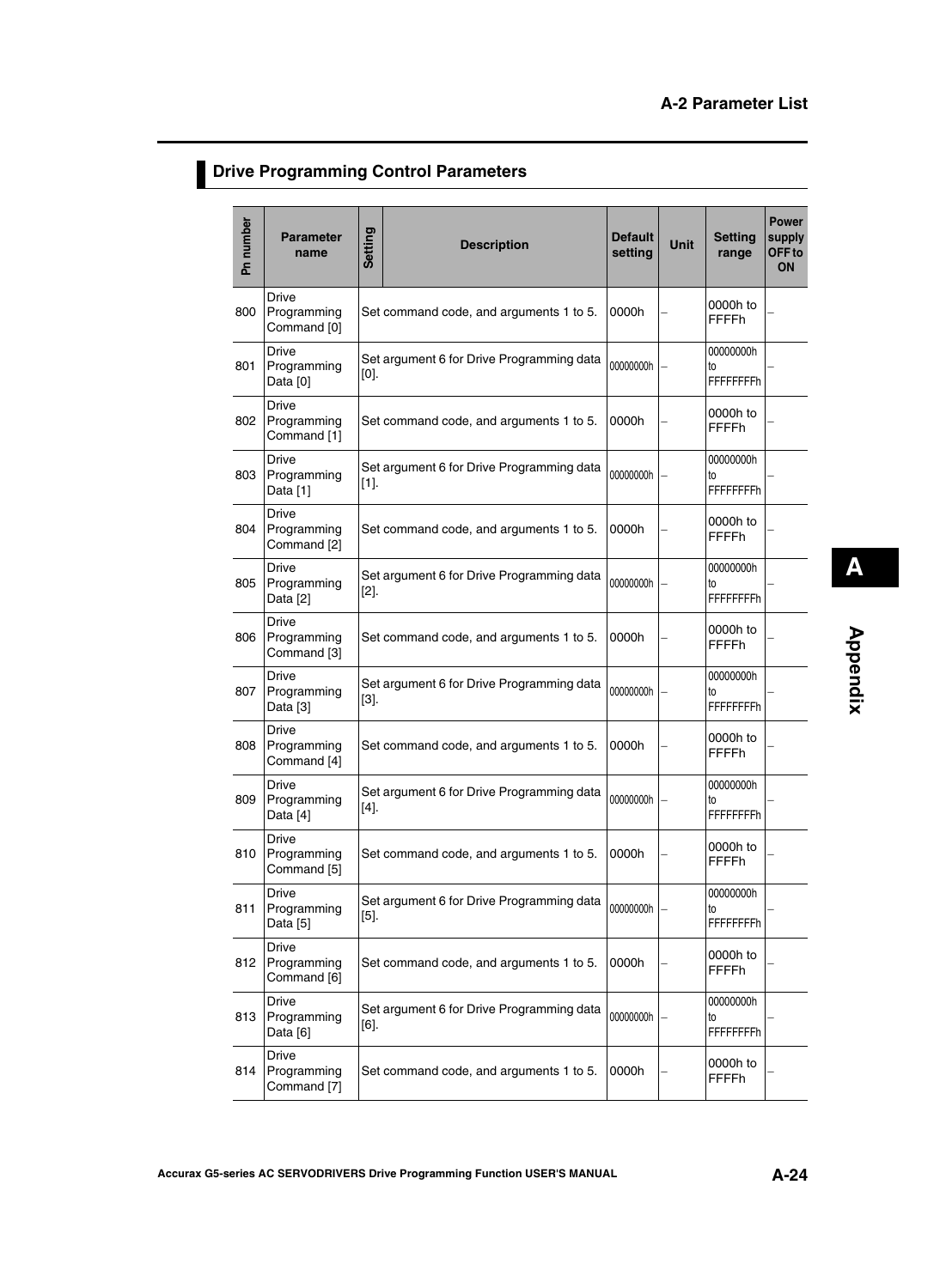## Drive Programming Control Parameters

| Pn number | Parameter name | Setting | Description | Default setting | Unit | Setting range | Power supply OFF to ON |
|---|---|---|---|---|---|---|---|
| 800 | Drive Programming Command [0] | Set command code, and arguments 1 to 5. | | 0000h | – | 0000h to FFFFh | – |
| 801 | Drive Programming Data [0] | Set argument 6 for Drive Programming data [0]. | | 00000000h | – | 00000000h to FFFFFFFFh | – |
| 802 | Drive Programming Command [1] | Set command code, and arguments 1 to 5. | | 0000h | – | 0000h to FFFFh | – |
| 803 | Drive Programming Data [1] | Set argument 6 for Drive Programming data [1]. | | 00000000h | – | 00000000h to FFFFFFFFh | – |
| 804 | Drive Programming Command [2] | Set command code, and arguments 1 to 5. | | 0000h | – | 0000h to FFFFh | – |
| 805 | Drive Programming Data [2] | Set argument 6 for Drive Programming data [2]. | | 00000000h | – | 00000000h to FFFFFFFFh | – |
| 806 | Drive Programming Command [3] | Set command code, and arguments 1 to 5. | | 0000h | – | 0000h to FFFFh | – |
| 807 | Drive Programming Data [3] | Set argument 6 for Drive Programming data [3]. | | 00000000h | – | 00000000h to FFFFFFFFh | – |
| 808 | Drive Programming Command [4] | Set command code, and arguments 1 to 5. | | 0000h | – | 0000h to FFFFh | – |
| 809 | Drive Programming Data [4] | Set argument 6 for Drive Programming data [4]. | | 00000000h | – | 00000000h to FFFFFFFFh | – |
| 810 | Drive Programming Command [5] | Set command code, and arguments 1 to 5. | | 0000h | – | 0000h to FFFFh | – |
| 811 | Drive Programming Data [5] | Set argument 6 for Drive Programming data [5]. | | 00000000h | – | 00000000h to FFFFFFFFh | – |
| 812 | Drive Programming Command [6] | Set command code, and arguments 1 to 5. | | 0000h | – | 0000h to FFFFh | – |
| 813 | Drive Programming Data [6] | Set argument 6 for Drive Programming data [6]. | | 00000000h | – | 00000000h to FFFFFFFFh | – |
| 814 | Drive Programming Command [7] | Set command code, and arguments 1 to 5. | | 0000h | – | 0000h to FFFFh | – |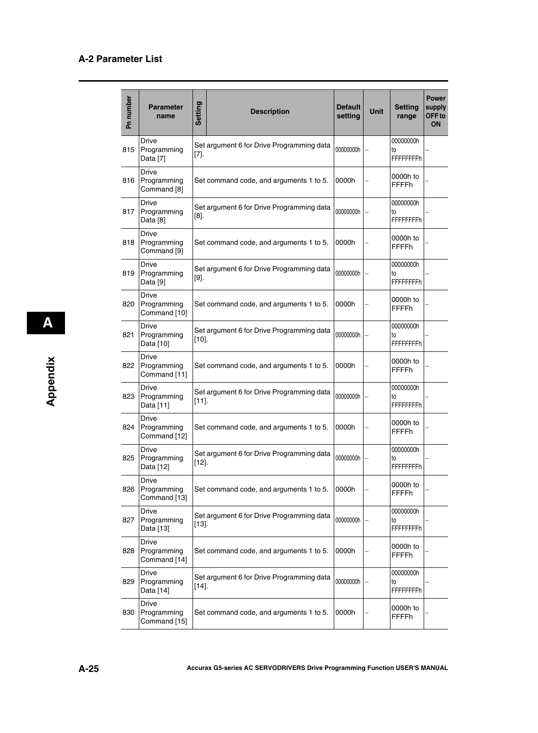## A-2 Parameter List

| Pn number | Parameter name | Setting | Description | Default setting | Unit | Setting range | Power supply OFF to ON |
|---|---|---|---|---|---|---|---|
| 815 | Drive Programming Data [7] | | Set argument 6 for Drive Programming data [7]. | 00000000h | – | 00000000h to FFFFFFFFh | – |
| 816 | Drive Programming Command [8] | | Set command code, and arguments 1 to 5. | 0000h | – | 0000h to FFFFh | – |
| 817 | Drive Programming Data [8] | | Set argument 6 for Drive Programming data [8]. | 00000000h | – | 00000000h to FFFFFFFFh | – |
| 818 | Drive Programming Command [9] | | Set command code, and arguments 1 to 5. | 0000h | – | 0000h to FFFFh | – |
| 819 | Drive Programming Data [9] | | Set argument 6 for Drive Programming data [9]. | 00000000h | – | 00000000h to FFFFFFFFh | – |
| 820 | Drive Programming Command [10] | | Set command code, and arguments 1 to 5. | 0000h | – | 0000h to FFFFh | – |
| 821 | Drive Programming Data [10] | | Set argument 6 for Drive Programming data [10]. | 00000000h | – | 00000000h to FFFFFFFFh | – |
| 822 | Drive Programming Command [11] | | Set command code, and arguments 1 to 5. | 0000h | – | 0000h to FFFFh | – |
| 823 | Drive Programming Data [11] | | Set argument 6 for Drive Programming data [11]. | 00000000h | – | 00000000h to FFFFFFFFh | – |
| 824 | Drive Programming Command [12] | | Set command code, and arguments 1 to 5. | 0000h | – | 0000h to FFFFh | – |
| 825 | Drive Programming Data [12] | | Set argument 6 for Drive Programming data [12]. | 00000000h | – | 00000000h to FFFFFFFFh | – |
| 826 | Drive Programming Command [13] | | Set command code, and arguments 1 to 5. | 0000h | – | 0000h to FFFFh | – |
| 827 | Drive Programming Data [13] | | Set argument 6 for Drive Programming data [13]. | 00000000h | – | 00000000h to FFFFFFFFh | – |
| 828 | Drive Programming Command [14] | | Set command code, and arguments 1 to 5. | 0000h | – | 0000h to FFFFh | – |
| 829 | Drive Programming Data [14] | | Set argument 6 for Drive Programming data [14]. | 00000000h | – | 00000000h to FFFFFFFFh | – |
| 830 | Drive Programming Command [15] | | Set command code, and arguments 1 to 5. | 0000h | – | 0000h to FFFFh | – |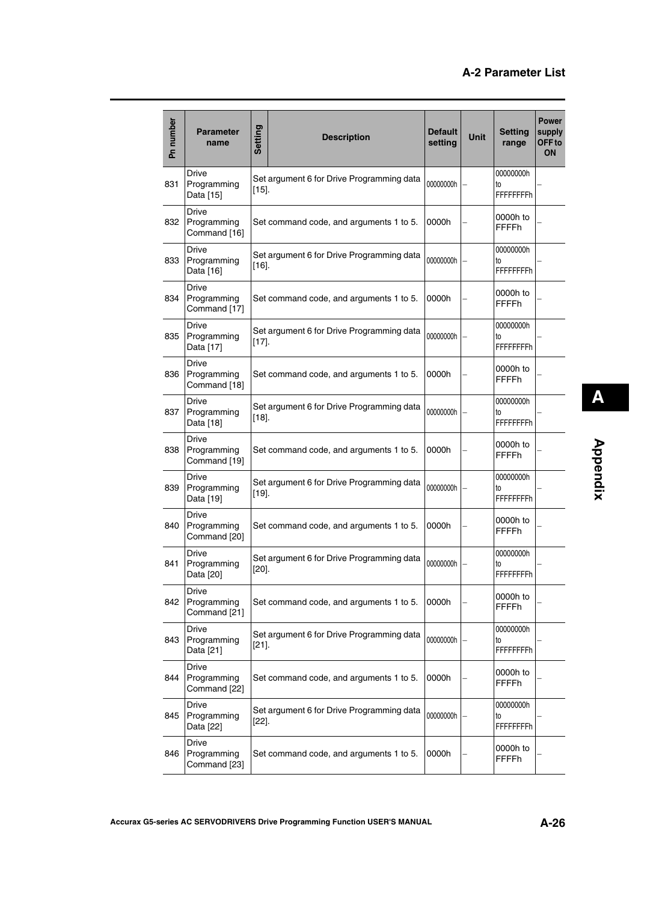| Pn number | Parameter name | Setting | Description | Default setting | Unit | Setting range | Power supply OFF to ON |
|---|---|---|---|---|---|---|---|
| 831 | Drive Programming Data [15] | Set argument 6 for Drive Programming data [15]. | | 00000000h | – | 00000000h to FFFFFFFFh | – |
| 832 | Drive Programming Command [16] | Set command code, and arguments 1 to 5. | | 0000h | – | 0000h to FFFFh | – |
| 833 | Drive Programming Data [16] | Set argument 6 for Drive Programming data [16]. | | 00000000h | – | 00000000h to FFFFFFFFh | – |
| 834 | Drive Programming Command [17] | Set command code, and arguments 1 to 5. | | 0000h | – | 0000h to FFFFh | – |
| 835 | Drive Programming Data [17] | Set argument 6 for Drive Programming data [17]. | | 00000000h | – | 00000000h to FFFFFFFFh | – |
| 836 | Drive Programming Command [18] | Set command code, and arguments 1 to 5. | | 0000h | – | 0000h to FFFFh | – |
| 837 | Drive Programming Data [18] | Set argument 6 for Drive Programming data [18]. | | 00000000h | – | 00000000h to FFFFFFFFh | – |
| 838 | Drive Programming Command [19] | Set command code, and arguments 1 to 5. | | 0000h | – | 0000h to FFFFh | – |
| 839 | Drive Programming Data [19] | Set argument 6 for Drive Programming data [19]. | | 00000000h | – | 00000000h to FFFFFFFFh | – |
| 840 | Drive Programming Command [20] | Set command code, and arguments 1 to 5. | | 0000h | – | 0000h to FFFFh | – |
| 841 | Drive Programming Data [20] | Set argument 6 for Drive Programming data [20]. | | 00000000h | – | 00000000h to FFFFFFFFh | – |
| 842 | Drive Programming Command [21] | Set command code, and arguments 1 to 5. | | 0000h | – | 0000h to FFFFh | – |
| 843 | Drive Programming Data [21] | Set argument 6 for Drive Programming data [21]. | | 00000000h | – | 00000000h to FFFFFFFFh | – |
| 844 | Drive Programming Command [22] | Set command code, and arguments 1 to 5. | | 0000h | – | 0000h to FFFFh | – |
| 845 | Drive Programming Data [22] | Set argument 6 for Drive Programming data [22]. | | 00000000h | – | 00000000h to FFFFFFFFh | – |
| 846 | Drive Programming Command [23] | Set command code, and arguments 1 to 5. | | 0000h | – | 0000h to FFFFh | – |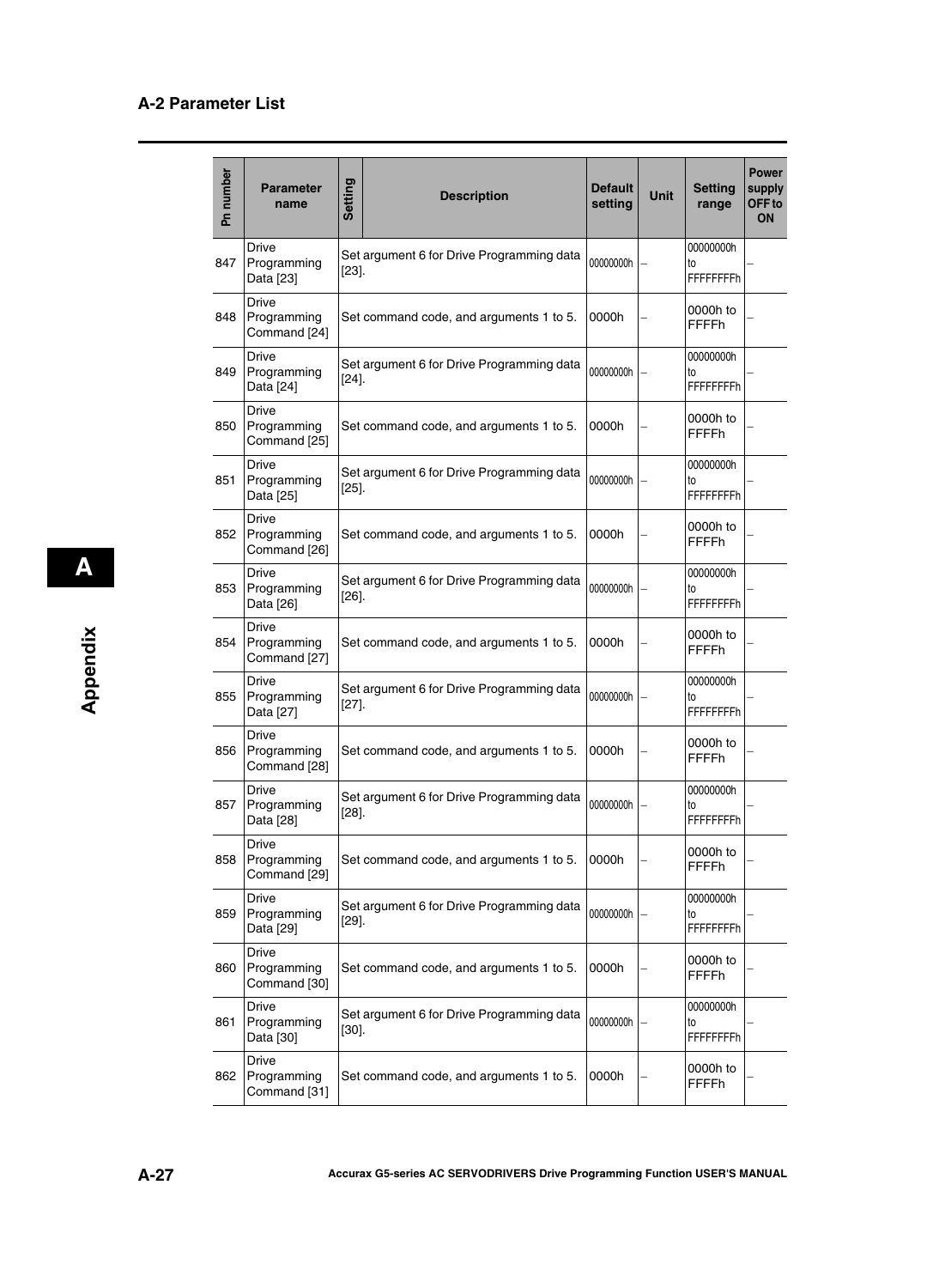## A-2 Parameter List

| Pn number | Parameter name | Setting | Description | Default setting | Unit | Setting range | Power supply OFF to ON |
|---|---|---|---|---|---|---|---|
| 847 | Drive Programming Data [23] | | Set argument 6 for Drive Programming data [23]. | 00000000h | – | 00000000h to FFFFFFFFh | – |
| 848 | Drive Programming Command [24] | | Set command code, and arguments 1 to 5. | 0000h | – | 0000h to FFFFh | – |
| 849 | Drive Programming Data [24] | | Set argument 6 for Drive Programming data [24]. | 00000000h | – | 00000000h to FFFFFFFFh | – |
| 850 | Drive Programming Command [25] | | Set command code, and arguments 1 to 5. | 0000h | – | 0000h to FFFFh | – |
| 851 | Drive Programming Data [25] | | Set argument 6 for Drive Programming data [25]. | 00000000h | – | 00000000h to FFFFFFFFh | – |
| 852 | Drive Programming Command [26] | | Set command code, and arguments 1 to 5. | 0000h | – | 0000h to FFFFh | – |
| 853 | Drive Programming Data [26] | | Set argument 6 for Drive Programming data [26]. | 00000000h | – | 00000000h to FFFFFFFFh | – |
| 854 | Drive Programming Command [27] | | Set command code, and arguments 1 to 5. | 0000h | – | 0000h to FFFFh | – |
| 855 | Drive Programming Data [27] | | Set argument 6 for Drive Programming data [27]. | 00000000h | – | 00000000h to FFFFFFFFh | – |
| 856 | Drive Programming Command [28] | | Set command code, and arguments 1 to 5. | 0000h | – | 0000h to FFFFh | – |
| 857 | Drive Programming Data [28] | | Set argument 6 for Drive Programming data [28]. | 00000000h | – | 00000000h to FFFFFFFFh | – |
| 858 | Drive Programming Command [29] | | Set command code, and arguments 1 to 5. | 0000h | – | 0000h to FFFFh | – |
| 859 | Drive Programming Data [29] | | Set argument 6 for Drive Programming data [29]. | 00000000h | – | 00000000h to FFFFFFFFh | – |
| 860 | Drive Programming Command [30] | | Set command code, and arguments 1 to 5. | 0000h | – | 0000h to FFFFh | – |
| 861 | Drive Programming Data [30] | | Set argument 6 for Drive Programming data [30]. | 00000000h | – | 00000000h to FFFFFFFFh | – |
| 862 | Drive Programming Command [31] | | Set command code, and arguments 1 to 5. | 0000h | – | 0000h to FFFFh | – |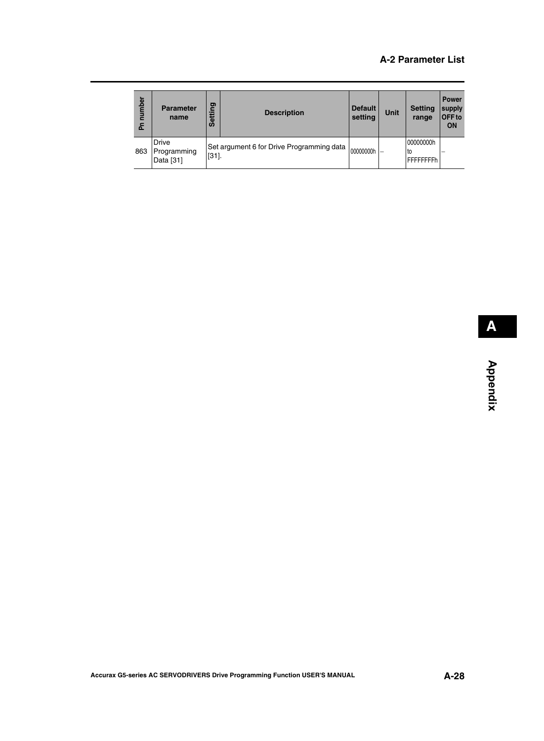| Pn number | Parameter name | Setting | Description | Default setting | Unit | Setting range | Power supply OFF to ON |
|---|---|---|---|---|---|---|---|
| 863 | Drive Programming Data [31] | Set argument 6 for Drive Programming data [31]. | | 00000000h | – | 00000000h to FFFFFFFFh | – |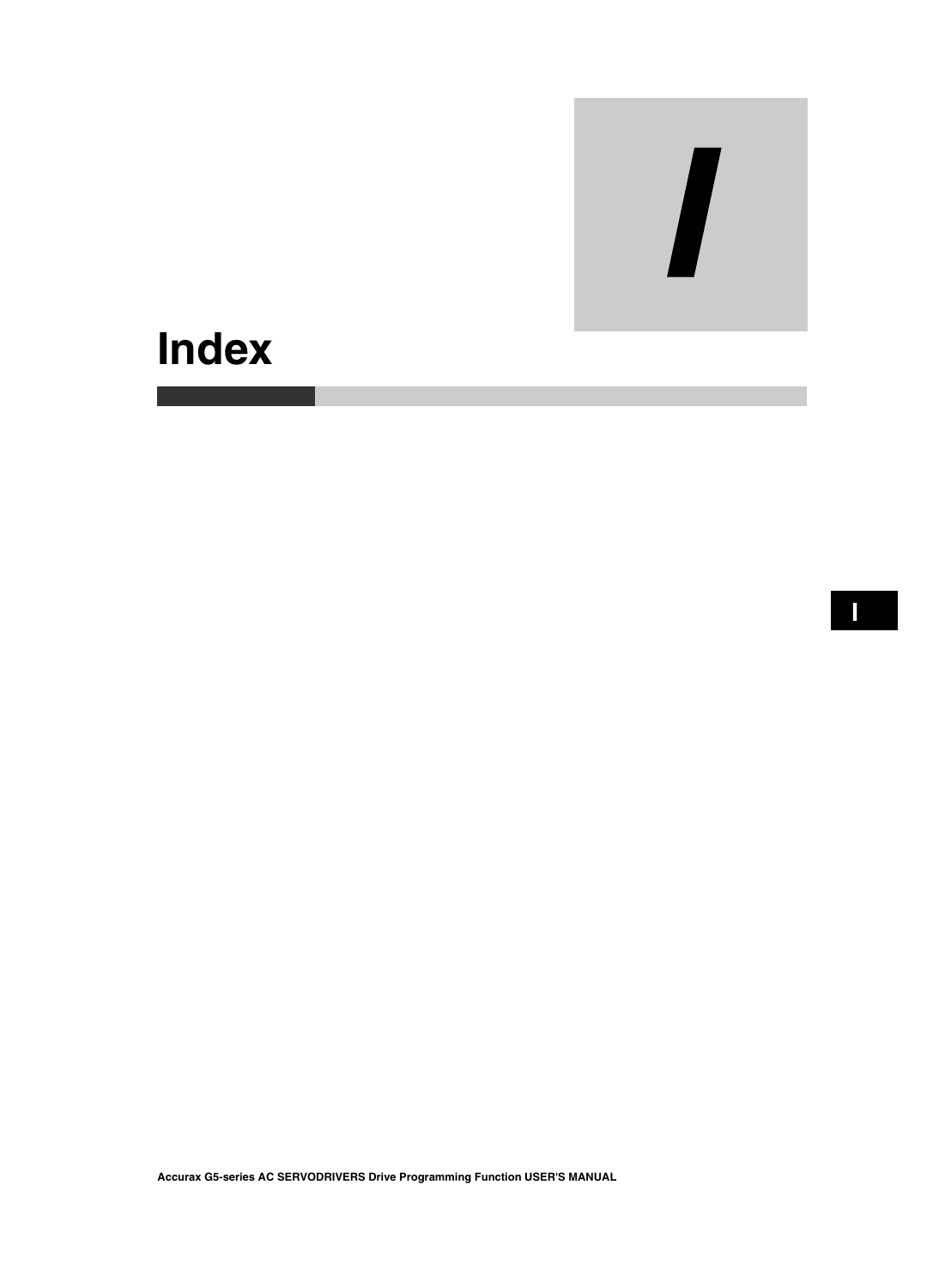# Index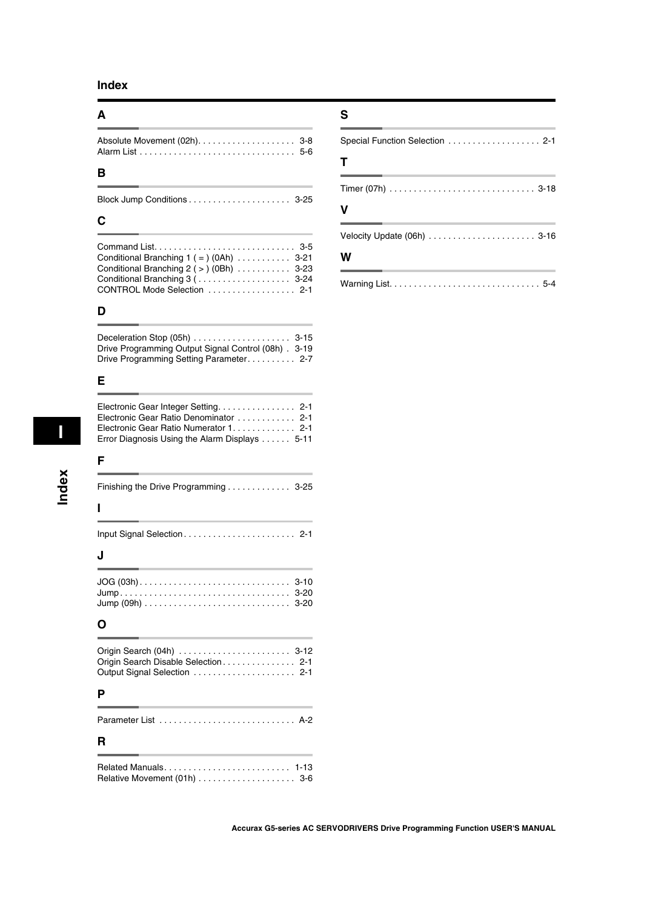# Index

## A

Absolute Movement (02h). . . . . . . . . . . . . . . . . . . . 3-8
Alarm List . . . . . . . . . . . . . . . . . . . . . . . . . . . . . . . . 5-6

## B

Block Jump Conditions . . . . . . . . . . . . . . . . . . . . . 3-25

## C

Command List. . . . . . . . . . . . . . . . . . . . . . . . . . . . 3-5
Conditional Branching 1 ( = ) (0Ah) . . . . . . . . . . . 3-21
Conditional Branching 2 ( > ) (0Bh) . . . . . . . . . . . 3-23
Conditional Branching 3 ( . . . . . . . . . . . . . . . . . . . 3-24
CONTROL Mode Selection . . . . . . . . . . . . . . . . . . 2-1

## D

Deceleration Stop (05h) . . . . . . . . . . . . . . . . . . . . 3-15
Drive Programming Output Signal Control (08h) . 3-19
Drive Programming Setting Parameter. . . . . . . . . . 2-7

## E

Electronic Gear Integer Setting. . . . . . . . . . . . . . . . 2-1
Electronic Gear Ratio Denominator . . . . . . . . . . . . 2-1
Electronic Gear Ratio Numerator 1. . . . . . . . . . . . . 2-1
Error Diagnosis Using the Alarm Displays . . . . . . 5-11

## F

Finishing the Drive Programming . . . . . . . . . . . . . 3-25

## I

Input Signal Selection . . . . . . . . . . . . . . . . . . . . . . . 2-1

## J

JOG (03h) . . . . . . . . . . . . . . . . . . . . . . . . . . . . . . . 3-10
Jump . . . . . . . . . . . . . . . . . . . . . . . . . . . . . . . . . . . 3-20
Jump (09h) . . . . . . . . . . . . . . . . . . . . . . . . . . . . . . 3-20

## O

Origin Search (04h) . . . . . . . . . . . . . . . . . . . . . . . 3-12
Origin Search Disable Selection. . . . . . . . . . . . . . . 2-1
Output Signal Selection . . . . . . . . . . . . . . . . . . . . . 2-1

## P

Parameter List . . . . . . . . . . . . . . . . . . . . . . . . . . . . A-2

## R

Related Manuals. . . . . . . . . . . . . . . . . . . . . . . . . . 1-13
Relative Movement (01h) . . . . . . . . . . . . . . . . . . . . 3-6

## S

Special Function Selection . . . . . . . . . . . . . . . . . . . 2-1

## T

Timer (07h) . . . . . . . . . . . . . . . . . . . . . . . . . . . . . . 3-18

## V

Velocity Update (06h) . . . . . . . . . . . . . . . . . . . . . . 3-16

## W

Warning List. . . . . . . . . . . . . . . . . . . . . . . . . . . . . . . 5-4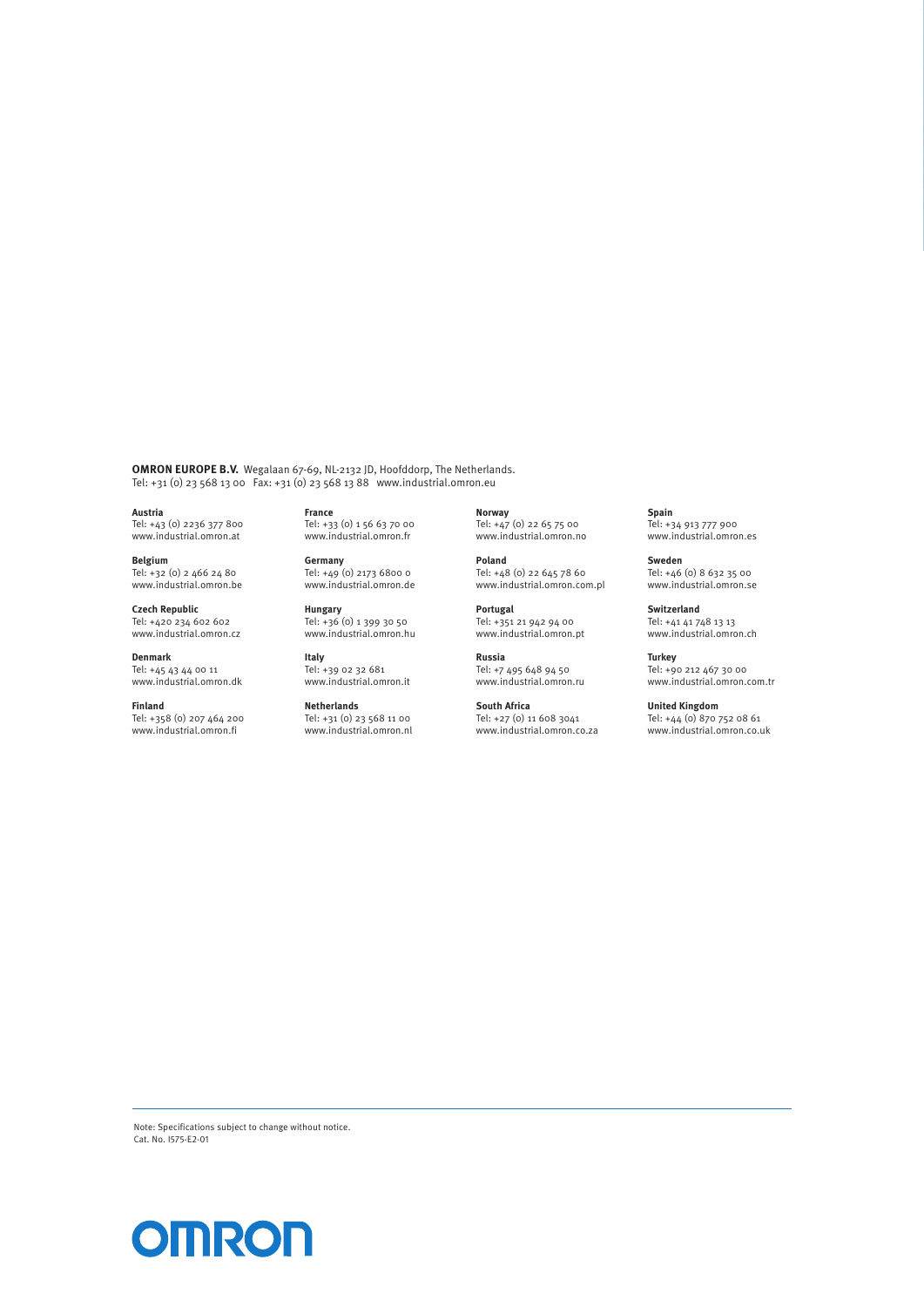**OMRON EUROPE B.V.** Wegalaan 67-69, NL-2132 JD, Hoofddorp, The Netherlands.
Tel: +31 (0) 23 568 13 00 Fax: +31 (0) 23 568 13 88 www.industrial.omron.eu

**Austria**
Tel: +43 (0) 2236 377 800
www.industrial.omron.at

**Belgium**
Tel: +32 (0) 2 466 24 80
www.industrial.omron.be

**Czech Republic**
Tel: +420 234 602 602
www.industrial.omron.cz

**Denmark**
Tel: +45 43 44 00 11
www.industrial.omron.dk

**Finland**
Tel: +358 (0) 207 464 200
www.industrial.omron.fi

**France**
Tel: +33 (0) 1 56 63 70 00
www.industrial.omron.fr

**Germany**
Tel: +49 (0) 2173 6800 0
www.industrial.omron.de

**Hungary**
Tel: +36 (0) 1 399 30 50
www.industrial.omron.hu

**Italy**
Tel: +39 02 32 681
www.industrial.omron.it

**Netherlands**
Tel: +31 (0) 23 568 11 00
www.industrial.omron.nl

**Norway**
Tel: +47 (0) 22 65 75 00
www.industrial.omron.no

**Poland**
Tel: +48 (0) 22 645 78 60
www.industrial.omron.com.pl

**Portugal**
Tel: +351 21 942 94 00
www.industrial.omron.pt

**Russia**
Tel: +7 495 648 94 50
www.industrial.omron.ru

**South Africa**
Tel: +27 (0) 11 608 3041
www.industrial.omron.co.za

**Spain**
Tel: +34 913 777 900
www.industrial.omron.es

**Sweden**
Tel: +46 (0) 8 632 35 00
www.industrial.omron.se

**Switzerland**
Tel: +41 41 748 13 13
www.industrial.omron.ch

**Turkey**
Tel: +90 212 467 30 00
www.industrial.omron.com.tr

**United Kingdom**
Tel: +44 (0) 870 752 08 61
www.industrial.omron.co.uk

Note: Specifications subject to change without notice.
Cat. No. I575-E2-01

OMRON